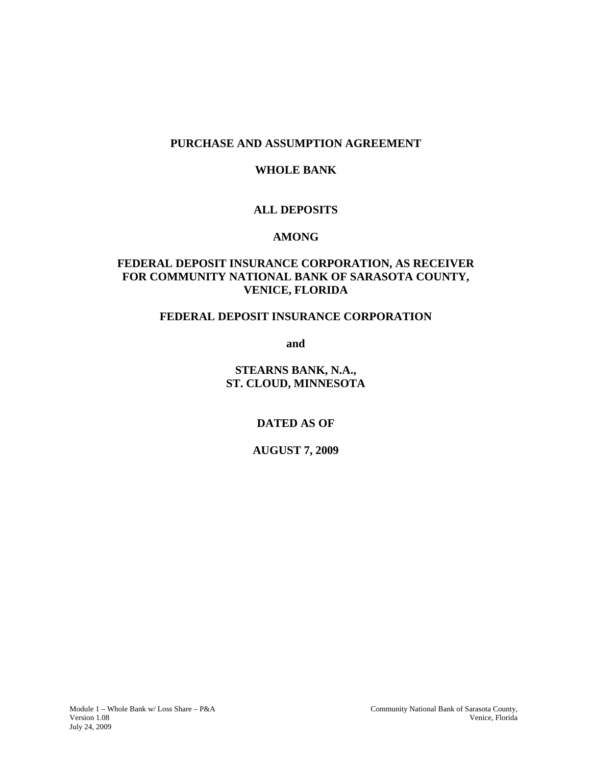**PURCHASE AND ASSUMPTION AGREEMENT**

**WHOLE BANK**

**ALL DEPOSITS**

**AMONG**

**FEDERAL DEPOSIT INSURANCE CORPORATION, AS RECEIVER FOR COMMUNITY NATIONAL BANK OF SARASOTA COUNTY, VENICE, FLORIDA**

**FEDERAL DEPOSIT INSURANCE CORPORATION**

**and**

**STEARNS BANK, N.A., ST. CLOUD, MINNESOTA**

**DATED AS OF**

**AUGUST 7, 2009**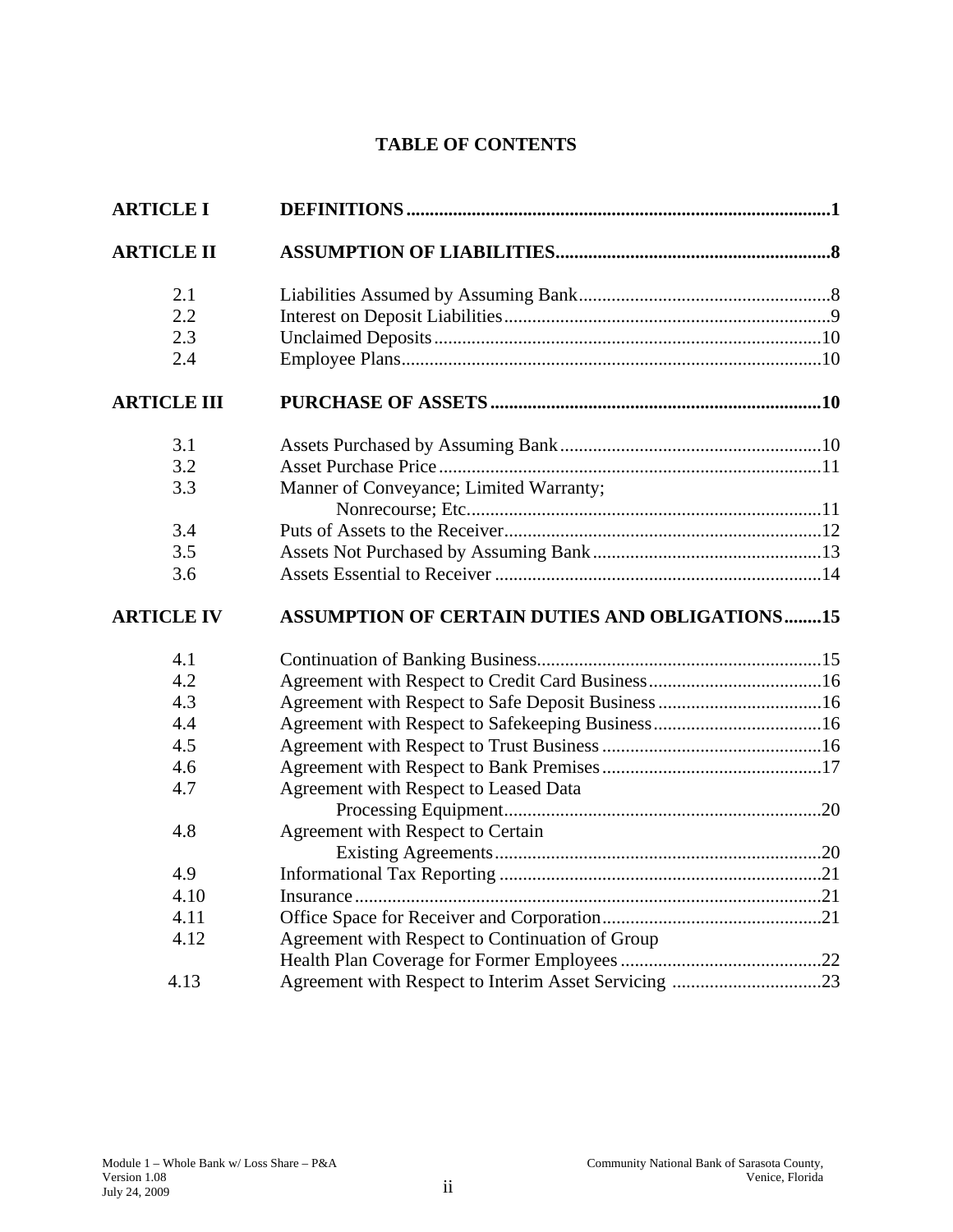# TABLE OF CONTENTS

| | | |
|---|---|---|
| **ARTICLE I** | **DEFINITIONS** | **1** |
| **ARTICLE II** | **ASSUMPTION OF LIABILITIES** | **8** |
| 2.1 | Liabilities Assumed by Assuming Bank | 8 |
| 2.2 | Interest on Deposit Liabilities | 9 |
| 2.3 | Unclaimed Deposits | 10 |
| 2.4 | Employee Plans | 10 |
| **ARTICLE III** | **PURCHASE OF ASSETS** | **10** |
| 3.1 | Assets Purchased by Assuming Bank | 10 |
| 3.2 | Asset Purchase Price | 11 |
| 3.3 | Manner of Conveyance; Limited Warranty; Nonrecourse; Etc. | 11 |
| 3.4 | Puts of Assets to the Receiver | 12 |
| 3.5 | Assets Not Purchased by Assuming Bank | 13 |
| 3.6 | Assets Essential to Receiver | 14 |
| **ARTICLE IV** | **ASSUMPTION OF CERTAIN DUTIES AND OBLIGATIONS** | **15** |
| 4.1 | Continuation of Banking Business | 15 |
| 4.2 | Agreement with Respect to Credit Card Business | 16 |
| 4.3 | Agreement with Respect to Safe Deposit Business | 16 |
| 4.4 | Agreement with Respect to Safekeeping Business | 16 |
| 4.5 | Agreement with Respect to Trust Business | 16 |
| 4.6 | Agreement with Respect to Bank Premises | 17 |
| 4.7 | Agreement with Respect to Leased Data Processing Equipment | 20 |
| 4.8 | Agreement with Respect to Certain Existing Agreements | 20 |
| 4.9 | Informational Tax Reporting | 21 |
| 4.10 | Insurance | 21 |
| 4.11 | Office Space for Receiver and Corporation | 21 |
| 4.12 | Agreement with Respect to Continuation of Group Health Plan Coverage for Former Employees | 22 |
| 4.13 | Agreement with Respect to Interim Asset Servicing | 23 |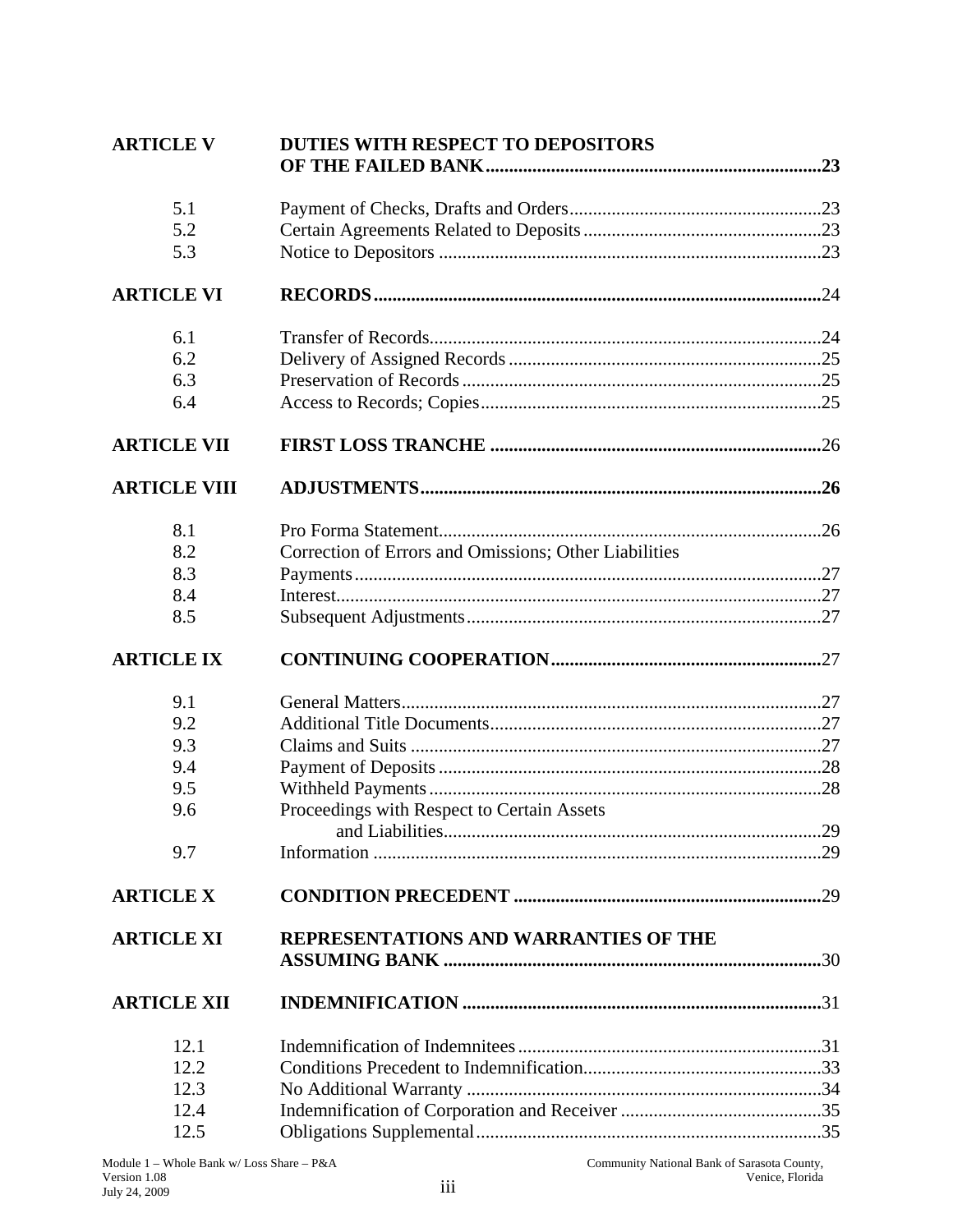| | | |
|---|---|---|
| **ARTICLE V** | **DUTIES WITH RESPECT TO DEPOSITORS OF THE FAILED BANK** | **23** |
| 5.1 | Payment of Checks, Drafts and Orders | 23 |
| 5.2 | Certain Agreements Related to Deposits | 23 |
| 5.3 | Notice to Depositors | 23 |
| **ARTICLE VI** | **RECORDS** | 24 |
| 6.1 | Transfer of Records | 24 |
| 6.2 | Delivery of Assigned Records | 25 |
| 6.3 | Preservation of Records | 25 |
| 6.4 | Access to Records; Copies | 25 |
| **ARTICLE VII** | **FIRST LOSS TRANCHE** | 26 |
| **ARTICLE VIII** | **ADJUSTMENTS** | **26** |
| 8.1 | Pro Forma Statement | 26 |
| 8.2 | Correction of Errors and Omissions; Other Liabilities | |
| 8.3 | Payments | 27 |
| 8.4 | Interest | 27 |
| 8.5 | Subsequent Adjustments | 27 |
| **ARTICLE IX** | **CONTINUING COOPERATION** | 27 |
| 9.1 | General Matters | 27 |
| 9.2 | Additional Title Documents | 27 |
| 9.3 | Claims and Suits | 27 |
| 9.4 | Payment of Deposits | 28 |
| 9.5 | Withheld Payments | 28 |
| 9.6 | Proceedings with Respect to Certain Assets and Liabilities | 29 |
| 9.7 | Information | 29 |
| **ARTICLE X** | **CONDITION PRECEDENT** | 29 |
| **ARTICLE XI** | **REPRESENTATIONS AND WARRANTIES OF THE ASSUMING BANK** | 30 |
| **ARTICLE XII** | **INDEMNIFICATION** | 31 |
| 12.1 | Indemnification of Indemnitees | 31 |
| 12.2 | Conditions Precedent to Indemnification | 33 |
| 12.3 | No Additional Warranty | 34 |
| 12.4 | Indemnification of Corporation and Receiver | 35 |
| 12.5 | Obligations Supplemental | 35 |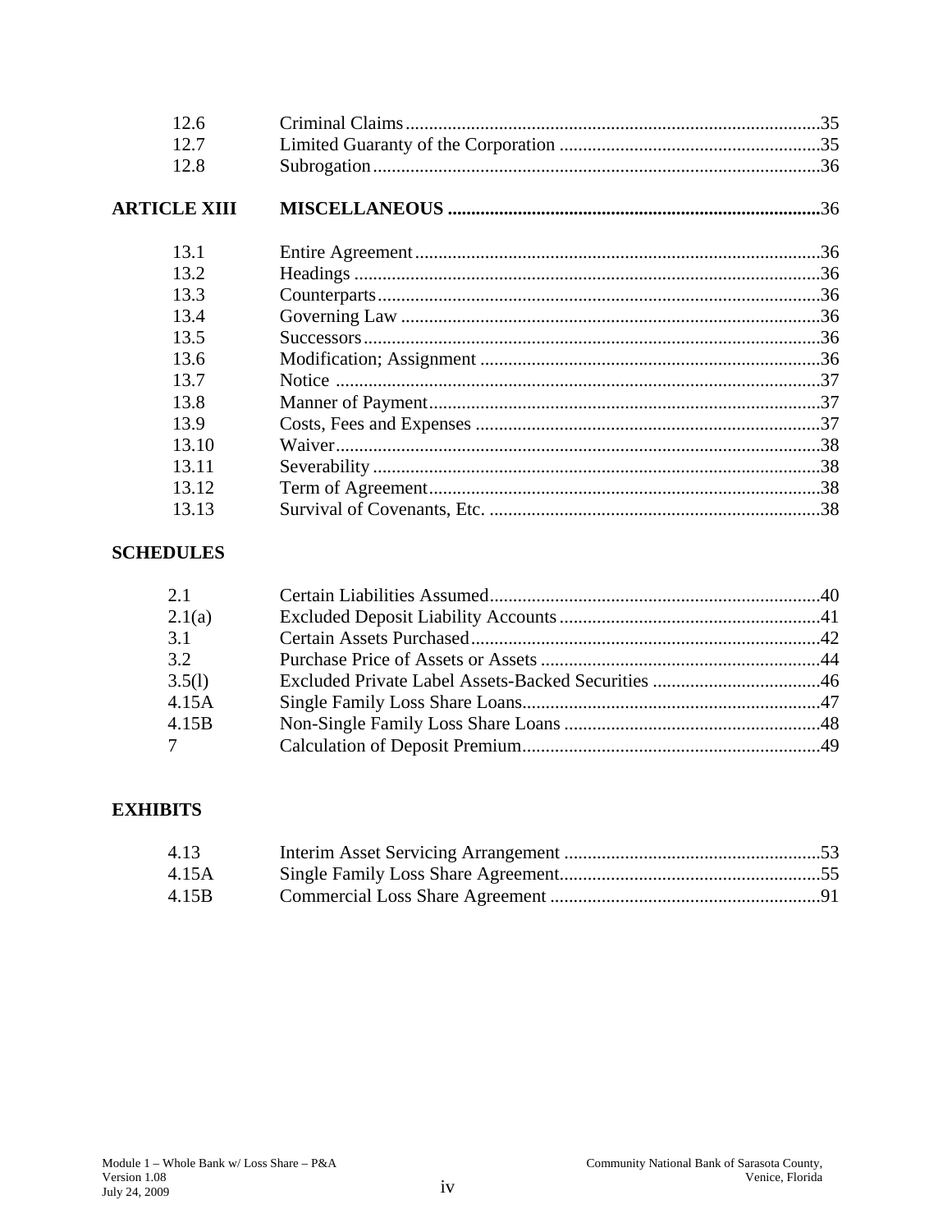| | | |
|---|---|---|
| 12.6 | Criminal Claims | 35 |
| 12.7 | Limited Guaranty of the Corporation | 35 |
| 12.8 | Subrogation | 36 |
| **ARTICLE XIII** | **MISCELLANEOUS** | 36 |
| 13.1 | Entire Agreement | 36 |
| 13.2 | Headings | 36 |
| 13.3 | Counterparts | 36 |
| 13.4 | Governing Law | 36 |
| 13.5 | Successors | 36 |
| 13.6 | Modification; Assignment | 36 |
| 13.7 | Notice | 37 |
| 13.8 | Manner of Payment | 37 |
| 13.9 | Costs, Fees and Expenses | 37 |
| 13.10 | Waiver | 38 |
| 13.11 | Severability | 38 |
| 13.12 | Term of Agreement | 38 |
| 13.13 | Survival of Covenants, Etc. | 38 |

**SCHEDULES**

| | | |
|---|---|---|
| 2.1 | Certain Liabilities Assumed | 40 |
| 2.1(a) | Excluded Deposit Liability Accounts | 41 |
| 3.1 | Certain Assets Purchased | 42 |
| 3.2 | Purchase Price of Assets or Assets | 44 |
| 3.5(l) | Excluded Private Label Assets-Backed Securities | 46 |
| 4.15A | Single Family Loss Share Loans | 47 |
| 4.15B | Non-Single Family Loss Share Loans | 48 |
| 7 | Calculation of Deposit Premium | 49 |

**EXHIBITS**

| | | |
|---|---|---|
| 4.13 | Interim Asset Servicing Arrangement | 53 |
| 4.15A | Single Family Loss Share Agreement | 55 |
| 4.15B | Commercial Loss Share Agreement | 91 |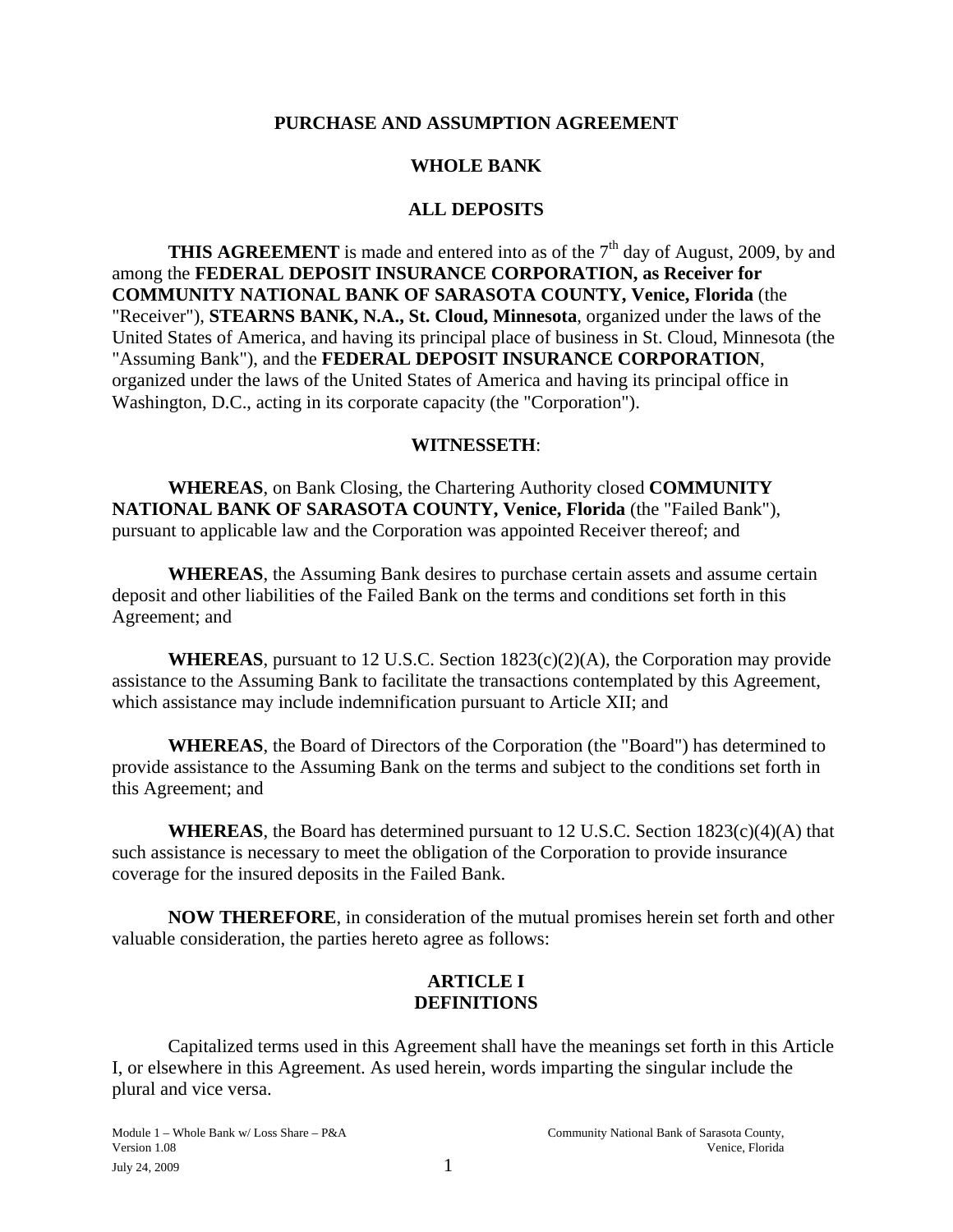# PURCHASE AND ASSUMPTION AGREEMENT

## WHOLE BANK

## ALL DEPOSITS

**THIS AGREEMENT** is made and entered into as of the 7th day of August, 2009, by and among the **FEDERAL DEPOSIT INSURANCE CORPORATION, as Receiver for COMMUNITY NATIONAL BANK OF SARASOTA COUNTY, Venice, Florida** (the "Receiver"), **STEARNS BANK, N.A., St. Cloud, Minnesota**, organized under the laws of the United States of America, and having its principal place of business in St. Cloud, Minnesota (the "Assuming Bank"), and the **FEDERAL DEPOSIT INSURANCE CORPORATION**, organized under the laws of the United States of America and having its principal office in Washington, D.C., acting in its corporate capacity (the "Corporation").

**WITNESSETH**:

**WHEREAS**, on Bank Closing, the Chartering Authority closed **COMMUNITY NATIONAL BANK OF SARASOTA COUNTY, Venice, Florida** (the "Failed Bank"), pursuant to applicable law and the Corporation was appointed Receiver thereof; and

**WHEREAS**, the Assuming Bank desires to purchase certain assets and assume certain deposit and other liabilities of the Failed Bank on the terms and conditions set forth in this Agreement; and

**WHEREAS**, pursuant to 12 U.S.C. Section 1823(c)(2)(A), the Corporation may provide assistance to the Assuming Bank to facilitate the transactions contemplated by this Agreement, which assistance may include indemnification pursuant to Article XII; and

**WHEREAS**, the Board of Directors of the Corporation (the "Board") has determined to provide assistance to the Assuming Bank on the terms and subject to the conditions set forth in this Agreement; and

**WHEREAS**, the Board has determined pursuant to 12 U.S.C. Section 1823(c)(4)(A) that such assistance is necessary to meet the obligation of the Corporation to provide insurance coverage for the insured deposits in the Failed Bank.

**NOW THEREFORE**, in consideration of the mutual promises herein set forth and other valuable consideration, the parties hereto agree as follows:

## ARTICLE I
## DEFINITIONS

Capitalized terms used in this Agreement shall have the meanings set forth in this Article I, or elsewhere in this Agreement. As used herein, words imparting the singular include the plural and vice versa.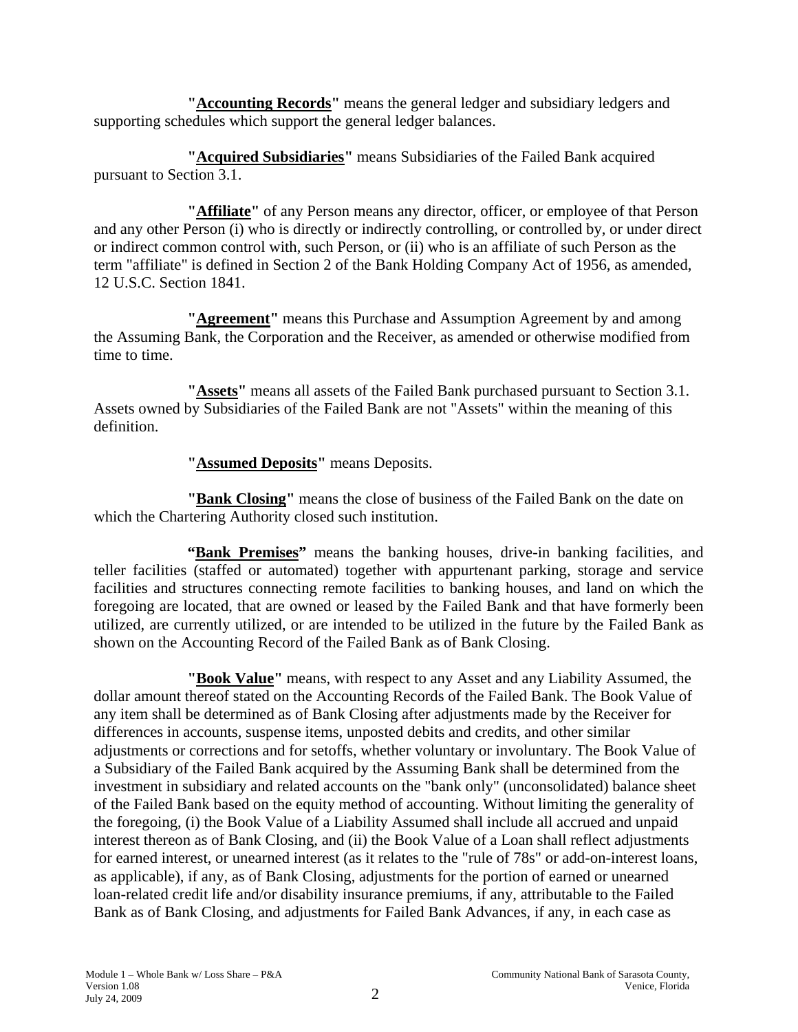**"<u>Accounting Records</u>"** means the general ledger and subsidiary ledgers and supporting schedules which support the general ledger balances.

**"<u>Acquired Subsidiaries</u>"** means Subsidiaries of the Failed Bank acquired pursuant to Section 3.1.

**"<u>Affiliate</u>"** of any Person means any director, officer, or employee of that Person and any other Person (i) who is directly or indirectly controlling, or controlled by, or under direct or indirect common control with, such Person, or (ii) who is an affiliate of such Person as the term "affiliate" is defined in Section 2 of the Bank Holding Company Act of 1956, as amended, 12 U.S.C. Section 1841.

**"<u>Agreement</u>"** means this Purchase and Assumption Agreement by and among the Assuming Bank, the Corporation and the Receiver, as amended or otherwise modified from time to time.

**"<u>Assets</u>"** means all assets of the Failed Bank purchased pursuant to Section 3.1. Assets owned by Subsidiaries of the Failed Bank are not "Assets" within the meaning of this definition.

**"<u>Assumed Deposits</u>"** means Deposits.

**"<u>Bank Closing</u>"** means the close of business of the Failed Bank on the date on which the Chartering Authority closed such institution.

**"<u>Bank Premises</u>"** means the banking houses, drive-in banking facilities, and teller facilities (staffed or automated) together with appurtenant parking, storage and service facilities and structures connecting remote facilities to banking houses, and land on which the foregoing are located, that are owned or leased by the Failed Bank and that have formerly been utilized, are currently utilized, or are intended to be utilized in the future by the Failed Bank as shown on the Accounting Record of the Failed Bank as of Bank Closing.

**"<u>Book Value</u>"** means, with respect to any Asset and any Liability Assumed, the dollar amount thereof stated on the Accounting Records of the Failed Bank. The Book Value of any item shall be determined as of Bank Closing after adjustments made by the Receiver for differences in accounts, suspense items, unposted debits and credits, and other similar adjustments or corrections and for setoffs, whether voluntary or involuntary. The Book Value of a Subsidiary of the Failed Bank acquired by the Assuming Bank shall be determined from the investment in subsidiary and related accounts on the "bank only" (unconsolidated) balance sheet of the Failed Bank based on the equity method of accounting. Without limiting the generality of the foregoing, (i) the Book Value of a Liability Assumed shall include all accrued and unpaid interest thereon as of Bank Closing, and (ii) the Book Value of a Loan shall reflect adjustments for earned interest, or unearned interest (as it relates to the "rule of 78s" or add-on-interest loans, as applicable), if any, as of Bank Closing, adjustments for the portion of earned or unearned loan-related credit life and/or disability insurance premiums, if any, attributable to the Failed Bank as of Bank Closing, and adjustments for Failed Bank Advances, if any, in each case as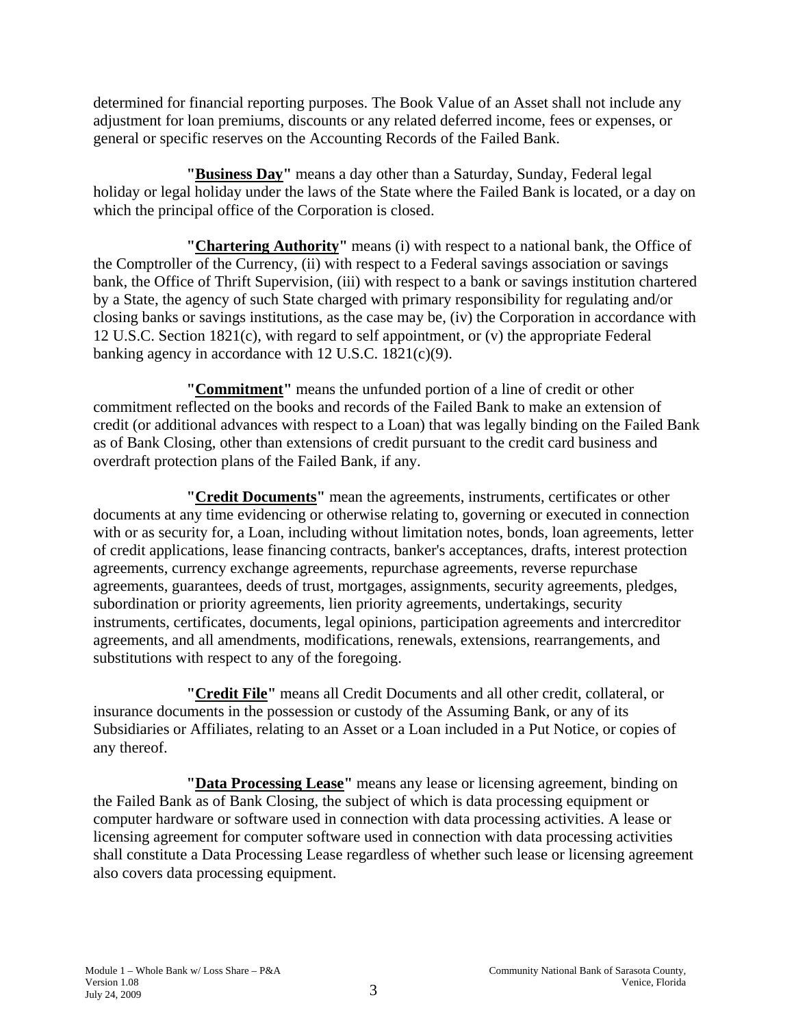determined for financial reporting purposes. The Book Value of an Asset shall not include any adjustment for loan premiums, discounts or any related deferred income, fees or expenses, or general or specific reserves on the Accounting Records of the Failed Bank.

**"Business Day"** means a day other than a Saturday, Sunday, Federal legal holiday or legal holiday under the laws of the State where the Failed Bank is located, or a day on which the principal office of the Corporation is closed.

**"Chartering Authority"** means (i) with respect to a national bank, the Office of the Comptroller of the Currency, (ii) with respect to a Federal savings association or savings bank, the Office of Thrift Supervision, (iii) with respect to a bank or savings institution chartered by a State, the agency of such State charged with primary responsibility for regulating and/or closing banks or savings institutions, as the case may be, (iv) the Corporation in accordance with 12 U.S.C. Section 1821(c), with regard to self appointment, or (v) the appropriate Federal banking agency in accordance with 12 U.S.C. 1821(c)(9).

**"Commitment"** means the unfunded portion of a line of credit or other commitment reflected on the books and records of the Failed Bank to make an extension of credit (or additional advances with respect to a Loan) that was legally binding on the Failed Bank as of Bank Closing, other than extensions of credit pursuant to the credit card business and overdraft protection plans of the Failed Bank, if any.

**"Credit Documents"** mean the agreements, instruments, certificates or other documents at any time evidencing or otherwise relating to, governing or executed in connection with or as security for, a Loan, including without limitation notes, bonds, loan agreements, letter of credit applications, lease financing contracts, banker's acceptances, drafts, interest protection agreements, currency exchange agreements, repurchase agreements, reverse repurchase agreements, guarantees, deeds of trust, mortgages, assignments, security agreements, pledges, subordination or priority agreements, lien priority agreements, undertakings, security instruments, certificates, documents, legal opinions, participation agreements and intercreditor agreements, and all amendments, modifications, renewals, extensions, rearrangements, and substitutions with respect to any of the foregoing.

**"Credit File"** means all Credit Documents and all other credit, collateral, or insurance documents in the possession or custody of the Assuming Bank, or any of its Subsidiaries or Affiliates, relating to an Asset or a Loan included in a Put Notice, or copies of any thereof.

**"Data Processing Lease"** means any lease or licensing agreement, binding on the Failed Bank as of Bank Closing, the subject of which is data processing equipment or computer hardware or software used in connection with data processing activities. A lease or licensing agreement for computer software used in connection with data processing activities shall constitute a Data Processing Lease regardless of whether such lease or licensing agreement also covers data processing equipment.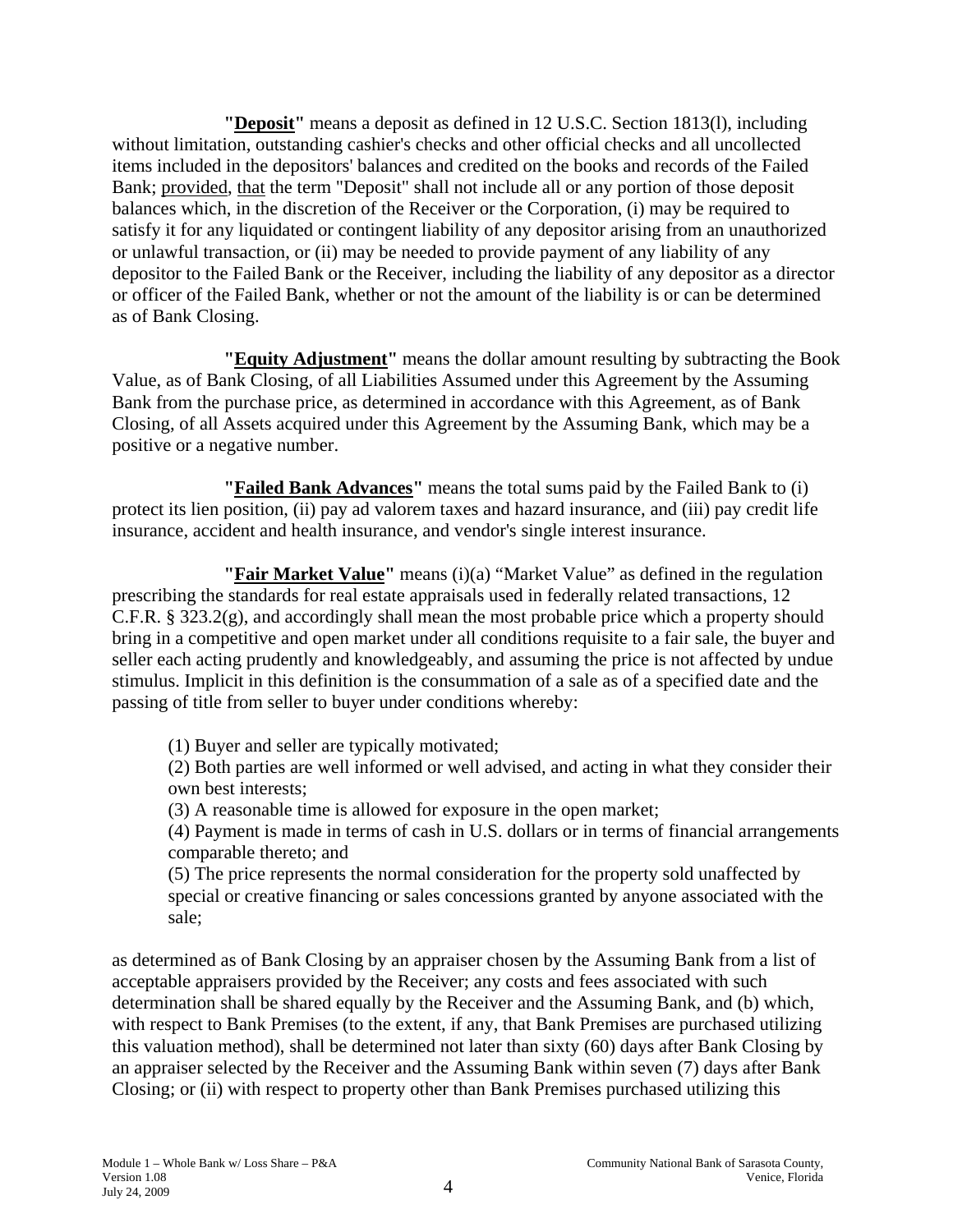**"<u>Deposit</u>"** means a deposit as defined in 12 U.S.C. Section 1813(l), including without limitation, outstanding cashier's checks and other official checks and all uncollected items included in the depositors' balances and credited on the books and records of the Failed Bank; <u>provided</u>, <u>that</u> the term "Deposit" shall not include all or any portion of those deposit balances which, in the discretion of the Receiver or the Corporation, (i) may be required to satisfy it for any liquidated or contingent liability of any depositor arising from an unauthorized or unlawful transaction, or (ii) may be needed to provide payment of any liability of any depositor to the Failed Bank or the Receiver, including the liability of any depositor as a director or officer of the Failed Bank, whether or not the amount of the liability is or can be determined as of Bank Closing.

**"<u>Equity Adjustment</u>"** means the dollar amount resulting by subtracting the Book Value, as of Bank Closing, of all Liabilities Assumed under this Agreement by the Assuming Bank from the purchase price, as determined in accordance with this Agreement, as of Bank Closing, of all Assets acquired under this Agreement by the Assuming Bank, which may be a positive or a negative number.

**"<u>Failed Bank Advances</u>"** means the total sums paid by the Failed Bank to (i) protect its lien position, (ii) pay ad valorem taxes and hazard insurance, and (iii) pay credit life insurance, accident and health insurance, and vendor's single interest insurance.

**"<u>Fair Market Value</u>"** means (i)(a) "Market Value" as defined in the regulation prescribing the standards for real estate appraisals used in federally related transactions, 12 C.F.R. § 323.2(g), and accordingly shall mean the most probable price which a property should bring in a competitive and open market under all conditions requisite to a fair sale, the buyer and seller each acting prudently and knowledgeably, and assuming the price is not affected by undue stimulus. Implicit in this definition is the consummation of a sale as of a specified date and the passing of title from seller to buyer under conditions whereby:

(1) Buyer and seller are typically motivated;
(2) Both parties are well informed or well advised, and acting in what they consider their own best interests;
(3) A reasonable time is allowed for exposure in the open market;
(4) Payment is made in terms of cash in U.S. dollars or in terms of financial arrangements comparable thereto; and
(5) The price represents the normal consideration for the property sold unaffected by special or creative financing or sales concessions granted by anyone associated with the sale;

as determined as of Bank Closing by an appraiser chosen by the Assuming Bank from a list of acceptable appraisers provided by the Receiver; any costs and fees associated with such determination shall be shared equally by the Receiver and the Assuming Bank, and (b) which, with respect to Bank Premises (to the extent, if any, that Bank Premises are purchased utilizing this valuation method), shall be determined not later than sixty (60) days after Bank Closing by an appraiser selected by the Receiver and the Assuming Bank within seven (7) days after Bank Closing; or (ii) with respect to property other than Bank Premises purchased utilizing this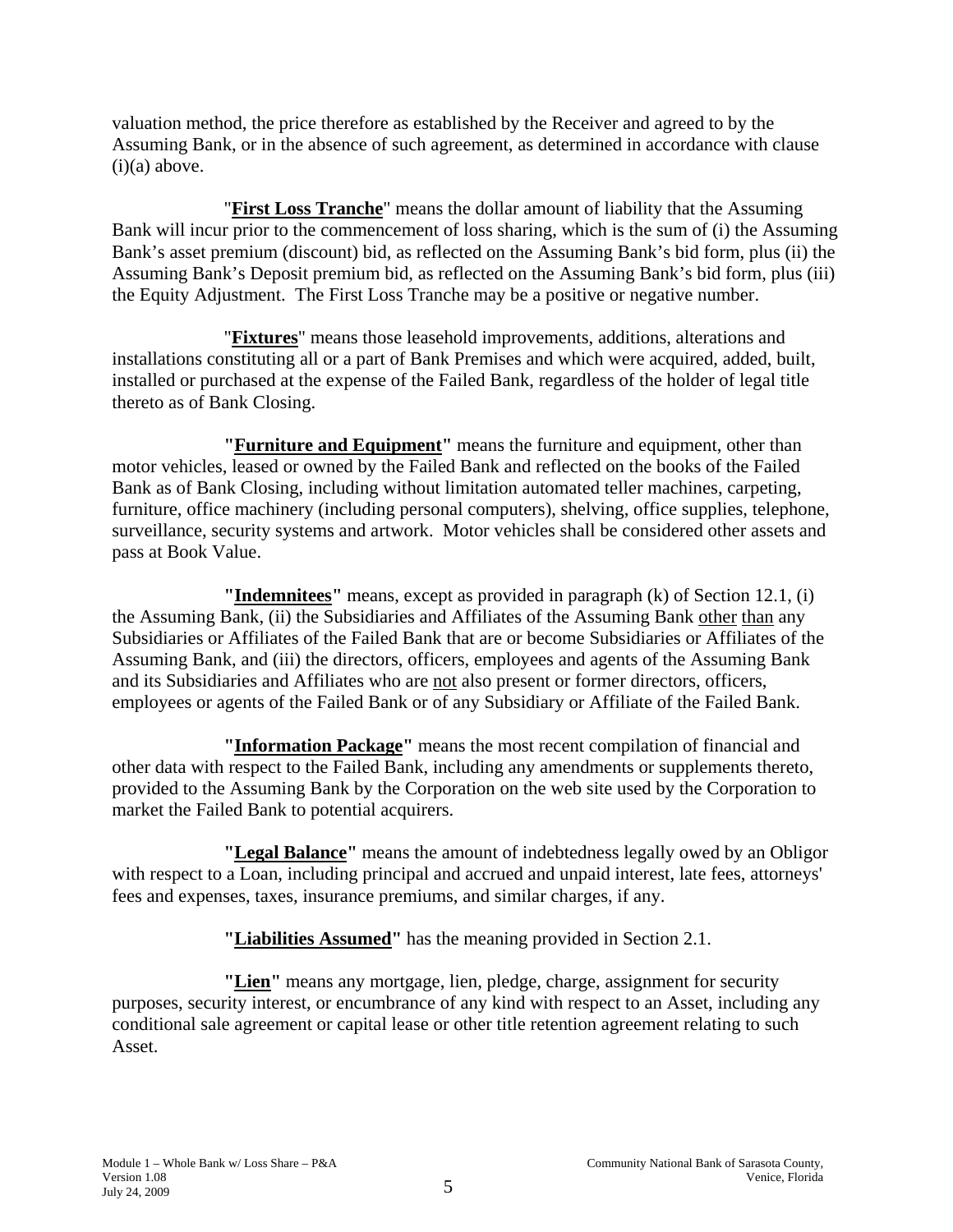valuation method, the price therefore as established by the Receiver and agreed to by the Assuming Bank, or in the absence of such agreement, as determined in accordance with clause (i)(a) above.

"**First Loss Tranche**" means the dollar amount of liability that the Assuming Bank will incur prior to the commencement of loss sharing, which is the sum of (i) the Assuming Bank's asset premium (discount) bid, as reflected on the Assuming Bank's bid form, plus (ii) the Assuming Bank's Deposit premium bid, as reflected on the Assuming Bank's bid form, plus (iii) the Equity Adjustment. The First Loss Tranche may be a positive or negative number.

"**Fixtures**" means those leasehold improvements, additions, alterations and installations constituting all or a part of Bank Premises and which were acquired, added, built, installed or purchased at the expense of the Failed Bank, regardless of the holder of legal title thereto as of Bank Closing.

**"Furniture and Equipment"** means the furniture and equipment, other than motor vehicles, leased or owned by the Failed Bank and reflected on the books of the Failed Bank as of Bank Closing, including without limitation automated teller machines, carpeting, furniture, office machinery (including personal computers), shelving, office supplies, telephone, surveillance, security systems and artwork. Motor vehicles shall be considered other assets and pass at Book Value.

**"Indemnitees"** means, except as provided in paragraph (k) of Section 12.1, (i) the Assuming Bank, (ii) the Subsidiaries and Affiliates of the Assuming Bank other than any Subsidiaries or Affiliates of the Failed Bank that are or become Subsidiaries or Affiliates of the Assuming Bank, and (iii) the directors, officers, employees and agents of the Assuming Bank and its Subsidiaries and Affiliates who are not also present or former directors, officers, employees or agents of the Failed Bank or of any Subsidiary or Affiliate of the Failed Bank.

**"Information Package"** means the most recent compilation of financial and other data with respect to the Failed Bank, including any amendments or supplements thereto, provided to the Assuming Bank by the Corporation on the web site used by the Corporation to market the Failed Bank to potential acquirers.

**"Legal Balance"** means the amount of indebtedness legally owed by an Obligor with respect to a Loan, including principal and accrued and unpaid interest, late fees, attorneys' fees and expenses, taxes, insurance premiums, and similar charges, if any.

**"Liabilities Assumed"** has the meaning provided in Section 2.1.

**"Lien"** means any mortgage, lien, pledge, charge, assignment for security purposes, security interest, or encumbrance of any kind with respect to an Asset, including any conditional sale agreement or capital lease or other title retention agreement relating to such Asset.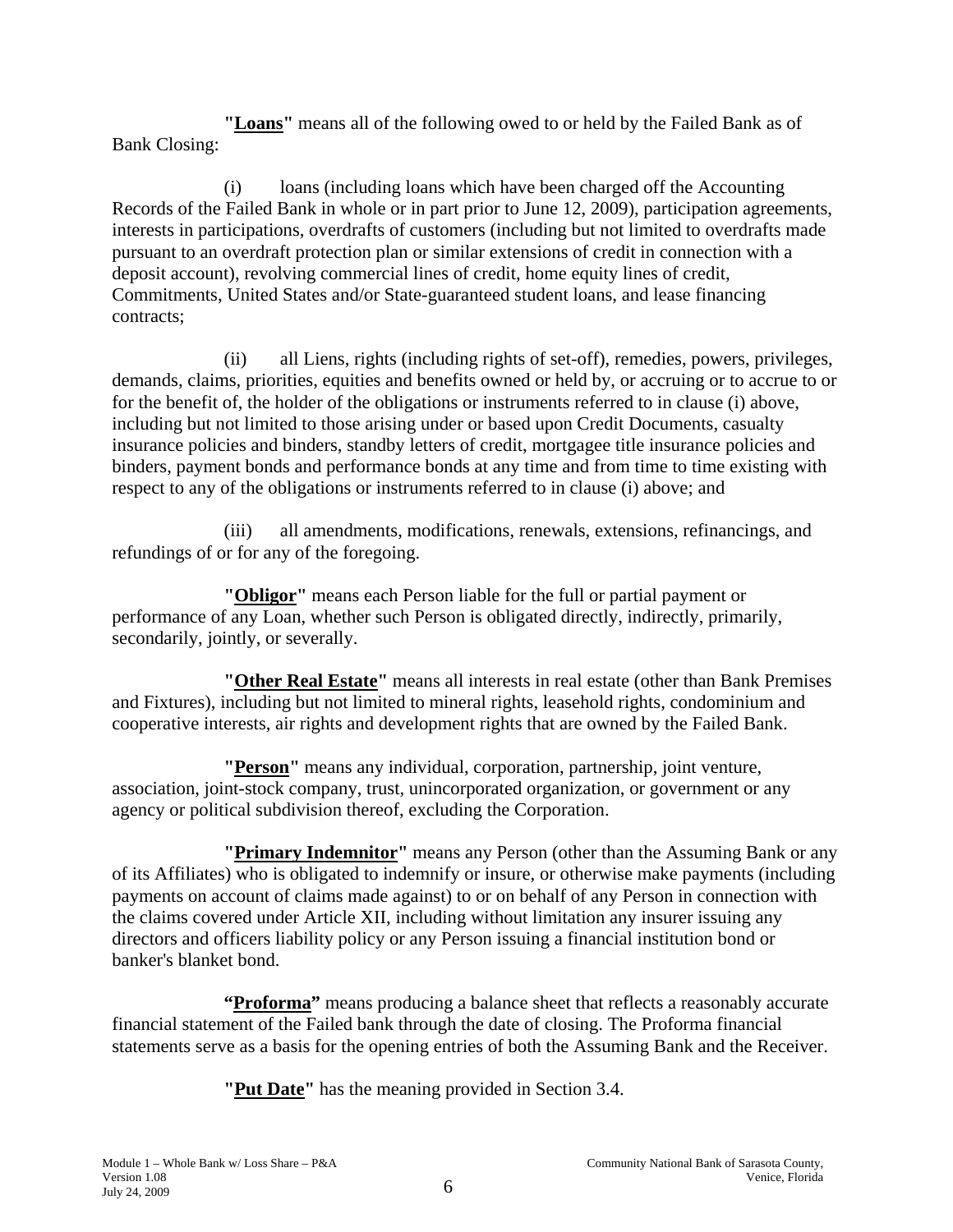**"Loans"** means all of the following owed to or held by the Failed Bank as of Bank Closing:

(i) loans (including loans which have been charged off the Accounting Records of the Failed Bank in whole or in part prior to June 12, 2009), participation agreements, interests in participations, overdrafts of customers (including but not limited to overdrafts made pursuant to an overdraft protection plan or similar extensions of credit in connection with a deposit account), revolving commercial lines of credit, home equity lines of credit, Commitments, United States and/or State-guaranteed student loans, and lease financing contracts;

(ii) all Liens, rights (including rights of set-off), remedies, powers, privileges, demands, claims, priorities, equities and benefits owned or held by, or accruing or to accrue to or for the benefit of, the holder of the obligations or instruments referred to in clause (i) above, including but not limited to those arising under or based upon Credit Documents, casualty insurance policies and binders, standby letters of credit, mortgagee title insurance policies and binders, payment bonds and performance bonds at any time and from time to time existing with respect to any of the obligations or instruments referred to in clause (i) above; and

(iii) all amendments, modifications, renewals, extensions, refinancings, and refundings of or for any of the foregoing.

**"Obligor"** means each Person liable for the full or partial payment or performance of any Loan, whether such Person is obligated directly, indirectly, primarily, secondarily, jointly, or severally.

**"Other Real Estate"** means all interests in real estate (other than Bank Premises and Fixtures), including but not limited to mineral rights, leasehold rights, condominium and cooperative interests, air rights and development rights that are owned by the Failed Bank.

**"Person"** means any individual, corporation, partnership, joint venture, association, joint-stock company, trust, unincorporated organization, or government or any agency or political subdivision thereof, excluding the Corporation.

**"Primary Indemnitor"** means any Person (other than the Assuming Bank or any of its Affiliates) who is obligated to indemnify or insure, or otherwise make payments (including payments on account of claims made against) to or on behalf of any Person in connection with the claims covered under Article XII, including without limitation any insurer issuing any directors and officers liability policy or any Person issuing a financial institution bond or banker's blanket bond.

**"Proforma"** means producing a balance sheet that reflects a reasonably accurate financial statement of the Failed bank through the date of closing. The Proforma financial statements serve as a basis for the opening entries of both the Assuming Bank and the Receiver.

**"Put Date"** has the meaning provided in Section 3.4.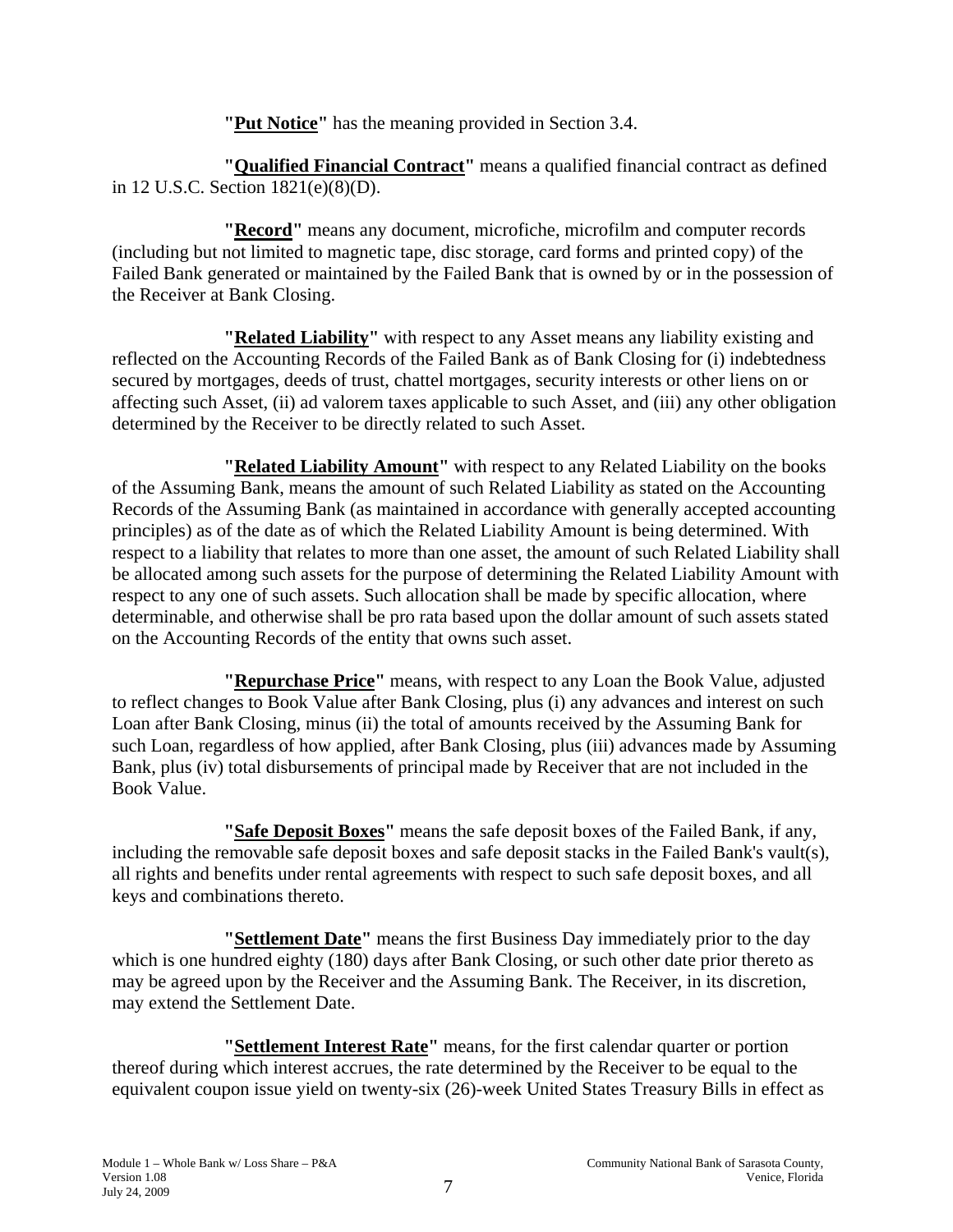**"Put Notice"** has the meaning provided in Section 3.4.

**"Qualified Financial Contract"** means a qualified financial contract as defined in 12 U.S.C. Section 1821(e)(8)(D).

**"Record"** means any document, microfiche, microfilm and computer records (including but not limited to magnetic tape, disc storage, card forms and printed copy) of the Failed Bank generated or maintained by the Failed Bank that is owned by or in the possession of the Receiver at Bank Closing.

**"Related Liability"** with respect to any Asset means any liability existing and reflected on the Accounting Records of the Failed Bank as of Bank Closing for (i) indebtedness secured by mortgages, deeds of trust, chattel mortgages, security interests or other liens on or affecting such Asset, (ii) ad valorem taxes applicable to such Asset, and (iii) any other obligation determined by the Receiver to be directly related to such Asset.

**"Related Liability Amount"** with respect to any Related Liability on the books of the Assuming Bank, means the amount of such Related Liability as stated on the Accounting Records of the Assuming Bank (as maintained in accordance with generally accepted accounting principles) as of the date as of which the Related Liability Amount is being determined. With respect to a liability that relates to more than one asset, the amount of such Related Liability shall be allocated among such assets for the purpose of determining the Related Liability Amount with respect to any one of such assets. Such allocation shall be made by specific allocation, where determinable, and otherwise shall be pro rata based upon the dollar amount of such assets stated on the Accounting Records of the entity that owns such asset.

**"Repurchase Price"** means, with respect to any Loan the Book Value, adjusted to reflect changes to Book Value after Bank Closing, plus (i) any advances and interest on such Loan after Bank Closing, minus (ii) the total of amounts received by the Assuming Bank for such Loan, regardless of how applied, after Bank Closing, plus (iii) advances made by Assuming Bank, plus (iv) total disbursements of principal made by Receiver that are not included in the Book Value.

**"Safe Deposit Boxes"** means the safe deposit boxes of the Failed Bank, if any, including the removable safe deposit boxes and safe deposit stacks in the Failed Bank's vault(s), all rights and benefits under rental agreements with respect to such safe deposit boxes, and all keys and combinations thereto.

**"Settlement Date"** means the first Business Day immediately prior to the day which is one hundred eighty (180) days after Bank Closing, or such other date prior thereto as may be agreed upon by the Receiver and the Assuming Bank. The Receiver, in its discretion, may extend the Settlement Date.

**"Settlement Interest Rate"** means, for the first calendar quarter or portion thereof during which interest accrues, the rate determined by the Receiver to be equal to the equivalent coupon issue yield on twenty-six (26)-week United States Treasury Bills in effect as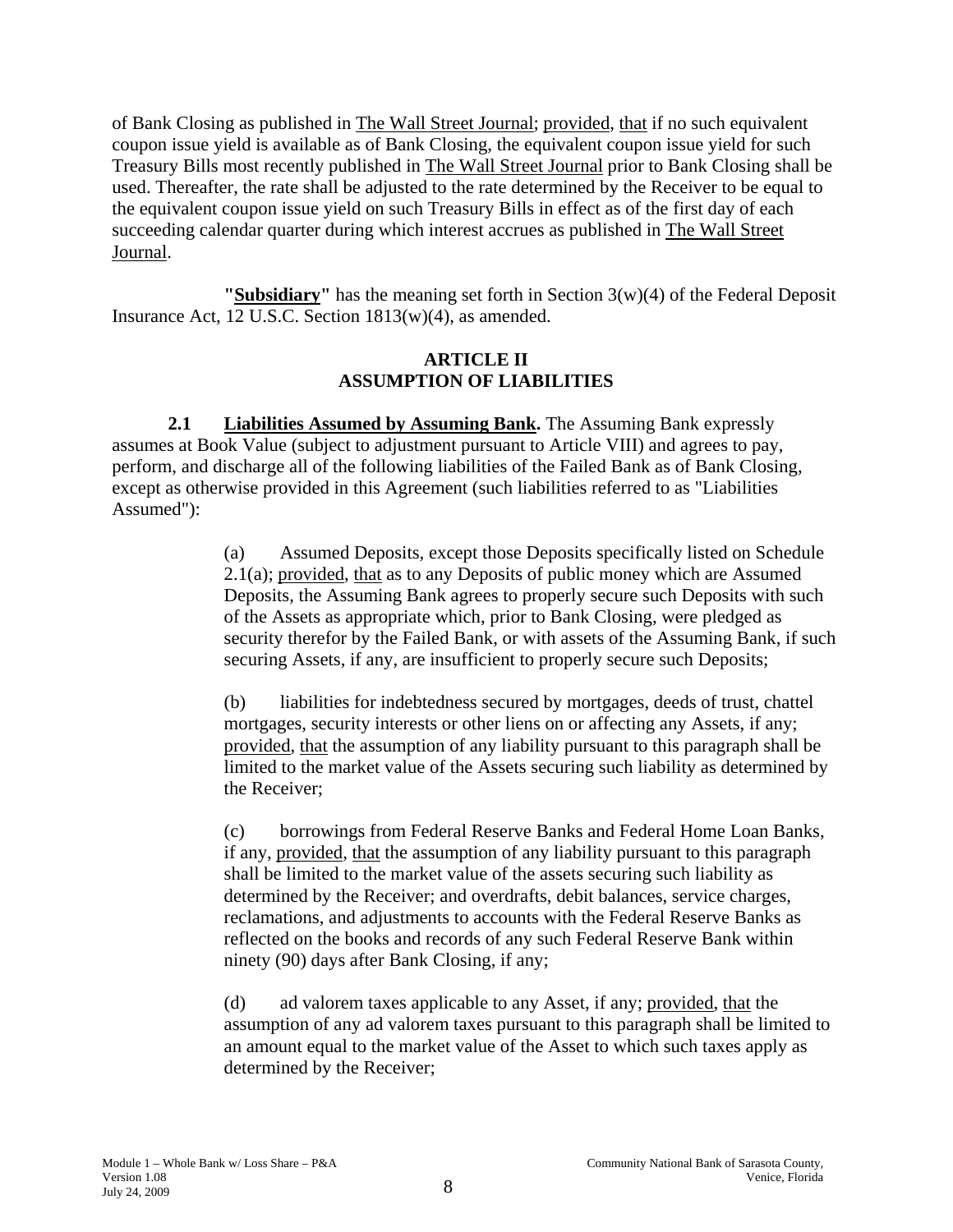of Bank Closing as published in The Wall Street Journal; provided, that if no such equivalent coupon issue yield is available as of Bank Closing, the equivalent coupon issue yield for such Treasury Bills most recently published in The Wall Street Journal prior to Bank Closing shall be used. Thereafter, the rate shall be adjusted to the rate determined by the Receiver to be equal to the equivalent coupon issue yield on such Treasury Bills in effect as of the first day of each succeeding calendar quarter during which interest accrues as published in The Wall Street Journal.

**"Subsidiary"** has the meaning set forth in Section 3(w)(4) of the Federal Deposit Insurance Act, 12 U.S.C. Section 1813(w)(4), as amended.

## ARTICLE II
## ASSUMPTION OF LIABILITIES

**2.1 Liabilities Assumed by Assuming Bank.** The Assuming Bank expressly assumes at Book Value (subject to adjustment pursuant to Article VIII) and agrees to pay, perform, and discharge all of the following liabilities of the Failed Bank as of Bank Closing, except as otherwise provided in this Agreement (such liabilities referred to as "Liabilities Assumed"):

(a) Assumed Deposits, except those Deposits specifically listed on Schedule 2.1(a); provided, that as to any Deposits of public money which are Assumed Deposits, the Assuming Bank agrees to properly secure such Deposits with such of the Assets as appropriate which, prior to Bank Closing, were pledged as security therefor by the Failed Bank, or with assets of the Assuming Bank, if such securing Assets, if any, are insufficient to properly secure such Deposits;

(b) liabilities for indebtedness secured by mortgages, deeds of trust, chattel mortgages, security interests or other liens on or affecting any Assets, if any; provided, that the assumption of any liability pursuant to this paragraph shall be limited to the market value of the Assets securing such liability as determined by the Receiver;

(c) borrowings from Federal Reserve Banks and Federal Home Loan Banks, if any, provided, that the assumption of any liability pursuant to this paragraph shall be limited to the market value of the assets securing such liability as determined by the Receiver; and overdrafts, debit balances, service charges, reclamations, and adjustments to accounts with the Federal Reserve Banks as reflected on the books and records of any such Federal Reserve Bank within ninety (90) days after Bank Closing, if any;

(d) ad valorem taxes applicable to any Asset, if any; provided, that the assumption of any ad valorem taxes pursuant to this paragraph shall be limited to an amount equal to the market value of the Asset to which such taxes apply as determined by the Receiver;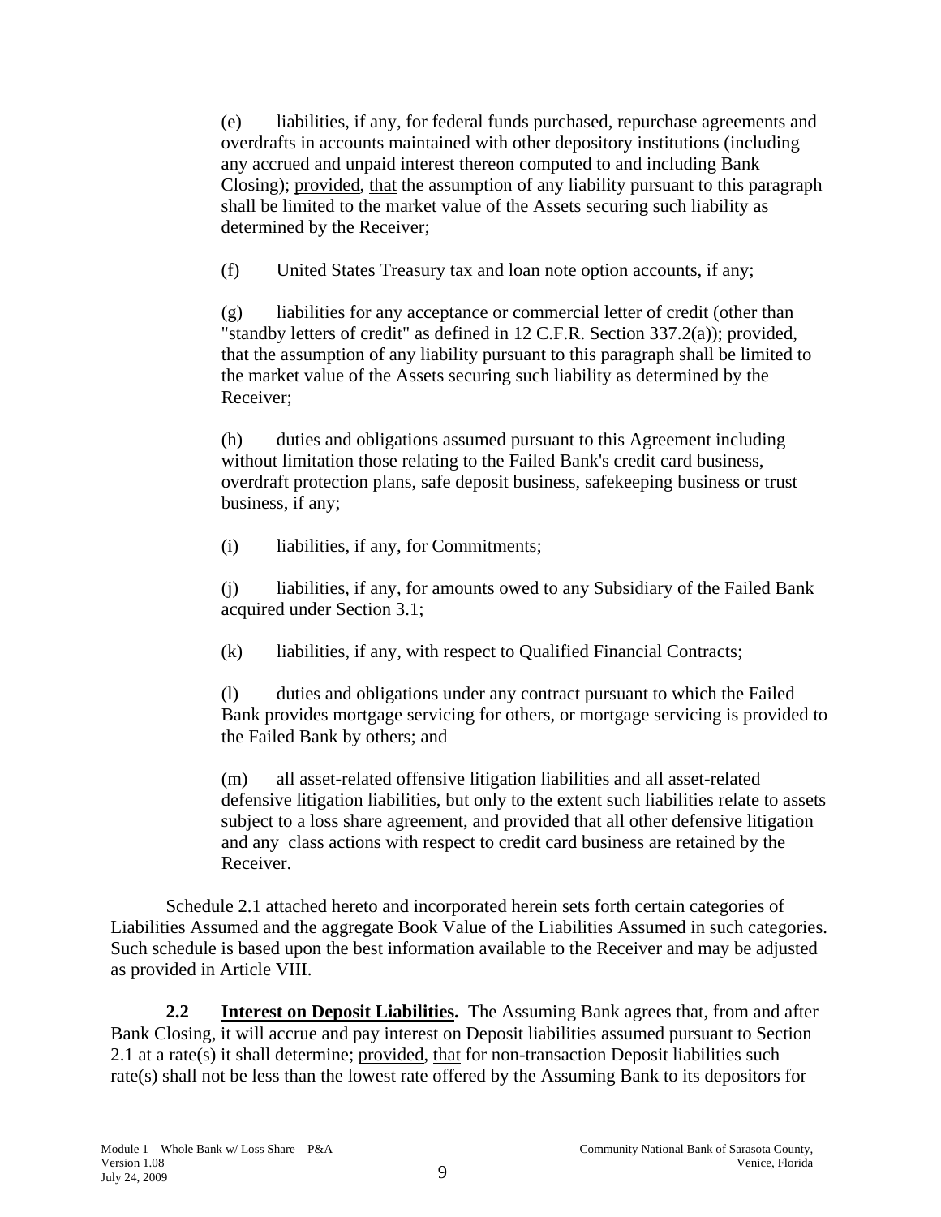(e) liabilities, if any, for federal funds purchased, repurchase agreements and overdrafts in accounts maintained with other depository institutions (including any accrued and unpaid interest thereon computed to and including Bank Closing); provided, that the assumption of any liability pursuant to this paragraph shall be limited to the market value of the Assets securing such liability as determined by the Receiver;

(f) United States Treasury tax and loan note option accounts, if any;

(g) liabilities for any acceptance or commercial letter of credit (other than "standby letters of credit" as defined in 12 C.F.R. Section 337.2(a)); provided, that the assumption of any liability pursuant to this paragraph shall be limited to the market value of the Assets securing such liability as determined by the Receiver;

(h) duties and obligations assumed pursuant to this Agreement including without limitation those relating to the Failed Bank's credit card business, overdraft protection plans, safe deposit business, safekeeping business or trust business, if any;

(i) liabilities, if any, for Commitments;

(j) liabilities, if any, for amounts owed to any Subsidiary of the Failed Bank acquired under Section 3.1;

(k) liabilities, if any, with respect to Qualified Financial Contracts;

(l) duties and obligations under any contract pursuant to which the Failed Bank provides mortgage servicing for others, or mortgage servicing is provided to the Failed Bank by others; and

(m) all asset-related offensive litigation liabilities and all asset-related defensive litigation liabilities, but only to the extent such liabilities relate to assets subject to a loss share agreement, and provided that all other defensive litigation and any class actions with respect to credit card business are retained by the Receiver.

Schedule 2.1 attached hereto and incorporated herein sets forth certain categories of Liabilities Assumed and the aggregate Book Value of the Liabilities Assumed in such categories. Such schedule is based upon the best information available to the Receiver and may be adjusted as provided in Article VIII.

**2.2 Interest on Deposit Liabilities.** The Assuming Bank agrees that, from and after Bank Closing, it will accrue and pay interest on Deposit liabilities assumed pursuant to Section 2.1 at a rate(s) it shall determine; provided, that for non-transaction Deposit liabilities such rate(s) shall not be less than the lowest rate offered by the Assuming Bank to its depositors for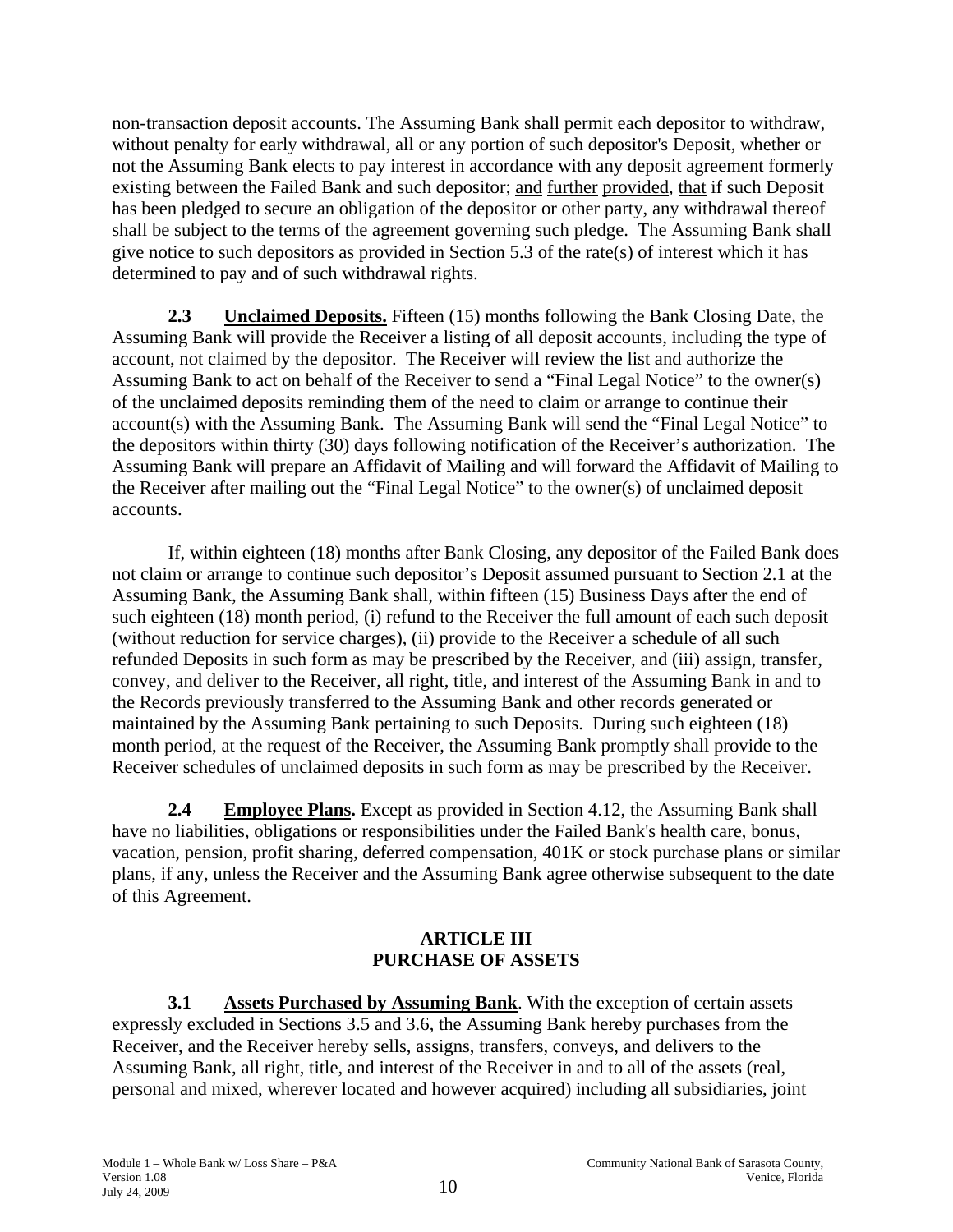non-transaction deposit accounts. The Assuming Bank shall permit each depositor to withdraw, without penalty for early withdrawal, all or any portion of such depositor's Deposit, whether or not the Assuming Bank elects to pay interest in accordance with any deposit agreement formerly existing between the Failed Bank and such depositor; and further provided, that if such Deposit has been pledged to secure an obligation of the depositor or other party, any withdrawal thereof shall be subject to the terms of the agreement governing such pledge. The Assuming Bank shall give notice to such depositors as provided in Section 5.3 of the rate(s) of interest which it has determined to pay and of such withdrawal rights.

**2.3 Unclaimed Deposits.** Fifteen (15) months following the Bank Closing Date, the Assuming Bank will provide the Receiver a listing of all deposit accounts, including the type of account, not claimed by the depositor. The Receiver will review the list and authorize the Assuming Bank to act on behalf of the Receiver to send a "Final Legal Notice" to the owner(s) of the unclaimed deposits reminding them of the need to claim or arrange to continue their account(s) with the Assuming Bank. The Assuming Bank will send the "Final Legal Notice" to the depositors within thirty (30) days following notification of the Receiver's authorization. The Assuming Bank will prepare an Affidavit of Mailing and will forward the Affidavit of Mailing to the Receiver after mailing out the "Final Legal Notice" to the owner(s) of unclaimed deposit accounts.

If, within eighteen (18) months after Bank Closing, any depositor of the Failed Bank does not claim or arrange to continue such depositor's Deposit assumed pursuant to Section 2.1 at the Assuming Bank, the Assuming Bank shall, within fifteen (15) Business Days after the end of such eighteen (18) month period, (i) refund to the Receiver the full amount of each such deposit (without reduction for service charges), (ii) provide to the Receiver a schedule of all such refunded Deposits in such form as may be prescribed by the Receiver, and (iii) assign, transfer, convey, and deliver to the Receiver, all right, title, and interest of the Assuming Bank in and to the Records previously transferred to the Assuming Bank and other records generated or maintained by the Assuming Bank pertaining to such Deposits. During such eighteen (18) month period, at the request of the Receiver, the Assuming Bank promptly shall provide to the Receiver schedules of unclaimed deposits in such form as may be prescribed by the Receiver.

**2.4 Employee Plans.** Except as provided in Section 4.12, the Assuming Bank shall have no liabilities, obligations or responsibilities under the Failed Bank's health care, bonus, vacation, pension, profit sharing, deferred compensation, 401K or stock purchase plans or similar plans, if any, unless the Receiver and the Assuming Bank agree otherwise subsequent to the date of this Agreement.

## ARTICLE III
## PURCHASE OF ASSETS

**3.1 Assets Purchased by Assuming Bank**. With the exception of certain assets expressly excluded in Sections 3.5 and 3.6, the Assuming Bank hereby purchases from the Receiver, and the Receiver hereby sells, assigns, transfers, conveys, and delivers to the Assuming Bank, all right, title, and interest of the Receiver in and to all of the assets (real, personal and mixed, wherever located and however acquired) including all subsidiaries, joint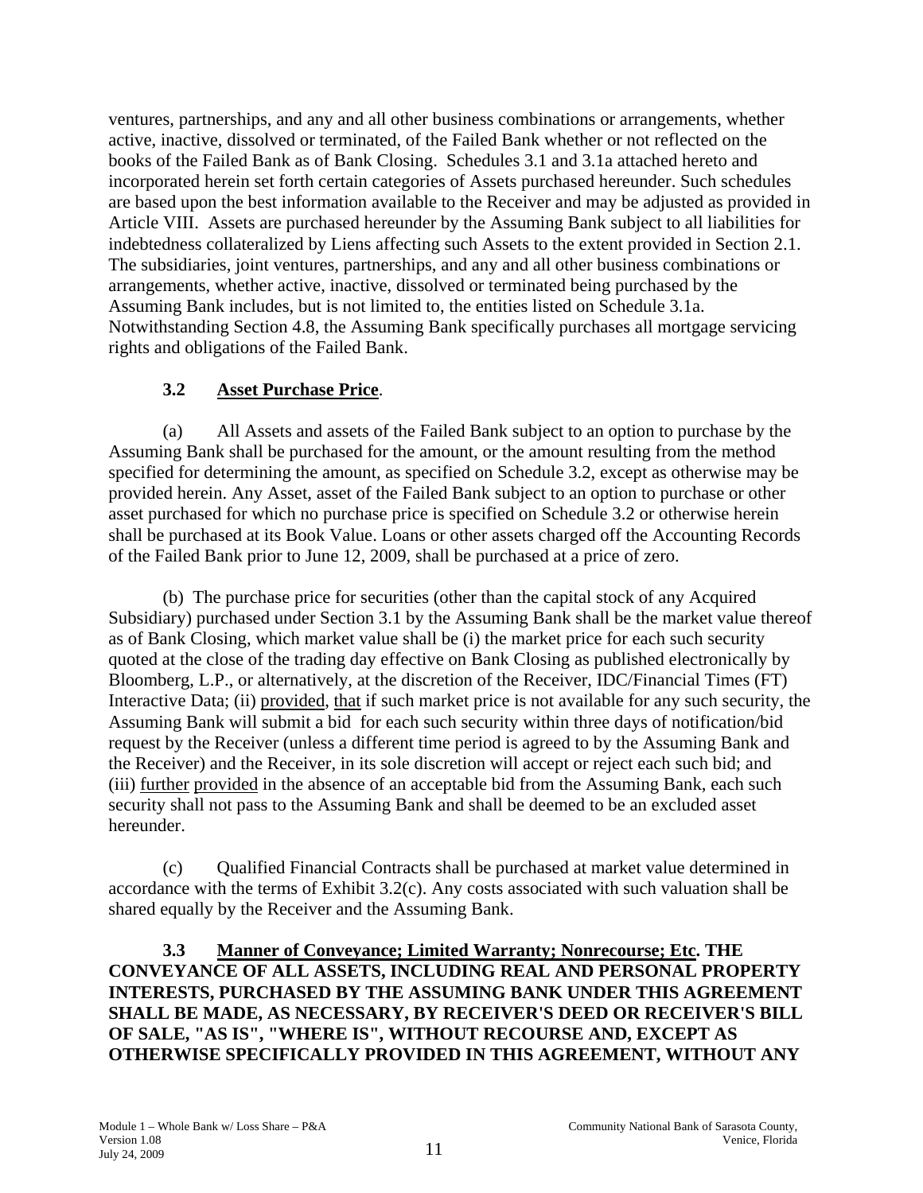ventures, partnerships, and any and all other business combinations or arrangements, whether active, inactive, dissolved or terminated, of the Failed Bank whether or not reflected on the books of the Failed Bank as of Bank Closing. Schedules 3.1 and 3.1a attached hereto and incorporated herein set forth certain categories of Assets purchased hereunder. Such schedules are based upon the best information available to the Receiver and may be adjusted as provided in Article VIII. Assets are purchased hereunder by the Assuming Bank subject to all liabilities for indebtedness collateralized by Liens affecting such Assets to the extent provided in Section 2.1. The subsidiaries, joint ventures, partnerships, and any and all other business combinations or arrangements, whether active, inactive, dissolved or terminated being purchased by the Assuming Bank includes, but is not limited to, the entities listed on Schedule 3.1a. Notwithstanding Section 4.8, the Assuming Bank specifically purchases all mortgage servicing rights and obligations of the Failed Bank.

**3.2 Asset Purchase Price**.

(a) All Assets and assets of the Failed Bank subject to an option to purchase by the Assuming Bank shall be purchased for the amount, or the amount resulting from the method specified for determining the amount, as specified on Schedule 3.2, except as otherwise may be provided herein. Any Asset, asset of the Failed Bank subject to an option to purchase or other asset purchased for which no purchase price is specified on Schedule 3.2 or otherwise herein shall be purchased at its Book Value. Loans or other assets charged off the Accounting Records of the Failed Bank prior to June 12, 2009, shall be purchased at a price of zero.

(b) The purchase price for securities (other than the capital stock of any Acquired Subsidiary) purchased under Section 3.1 by the Assuming Bank shall be the market value thereof as of Bank Closing, which market value shall be (i) the market price for each such security quoted at the close of the trading day effective on Bank Closing as published electronically by Bloomberg, L.P., or alternatively, at the discretion of the Receiver, IDC/Financial Times (FT) Interactive Data; (ii) provided, that if such market price is not available for any such security, the Assuming Bank will submit a bid for each such security within three days of notification/bid request by the Receiver (unless a different time period is agreed to by the Assuming Bank and the Receiver) and the Receiver, in its sole discretion will accept or reject each such bid; and (iii) further provided in the absence of an acceptable bid from the Assuming Bank, each such security shall not pass to the Assuming Bank and shall be deemed to be an excluded asset hereunder.

(c) Qualified Financial Contracts shall be purchased at market value determined in accordance with the terms of Exhibit 3.2(c). Any costs associated with such valuation shall be shared equally by the Receiver and the Assuming Bank.

**3.3 Manner of Conveyance; Limited Warranty; Nonrecourse; Etc. THE CONVEYANCE OF ALL ASSETS, INCLUDING REAL AND PERSONAL PROPERTY INTERESTS, PURCHASED BY THE ASSUMING BANK UNDER THIS AGREEMENT SHALL BE MADE, AS NECESSARY, BY RECEIVER'S DEED OR RECEIVER'S BILL OF SALE, "AS IS", "WHERE IS", WITHOUT RECOURSE AND, EXCEPT AS OTHERWISE SPECIFICALLY PROVIDED IN THIS AGREEMENT, WITHOUT ANY**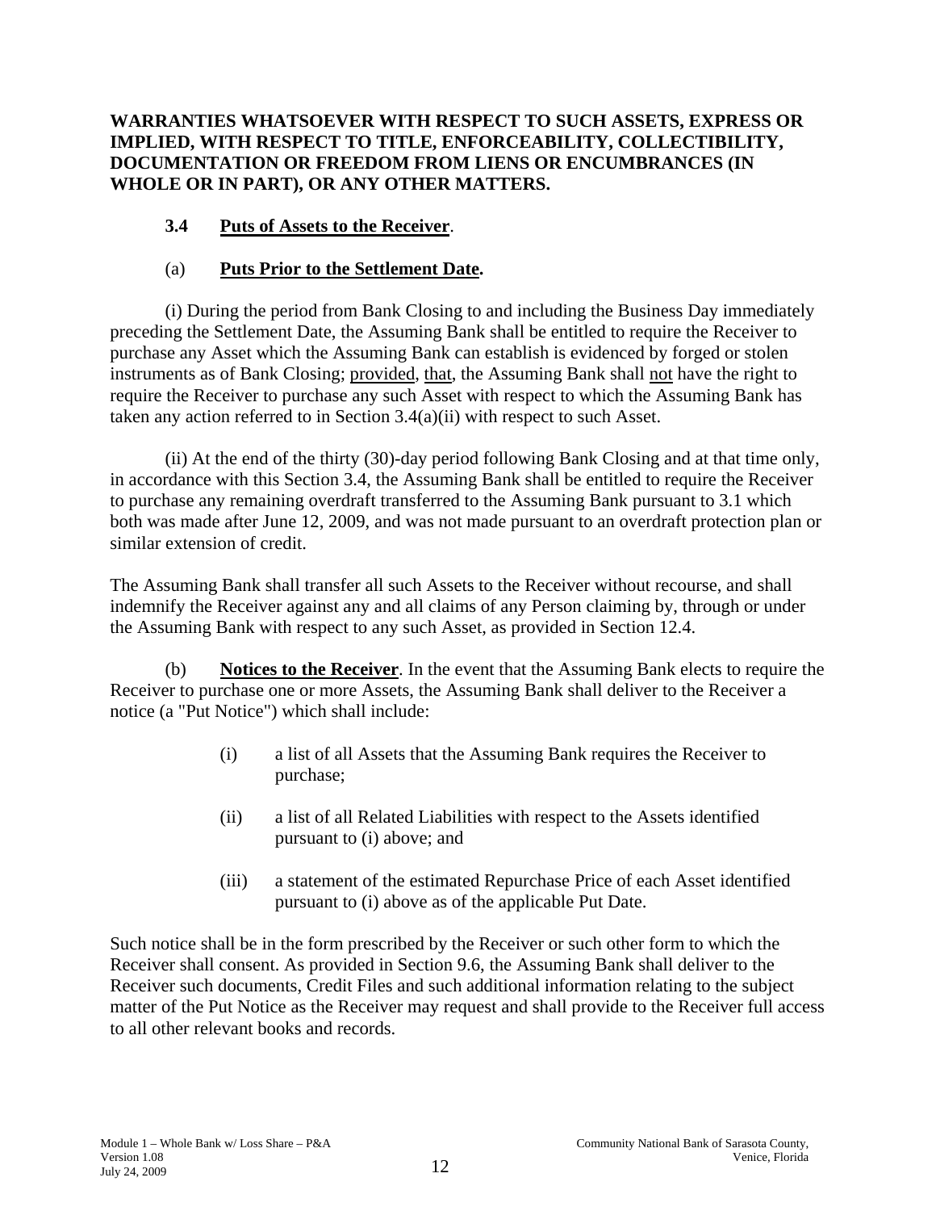**WARRANTIES WHATSOEVER WITH RESPECT TO SUCH ASSETS, EXPRESS OR IMPLIED, WITH RESPECT TO TITLE, ENFORCEABILITY, COLLECTIBILITY, DOCUMENTATION OR FREEDOM FROM LIENS OR ENCUMBRANCES (IN WHOLE OR IN PART), OR ANY OTHER MATTERS.**

**3.4 Puts of Assets to the Receiver**.

(a) **Puts Prior to the Settlement Date.**

(i) During the period from Bank Closing to and including the Business Day immediately preceding the Settlement Date, the Assuming Bank shall be entitled to require the Receiver to purchase any Asset which the Assuming Bank can establish is evidenced by forged or stolen instruments as of Bank Closing; provided, that, the Assuming Bank shall not have the right to require the Receiver to purchase any such Asset with respect to which the Assuming Bank has taken any action referred to in Section 3.4(a)(ii) with respect to such Asset.

(ii) At the end of the thirty (30)-day period following Bank Closing and at that time only, in accordance with this Section 3.4, the Assuming Bank shall be entitled to require the Receiver to purchase any remaining overdraft transferred to the Assuming Bank pursuant to 3.1 which both was made after June 12, 2009, and was not made pursuant to an overdraft protection plan or similar extension of credit.

The Assuming Bank shall transfer all such Assets to the Receiver without recourse, and shall indemnify the Receiver against any and all claims of any Person claiming by, through or under the Assuming Bank with respect to any such Asset, as provided in Section 12.4.

(b) **Notices to the Receiver**. In the event that the Assuming Bank elects to require the Receiver to purchase one or more Assets, the Assuming Bank shall deliver to the Receiver a notice (a "Put Notice") which shall include:

(i) a list of all Assets that the Assuming Bank requires the Receiver to purchase;

(ii) a list of all Related Liabilities with respect to the Assets identified pursuant to (i) above; and

(iii) a statement of the estimated Repurchase Price of each Asset identified pursuant to (i) above as of the applicable Put Date.

Such notice shall be in the form prescribed by the Receiver or such other form to which the Receiver shall consent. As provided in Section 9.6, the Assuming Bank shall deliver to the Receiver such documents, Credit Files and such additional information relating to the subject matter of the Put Notice as the Receiver may request and shall provide to the Receiver full access to all other relevant books and records.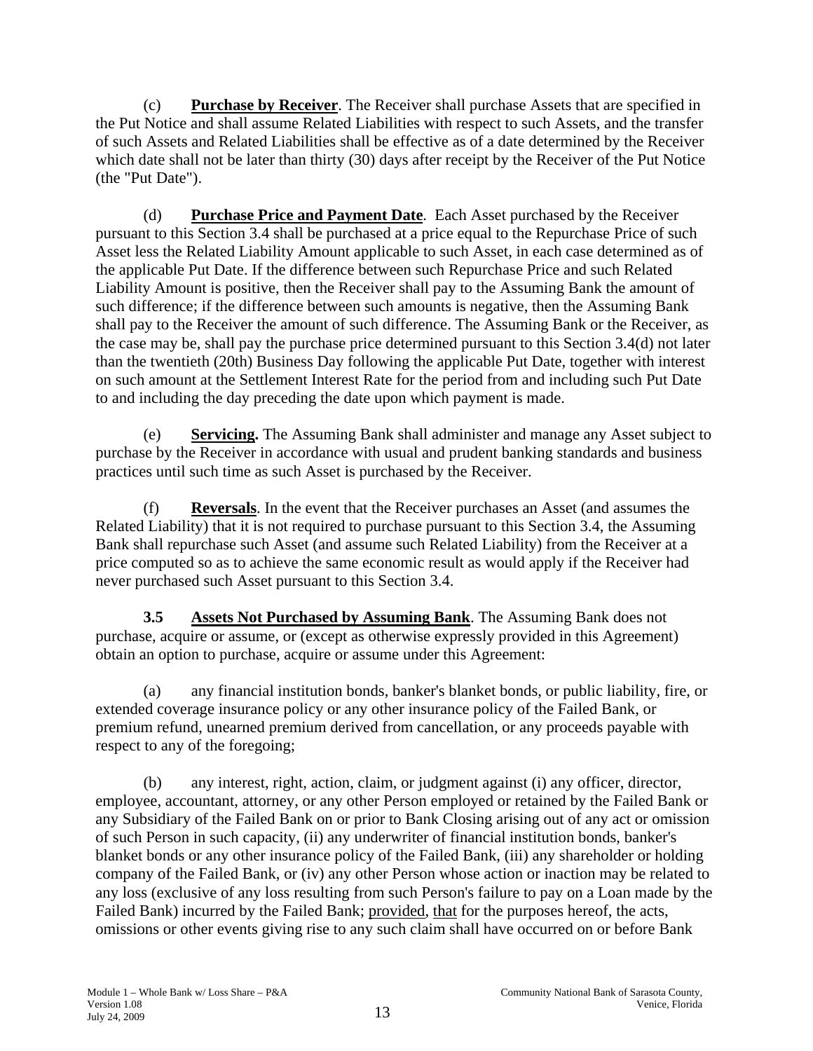(c) **Purchase by Receiver**. The Receiver shall purchase Assets that are specified in the Put Notice and shall assume Related Liabilities with respect to such Assets, and the transfer of such Assets and Related Liabilities shall be effective as of a date determined by the Receiver which date shall not be later than thirty (30) days after receipt by the Receiver of the Put Notice (the "Put Date").

(d) **Purchase Price and Payment Date**. Each Asset purchased by the Receiver pursuant to this Section 3.4 shall be purchased at a price equal to the Repurchase Price of such Asset less the Related Liability Amount applicable to such Asset, in each case determined as of the applicable Put Date. If the difference between such Repurchase Price and such Related Liability Amount is positive, then the Receiver shall pay to the Assuming Bank the amount of such difference; if the difference between such amounts is negative, then the Assuming Bank shall pay to the Receiver the amount of such difference. The Assuming Bank or the Receiver, as the case may be, shall pay the purchase price determined pursuant to this Section 3.4(d) not later than the twentieth (20th) Business Day following the applicable Put Date, together with interest on such amount at the Settlement Interest Rate for the period from and including such Put Date to and including the day preceding the date upon which payment is made.

(e) **Servicing.** The Assuming Bank shall administer and manage any Asset subject to purchase by the Receiver in accordance with usual and prudent banking standards and business practices until such time as such Asset is purchased by the Receiver.

(f) **Reversals**. In the event that the Receiver purchases an Asset (and assumes the Related Liability) that it is not required to purchase pursuant to this Section 3.4, the Assuming Bank shall repurchase such Asset (and assume such Related Liability) from the Receiver at a price computed so as to achieve the same economic result as would apply if the Receiver had never purchased such Asset pursuant to this Section 3.4.

**3.5 Assets Not Purchased by Assuming Bank**. The Assuming Bank does not purchase, acquire or assume, or (except as otherwise expressly provided in this Agreement) obtain an option to purchase, acquire or assume under this Agreement:

(a) any financial institution bonds, banker's blanket bonds, or public liability, fire, or extended coverage insurance policy or any other insurance policy of the Failed Bank, or premium refund, unearned premium derived from cancellation, or any proceeds payable with respect to any of the foregoing;

(b) any interest, right, action, claim, or judgment against (i) any officer, director, employee, accountant, attorney, or any other Person employed or retained by the Failed Bank or any Subsidiary of the Failed Bank on or prior to Bank Closing arising out of any act or omission of such Person in such capacity, (ii) any underwriter of financial institution bonds, banker's blanket bonds or any other insurance policy of the Failed Bank, (iii) any shareholder or holding company of the Failed Bank, or (iv) any other Person whose action or inaction may be related to any loss (exclusive of any loss resulting from such Person's failure to pay on a Loan made by the Failed Bank) incurred by the Failed Bank; provided, that for the purposes hereof, the acts, omissions or other events giving rise to any such claim shall have occurred on or before Bank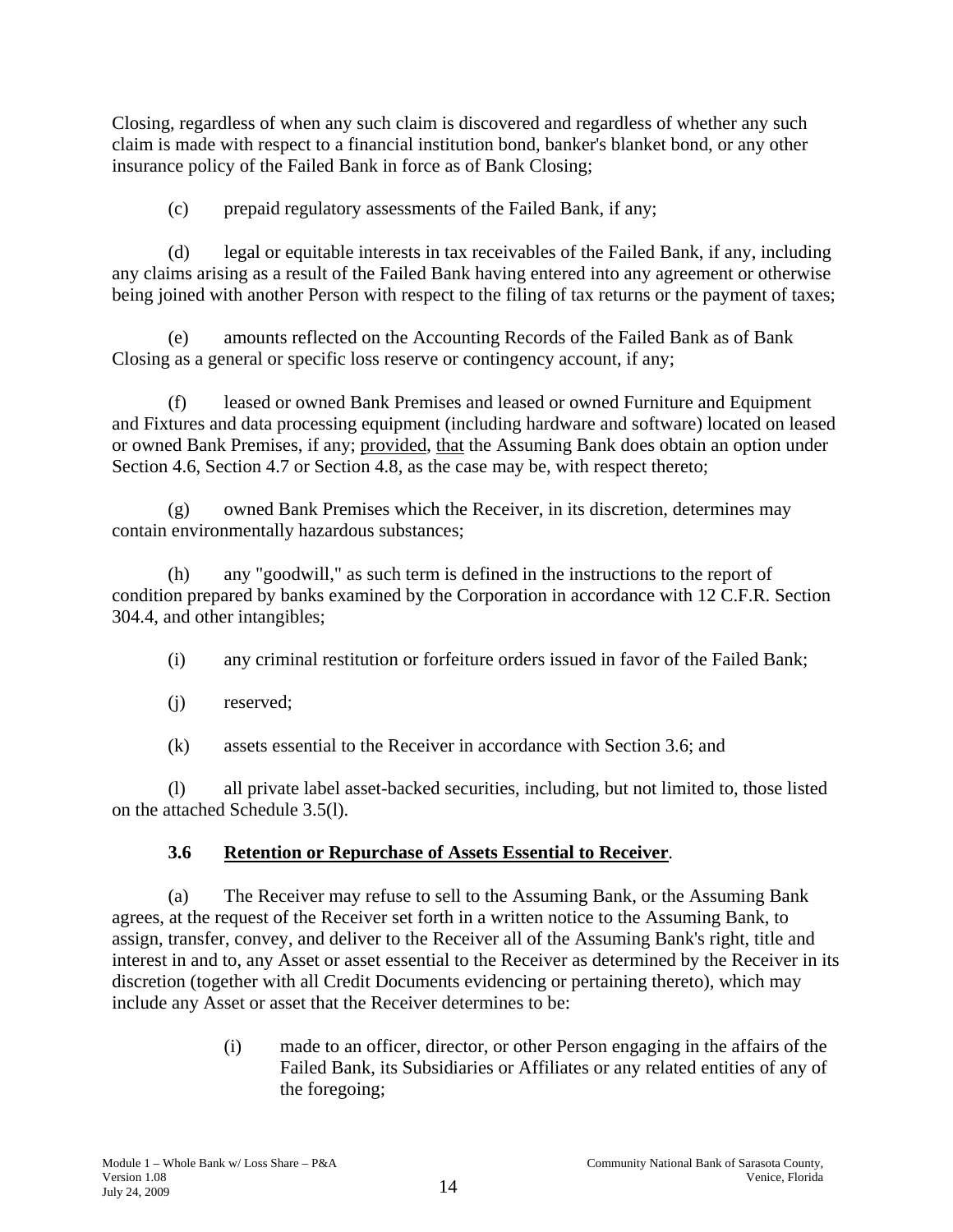Closing, regardless of when any such claim is discovered and regardless of whether any such claim is made with respect to a financial institution bond, banker's blanket bond, or any other insurance policy of the Failed Bank in force as of Bank Closing;

(c) prepaid regulatory assessments of the Failed Bank, if any;

(d) legal or equitable interests in tax receivables of the Failed Bank, if any, including any claims arising as a result of the Failed Bank having entered into any agreement or otherwise being joined with another Person with respect to the filing of tax returns or the payment of taxes;

(e) amounts reflected on the Accounting Records of the Failed Bank as of Bank Closing as a general or specific loss reserve or contingency account, if any;

(f) leased or owned Bank Premises and leased or owned Furniture and Equipment and Fixtures and data processing equipment (including hardware and software) located on leased or owned Bank Premises, if any; provided, that the Assuming Bank does obtain an option under Section 4.6, Section 4.7 or Section 4.8, as the case may be, with respect thereto;

(g) owned Bank Premises which the Receiver, in its discretion, determines may contain environmentally hazardous substances;

(h) any "goodwill," as such term is defined in the instructions to the report of condition prepared by banks examined by the Corporation in accordance with 12 C.F.R. Section 304.4, and other intangibles;

(i) any criminal restitution or forfeiture orders issued in favor of the Failed Bank;

(j) reserved;

(k) assets essential to the Receiver in accordance with Section 3.6; and

(l) all private label asset-backed securities, including, but not limited to, those listed on the attached Schedule 3.5(l).

### 3.6 Retention or Repurchase of Assets Essential to Receiver.

(a) The Receiver may refuse to sell to the Assuming Bank, or the Assuming Bank agrees, at the request of the Receiver set forth in a written notice to the Assuming Bank, to assign, transfer, convey, and deliver to the Receiver all of the Assuming Bank's right, title and interest in and to, any Asset or asset essential to the Receiver as determined by the Receiver in its discretion (together with all Credit Documents evidencing or pertaining thereto), which may include any Asset or asset that the Receiver determines to be:

> (i) made to an officer, director, or other Person engaging in the affairs of the Failed Bank, its Subsidiaries or Affiliates or any related entities of any of the foregoing;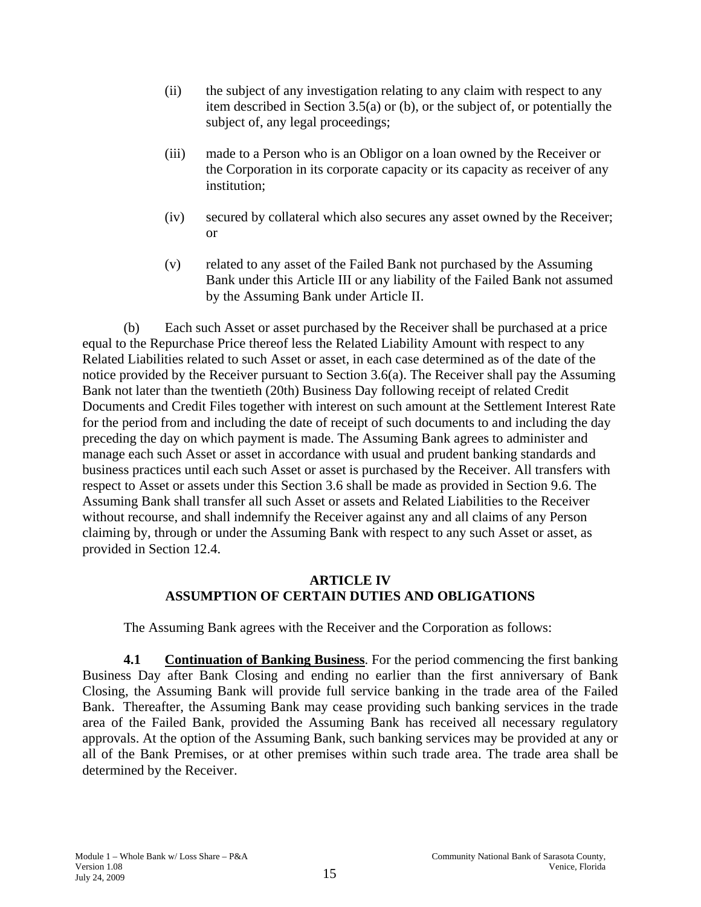(ii) the subject of any investigation relating to any claim with respect to any item described in Section 3.5(a) or (b), or the subject of, or potentially the subject of, any legal proceedings;

(iii) made to a Person who is an Obligor on a loan owned by the Receiver or the Corporation in its corporate capacity or its capacity as receiver of any institution;

(iv) secured by collateral which also secures any asset owned by the Receiver; or

(v) related to any asset of the Failed Bank not purchased by the Assuming Bank under this Article III or any liability of the Failed Bank not assumed by the Assuming Bank under Article II.

(b) Each such Asset or asset purchased by the Receiver shall be purchased at a price equal to the Repurchase Price thereof less the Related Liability Amount with respect to any Related Liabilities related to such Asset or asset, in each case determined as of the date of the notice provided by the Receiver pursuant to Section 3.6(a). The Receiver shall pay the Assuming Bank not later than the twentieth (20th) Business Day following receipt of related Credit Documents and Credit Files together with interest on such amount at the Settlement Interest Rate for the period from and including the date of receipt of such documents to and including the day preceding the day on which payment is made. The Assuming Bank agrees to administer and manage each such Asset or asset in accordance with usual and prudent banking standards and business practices until each such Asset or asset is purchased by the Receiver. All transfers with respect to Asset or assets under this Section 3.6 shall be made as provided in Section 9.6. The Assuming Bank shall transfer all such Asset or assets and Related Liabilities to the Receiver without recourse, and shall indemnify the Receiver against any and all claims of any Person claiming by, through or under the Assuming Bank with respect to any such Asset or asset, as provided in Section 12.4.

## ARTICLE IV
## ASSUMPTION OF CERTAIN DUTIES AND OBLIGATIONS

The Assuming Bank agrees with the Receiver and the Corporation as follows:

**4.1 Continuation of Banking Business**. For the period commencing the first banking Business Day after Bank Closing and ending no earlier than the first anniversary of Bank Closing, the Assuming Bank will provide full service banking in the trade area of the Failed Bank. Thereafter, the Assuming Bank may cease providing such banking services in the trade area of the Failed Bank, provided the Assuming Bank has received all necessary regulatory approvals. At the option of the Assuming Bank, such banking services may be provided at any or all of the Bank Premises, or at other premises within such trade area. The trade area shall be determined by the Receiver.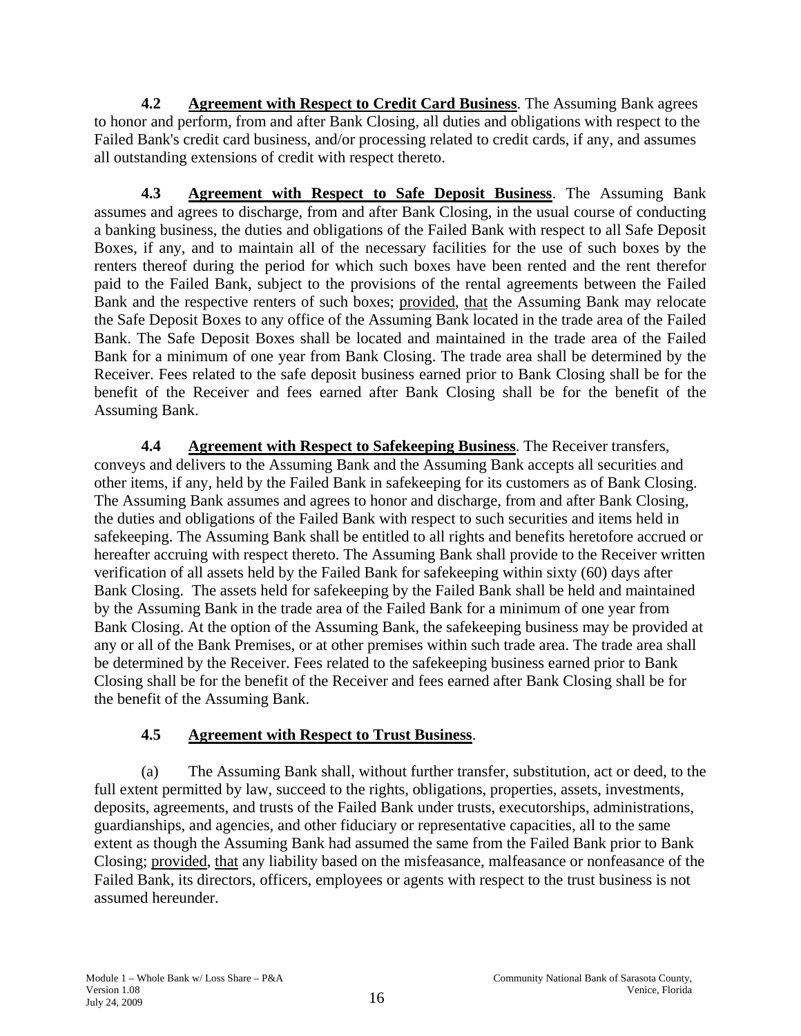**4.2 Agreement with Respect to Credit Card Business**. The Assuming Bank agrees to honor and perform, from and after Bank Closing, all duties and obligations with respect to the Failed Bank's credit card business, and/or processing related to credit cards, if any, and assumes all outstanding extensions of credit with respect thereto.

**4.3 Agreement with Respect to Safe Deposit Business**. The Assuming Bank assumes and agrees to discharge, from and after Bank Closing, in the usual course of conducting a banking business, the duties and obligations of the Failed Bank with respect to all Safe Deposit Boxes, if any, and to maintain all of the necessary facilities for the use of such boxes by the renters thereof during the period for which such boxes have been rented and the rent therefor paid to the Failed Bank, subject to the provisions of the rental agreements between the Failed Bank and the respective renters of such boxes; provided, that the Assuming Bank may relocate the Safe Deposit Boxes to any office of the Assuming Bank located in the trade area of the Failed Bank. The Safe Deposit Boxes shall be located and maintained in the trade area of the Failed Bank for a minimum of one year from Bank Closing. The trade area shall be determined by the Receiver. Fees related to the safe deposit business earned prior to Bank Closing shall be for the benefit of the Receiver and fees earned after Bank Closing shall be for the benefit of the Assuming Bank.

**4.4 Agreement with Respect to Safekeeping Business**. The Receiver transfers, conveys and delivers to the Assuming Bank and the Assuming Bank accepts all securities and other items, if any, held by the Failed Bank in safekeeping for its customers as of Bank Closing. The Assuming Bank assumes and agrees to honor and discharge, from and after Bank Closing, the duties and obligations of the Failed Bank with respect to such securities and items held in safekeeping. The Assuming Bank shall be entitled to all rights and benefits heretofore accrued or hereafter accruing with respect thereto. The Assuming Bank shall provide to the Receiver written verification of all assets held by the Failed Bank for safekeeping within sixty (60) days after Bank Closing. The assets held for safekeeping by the Failed Bank shall be held and maintained by the Assuming Bank in the trade area of the Failed Bank for a minimum of one year from Bank Closing. At the option of the Assuming Bank, the safekeeping business may be provided at any or all of the Bank Premises, or at other premises within such trade area. The trade area shall be determined by the Receiver. Fees related to the safekeeping business earned prior to Bank Closing shall be for the benefit of the Receiver and fees earned after Bank Closing shall be for the benefit of the Assuming Bank.

**4.5 Agreement with Respect to Trust Business**.

(a) The Assuming Bank shall, without further transfer, substitution, act or deed, to the full extent permitted by law, succeed to the rights, obligations, properties, assets, investments, deposits, agreements, and trusts of the Failed Bank under trusts, executorships, administrations, guardianships, and agencies, and other fiduciary or representative capacities, all to the same extent as though the Assuming Bank had assumed the same from the Failed Bank prior to Bank Closing; provided, that any liability based on the misfeasance, malfeasance or nonfeasance of the Failed Bank, its directors, officers, employees or agents with respect to the trust business is not assumed hereunder.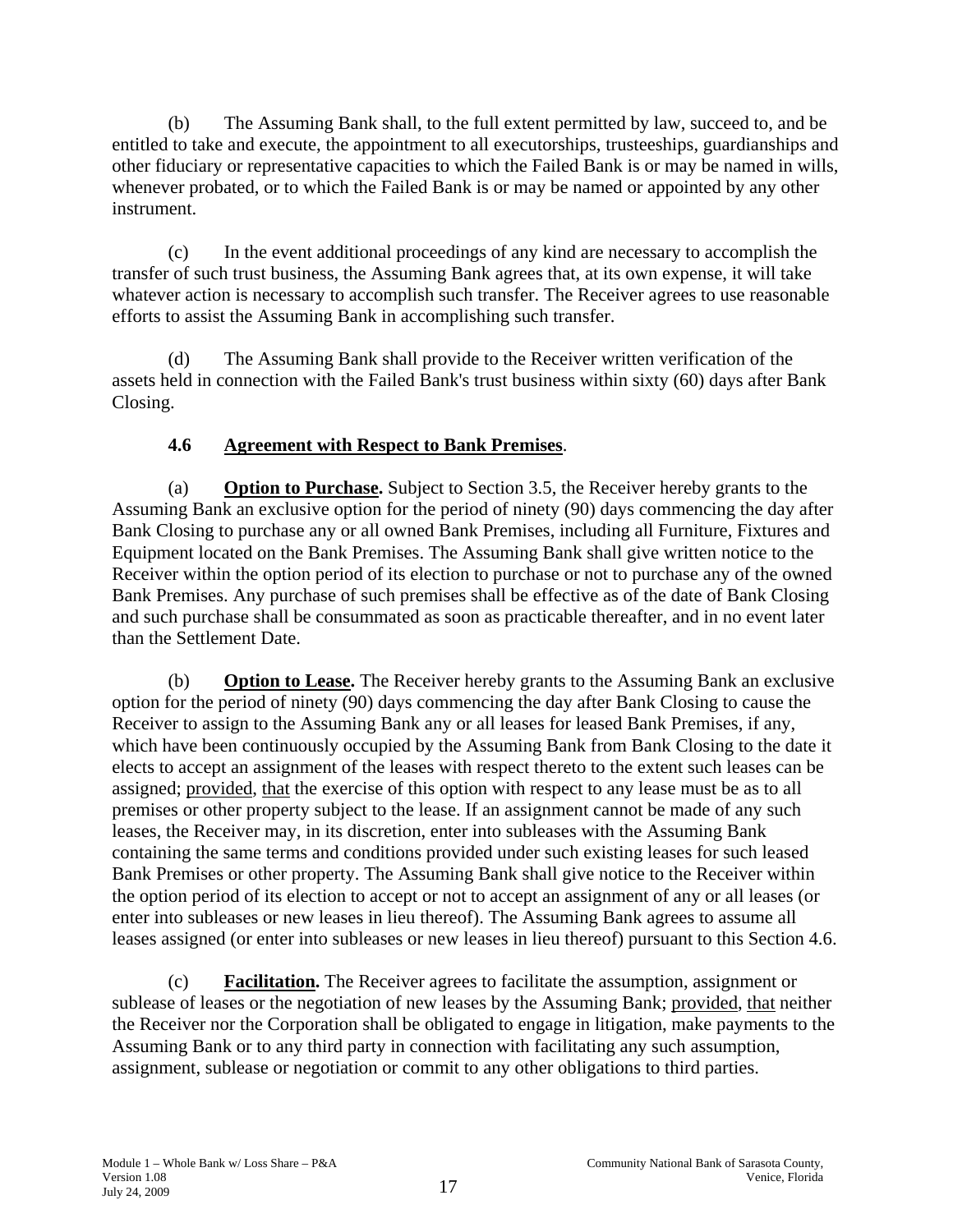(b) The Assuming Bank shall, to the full extent permitted by law, succeed to, and be entitled to take and execute, the appointment to all executorships, trusteeships, guardianships and other fiduciary or representative capacities to which the Failed Bank is or may be named in wills, whenever probated, or to which the Failed Bank is or may be named or appointed by any other instrument.

(c) In the event additional proceedings of any kind are necessary to accomplish the transfer of such trust business, the Assuming Bank agrees that, at its own expense, it will take whatever action is necessary to accomplish such transfer. The Receiver agrees to use reasonable efforts to assist the Assuming Bank in accomplishing such transfer.

(d) The Assuming Bank shall provide to the Receiver written verification of the assets held in connection with the Failed Bank's trust business within sixty (60) days after Bank Closing.

**4.6 Agreement with Respect to Bank Premises**.

(a) **Option to Purchase.** Subject to Section 3.5, the Receiver hereby grants to the Assuming Bank an exclusive option for the period of ninety (90) days commencing the day after Bank Closing to purchase any or all owned Bank Premises, including all Furniture, Fixtures and Equipment located on the Bank Premises. The Assuming Bank shall give written notice to the Receiver within the option period of its election to purchase or not to purchase any of the owned Bank Premises. Any purchase of such premises shall be effective as of the date of Bank Closing and such purchase shall be consummated as soon as practicable thereafter, and in no event later than the Settlement Date.

(b) **Option to Lease.** The Receiver hereby grants to the Assuming Bank an exclusive option for the period of ninety (90) days commencing the day after Bank Closing to cause the Receiver to assign to the Assuming Bank any or all leases for leased Bank Premises, if any, which have been continuously occupied by the Assuming Bank from Bank Closing to the date it elects to accept an assignment of the leases with respect thereto to the extent such leases can be assigned; provided, that the exercise of this option with respect to any lease must be as to all premises or other property subject to the lease. If an assignment cannot be made of any such leases, the Receiver may, in its discretion, enter into subleases with the Assuming Bank containing the same terms and conditions provided under such existing leases for such leased Bank Premises or other property. The Assuming Bank shall give notice to the Receiver within the option period of its election to accept or not to accept an assignment of any or all leases (or enter into subleases or new leases in lieu thereof). The Assuming Bank agrees to assume all leases assigned (or enter into subleases or new leases in lieu thereof) pursuant to this Section 4.6.

(c) **Facilitation.** The Receiver agrees to facilitate the assumption, assignment or sublease of leases or the negotiation of new leases by the Assuming Bank; provided, that neither the Receiver nor the Corporation shall be obligated to engage in litigation, make payments to the Assuming Bank or to any third party in connection with facilitating any such assumption, assignment, sublease or negotiation or commit to any other obligations to third parties.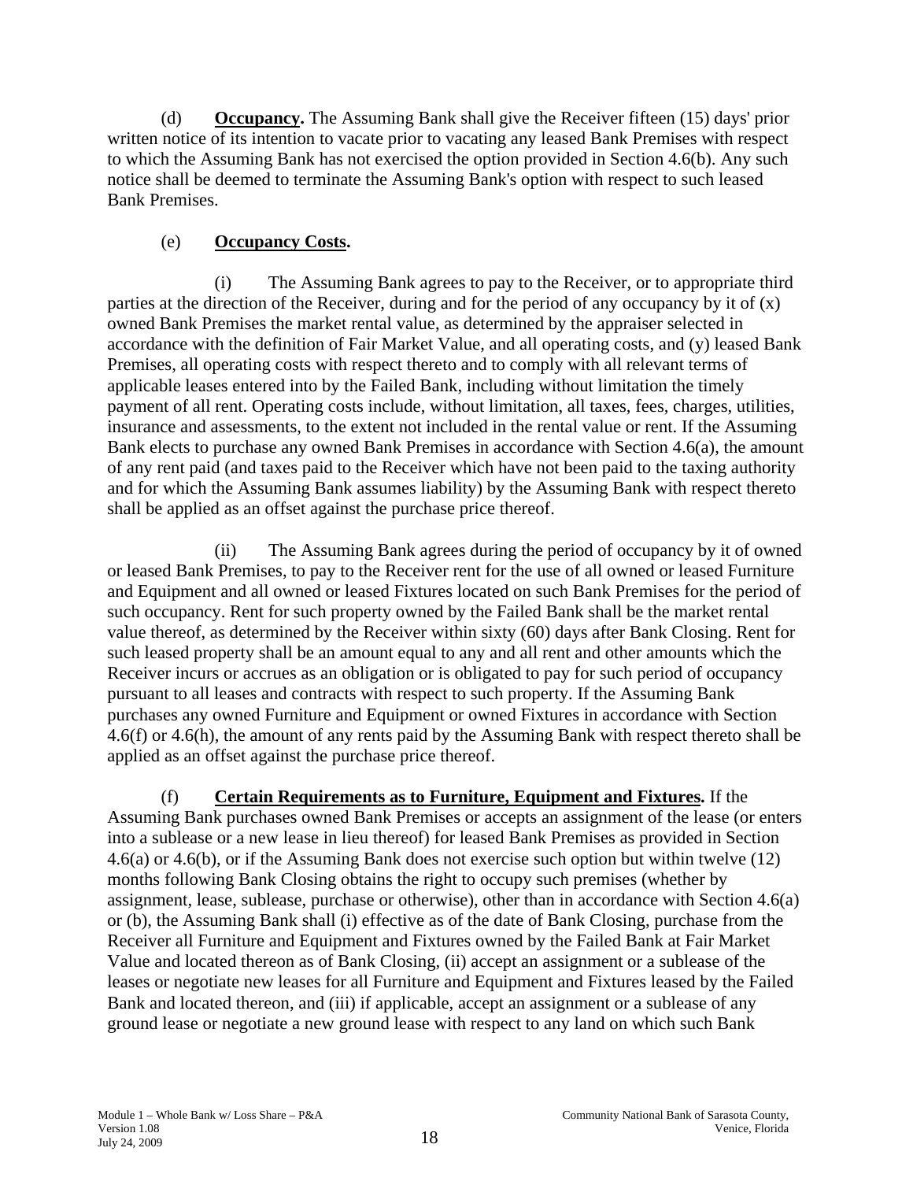(d) **Occupancy.** The Assuming Bank shall give the Receiver fifteen (15) days' prior written notice of its intention to vacate prior to vacating any leased Bank Premises with respect to which the Assuming Bank has not exercised the option provided in Section 4.6(b). Any such notice shall be deemed to terminate the Assuming Bank's option with respect to such leased Bank Premises.

(e) **Occupancy Costs.**

(i) The Assuming Bank agrees to pay to the Receiver, or to appropriate third parties at the direction of the Receiver, during and for the period of any occupancy by it of (x) owned Bank Premises the market rental value, as determined by the appraiser selected in accordance with the definition of Fair Market Value, and all operating costs, and (y) leased Bank Premises, all operating costs with respect thereto and to comply with all relevant terms of applicable leases entered into by the Failed Bank, including without limitation the timely payment of all rent. Operating costs include, without limitation, all taxes, fees, charges, utilities, insurance and assessments, to the extent not included in the rental value or rent. If the Assuming Bank elects to purchase any owned Bank Premises in accordance with Section 4.6(a), the amount of any rent paid (and taxes paid to the Receiver which have not been paid to the taxing authority and for which the Assuming Bank assumes liability) by the Assuming Bank with respect thereto shall be applied as an offset against the purchase price thereof.

(ii) The Assuming Bank agrees during the period of occupancy by it of owned or leased Bank Premises, to pay to the Receiver rent for the use of all owned or leased Furniture and Equipment and all owned or leased Fixtures located on such Bank Premises for the period of such occupancy. Rent for such property owned by the Failed Bank shall be the market rental value thereof, as determined by the Receiver within sixty (60) days after Bank Closing. Rent for such leased property shall be an amount equal to any and all rent and other amounts which the Receiver incurs or accrues as an obligation or is obligated to pay for such period of occupancy pursuant to all leases and contracts with respect to such property. If the Assuming Bank purchases any owned Furniture and Equipment or owned Fixtures in accordance with Section 4.6(f) or 4.6(h), the amount of any rents paid by the Assuming Bank with respect thereto shall be applied as an offset against the purchase price thereof.

(f) **Certain Requirements as to Furniture, Equipment and Fixtures.** If the Assuming Bank purchases owned Bank Premises or accepts an assignment of the lease (or enters into a sublease or a new lease in lieu thereof) for leased Bank Premises as provided in Section 4.6(a) or 4.6(b), or if the Assuming Bank does not exercise such option but within twelve (12) months following Bank Closing obtains the right to occupy such premises (whether by assignment, lease, sublease, purchase or otherwise), other than in accordance with Section 4.6(a) or (b), the Assuming Bank shall (i) effective as of the date of Bank Closing, purchase from the Receiver all Furniture and Equipment and Fixtures owned by the Failed Bank at Fair Market Value and located thereon as of Bank Closing, (ii) accept an assignment or a sublease of the leases or negotiate new leases for all Furniture and Equipment and Fixtures leased by the Failed Bank and located thereon, and (iii) if applicable, accept an assignment or a sublease of any ground lease or negotiate a new ground lease with respect to any land on which such Bank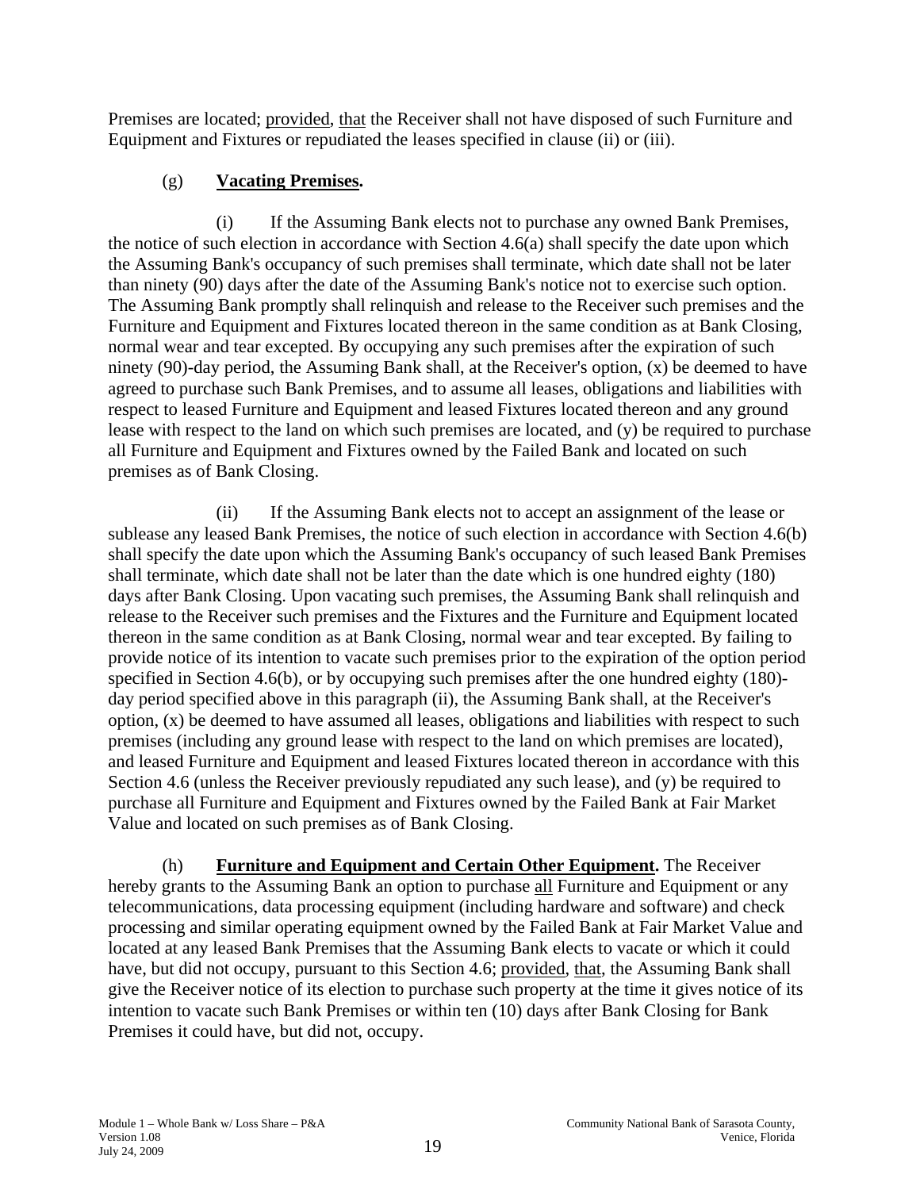Premises are located; provided, that the Receiver shall not have disposed of such Furniture and Equipment and Fixtures or repudiated the leases specified in clause (ii) or (iii).

(g) **Vacating Premises.**

(i) If the Assuming Bank elects not to purchase any owned Bank Premises, the notice of such election in accordance with Section 4.6(a) shall specify the date upon which the Assuming Bank's occupancy of such premises shall terminate, which date shall not be later than ninety (90) days after the date of the Assuming Bank's notice not to exercise such option. The Assuming Bank promptly shall relinquish and release to the Receiver such premises and the Furniture and Equipment and Fixtures located thereon in the same condition as at Bank Closing, normal wear and tear excepted. By occupying any such premises after the expiration of such ninety (90)-day period, the Assuming Bank shall, at the Receiver's option, (x) be deemed to have agreed to purchase such Bank Premises, and to assume all leases, obligations and liabilities with respect to leased Furniture and Equipment and leased Fixtures located thereon and any ground lease with respect to the land on which such premises are located, and (y) be required to purchase all Furniture and Equipment and Fixtures owned by the Failed Bank and located on such premises as of Bank Closing.

(ii) If the Assuming Bank elects not to accept an assignment of the lease or sublease any leased Bank Premises, the notice of such election in accordance with Section 4.6(b) shall specify the date upon which the Assuming Bank's occupancy of such leased Bank Premises shall terminate, which date shall not be later than the date which is one hundred eighty (180) days after Bank Closing. Upon vacating such premises, the Assuming Bank shall relinquish and release to the Receiver such premises and the Fixtures and the Furniture and Equipment located thereon in the same condition as at Bank Closing, normal wear and tear excepted. By failing to provide notice of its intention to vacate such premises prior to the expiration of the option period specified in Section 4.6(b), or by occupying such premises after the one hundred eighty (180)-day period specified above in this paragraph (ii), the Assuming Bank shall, at the Receiver's option, (x) be deemed to have assumed all leases, obligations and liabilities with respect to such premises (including any ground lease with respect to the land on which premises are located), and leased Furniture and Equipment and leased Fixtures located thereon in accordance with this Section 4.6 (unless the Receiver previously repudiated any such lease), and (y) be required to purchase all Furniture and Equipment and Fixtures owned by the Failed Bank at Fair Market Value and located on such premises as of Bank Closing.

(h) **Furniture and Equipment and Certain Other Equipment.** The Receiver hereby grants to the Assuming Bank an option to purchase all Furniture and Equipment or any telecommunications, data processing equipment (including hardware and software) and check processing and similar operating equipment owned by the Failed Bank at Fair Market Value and located at any leased Bank Premises that the Assuming Bank elects to vacate or which it could have, but did not occupy, pursuant to this Section 4.6; provided, that, the Assuming Bank shall give the Receiver notice of its election to purchase such property at the time it gives notice of its intention to vacate such Bank Premises or within ten (10) days after Bank Closing for Bank Premises it could have, but did not, occupy.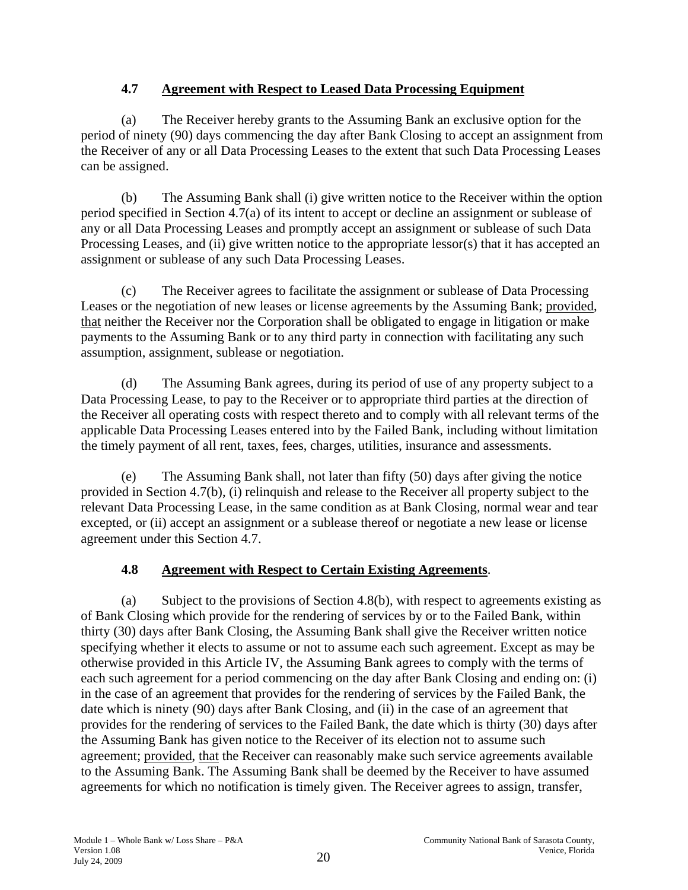### 4.7 Agreement with Respect to Leased Data Processing Equipment

(a) The Receiver hereby grants to the Assuming Bank an exclusive option for the period of ninety (90) days commencing the day after Bank Closing to accept an assignment from the Receiver of any or all Data Processing Leases to the extent that such Data Processing Leases can be assigned.

(b) The Assuming Bank shall (i) give written notice to the Receiver within the option period specified in Section 4.7(a) of its intent to accept or decline an assignment or sublease of any or all Data Processing Leases and promptly accept an assignment or sublease of such Data Processing Leases, and (ii) give written notice to the appropriate lessor(s) that it has accepted an assignment or sublease of any such Data Processing Leases.

(c) The Receiver agrees to facilitate the assignment or sublease of Data Processing Leases or the negotiation of new leases or license agreements by the Assuming Bank; provided, that neither the Receiver nor the Corporation shall be obligated to engage in litigation or make payments to the Assuming Bank or to any third party in connection with facilitating any such assumption, assignment, sublease or negotiation.

(d) The Assuming Bank agrees, during its period of use of any property subject to a Data Processing Lease, to pay to the Receiver or to appropriate third parties at the direction of the Receiver all operating costs with respect thereto and to comply with all relevant terms of the applicable Data Processing Leases entered into by the Failed Bank, including without limitation the timely payment of all rent, taxes, fees, charges, utilities, insurance and assessments.

(e) The Assuming Bank shall, not later than fifty (50) days after giving the notice provided in Section 4.7(b), (i) relinquish and release to the Receiver all property subject to the relevant Data Processing Lease, in the same condition as at Bank Closing, normal wear and tear excepted, or (ii) accept an assignment or a sublease thereof or negotiate a new lease or license agreement under this Section 4.7.

### 4.8 Agreement with Respect to Certain Existing Agreements.

(a) Subject to the provisions of Section 4.8(b), with respect to agreements existing as of Bank Closing which provide for the rendering of services by or to the Failed Bank, within thirty (30) days after Bank Closing, the Assuming Bank shall give the Receiver written notice specifying whether it elects to assume or not to assume each such agreement. Except as may be otherwise provided in this Article IV, the Assuming Bank agrees to comply with the terms of each such agreement for a period commencing on the day after Bank Closing and ending on: (i) in the case of an agreement that provides for the rendering of services by the Failed Bank, the date which is ninety (90) days after Bank Closing, and (ii) in the case of an agreement that provides for the rendering of services to the Failed Bank, the date which is thirty (30) days after the Assuming Bank has given notice to the Receiver of its election not to assume such agreement; provided, that the Receiver can reasonably make such service agreements available to the Assuming Bank. The Assuming Bank shall be deemed by the Receiver to have assumed agreements for which no notification is timely given. The Receiver agrees to assign, transfer,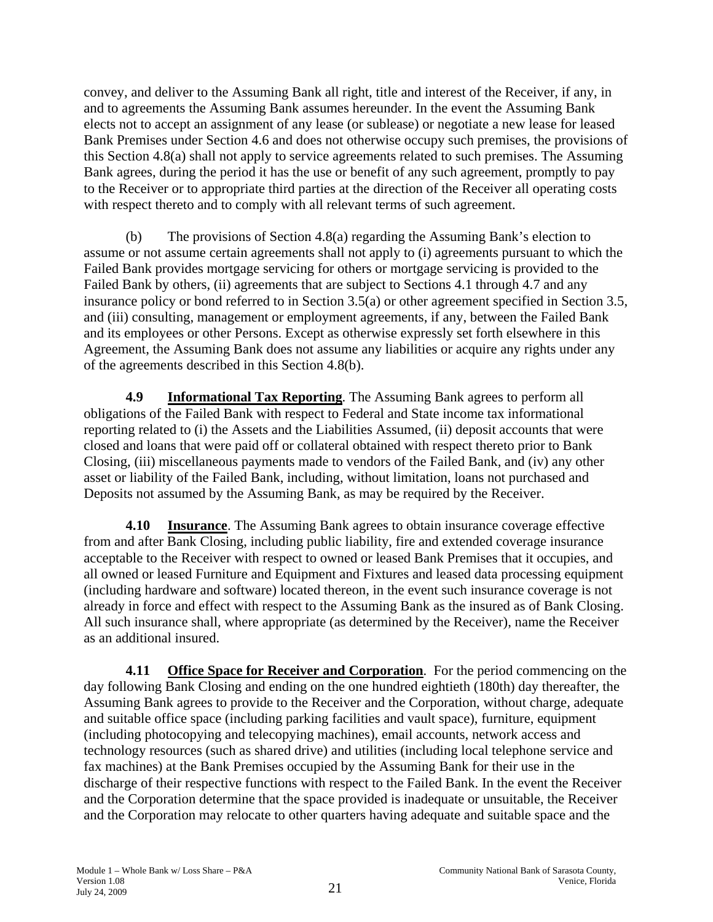convey, and deliver to the Assuming Bank all right, title and interest of the Receiver, if any, in and to agreements the Assuming Bank assumes hereunder. In the event the Assuming Bank elects not to accept an assignment of any lease (or sublease) or negotiate a new lease for leased Bank Premises under Section 4.6 and does not otherwise occupy such premises, the provisions of this Section 4.8(a) shall not apply to service agreements related to such premises. The Assuming Bank agrees, during the period it has the use or benefit of any such agreement, promptly to pay to the Receiver or to appropriate third parties at the direction of the Receiver all operating costs with respect thereto and to comply with all relevant terms of such agreement.

(b) The provisions of Section 4.8(a) regarding the Assuming Bank's election to assume or not assume certain agreements shall not apply to (i) agreements pursuant to which the Failed Bank provides mortgage servicing for others or mortgage servicing is provided to the Failed Bank by others, (ii) agreements that are subject to Sections 4.1 through 4.7 and any insurance policy or bond referred to in Section 3.5(a) or other agreement specified in Section 3.5, and (iii) consulting, management or employment agreements, if any, between the Failed Bank and its employees or other Persons. Except as otherwise expressly set forth elsewhere in this Agreement, the Assuming Bank does not assume any liabilities or acquire any rights under any of the agreements described in this Section 4.8(b).

**4.9 Informational Tax Reporting**. The Assuming Bank agrees to perform all obligations of the Failed Bank with respect to Federal and State income tax informational reporting related to (i) the Assets and the Liabilities Assumed, (ii) deposit accounts that were closed and loans that were paid off or collateral obtained with respect thereto prior to Bank Closing, (iii) miscellaneous payments made to vendors of the Failed Bank, and (iv) any other asset or liability of the Failed Bank, including, without limitation, loans not purchased and Deposits not assumed by the Assuming Bank, as may be required by the Receiver.

**4.10 Insurance**. The Assuming Bank agrees to obtain insurance coverage effective from and after Bank Closing, including public liability, fire and extended coverage insurance acceptable to the Receiver with respect to owned or leased Bank Premises that it occupies, and all owned or leased Furniture and Equipment and Fixtures and leased data processing equipment (including hardware and software) located thereon, in the event such insurance coverage is not already in force and effect with respect to the Assuming Bank as the insured as of Bank Closing. All such insurance shall, where appropriate (as determined by the Receiver), name the Receiver as an additional insured.

**4.11 Office Space for Receiver and Corporation**. For the period commencing on the day following Bank Closing and ending on the one hundred eightieth (180th) day thereafter, the Assuming Bank agrees to provide to the Receiver and the Corporation, without charge, adequate and suitable office space (including parking facilities and vault space), furniture, equipment (including photocopying and telecopying machines), email accounts, network access and technology resources (such as shared drive) and utilities (including local telephone service and fax machines) at the Bank Premises occupied by the Assuming Bank for their use in the discharge of their respective functions with respect to the Failed Bank. In the event the Receiver and the Corporation determine that the space provided is inadequate or unsuitable, the Receiver and the Corporation may relocate to other quarters having adequate and suitable space and the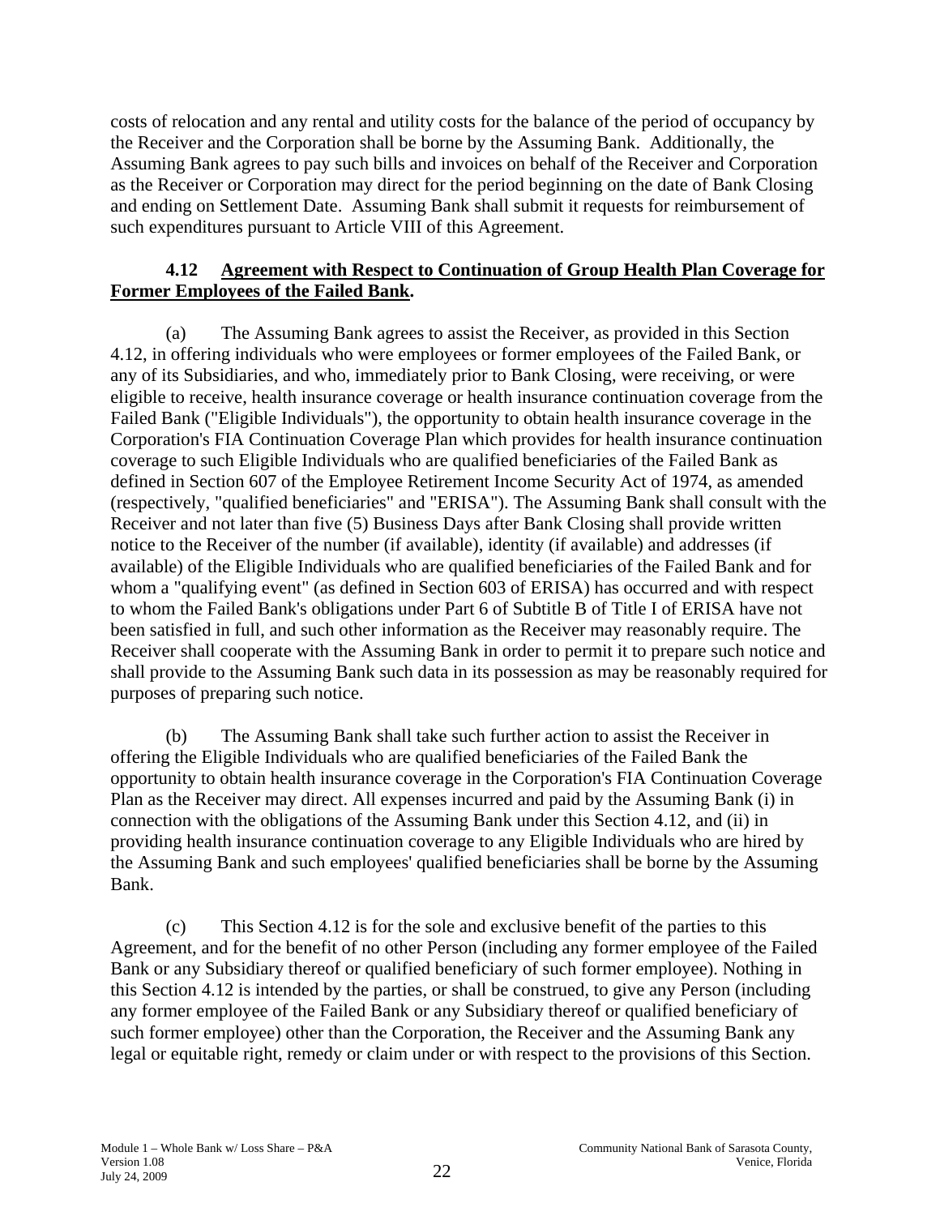costs of relocation and any rental and utility costs for the balance of the period of occupancy by the Receiver and the Corporation shall be borne by the Assuming Bank. Additionally, the Assuming Bank agrees to pay such bills and invoices on behalf of the Receiver and Corporation as the Receiver or Corporation may direct for the period beginning on the date of Bank Closing and ending on Settlement Date. Assuming Bank shall submit it requests for reimbursement of such expenditures pursuant to Article VIII of this Agreement.

**4.12 Agreement with Respect to Continuation of Group Health Plan Coverage for Former Employees of the Failed Bank.**

(a) The Assuming Bank agrees to assist the Receiver, as provided in this Section 4.12, in offering individuals who were employees or former employees of the Failed Bank, or any of its Subsidiaries, and who, immediately prior to Bank Closing, were receiving, or were eligible to receive, health insurance coverage or health insurance continuation coverage from the Failed Bank ("Eligible Individuals"), the opportunity to obtain health insurance coverage in the Corporation's FIA Continuation Coverage Plan which provides for health insurance continuation coverage to such Eligible Individuals who are qualified beneficiaries of the Failed Bank as defined in Section 607 of the Employee Retirement Income Security Act of 1974, as amended (respectively, "qualified beneficiaries" and "ERISA"). The Assuming Bank shall consult with the Receiver and not later than five (5) Business Days after Bank Closing shall provide written notice to the Receiver of the number (if available), identity (if available) and addresses (if available) of the Eligible Individuals who are qualified beneficiaries of the Failed Bank and for whom a "qualifying event" (as defined in Section 603 of ERISA) has occurred and with respect to whom the Failed Bank's obligations under Part 6 of Subtitle B of Title I of ERISA have not been satisfied in full, and such other information as the Receiver may reasonably require. The Receiver shall cooperate with the Assuming Bank in order to permit it to prepare such notice and shall provide to the Assuming Bank such data in its possession as may be reasonably required for purposes of preparing such notice.

(b) The Assuming Bank shall take such further action to assist the Receiver in offering the Eligible Individuals who are qualified beneficiaries of the Failed Bank the opportunity to obtain health insurance coverage in the Corporation's FIA Continuation Coverage Plan as the Receiver may direct. All expenses incurred and paid by the Assuming Bank (i) in connection with the obligations of the Assuming Bank under this Section 4.12, and (ii) in providing health insurance continuation coverage to any Eligible Individuals who are hired by the Assuming Bank and such employees' qualified beneficiaries shall be borne by the Assuming Bank.

(c) This Section 4.12 is for the sole and exclusive benefit of the parties to this Agreement, and for the benefit of no other Person (including any former employee of the Failed Bank or any Subsidiary thereof or qualified beneficiary of such former employee). Nothing in this Section 4.12 is intended by the parties, or shall be construed, to give any Person (including any former employee of the Failed Bank or any Subsidiary thereof or qualified beneficiary of such former employee) other than the Corporation, the Receiver and the Assuming Bank any legal or equitable right, remedy or claim under or with respect to the provisions of this Section.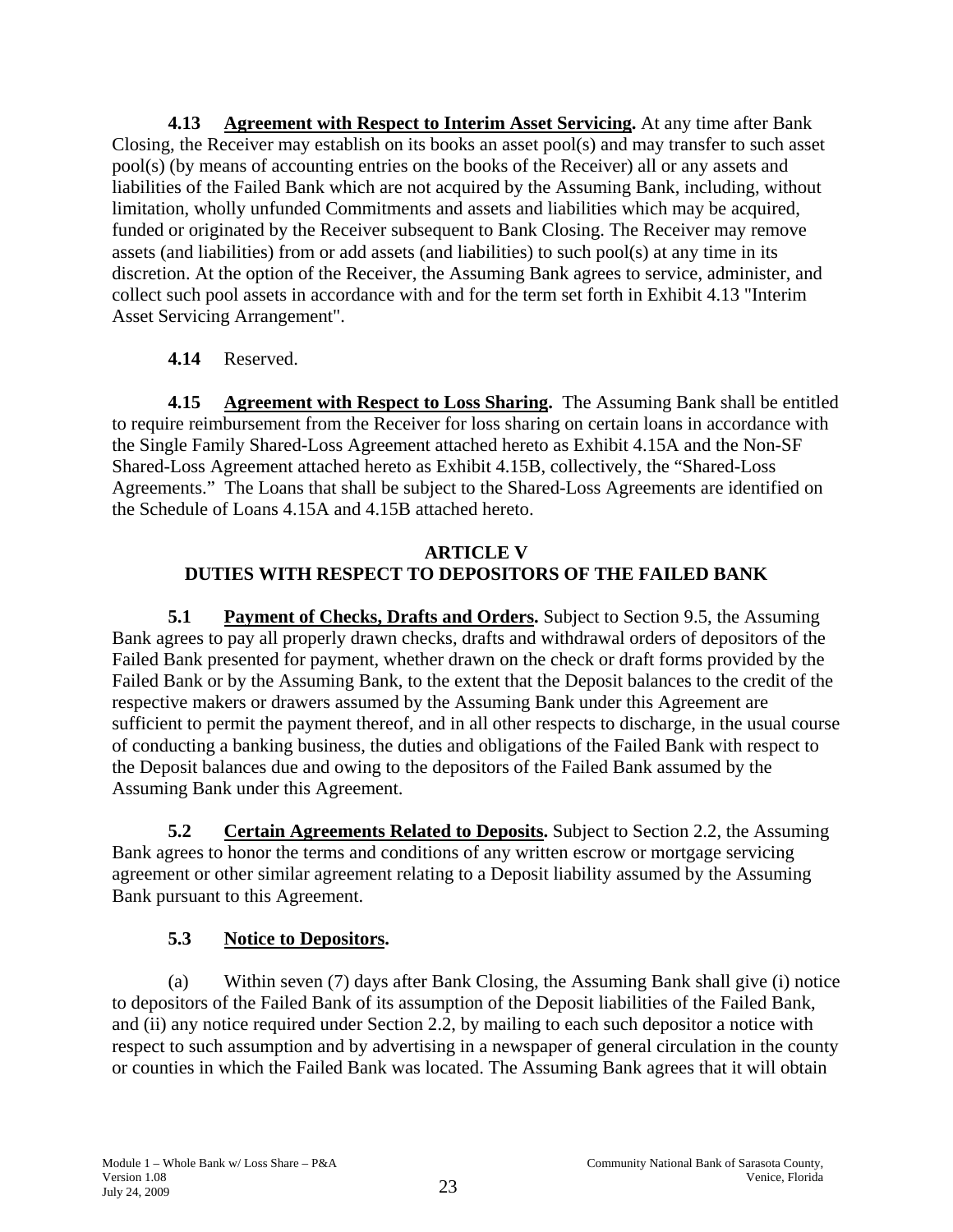**4.13 Agreement with Respect to Interim Asset Servicing.** At any time after Bank Closing, the Receiver may establish on its books an asset pool(s) and may transfer to such asset pool(s) (by means of accounting entries on the books of the Receiver) all or any assets and liabilities of the Failed Bank which are not acquired by the Assuming Bank, including, without limitation, wholly unfunded Commitments and assets and liabilities which may be acquired, funded or originated by the Receiver subsequent to Bank Closing. The Receiver may remove assets (and liabilities) from or add assets (and liabilities) to such pool(s) at any time in its discretion. At the option of the Receiver, the Assuming Bank agrees to service, administer, and collect such pool assets in accordance with and for the term set forth in Exhibit 4.13 "Interim Asset Servicing Arrangement".

**4.14** Reserved.

**4.15 Agreement with Respect to Loss Sharing.** The Assuming Bank shall be entitled to require reimbursement from the Receiver for loss sharing on certain loans in accordance with the Single Family Shared-Loss Agreement attached hereto as Exhibit 4.15A and the Non-SF Shared-Loss Agreement attached hereto as Exhibit 4.15B, collectively, the "Shared-Loss Agreements." The Loans that shall be subject to the Shared-Loss Agreements are identified on the Schedule of Loans 4.15A and 4.15B attached hereto.

## ARTICLE V
## DUTIES WITH RESPECT TO DEPOSITORS OF THE FAILED BANK

**5.1 Payment of Checks, Drafts and Orders.** Subject to Section 9.5, the Assuming Bank agrees to pay all properly drawn checks, drafts and withdrawal orders of depositors of the Failed Bank presented for payment, whether drawn on the check or draft forms provided by the Failed Bank or by the Assuming Bank, to the extent that the Deposit balances to the credit of the respective makers or drawers assumed by the Assuming Bank under this Agreement are sufficient to permit the payment thereof, and in all other respects to discharge, in the usual course of conducting a banking business, the duties and obligations of the Failed Bank with respect to the Deposit balances due and owing to the depositors of the Failed Bank assumed by the Assuming Bank under this Agreement.

**5.2 Certain Agreements Related to Deposits.** Subject to Section 2.2, the Assuming Bank agrees to honor the terms and conditions of any written escrow or mortgage servicing agreement or other similar agreement relating to a Deposit liability assumed by the Assuming Bank pursuant to this Agreement.

**5.3 Notice to Depositors.**

(a) Within seven (7) days after Bank Closing, the Assuming Bank shall give (i) notice to depositors of the Failed Bank of its assumption of the Deposit liabilities of the Failed Bank, and (ii) any notice required under Section 2.2, by mailing to each such depositor a notice with respect to such assumption and by advertising in a newspaper of general circulation in the county or counties in which the Failed Bank was located. The Assuming Bank agrees that it will obtain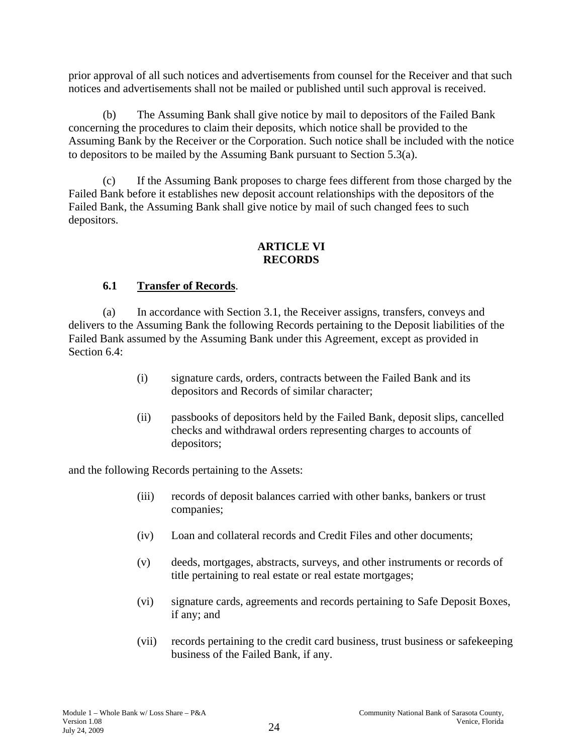prior approval of all such notices and advertisements from counsel for the Receiver and that such notices and advertisements shall not be mailed or published until such approval is received.

(b) The Assuming Bank shall give notice by mail to depositors of the Failed Bank concerning the procedures to claim their deposits, which notice shall be provided to the Assuming Bank by the Receiver or the Corporation. Such notice shall be included with the notice to depositors to be mailed by the Assuming Bank pursuant to Section 5.3(a).

(c) If the Assuming Bank proposes to charge fees different from those charged by the Failed Bank before it establishes new deposit account relationships with the depositors of the Failed Bank, the Assuming Bank shall give notice by mail of such changed fees to such depositors.

## ARTICLE VI
## RECORDS

### 6.1 Transfer of Records.

(a) In accordance with Section 3.1, the Receiver assigns, transfers, conveys and delivers to the Assuming Bank the following Records pertaining to the Deposit liabilities of the Failed Bank assumed by the Assuming Bank under this Agreement, except as provided in Section 6.4:

(i) signature cards, orders, contracts between the Failed Bank and its depositors and Records of similar character;

(ii) passbooks of depositors held by the Failed Bank, deposit slips, cancelled checks and withdrawal orders representing charges to accounts of depositors;

and the following Records pertaining to the Assets:

(iii) records of deposit balances carried with other banks, bankers or trust companies;

(iv) Loan and collateral records and Credit Files and other documents;

(v) deeds, mortgages, abstracts, surveys, and other instruments or records of title pertaining to real estate or real estate mortgages;

(vi) signature cards, agreements and records pertaining to Safe Deposit Boxes, if any; and

(vii) records pertaining to the credit card business, trust business or safekeeping business of the Failed Bank, if any.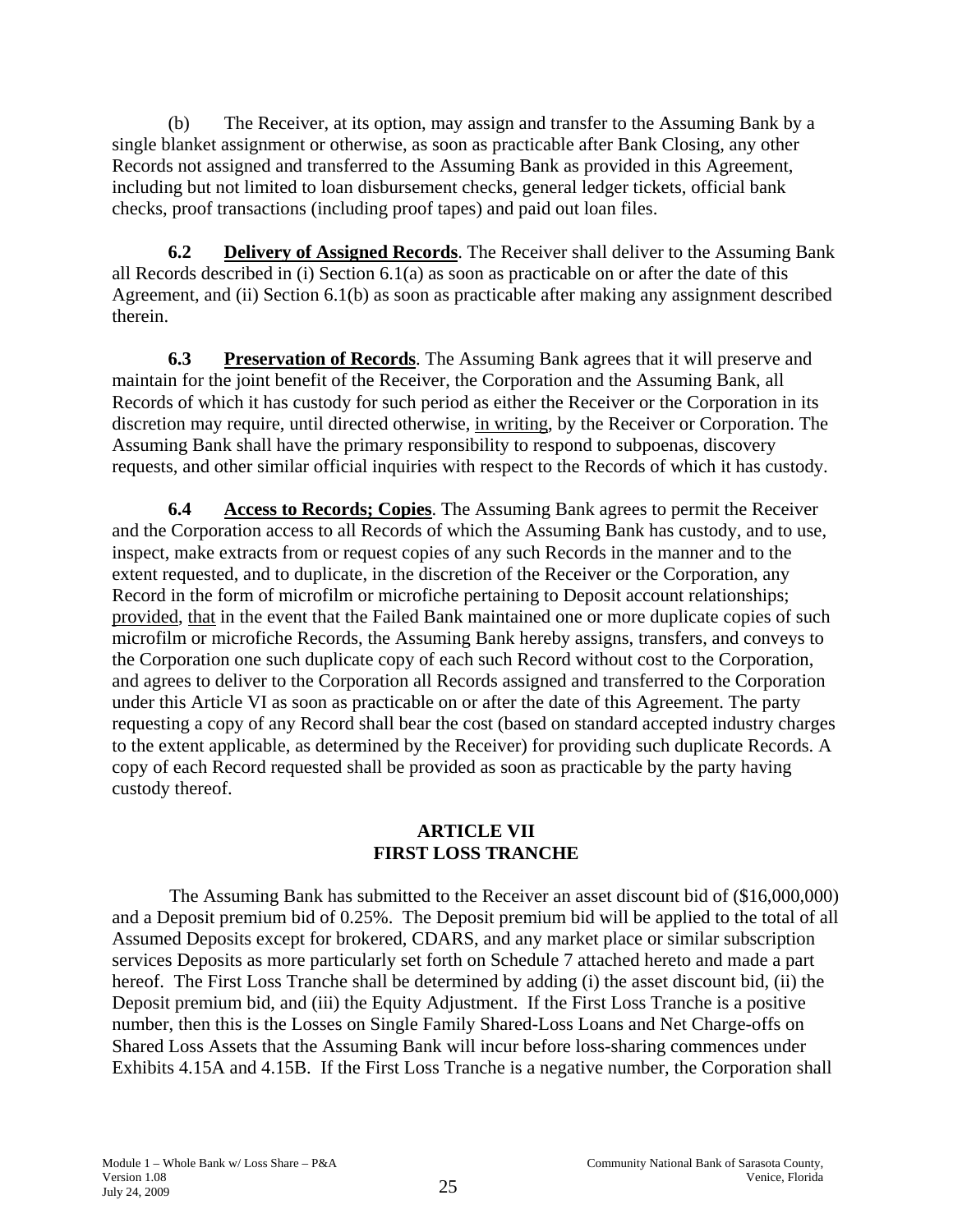(b) The Receiver, at its option, may assign and transfer to the Assuming Bank by a single blanket assignment or otherwise, as soon as practicable after Bank Closing, any other Records not assigned and transferred to the Assuming Bank as provided in this Agreement, including but not limited to loan disbursement checks, general ledger tickets, official bank checks, proof transactions (including proof tapes) and paid out loan files.

**6.2 Delivery of Assigned Records**. The Receiver shall deliver to the Assuming Bank all Records described in (i) Section 6.1(a) as soon as practicable on or after the date of this Agreement, and (ii) Section 6.1(b) as soon as practicable after making any assignment described therein.

**6.3 Preservation of Records**. The Assuming Bank agrees that it will preserve and maintain for the joint benefit of the Receiver, the Corporation and the Assuming Bank, all Records of which it has custody for such period as either the Receiver or the Corporation in its discretion may require, until directed otherwise, in writing, by the Receiver or Corporation. The Assuming Bank shall have the primary responsibility to respond to subpoenas, discovery requests, and other similar official inquiries with respect to the Records of which it has custody.

**6.4 Access to Records; Copies**. The Assuming Bank agrees to permit the Receiver and the Corporation access to all Records of which the Assuming Bank has custody, and to use, inspect, make extracts from or request copies of any such Records in the manner and to the extent requested, and to duplicate, in the discretion of the Receiver or the Corporation, any Record in the form of microfilm or microfiche pertaining to Deposit account relationships; provided, that in the event that the Failed Bank maintained one or more duplicate copies of such microfilm or microfiche Records, the Assuming Bank hereby assigns, transfers, and conveys to the Corporation one such duplicate copy of each such Record without cost to the Corporation, and agrees to deliver to the Corporation all Records assigned and transferred to the Corporation under this Article VI as soon as practicable on or after the date of this Agreement. The party requesting a copy of any Record shall bear the cost (based on standard accepted industry charges to the extent applicable, as determined by the Receiver) for providing such duplicate Records. A copy of each Record requested shall be provided as soon as practicable by the party having custody thereof.

## ARTICLE VII
## FIRST LOSS TRANCHE

The Assuming Bank has submitted to the Receiver an asset discount bid of ($16,000,000) and a Deposit premium bid of 0.25%. The Deposit premium bid will be applied to the total of all Assumed Deposits except for brokered, CDARS, and any market place or similar subscription services Deposits as more particularly set forth on Schedule 7 attached hereto and made a part hereof. The First Loss Tranche shall be determined by adding (i) the asset discount bid, (ii) the Deposit premium bid, and (iii) the Equity Adjustment. If the First Loss Tranche is a positive number, then this is the Losses on Single Family Shared-Loss Loans and Net Charge-offs on Shared Loss Assets that the Assuming Bank will incur before loss-sharing commences under Exhibits 4.15A and 4.15B. If the First Loss Tranche is a negative number, the Corporation shall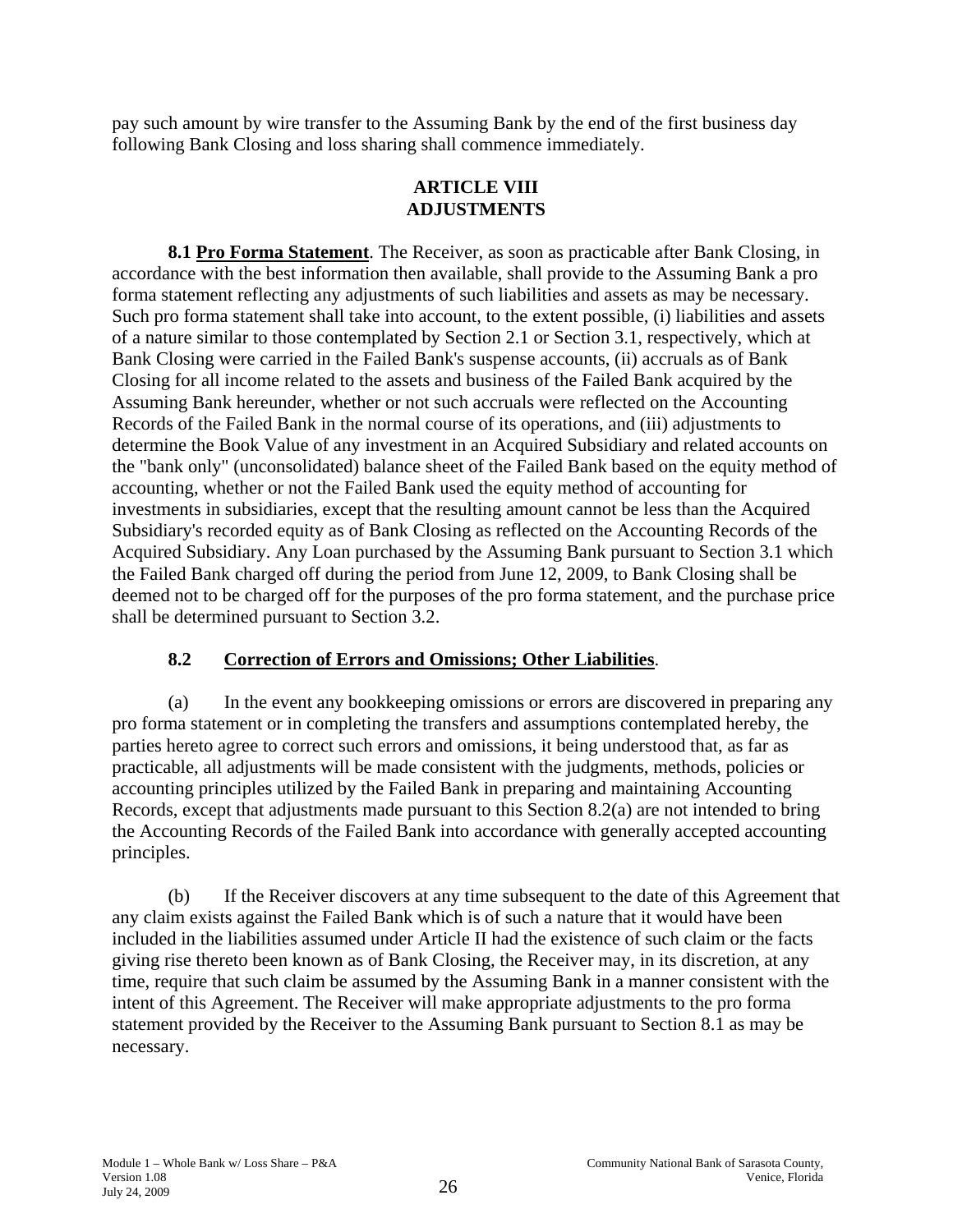pay such amount by wire transfer to the Assuming Bank by the end of the first business day following Bank Closing and loss sharing shall commence immediately.

## ARTICLE VIII
## ADJUSTMENTS

**8.1 Pro Forma Statement**. The Receiver, as soon as practicable after Bank Closing, in accordance with the best information then available, shall provide to the Assuming Bank a pro forma statement reflecting any adjustments of such liabilities and assets as may be necessary. Such pro forma statement shall take into account, to the extent possible, (i) liabilities and assets of a nature similar to those contemplated by Section 2.1 or Section 3.1, respectively, which at Bank Closing were carried in the Failed Bank's suspense accounts, (ii) accruals as of Bank Closing for all income related to the assets and business of the Failed Bank acquired by the Assuming Bank hereunder, whether or not such accruals were reflected on the Accounting Records of the Failed Bank in the normal course of its operations, and (iii) adjustments to determine the Book Value of any investment in an Acquired Subsidiary and related accounts on the "bank only" (unconsolidated) balance sheet of the Failed Bank based on the equity method of accounting, whether or not the Failed Bank used the equity method of accounting for investments in subsidiaries, except that the resulting amount cannot be less than the Acquired Subsidiary's recorded equity as of Bank Closing as reflected on the Accounting Records of the Acquired Subsidiary. Any Loan purchased by the Assuming Bank pursuant to Section 3.1 which the Failed Bank charged off during the period from June 12, 2009, to Bank Closing shall be deemed not to be charged off for the purposes of the pro forma statement, and the purchase price shall be determined pursuant to Section 3.2.

### 8.2 Correction of Errors and Omissions; Other Liabilities.

(a) In the event any bookkeeping omissions or errors are discovered in preparing any pro forma statement or in completing the transfers and assumptions contemplated hereby, the parties hereto agree to correct such errors and omissions, it being understood that, as far as practicable, all adjustments will be made consistent with the judgments, methods, policies or accounting principles utilized by the Failed Bank in preparing and maintaining Accounting Records, except that adjustments made pursuant to this Section 8.2(a) are not intended to bring the Accounting Records of the Failed Bank into accordance with generally accepted accounting principles.

(b) If the Receiver discovers at any time subsequent to the date of this Agreement that any claim exists against the Failed Bank which is of such a nature that it would have been included in the liabilities assumed under Article II had the existence of such claim or the facts giving rise thereto been known as of Bank Closing, the Receiver may, in its discretion, at any time, require that such claim be assumed by the Assuming Bank in a manner consistent with the intent of this Agreement. The Receiver will make appropriate adjustments to the pro forma statement provided by the Receiver to the Assuming Bank pursuant to Section 8.1 as may be necessary.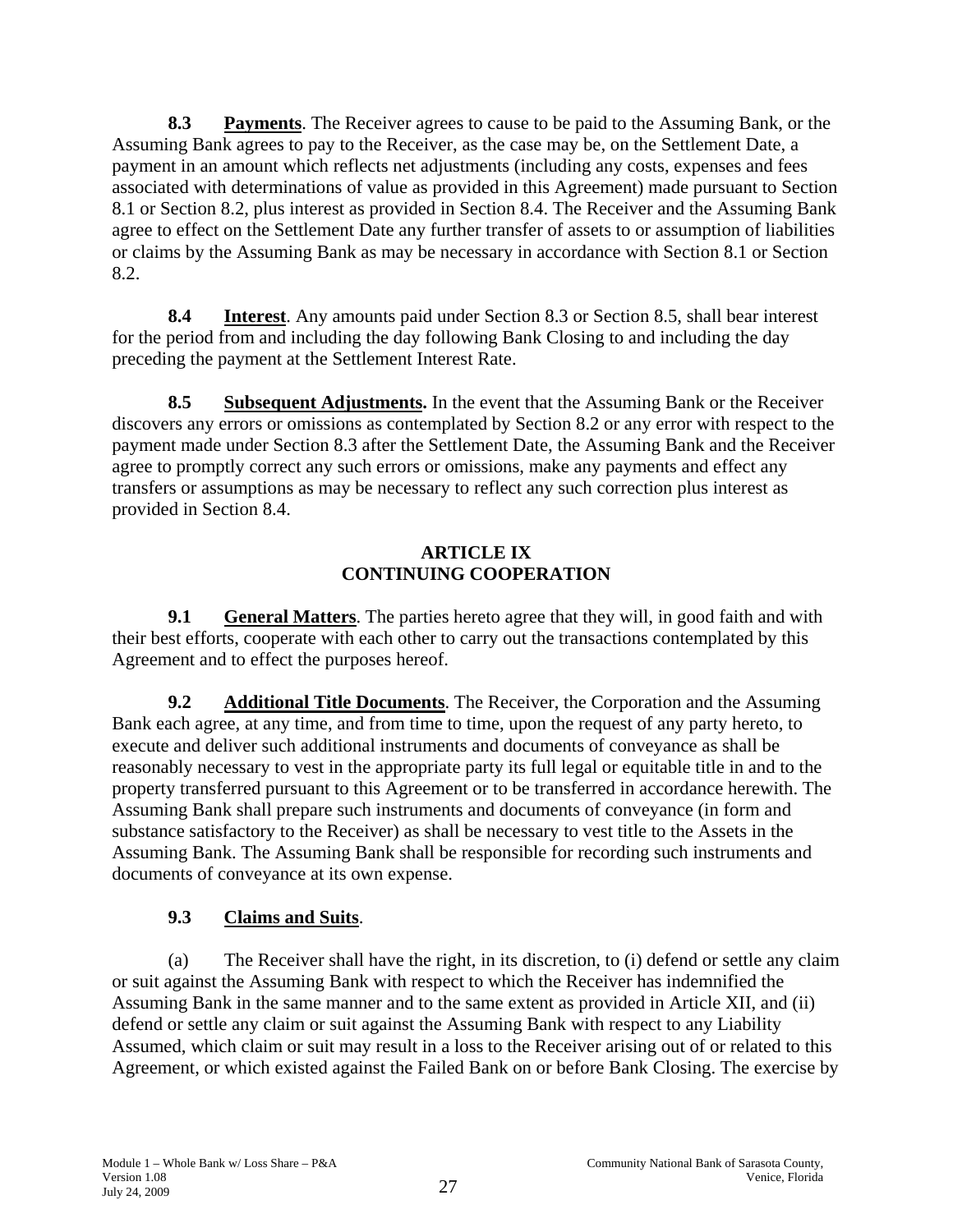**8.3 Payments**. The Receiver agrees to cause to be paid to the Assuming Bank, or the Assuming Bank agrees to pay to the Receiver, as the case may be, on the Settlement Date, a payment in an amount which reflects net adjustments (including any costs, expenses and fees associated with determinations of value as provided in this Agreement) made pursuant to Section 8.1 or Section 8.2, plus interest as provided in Section 8.4. The Receiver and the Assuming Bank agree to effect on the Settlement Date any further transfer of assets to or assumption of liabilities or claims by the Assuming Bank as may be necessary in accordance with Section 8.1 or Section 8.2.

**8.4 Interest**. Any amounts paid under Section 8.3 or Section 8.5, shall bear interest for the period from and including the day following Bank Closing to and including the day preceding the payment at the Settlement Interest Rate.

**8.5 Subsequent Adjustments.** In the event that the Assuming Bank or the Receiver discovers any errors or omissions as contemplated by Section 8.2 or any error with respect to the payment made under Section 8.3 after the Settlement Date, the Assuming Bank and the Receiver agree to promptly correct any such errors or omissions, make any payments and effect any transfers or assumptions as may be necessary to reflect any such correction plus interest as provided in Section 8.4.

## ARTICLE IX
## CONTINUING COOPERATION

**9.1 General Matters**. The parties hereto agree that they will, in good faith and with their best efforts, cooperate with each other to carry out the transactions contemplated by this Agreement and to effect the purposes hereof.

**9.2 Additional Title Documents**. The Receiver, the Corporation and the Assuming Bank each agree, at any time, and from time to time, upon the request of any party hereto, to execute and deliver such additional instruments and documents of conveyance as shall be reasonably necessary to vest in the appropriate party its full legal or equitable title in and to the property transferred pursuant to this Agreement or to be transferred in accordance herewith. The Assuming Bank shall prepare such instruments and documents of conveyance (in form and substance satisfactory to the Receiver) as shall be necessary to vest title to the Assets in the Assuming Bank. The Assuming Bank shall be responsible for recording such instruments and documents of conveyance at its own expense.

**9.3 Claims and Suits**.

(a) The Receiver shall have the right, in its discretion, to (i) defend or settle any claim or suit against the Assuming Bank with respect to which the Receiver has indemnified the Assuming Bank in the same manner and to the same extent as provided in Article XII, and (ii) defend or settle any claim or suit against the Assuming Bank with respect to any Liability Assumed, which claim or suit may result in a loss to the Receiver arising out of or related to this Agreement, or which existed against the Failed Bank on or before Bank Closing. The exercise by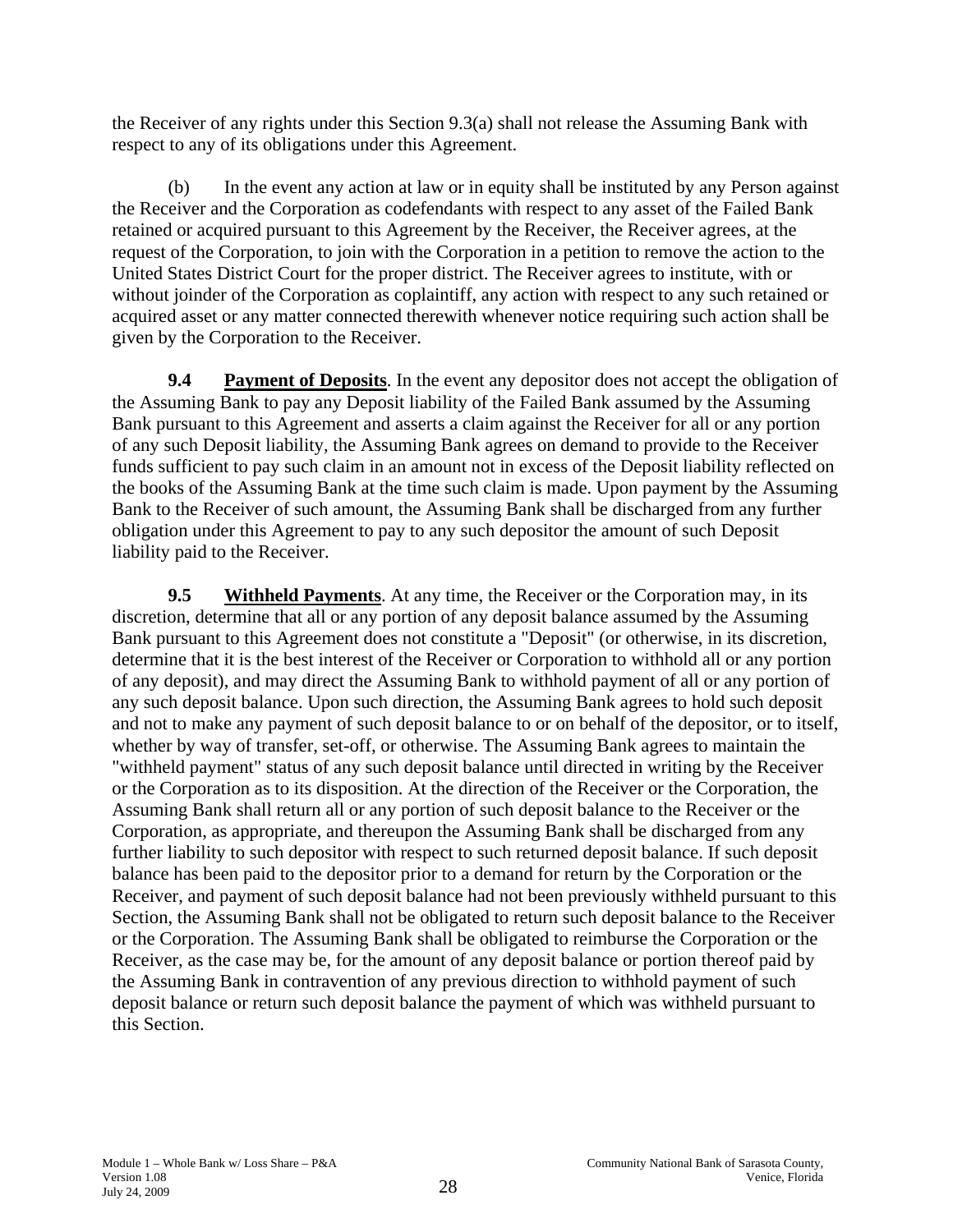the Receiver of any rights under this Section 9.3(a) shall not release the Assuming Bank with respect to any of its obligations under this Agreement.

(b) In the event any action at law or in equity shall be instituted by any Person against the Receiver and the Corporation as codefendants with respect to any asset of the Failed Bank retained or acquired pursuant to this Agreement by the Receiver, the Receiver agrees, at the request of the Corporation, to join with the Corporation in a petition to remove the action to the United States District Court for the proper district. The Receiver agrees to institute, with or without joinder of the Corporation as coplaintiff, any action with respect to any such retained or acquired asset or any matter connected therewith whenever notice requiring such action shall be given by the Corporation to the Receiver.

**9.4 Payment of Deposits**. In the event any depositor does not accept the obligation of the Assuming Bank to pay any Deposit liability of the Failed Bank assumed by the Assuming Bank pursuant to this Agreement and asserts a claim against the Receiver for all or any portion of any such Deposit liability, the Assuming Bank agrees on demand to provide to the Receiver funds sufficient to pay such claim in an amount not in excess of the Deposit liability reflected on the books of the Assuming Bank at the time such claim is made. Upon payment by the Assuming Bank to the Receiver of such amount, the Assuming Bank shall be discharged from any further obligation under this Agreement to pay to any such depositor the amount of such Deposit liability paid to the Receiver.

**9.5 Withheld Payments**. At any time, the Receiver or the Corporation may, in its discretion, determine that all or any portion of any deposit balance assumed by the Assuming Bank pursuant to this Agreement does not constitute a "Deposit" (or otherwise, in its discretion, determine that it is the best interest of the Receiver or Corporation to withhold all or any portion of any deposit), and may direct the Assuming Bank to withhold payment of all or any portion of any such deposit balance. Upon such direction, the Assuming Bank agrees to hold such deposit and not to make any payment of such deposit balance to or on behalf of the depositor, or to itself, whether by way of transfer, set-off, or otherwise. The Assuming Bank agrees to maintain the "withheld payment" status of any such deposit balance until directed in writing by the Receiver or the Corporation as to its disposition. At the direction of the Receiver or the Corporation, the Assuming Bank shall return all or any portion of such deposit balance to the Receiver or the Corporation, as appropriate, and thereupon the Assuming Bank shall be discharged from any further liability to such depositor with respect to such returned deposit balance. If such deposit balance has been paid to the depositor prior to a demand for return by the Corporation or the Receiver, and payment of such deposit balance had not been previously withheld pursuant to this Section, the Assuming Bank shall not be obligated to return such deposit balance to the Receiver or the Corporation. The Assuming Bank shall be obligated to reimburse the Corporation or the Receiver, as the case may be, for the amount of any deposit balance or portion thereof paid by the Assuming Bank in contravention of any previous direction to withhold payment of such deposit balance or return such deposit balance the payment of which was withheld pursuant to this Section.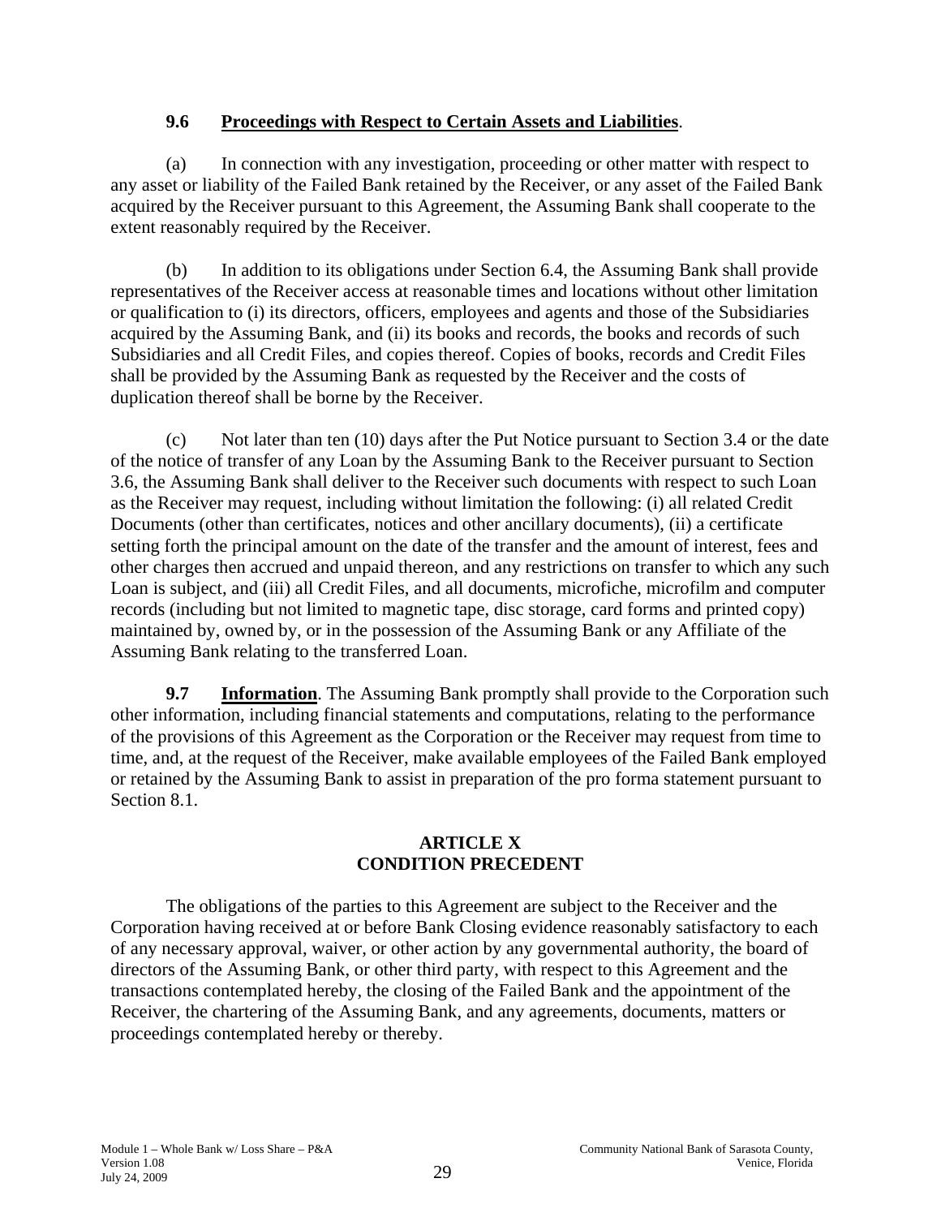**9.6 Proceedings with Respect to Certain Assets and Liabilities**.

(a) In connection with any investigation, proceeding or other matter with respect to any asset or liability of the Failed Bank retained by the Receiver, or any asset of the Failed Bank acquired by the Receiver pursuant to this Agreement, the Assuming Bank shall cooperate to the extent reasonably required by the Receiver.

(b) In addition to its obligations under Section 6.4, the Assuming Bank shall provide representatives of the Receiver access at reasonable times and locations without other limitation or qualification to (i) its directors, officers, employees and agents and those of the Subsidiaries acquired by the Assuming Bank, and (ii) its books and records, the books and records of such Subsidiaries and all Credit Files, and copies thereof. Copies of books, records and Credit Files shall be provided by the Assuming Bank as requested by the Receiver and the costs of duplication thereof shall be borne by the Receiver.

(c) Not later than ten (10) days after the Put Notice pursuant to Section 3.4 or the date of the notice of transfer of any Loan by the Assuming Bank to the Receiver pursuant to Section 3.6, the Assuming Bank shall deliver to the Receiver such documents with respect to such Loan as the Receiver may request, including without limitation the following: (i) all related Credit Documents (other than certificates, notices and other ancillary documents), (ii) a certificate setting forth the principal amount on the date of the transfer and the amount of interest, fees and other charges then accrued and unpaid thereon, and any restrictions on transfer to which any such Loan is subject, and (iii) all Credit Files, and all documents, microfiche, microfilm and computer records (including but not limited to magnetic tape, disc storage, card forms and printed copy) maintained by, owned by, or in the possession of the Assuming Bank or any Affiliate of the Assuming Bank relating to the transferred Loan.

**9.7 Information**. The Assuming Bank promptly shall provide to the Corporation such other information, including financial statements and computations, relating to the performance of the provisions of this Agreement as the Corporation or the Receiver may request from time to time, and, at the request of the Receiver, make available employees of the Failed Bank employed or retained by the Assuming Bank to assist in preparation of the pro forma statement pursuant to Section 8.1.

## ARTICLE X
## CONDITION PRECEDENT

The obligations of the parties to this Agreement are subject to the Receiver and the Corporation having received at or before Bank Closing evidence reasonably satisfactory to each of any necessary approval, waiver, or other action by any governmental authority, the board of directors of the Assuming Bank, or other third party, with respect to this Agreement and the transactions contemplated hereby, the closing of the Failed Bank and the appointment of the Receiver, the chartering of the Assuming Bank, and any agreements, documents, matters or proceedings contemplated hereby or thereby.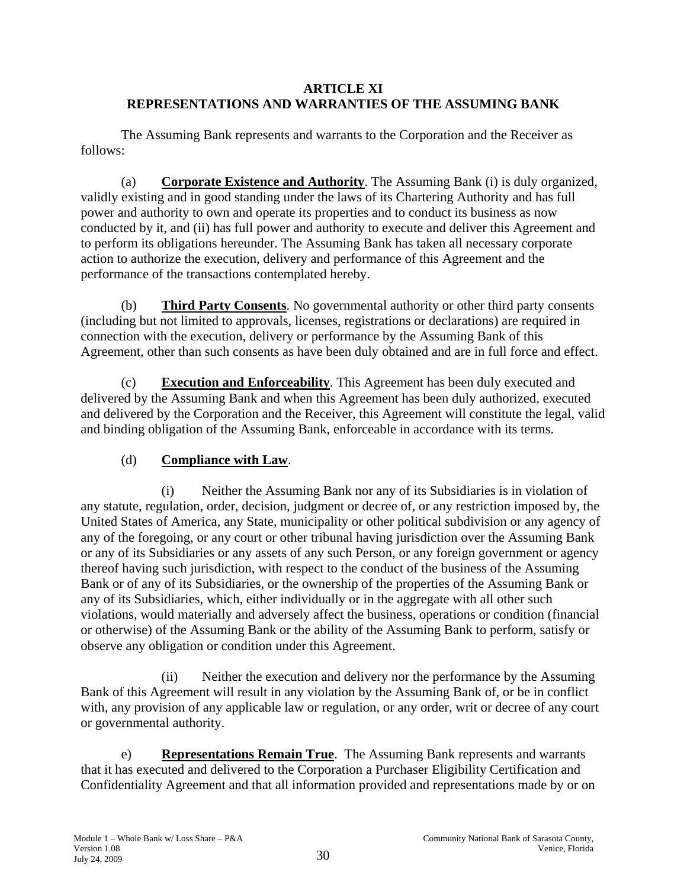# ARTICLE XI
# REPRESENTATIONS AND WARRANTIES OF THE ASSUMING BANK

The Assuming Bank represents and warrants to the Corporation and the Receiver as follows:

(a) **Corporate Existence and Authority**. The Assuming Bank (i) is duly organized, validly existing and in good standing under the laws of its Chartering Authority and has full power and authority to own and operate its properties and to conduct its business as now conducted by it, and (ii) has full power and authority to execute and deliver this Agreement and to perform its obligations hereunder. The Assuming Bank has taken all necessary corporate action to authorize the execution, delivery and performance of this Agreement and the performance of the transactions contemplated hereby.

(b) **Third Party Consents**. No governmental authority or other third party consents (including but not limited to approvals, licenses, registrations or declarations) are required in connection with the execution, delivery or performance by the Assuming Bank of this Agreement, other than such consents as have been duly obtained and are in full force and effect.

(c) **Execution and Enforceability**. This Agreement has been duly executed and delivered by the Assuming Bank and when this Agreement has been duly authorized, executed and delivered by the Corporation and the Receiver, this Agreement will constitute the legal, valid and binding obligation of the Assuming Bank, enforceable in accordance with its terms.

(d) **Compliance with Law**.

(i) Neither the Assuming Bank nor any of its Subsidiaries is in violation of any statute, regulation, order, decision, judgment or decree of, or any restriction imposed by, the United States of America, any State, municipality or other political subdivision or any agency of any of the foregoing, or any court or other tribunal having jurisdiction over the Assuming Bank or any of its Subsidiaries or any assets of any such Person, or any foreign government or agency thereof having such jurisdiction, with respect to the conduct of the business of the Assuming Bank or of any of its Subsidiaries, or the ownership of the properties of the Assuming Bank or any of its Subsidiaries, which, either individually or in the aggregate with all other such violations, would materially and adversely affect the business, operations or condition (financial or otherwise) of the Assuming Bank or the ability of the Assuming Bank to perform, satisfy or observe any obligation or condition under this Agreement.

(ii) Neither the execution and delivery nor the performance by the Assuming Bank of this Agreement will result in any violation by the Assuming Bank of, or be in conflict with, any provision of any applicable law or regulation, or any order, writ or decree of any court or governmental authority.

e) **Representations Remain True**. The Assuming Bank represents and warrants that it has executed and delivered to the Corporation a Purchaser Eligibility Certification and Confidentiality Agreement and that all information provided and representations made by or on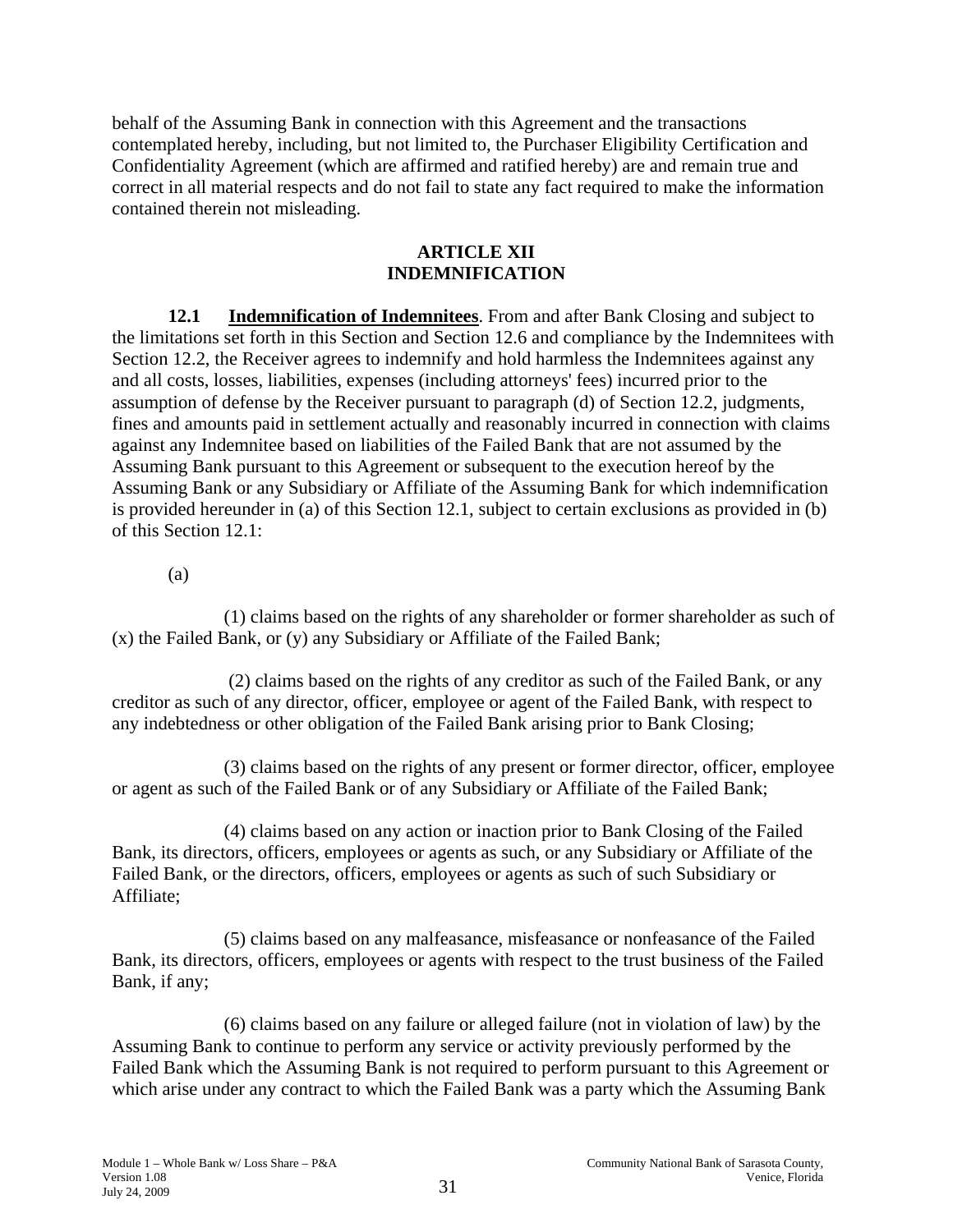behalf of the Assuming Bank in connection with this Agreement and the transactions contemplated hereby, including, but not limited to, the Purchaser Eligibility Certification and Confidentiality Agreement (which are affirmed and ratified hereby) are and remain true and correct in all material respects and do not fail to state any fact required to make the information contained therein not misleading.

## ARTICLE XII
## INDEMNIFICATION

**12.1 Indemnification of Indemnitees**. From and after Bank Closing and subject to the limitations set forth in this Section and Section 12.6 and compliance by the Indemnitees with Section 12.2, the Receiver agrees to indemnify and hold harmless the Indemnitees against any and all costs, losses, liabilities, expenses (including attorneys' fees) incurred prior to the assumption of defense by the Receiver pursuant to paragraph (d) of Section 12.2, judgments, fines and amounts paid in settlement actually and reasonably incurred in connection with claims against any Indemnitee based on liabilities of the Failed Bank that are not assumed by the Assuming Bank pursuant to this Agreement or subsequent to the execution hereof by the Assuming Bank or any Subsidiary or Affiliate of the Assuming Bank for which indemnification is provided hereunder in (a) of this Section 12.1, subject to certain exclusions as provided in (b) of this Section 12.1:

(a)

(1) claims based on the rights of any shareholder or former shareholder as such of (x) the Failed Bank, or (y) any Subsidiary or Affiliate of the Failed Bank;

(2) claims based on the rights of any creditor as such of the Failed Bank, or any creditor as such of any director, officer, employee or agent of the Failed Bank, with respect to any indebtedness or other obligation of the Failed Bank arising prior to Bank Closing;

(3) claims based on the rights of any present or former director, officer, employee or agent as such of the Failed Bank or of any Subsidiary or Affiliate of the Failed Bank;

(4) claims based on any action or inaction prior to Bank Closing of the Failed Bank, its directors, officers, employees or agents as such, or any Subsidiary or Affiliate of the Failed Bank, or the directors, officers, employees or agents as such of such Subsidiary or Affiliate;

(5) claims based on any malfeasance, misfeasance or nonfeasance of the Failed Bank, its directors, officers, employees or agents with respect to the trust business of the Failed Bank, if any;

(6) claims based on any failure or alleged failure (not in violation of law) by the Assuming Bank to continue to perform any service or activity previously performed by the Failed Bank which the Assuming Bank is not required to perform pursuant to this Agreement or which arise under any contract to which the Failed Bank was a party which the Assuming Bank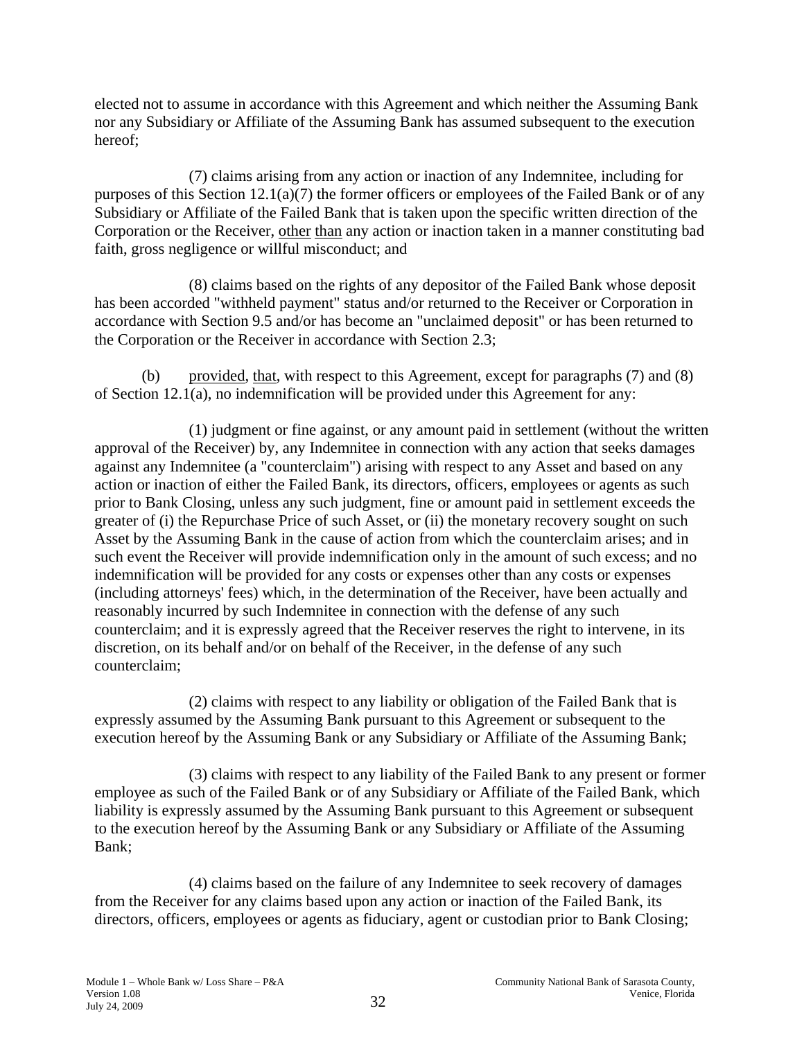elected not to assume in accordance with this Agreement and which neither the Assuming Bank nor any Subsidiary or Affiliate of the Assuming Bank has assumed subsequent to the execution hereof;

(7) claims arising from any action or inaction of any Indemnitee, including for purposes of this Section 12.1(a)(7) the former officers or employees of the Failed Bank or of any Subsidiary or Affiliate of the Failed Bank that is taken upon the specific written direction of the Corporation or the Receiver, other than any action or inaction taken in a manner constituting bad faith, gross negligence or willful misconduct; and

(8) claims based on the rights of any depositor of the Failed Bank whose deposit has been accorded "withheld payment" status and/or returned to the Receiver or Corporation in accordance with Section 9.5 and/or has become an "unclaimed deposit" or has been returned to the Corporation or the Receiver in accordance with Section 2.3;

(b) provided, that, with respect to this Agreement, except for paragraphs (7) and (8) of Section 12.1(a), no indemnification will be provided under this Agreement for any:

(1) judgment or fine against, or any amount paid in settlement (without the written approval of the Receiver) by, any Indemnitee in connection with any action that seeks damages against any Indemnitee (a "counterclaim") arising with respect to any Asset and based on any action or inaction of either the Failed Bank, its directors, officers, employees or agents as such prior to Bank Closing, unless any such judgment, fine or amount paid in settlement exceeds the greater of (i) the Repurchase Price of such Asset, or (ii) the monetary recovery sought on such Asset by the Assuming Bank in the cause of action from which the counterclaim arises; and in such event the Receiver will provide indemnification only in the amount of such excess; and no indemnification will be provided for any costs or expenses other than any costs or expenses (including attorneys' fees) which, in the determination of the Receiver, have been actually and reasonably incurred by such Indemnitee in connection with the defense of any such counterclaim; and it is expressly agreed that the Receiver reserves the right to intervene, in its discretion, on its behalf and/or on behalf of the Receiver, in the defense of any such counterclaim;

(2) claims with respect to any liability or obligation of the Failed Bank that is expressly assumed by the Assuming Bank pursuant to this Agreement or subsequent to the execution hereof by the Assuming Bank or any Subsidiary or Affiliate of the Assuming Bank;

(3) claims with respect to any liability of the Failed Bank to any present or former employee as such of the Failed Bank or of any Subsidiary or Affiliate of the Failed Bank, which liability is expressly assumed by the Assuming Bank pursuant to this Agreement or subsequent to the execution hereof by the Assuming Bank or any Subsidiary or Affiliate of the Assuming Bank;

(4) claims based on the failure of any Indemnitee to seek recovery of damages from the Receiver for any claims based upon any action or inaction of the Failed Bank, its directors, officers, employees or agents as fiduciary, agent or custodian prior to Bank Closing;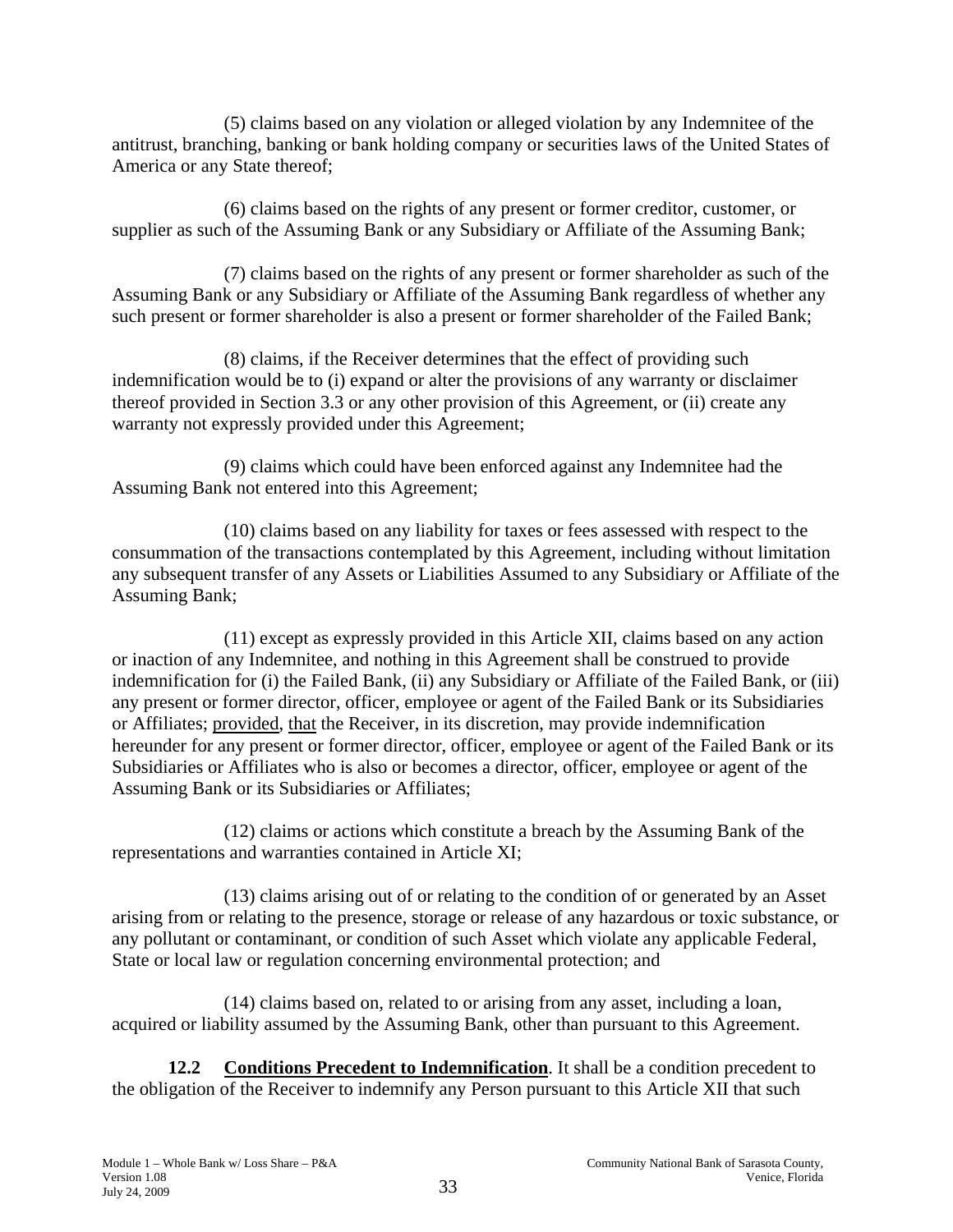(5) claims based on any violation or alleged violation by any Indemnitee of the antitrust, branching, banking or bank holding company or securities laws of the United States of America or any State thereof;

(6) claims based on the rights of any present or former creditor, customer, or supplier as such of the Assuming Bank or any Subsidiary or Affiliate of the Assuming Bank;

(7) claims based on the rights of any present or former shareholder as such of the Assuming Bank or any Subsidiary or Affiliate of the Assuming Bank regardless of whether any such present or former shareholder is also a present or former shareholder of the Failed Bank;

(8) claims, if the Receiver determines that the effect of providing such indemnification would be to (i) expand or alter the provisions of any warranty or disclaimer thereof provided in Section 3.3 or any other provision of this Agreement, or (ii) create any warranty not expressly provided under this Agreement;

(9) claims which could have been enforced against any Indemnitee had the Assuming Bank not entered into this Agreement;

(10) claims based on any liability for taxes or fees assessed with respect to the consummation of the transactions contemplated by this Agreement, including without limitation any subsequent transfer of any Assets or Liabilities Assumed to any Subsidiary or Affiliate of the Assuming Bank;

(11) except as expressly provided in this Article XII, claims based on any action or inaction of any Indemnitee, and nothing in this Agreement shall be construed to provide indemnification for (i) the Failed Bank, (ii) any Subsidiary or Affiliate of the Failed Bank, or (iii) any present or former director, officer, employee or agent of the Failed Bank or its Subsidiaries or Affiliates; provided, that the Receiver, in its discretion, may provide indemnification hereunder for any present or former director, officer, employee or agent of the Failed Bank or its Subsidiaries or Affiliates who is also or becomes a director, officer, employee or agent of the Assuming Bank or its Subsidiaries or Affiliates;

(12) claims or actions which constitute a breach by the Assuming Bank of the representations and warranties contained in Article XI;

(13) claims arising out of or relating to the condition of or generated by an Asset arising from or relating to the presence, storage or release of any hazardous or toxic substance, or any pollutant or contaminant, or condition of such Asset which violate any applicable Federal, State or local law or regulation concerning environmental protection; and

(14) claims based on, related to or arising from any asset, including a loan, acquired or liability assumed by the Assuming Bank, other than pursuant to this Agreement.

**12.2 Conditions Precedent to Indemnification**. It shall be a condition precedent to the obligation of the Receiver to indemnify any Person pursuant to this Article XII that such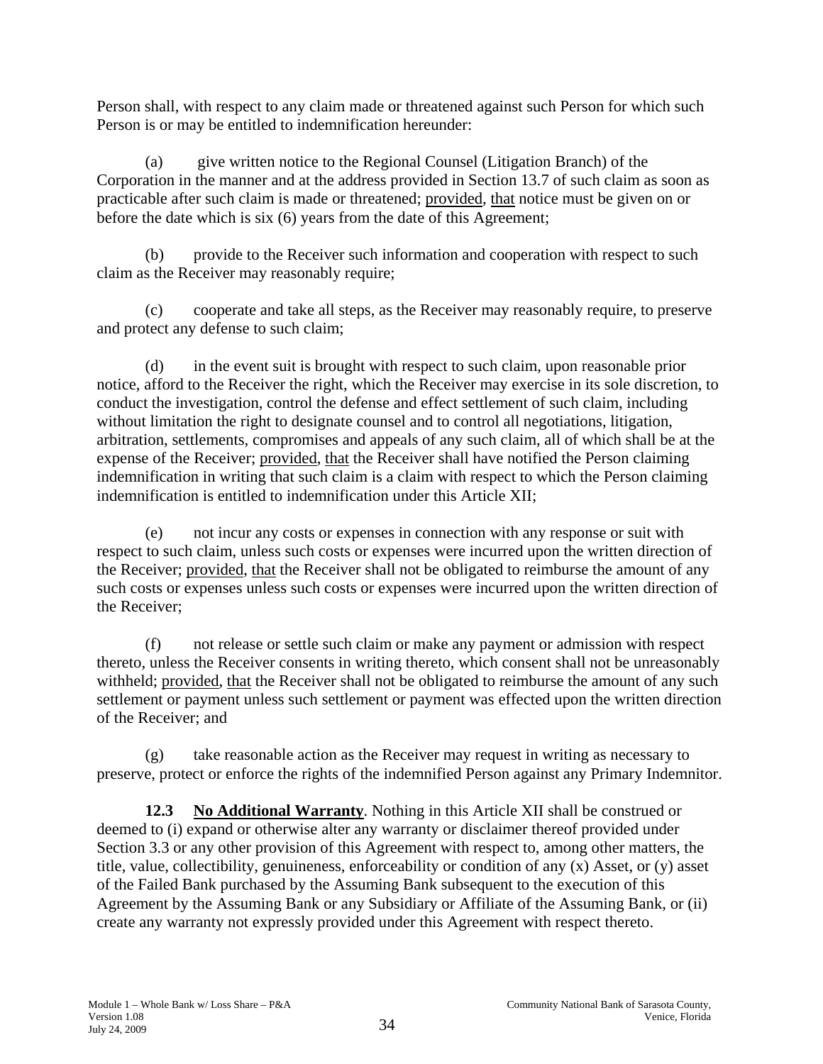Person shall, with respect to any claim made or threatened against such Person for which such Person is or may be entitled to indemnification hereunder:

(a) give written notice to the Regional Counsel (Litigation Branch) of the Corporation in the manner and at the address provided in Section 13.7 of such claim as soon as practicable after such claim is made or threatened; provided, that notice must be given on or before the date which is six (6) years from the date of this Agreement;

(b) provide to the Receiver such information and cooperation with respect to such claim as the Receiver may reasonably require;

(c) cooperate and take all steps, as the Receiver may reasonably require, to preserve and protect any defense to such claim;

(d) in the event suit is brought with respect to such claim, upon reasonable prior notice, afford to the Receiver the right, which the Receiver may exercise in its sole discretion, to conduct the investigation, control the defense and effect settlement of such claim, including without limitation the right to designate counsel and to control all negotiations, litigation, arbitration, settlements, compromises and appeals of any such claim, all of which shall be at the expense of the Receiver; provided, that the Receiver shall have notified the Person claiming indemnification in writing that such claim is a claim with respect to which the Person claiming indemnification is entitled to indemnification under this Article XII;

(e) not incur any costs or expenses in connection with any response or suit with respect to such claim, unless such costs or expenses were incurred upon the written direction of the Receiver; provided, that the Receiver shall not be obligated to reimburse the amount of any such costs or expenses unless such costs or expenses were incurred upon the written direction of the Receiver;

(f) not release or settle such claim or make any payment or admission with respect thereto, unless the Receiver consents in writing thereto, which consent shall not be unreasonably withheld; provided, that the Receiver shall not be obligated to reimburse the amount of any such settlement or payment unless such settlement or payment was effected upon the written direction of the Receiver; and

(g) take reasonable action as the Receiver may request in writing as necessary to preserve, protect or enforce the rights of the indemnified Person against any Primary Indemnitor.

**12.3 No Additional Warranty**. Nothing in this Article XII shall be construed or deemed to (i) expand or otherwise alter any warranty or disclaimer thereof provided under Section 3.3 or any other provision of this Agreement with respect to, among other matters, the title, value, collectibility, genuineness, enforceability or condition of any (x) Asset, or (y) asset of the Failed Bank purchased by the Assuming Bank subsequent to the execution of this Agreement by the Assuming Bank or any Subsidiary or Affiliate of the Assuming Bank, or (ii) create any warranty not expressly provided under this Agreement with respect thereto.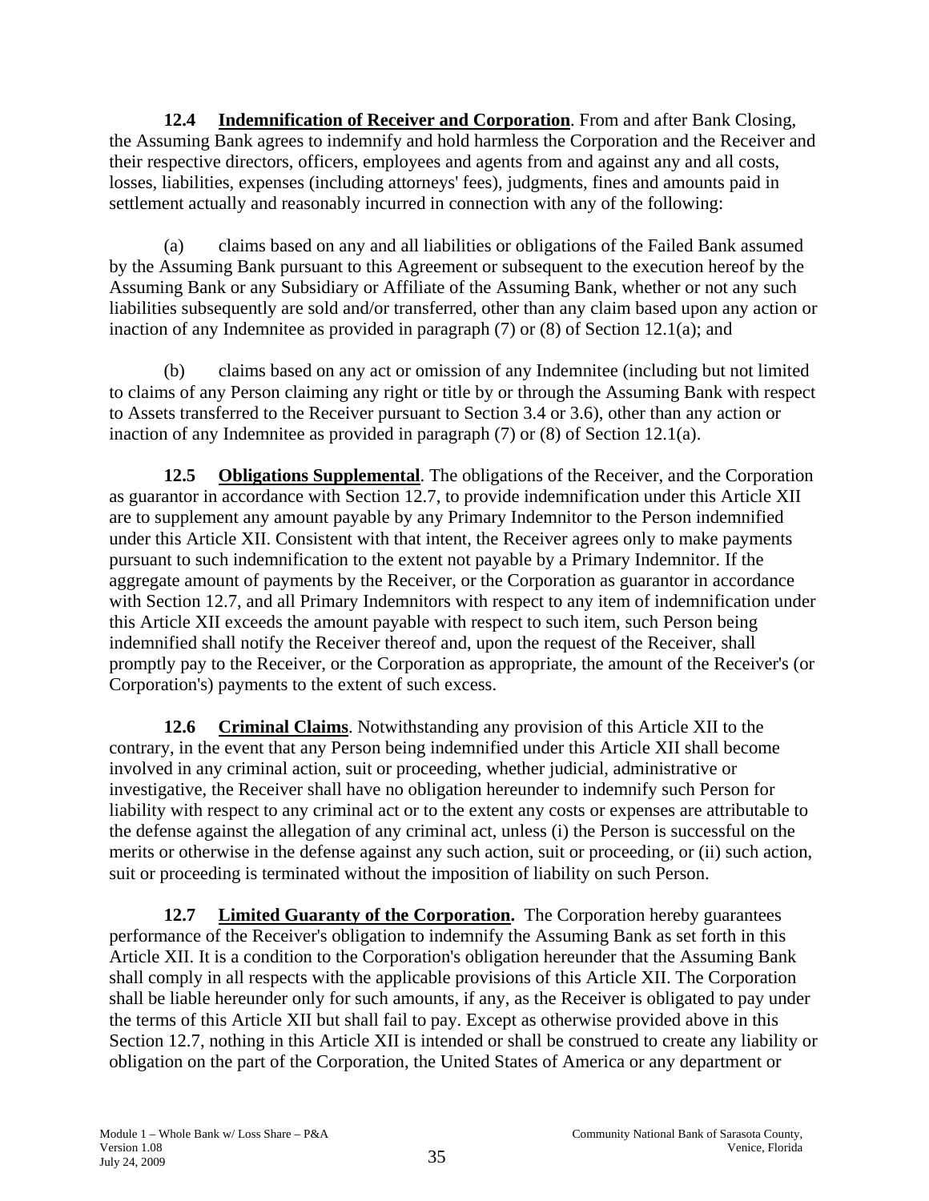**12.4 Indemnification of Receiver and Corporation**. From and after Bank Closing, the Assuming Bank agrees to indemnify and hold harmless the Corporation and the Receiver and their respective directors, officers, employees and agents from and against any and all costs, losses, liabilities, expenses (including attorneys' fees), judgments, fines and amounts paid in settlement actually and reasonably incurred in connection with any of the following:

(a) claims based on any and all liabilities or obligations of the Failed Bank assumed by the Assuming Bank pursuant to this Agreement or subsequent to the execution hereof by the Assuming Bank or any Subsidiary or Affiliate of the Assuming Bank, whether or not any such liabilities subsequently are sold and/or transferred, other than any claim based upon any action or inaction of any Indemnitee as provided in paragraph (7) or (8) of Section 12.1(a); and

(b) claims based on any act or omission of any Indemnitee (including but not limited to claims of any Person claiming any right or title by or through the Assuming Bank with respect to Assets transferred to the Receiver pursuant to Section 3.4 or 3.6), other than any action or inaction of any Indemnitee as provided in paragraph (7) or (8) of Section 12.1(a).

**12.5 Obligations Supplemental**. The obligations of the Receiver, and the Corporation as guarantor in accordance with Section 12.7, to provide indemnification under this Article XII are to supplement any amount payable by any Primary Indemnitor to the Person indemnified under this Article XII. Consistent with that intent, the Receiver agrees only to make payments pursuant to such indemnification to the extent not payable by a Primary Indemnitor. If the aggregate amount of payments by the Receiver, or the Corporation as guarantor in accordance with Section 12.7, and all Primary Indemnitors with respect to any item of indemnification under this Article XII exceeds the amount payable with respect to such item, such Person being indemnified shall notify the Receiver thereof and, upon the request of the Receiver, shall promptly pay to the Receiver, or the Corporation as appropriate, the amount of the Receiver's (or Corporation's) payments to the extent of such excess.

**12.6 Criminal Claims**. Notwithstanding any provision of this Article XII to the contrary, in the event that any Person being indemnified under this Article XII shall become involved in any criminal action, suit or proceeding, whether judicial, administrative or investigative, the Receiver shall have no obligation hereunder to indemnify such Person for liability with respect to any criminal act or to the extent any costs or expenses are attributable to the defense against the allegation of any criminal act, unless (i) the Person is successful on the merits or otherwise in the defense against any such action, suit or proceeding, or (ii) such action, suit or proceeding is terminated without the imposition of liability on such Person.

**12.7 Limited Guaranty of the Corporation.** The Corporation hereby guarantees performance of the Receiver's obligation to indemnify the Assuming Bank as set forth in this Article XII. It is a condition to the Corporation's obligation hereunder that the Assuming Bank shall comply in all respects with the applicable provisions of this Article XII. The Corporation shall be liable hereunder only for such amounts, if any, as the Receiver is obligated to pay under the terms of this Article XII but shall fail to pay. Except as otherwise provided above in this Section 12.7, nothing in this Article XII is intended or shall be construed to create any liability or obligation on the part of the Corporation, the United States of America or any department or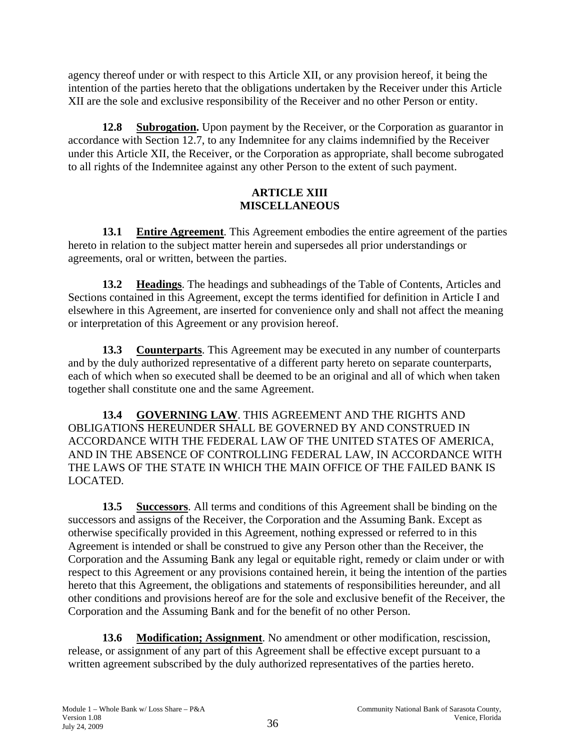agency thereof under or with respect to this Article XII, or any provision hereof, it being the intention of the parties hereto that the obligations undertaken by the Receiver under this Article XII are the sole and exclusive responsibility of the Receiver and no other Person or entity.

**12.8 Subrogation.** Upon payment by the Receiver, or the Corporation as guarantor in accordance with Section 12.7, to any Indemnitee for any claims indemnified by the Receiver under this Article XII, the Receiver, or the Corporation as appropriate, shall become subrogated to all rights of the Indemnitee against any other Person to the extent of such payment.

## ARTICLE XIII
## MISCELLANEOUS

**13.1 Entire Agreement**. This Agreement embodies the entire agreement of the parties hereto in relation to the subject matter herein and supersedes all prior understandings or agreements, oral or written, between the parties.

**13.2 Headings**. The headings and subheadings of the Table of Contents, Articles and Sections contained in this Agreement, except the terms identified for definition in Article I and elsewhere in this Agreement, are inserted for convenience only and shall not affect the meaning or interpretation of this Agreement or any provision hereof.

**13.3 Counterparts**. This Agreement may be executed in any number of counterparts and by the duly authorized representative of a different party hereto on separate counterparts, each of which when so executed shall be deemed to be an original and all of which when taken together shall constitute one and the same Agreement.

**13.4 GOVERNING LAW**. THIS AGREEMENT AND THE RIGHTS AND OBLIGATIONS HEREUNDER SHALL BE GOVERNED BY AND CONSTRUED IN ACCORDANCE WITH THE FEDERAL LAW OF THE UNITED STATES OF AMERICA, AND IN THE ABSENCE OF CONTROLLING FEDERAL LAW, IN ACCORDANCE WITH THE LAWS OF THE STATE IN WHICH THE MAIN OFFICE OF THE FAILED BANK IS LOCATED.

**13.5 Successors**. All terms and conditions of this Agreement shall be binding on the successors and assigns of the Receiver, the Corporation and the Assuming Bank. Except as otherwise specifically provided in this Agreement, nothing expressed or referred to in this Agreement is intended or shall be construed to give any Person other than the Receiver, the Corporation and the Assuming Bank any legal or equitable right, remedy or claim under or with respect to this Agreement or any provisions contained herein, it being the intention of the parties hereto that this Agreement, the obligations and statements of responsibilities hereunder, and all other conditions and provisions hereof are for the sole and exclusive benefit of the Receiver, the Corporation and the Assuming Bank and for the benefit of no other Person.

**13.6 Modification; Assignment**. No amendment or other modification, rescission, release, or assignment of any part of this Agreement shall be effective except pursuant to a written agreement subscribed by the duly authorized representatives of the parties hereto.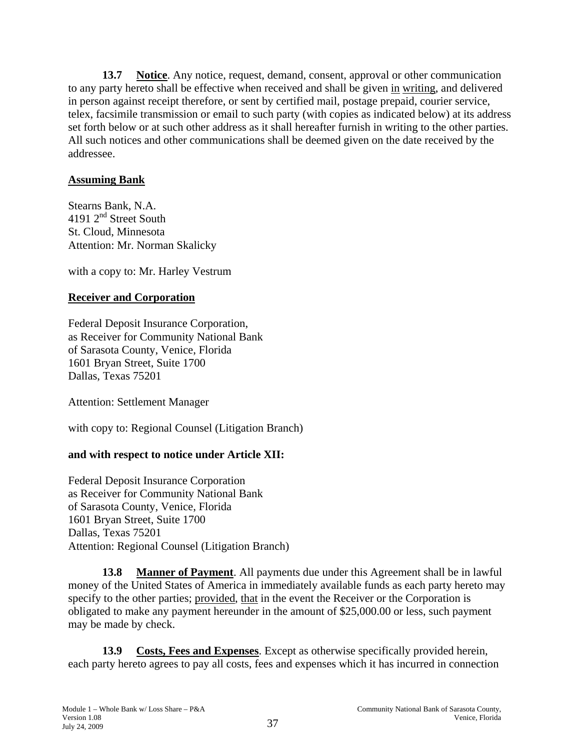**13.7 Notice**. Any notice, request, demand, consent, approval or other communication to any party hereto shall be effective when received and shall be given in writing, and delivered in person against receipt therefore, or sent by certified mail, postage prepaid, courier service, telex, facsimile transmission or email to such party (with copies as indicated below) at its address set forth below or at such other address as it shall hereafter furnish in writing to the other parties. All such notices and other communications shall be deemed given on the date received by the addressee.

**Assuming Bank**

Stearns Bank, N.A.
4191 2nd Street South
St. Cloud, Minnesota
Attention: Mr. Norman Skalicky

with a copy to: Mr. Harley Vestrum

**Receiver and Corporation**

Federal Deposit Insurance Corporation,
as Receiver for Community National Bank
of Sarasota County, Venice, Florida
1601 Bryan Street, Suite 1700
Dallas, Texas 75201

Attention: Settlement Manager

with copy to: Regional Counsel (Litigation Branch)

**and with respect to notice under Article XII:**

Federal Deposit Insurance Corporation
as Receiver for Community National Bank
of Sarasota County, Venice, Florida
1601 Bryan Street, Suite 1700
Dallas, Texas 75201
Attention: Regional Counsel (Litigation Branch)

**13.8 Manner of Payment**. All payments due under this Agreement shall be in lawful money of the United States of America in immediately available funds as each party hereto may specify to the other parties; provided, that in the event the Receiver or the Corporation is obligated to make any payment hereunder in the amount of $25,000.00 or less, such payment may be made by check.

**13.9 Costs, Fees and Expenses**. Except as otherwise specifically provided herein, each party hereto agrees to pay all costs, fees and expenses which it has incurred in connection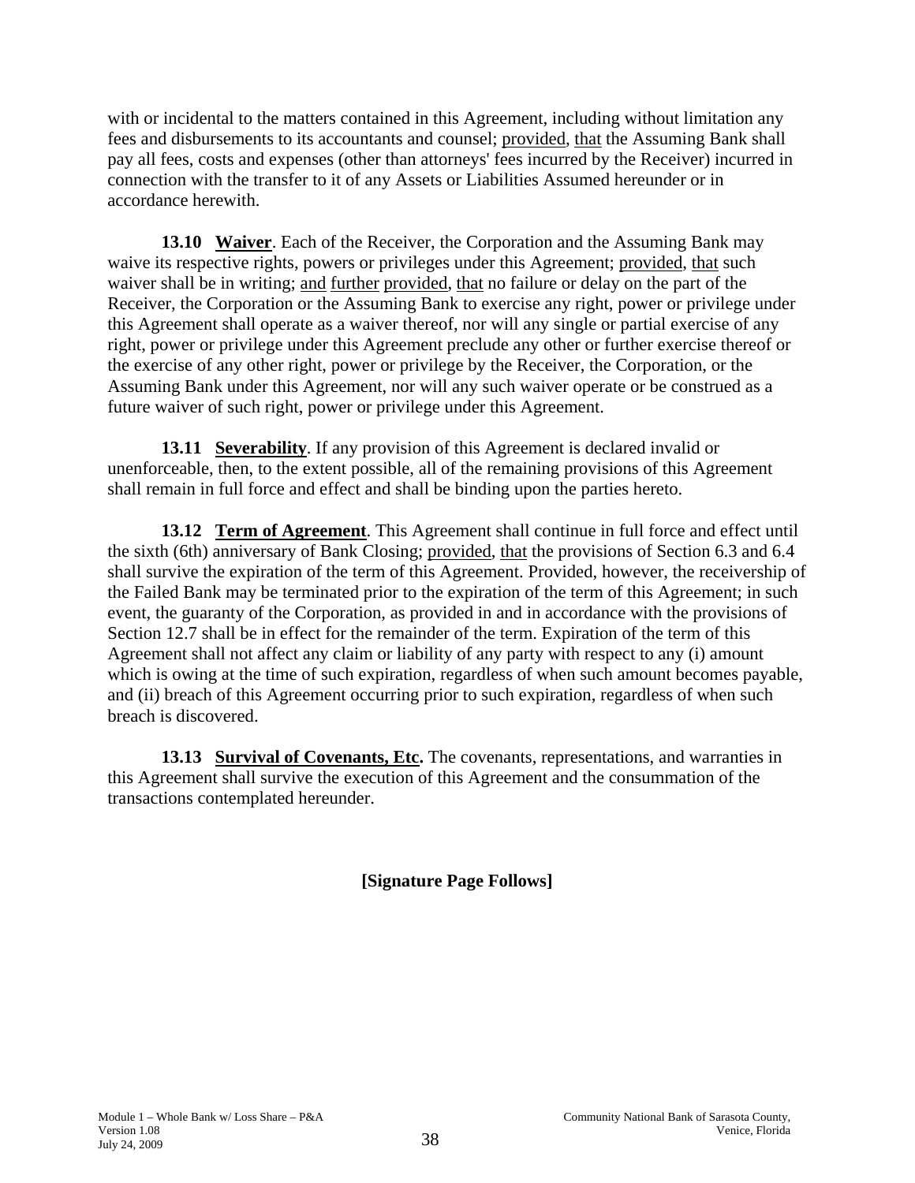with or incidental to the matters contained in this Agreement, including without limitation any fees and disbursements to its accountants and counsel; provided, that the Assuming Bank shall pay all fees, costs and expenses (other than attorneys' fees incurred by the Receiver) incurred in connection with the transfer to it of any Assets or Liabilities Assumed hereunder or in accordance herewith.

**13.10 Waiver**. Each of the Receiver, the Corporation and the Assuming Bank may waive its respective rights, powers or privileges under this Agreement; provided, that such waiver shall be in writing; and further provided, that no failure or delay on the part of the Receiver, the Corporation or the Assuming Bank to exercise any right, power or privilege under this Agreement shall operate as a waiver thereof, nor will any single or partial exercise of any right, power or privilege under this Agreement preclude any other or further exercise thereof or the exercise of any other right, power or privilege by the Receiver, the Corporation, or the Assuming Bank under this Agreement, nor will any such waiver operate or be construed as a future waiver of such right, power or privilege under this Agreement.

**13.11 Severability**. If any provision of this Agreement is declared invalid or unenforceable, then, to the extent possible, all of the remaining provisions of this Agreement shall remain in full force and effect and shall be binding upon the parties hereto.

**13.12 Term of Agreement**. This Agreement shall continue in full force and effect until the sixth (6th) anniversary of Bank Closing; provided, that the provisions of Section 6.3 and 6.4 shall survive the expiration of the term of this Agreement. Provided, however, the receivership of the Failed Bank may be terminated prior to the expiration of the term of this Agreement; in such event, the guaranty of the Corporation, as provided in and in accordance with the provisions of Section 12.7 shall be in effect for the remainder of the term. Expiration of the term of this Agreement shall not affect any claim or liability of any party with respect to any (i) amount which is owing at the time of such expiration, regardless of when such amount becomes payable, and (ii) breach of this Agreement occurring prior to such expiration, regardless of when such breach is discovered.

**13.13 Survival of Covenants, Etc.** The covenants, representations, and warranties in this Agreement shall survive the execution of this Agreement and the consummation of the transactions contemplated hereunder.

**[Signature Page Follows]**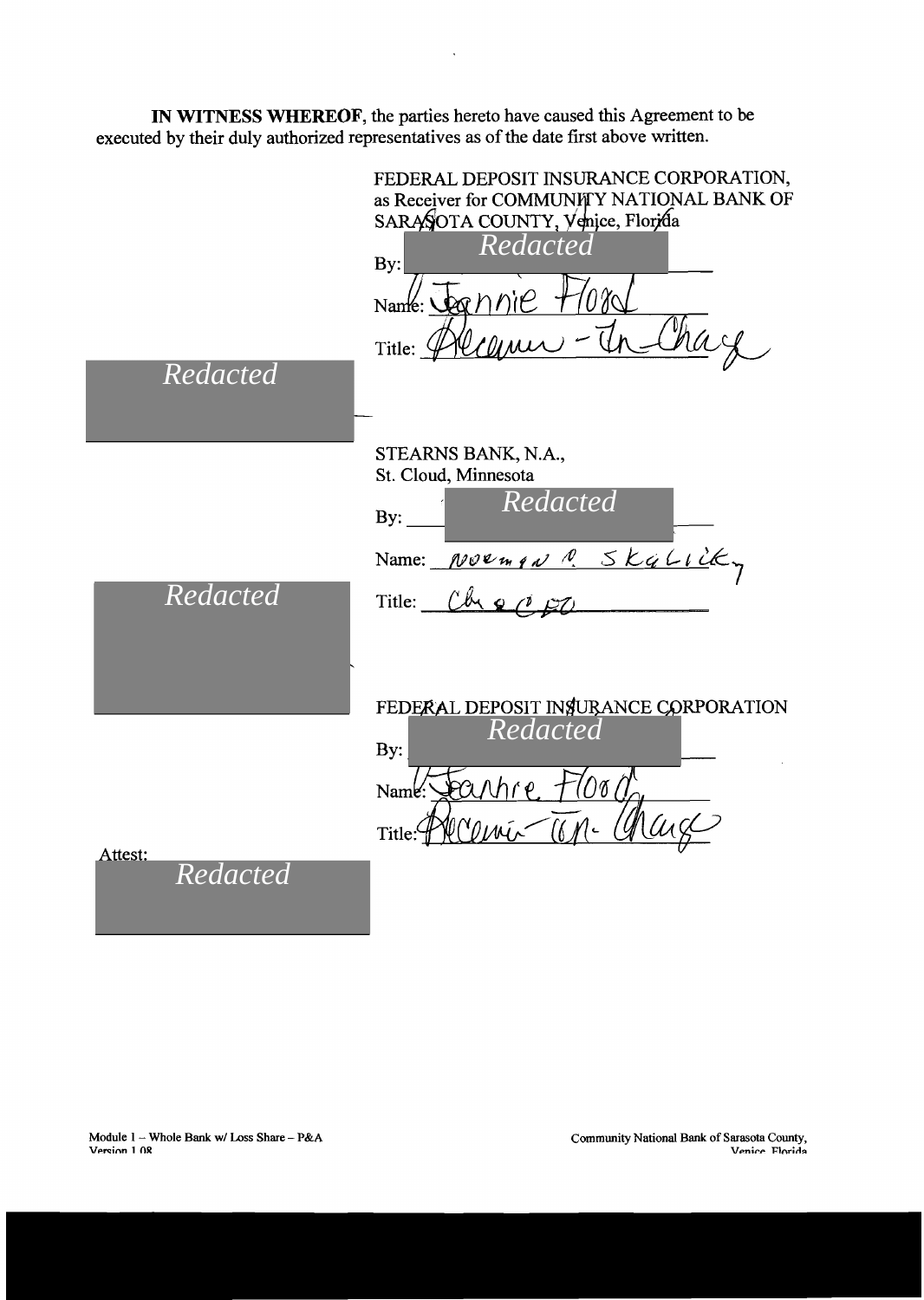**IN WITNESS WHEREOF**, the parties hereto have caused this Agreement to be executed by their duly authorized representatives as of the date first above written.

FEDERAL DEPOSIT INSURANCE CORPORATION,
as Receiver for COMMUNITY NATIONAL BANK OF SARASOTA COUNTY, Venice, Florida

By: *Redacted*

Name: Jeannie Flood

Title: Receiver-In-Charge

*Redacted*

STEARNS BANK, N.A.,
St. Cloud, Minnesota

By: *Redacted*

Name: Norman R. Skalicky

Title: Chr & CEO

*Redacted*

FEDERAL DEPOSIT INSURANCE CORPORATION

By: *Redacted*

Name: Jeannie Flood

Title: Receiver-In-Charge

Attest:

*Redacted*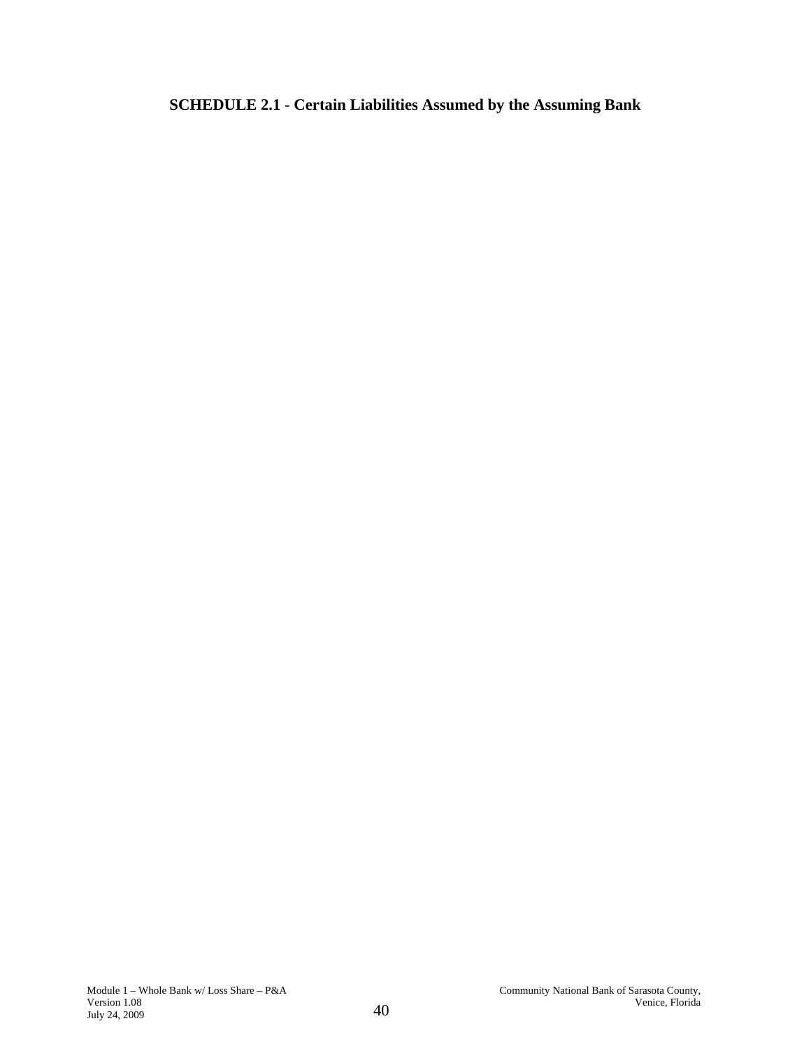**SCHEDULE 2.1 - Certain Liabilities Assumed by the Assuming Bank**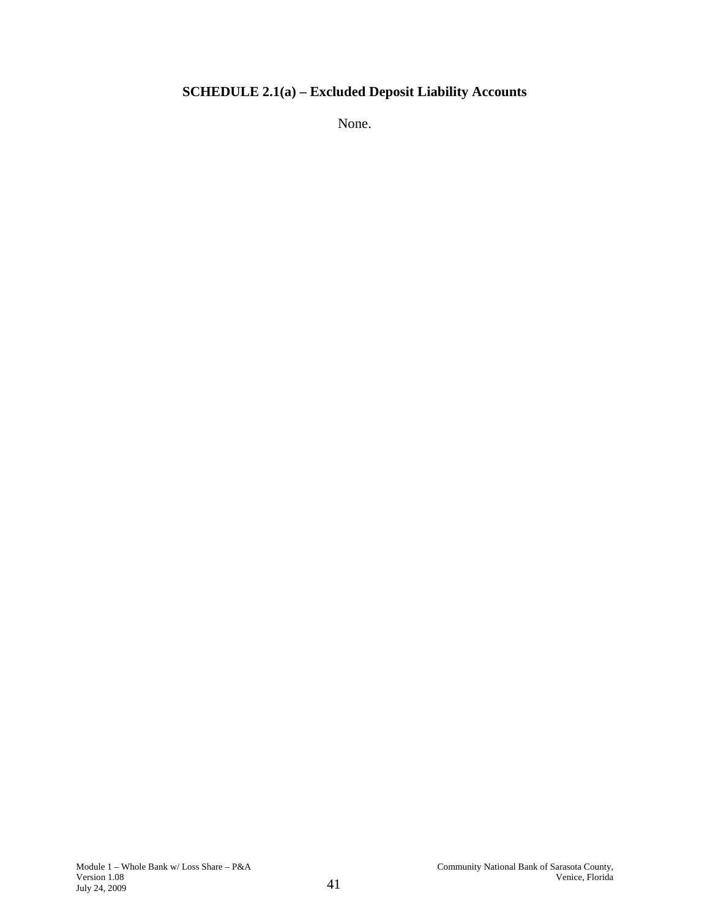# SCHEDULE 2.1(a) – Excluded Deposit Liability Accounts

None.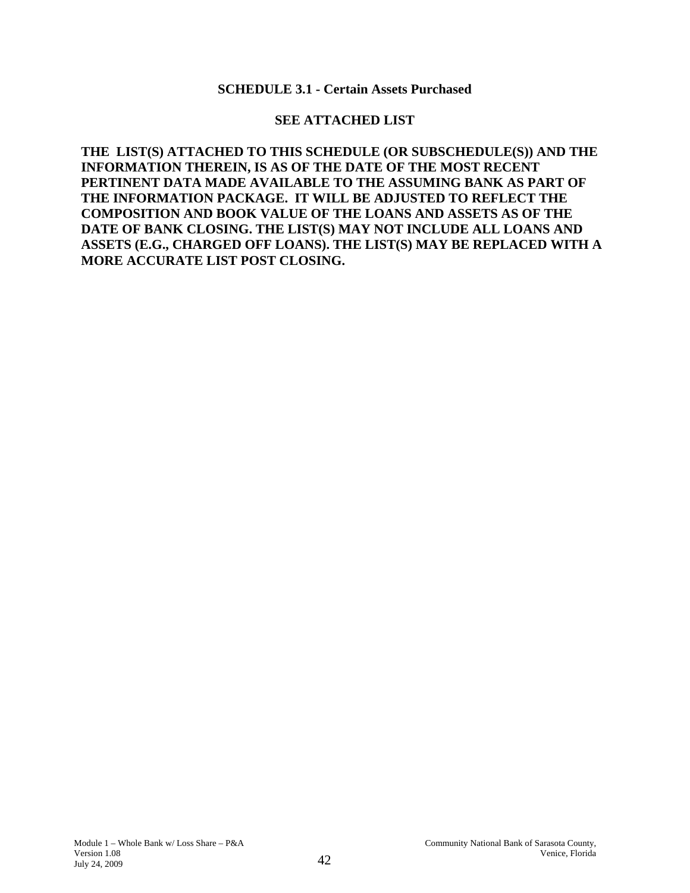## SCHEDULE 3.1 - Certain Assets Purchased

**SEE ATTACHED LIST**

**THE LIST(S) ATTACHED TO THIS SCHEDULE (OR SUBSCHEDULE(S)) AND THE INFORMATION THEREIN, IS AS OF THE DATE OF THE MOST RECENT PERTINENT DATA MADE AVAILABLE TO THE ASSUMING BANK AS PART OF THE INFORMATION PACKAGE. IT WILL BE ADJUSTED TO REFLECT THE COMPOSITION AND BOOK VALUE OF THE LOANS AND ASSETS AS OF THE DATE OF BANK CLOSING. THE LIST(S) MAY NOT INCLUDE ALL LOANS AND ASSETS (E.G., CHARGED OFF LOANS). THE LIST(S) MAY BE REPLACED WITH A MORE ACCURATE LIST POST CLOSING.**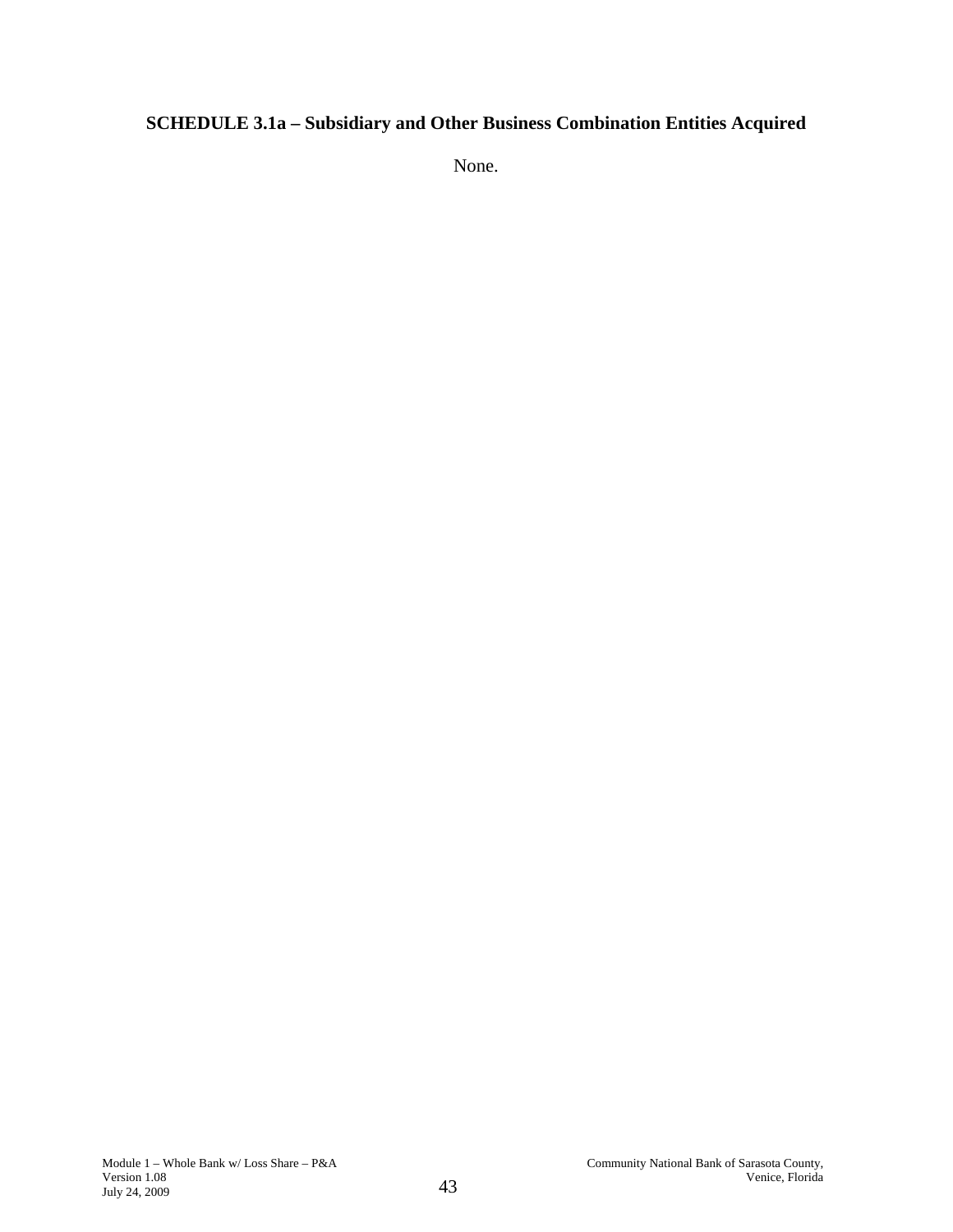## SCHEDULE 3.1a – Subsidiary and Other Business Combination Entities Acquired

None.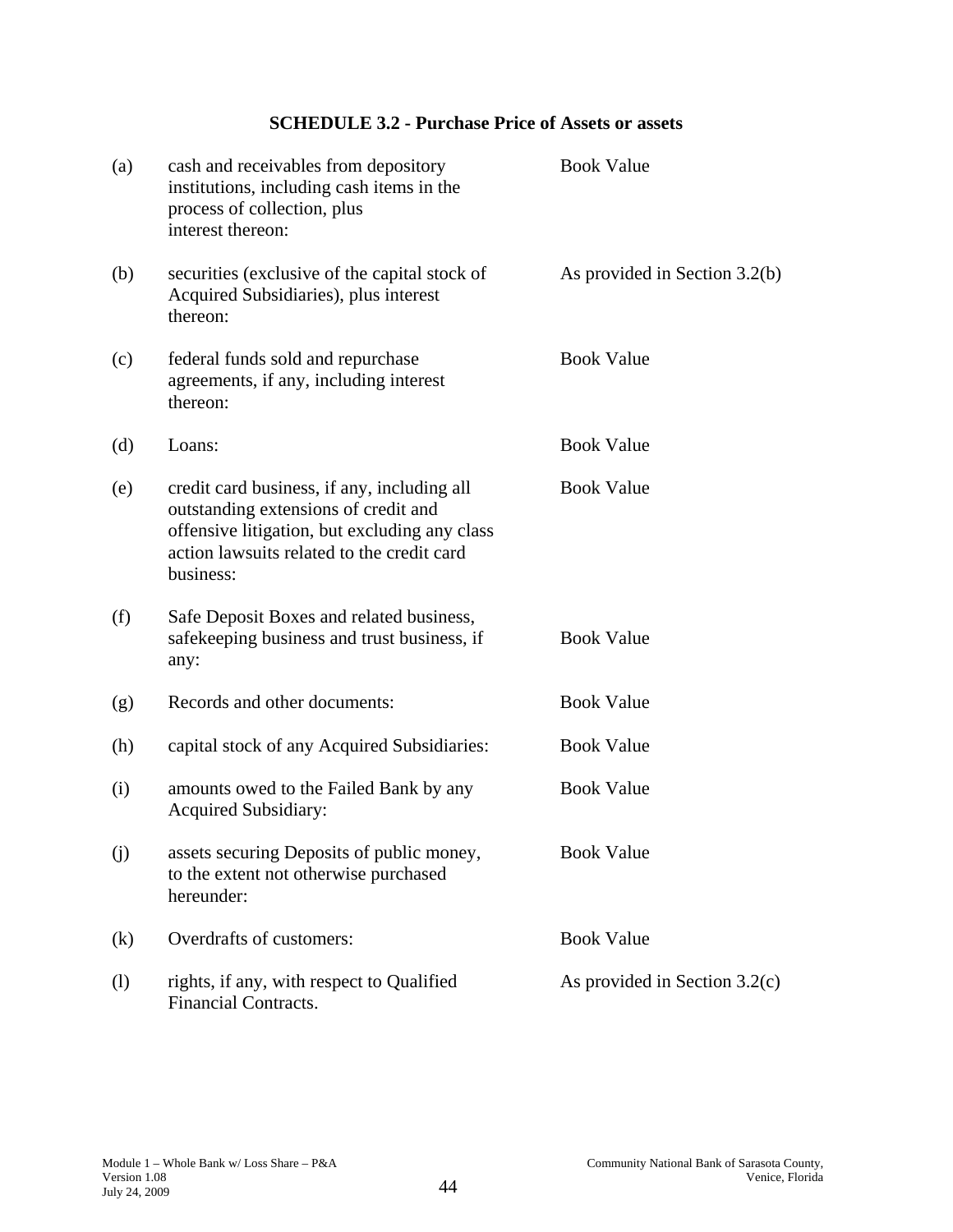## SCHEDULE 3.2 - Purchase Price of Assets or assets

| | | |
|---|---|---|
| (a) | cash and receivables from depository institutions, including cash items in the process of collection, plus interest thereon: | Book Value |
| (b) | securities (exclusive of the capital stock of Acquired Subsidiaries), plus interest thereon: | As provided in Section 3.2(b) |
| (c) | federal funds sold and repurchase agreements, if any, including interest thereon: | Book Value |
| (d) | Loans: | Book Value |
| (e) | credit card business, if any, including all outstanding extensions of credit and offensive litigation, but excluding any class action lawsuits related to the credit card business: | Book Value |
| (f) | Safe Deposit Boxes and related business, safekeeping business and trust business, if any: | Book Value |
| (g) | Records and other documents: | Book Value |
| (h) | capital stock of any Acquired Subsidiaries: | Book Value |
| (i) | amounts owed to the Failed Bank by any Acquired Subsidiary: | Book Value |
| (j) | assets securing Deposits of public money, to the extent not otherwise purchased hereunder: | Book Value |
| (k) | Overdrafts of customers: | Book Value |
| (l) | rights, if any, with respect to Qualified Financial Contracts. | As provided in Section 3.2(c) |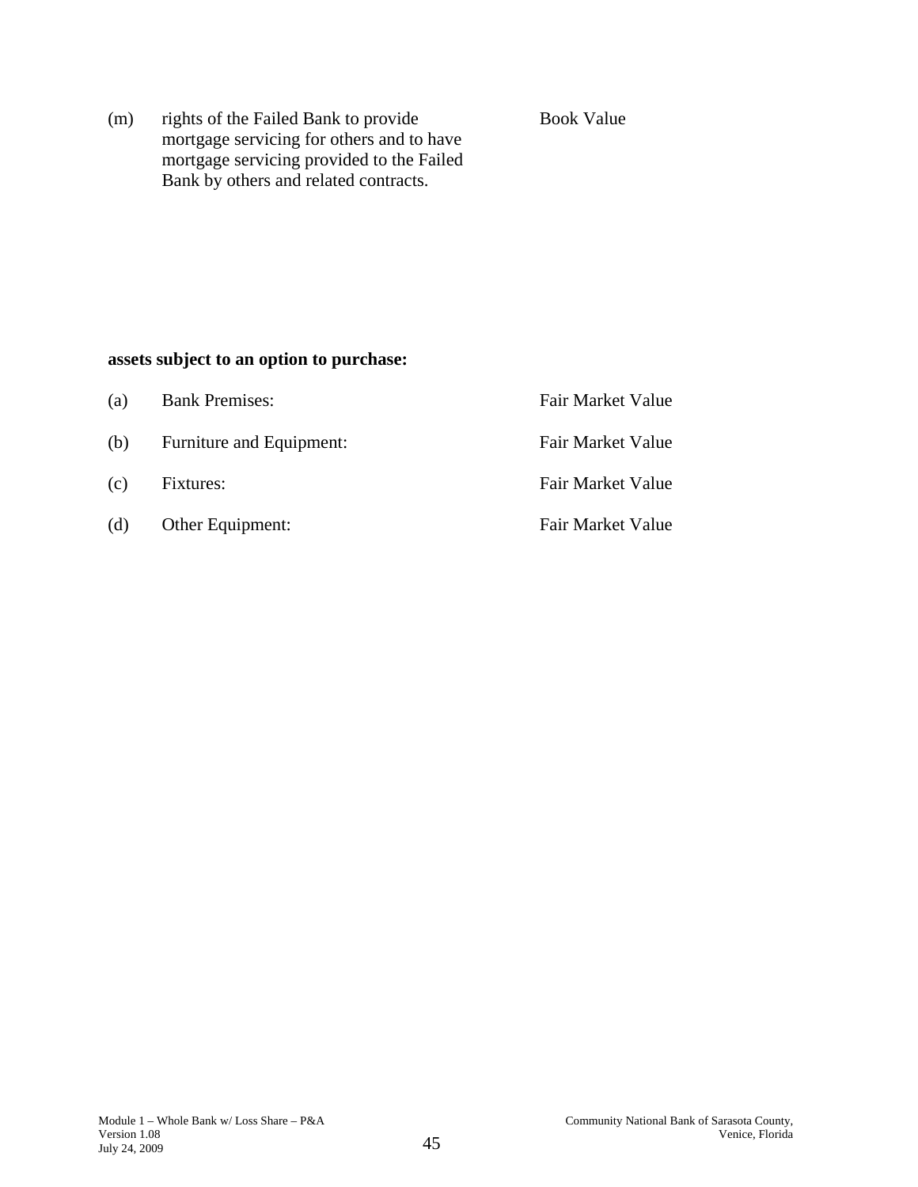| | | |
|---|---|---|
| (m) | rights of the Failed Bank to provide mortgage servicing for others and to have mortgage servicing provided to the Failed Bank by others and related contracts. | Book Value |

**assets subject to an option to purchase:**

| | | |
|---|---|---|
| (a) | Bank Premises: | Fair Market Value |
| (b) | Furniture and Equipment: | Fair Market Value |
| (c) | Fixtures: | Fair Market Value |
| (d) | Other Equipment: | Fair Market Value |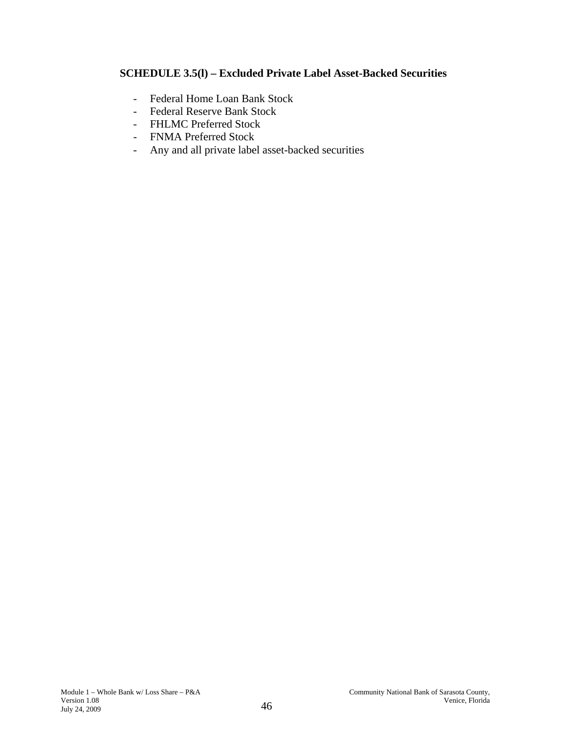### SCHEDULE 3.5(l) – Excluded Private Label Asset-Backed Securities

- Federal Home Loan Bank Stock
- Federal Reserve Bank Stock
- FHLMC Preferred Stock
- FNMA Preferred Stock
- Any and all private label asset-backed securities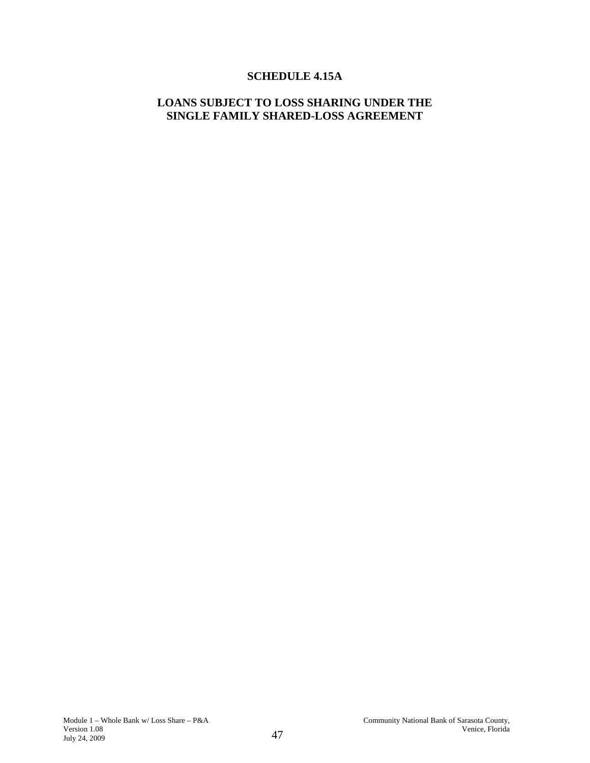# SCHEDULE 4.15A

## LOANS SUBJECT TO LOSS SHARING UNDER THE SINGLE FAMILY SHARED-LOSS AGREEMENT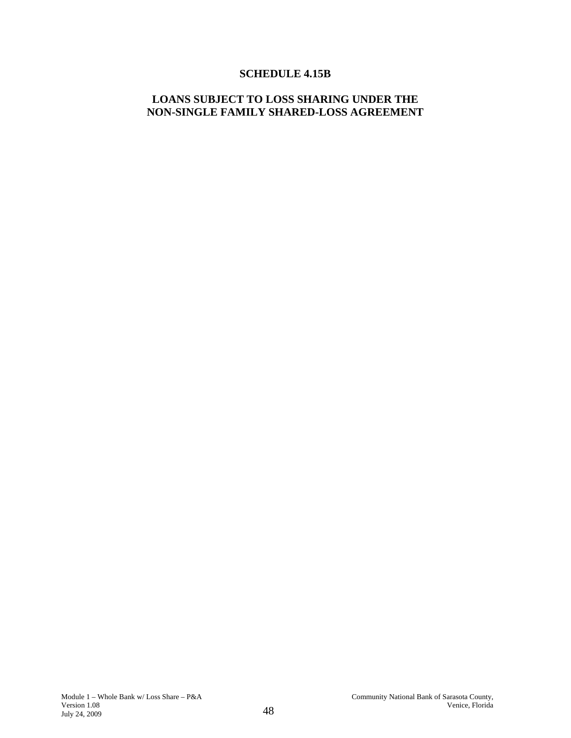# SCHEDULE 4.15B

## LOANS SUBJECT TO LOSS SHARING UNDER THE NON-SINGLE FAMILY SHARED-LOSS AGREEMENT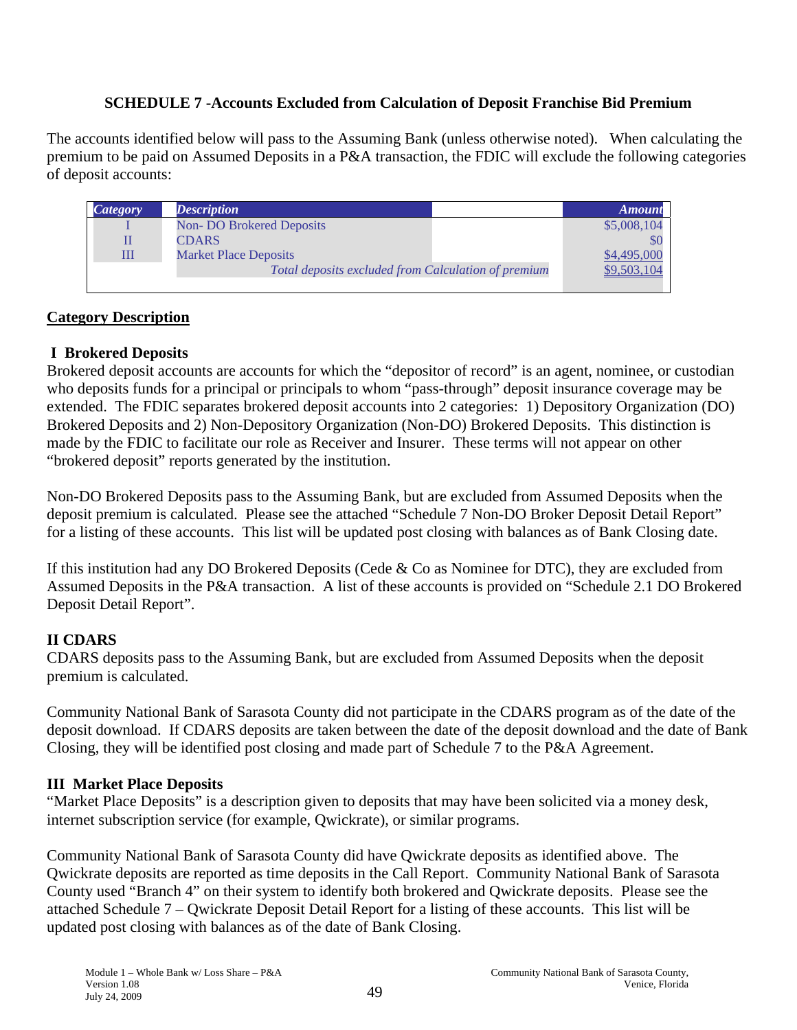**SCHEDULE 7 -Accounts Excluded from Calculation of Deposit Franchise Bid Premium**

The accounts identified below will pass to the Assuming Bank (unless otherwise noted). When calculating the premium to be paid on Assumed Deposits in a P&A transaction, the FDIC will exclude the following categories of deposit accounts:

| *Category* | *Description* | *Amount* |
|---|---|---|
| I | Non- DO Brokered Deposits | $5,008,104 |
| II | CDARS | $0 |
| III | Market Place Deposits | $4,495,000 |
| | *Total deposits excluded from Calculation of premium* | $9,503,104 |

**Category Description**

**I Brokered Deposits**

Brokered deposit accounts are accounts for which the "depositor of record" is an agent, nominee, or custodian who deposits funds for a principal or principals to whom "pass-through" deposit insurance coverage may be extended. The FDIC separates brokered deposit accounts into 2 categories: 1) Depository Organization (DO) Brokered Deposits and 2) Non-Depository Organization (Non-DO) Brokered Deposits. This distinction is made by the FDIC to facilitate our role as Receiver and Insurer. These terms will not appear on other "brokered deposit" reports generated by the institution.

Non-DO Brokered Deposits pass to the Assuming Bank, but are excluded from Assumed Deposits when the deposit premium is calculated. Please see the attached "Schedule 7 Non-DO Broker Deposit Detail Report" for a listing of these accounts. This list will be updated post closing with balances as of Bank Closing date.

If this institution had any DO Brokered Deposits (Cede & Co as Nominee for DTC), they are excluded from Assumed Deposits in the P&A transaction. A list of these accounts is provided on "Schedule 2.1 DO Brokered Deposit Detail Report".

**II CDARS**

CDARS deposits pass to the Assuming Bank, but are excluded from Assumed Deposits when the deposit premium is calculated.

Community National Bank of Sarasota County did not participate in the CDARS program as of the date of the deposit download. If CDARS deposits are taken between the date of the deposit download and the date of Bank Closing, they will be identified post closing and made part of Schedule 7 to the P&A Agreement.

**III Market Place Deposits**

"Market Place Deposits" is a description given to deposits that may have been solicited via a money desk, internet subscription service (for example, Qwickrate), or similar programs.

Community National Bank of Sarasota County did have Qwickrate deposits as identified above. The Qwickrate deposits are reported as time deposits in the Call Report. Community National Bank of Sarasota County used "Branch 4" on their system to identify both brokered and Qwickrate deposits. Please see the attached Schedule 7 – Qwickrate Deposit Detail Report for a listing of these accounts. This list will be updated post closing with balances as of the date of Bank Closing.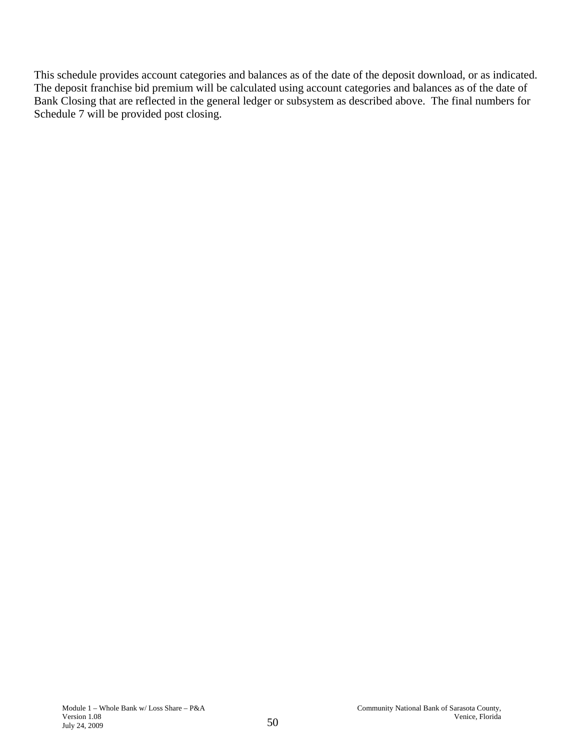This schedule provides account categories and balances as of the date of the deposit download, or as indicated. The deposit franchise bid premium will be calculated using account categories and balances as of the date of Bank Closing that are reflected in the general ledger or subsystem as described above. The final numbers for Schedule 7 will be provided post closing.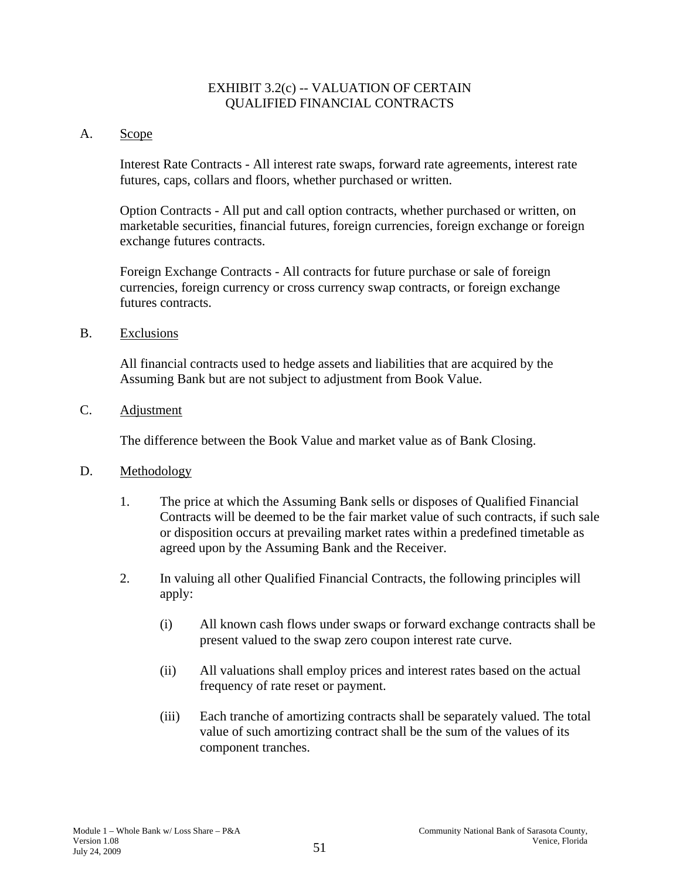# EXHIBIT 3.2(c) -- VALUATION OF CERTAIN QUALIFIED FINANCIAL CONTRACTS

A. Scope

Interest Rate Contracts - All interest rate swaps, forward rate agreements, interest rate futures, caps, collars and floors, whether purchased or written.

Option Contracts - All put and call option contracts, whether purchased or written, on marketable securities, financial futures, foreign currencies, foreign exchange or foreign exchange futures contracts.

Foreign Exchange Contracts - All contracts for future purchase or sale of foreign currencies, foreign currency or cross currency swap contracts, or foreign exchange futures contracts.

B. Exclusions

All financial contracts used to hedge assets and liabilities that are acquired by the Assuming Bank but are not subject to adjustment from Book Value.

C. Adjustment

The difference between the Book Value and market value as of Bank Closing.

D. Methodology

1. The price at which the Assuming Bank sells or disposes of Qualified Financial Contracts will be deemed to be the fair market value of such contracts, if such sale or disposition occurs at prevailing market rates within a predefined timetable as agreed upon by the Assuming Bank and the Receiver.

2. In valuing all other Qualified Financial Contracts, the following principles will apply:

   (i) All known cash flows under swaps or forward exchange contracts shall be present valued to the swap zero coupon interest rate curve.

   (ii) All valuations shall employ prices and interest rates based on the actual frequency of rate reset or payment.

   (iii) Each tranche of amortizing contracts shall be separately valued. The total value of such amortizing contract shall be the sum of the values of its component tranches.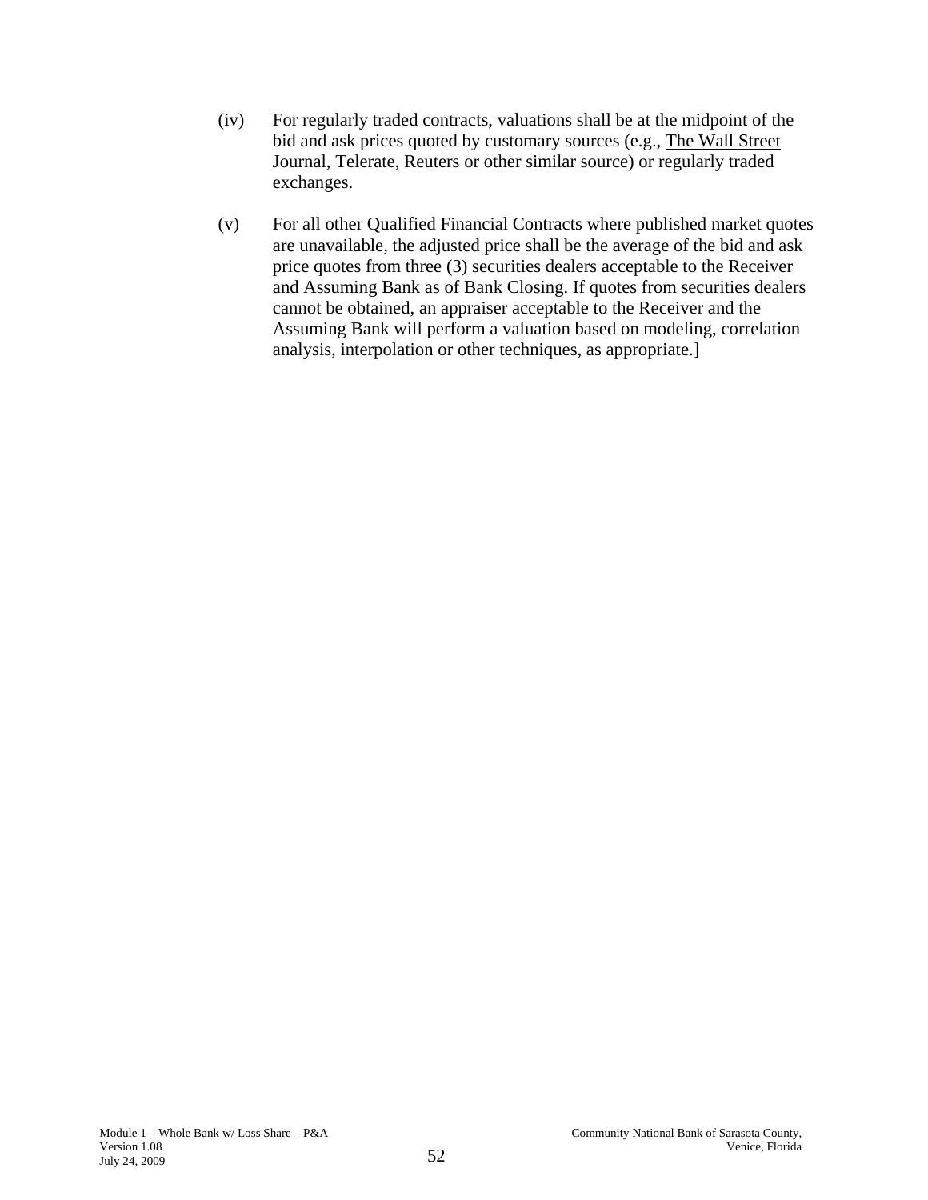(iv) For regularly traded contracts, valuations shall be at the midpoint of the bid and ask prices quoted by customary sources (e.g., The Wall Street Journal, Telerate, Reuters or other similar source) or regularly traded exchanges.

(v) For all other Qualified Financial Contracts where published market quotes are unavailable, the adjusted price shall be the average of the bid and ask price quotes from three (3) securities dealers acceptable to the Receiver and Assuming Bank as of Bank Closing. If quotes from securities dealers cannot be obtained, an appraiser acceptable to the Receiver and the Assuming Bank will perform a valuation based on modeling, correlation analysis, interpolation or other techniques, as appropriate.]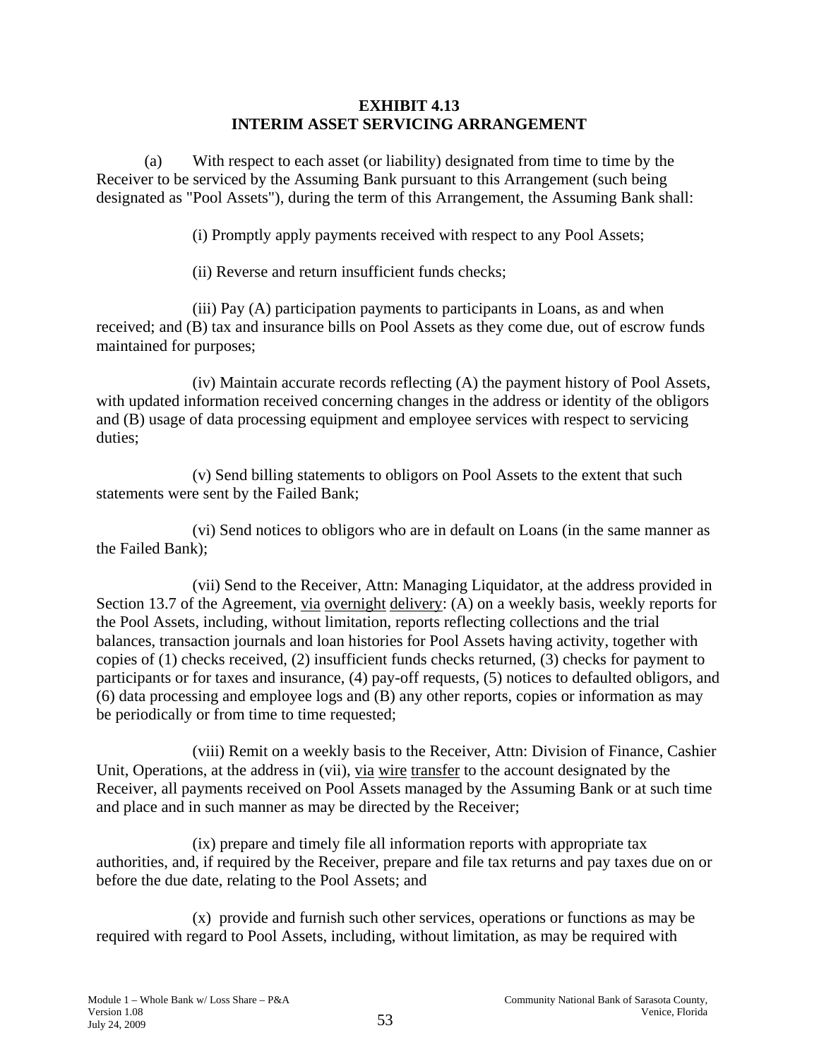**EXHIBIT 4.13**
**INTERIM ASSET SERVICING ARRANGEMENT**

(a) With respect to each asset (or liability) designated from time to time by the Receiver to be serviced by the Assuming Bank pursuant to this Arrangement (such being designated as "Pool Assets"), during the term of this Arrangement, the Assuming Bank shall:

(i) Promptly apply payments received with respect to any Pool Assets;

(ii) Reverse and return insufficient funds checks;

(iii) Pay (A) participation payments to participants in Loans, as and when received; and (B) tax and insurance bills on Pool Assets as they come due, out of escrow funds maintained for purposes;

(iv) Maintain accurate records reflecting (A) the payment history of Pool Assets, with updated information received concerning changes in the address or identity of the obligors and (B) usage of data processing equipment and employee services with respect to servicing duties;

(v) Send billing statements to obligors on Pool Assets to the extent that such statements were sent by the Failed Bank;

(vi) Send notices to obligors who are in default on Loans (in the same manner as the Failed Bank);

(vii) Send to the Receiver, Attn: Managing Liquidator, at the address provided in Section 13.7 of the Agreement, via overnight delivery: (A) on a weekly basis, weekly reports for the Pool Assets, including, without limitation, reports reflecting collections and the trial balances, transaction journals and loan histories for Pool Assets having activity, together with copies of (1) checks received, (2) insufficient funds checks returned, (3) checks for payment to participants or for taxes and insurance, (4) pay-off requests, (5) notices to defaulted obligors, and (6) data processing and employee logs and (B) any other reports, copies or information as may be periodically or from time to time requested;

(viii) Remit on a weekly basis to the Receiver, Attn: Division of Finance, Cashier Unit, Operations, at the address in (vii), via wire transfer to the account designated by the Receiver, all payments received on Pool Assets managed by the Assuming Bank or at such time and place and in such manner as may be directed by the Receiver;

(ix) prepare and timely file all information reports with appropriate tax authorities, and, if required by the Receiver, prepare and file tax returns and pay taxes due on or before the due date, relating to the Pool Assets; and

(x) provide and furnish such other services, operations or functions as may be required with regard to Pool Assets, including, without limitation, as may be required with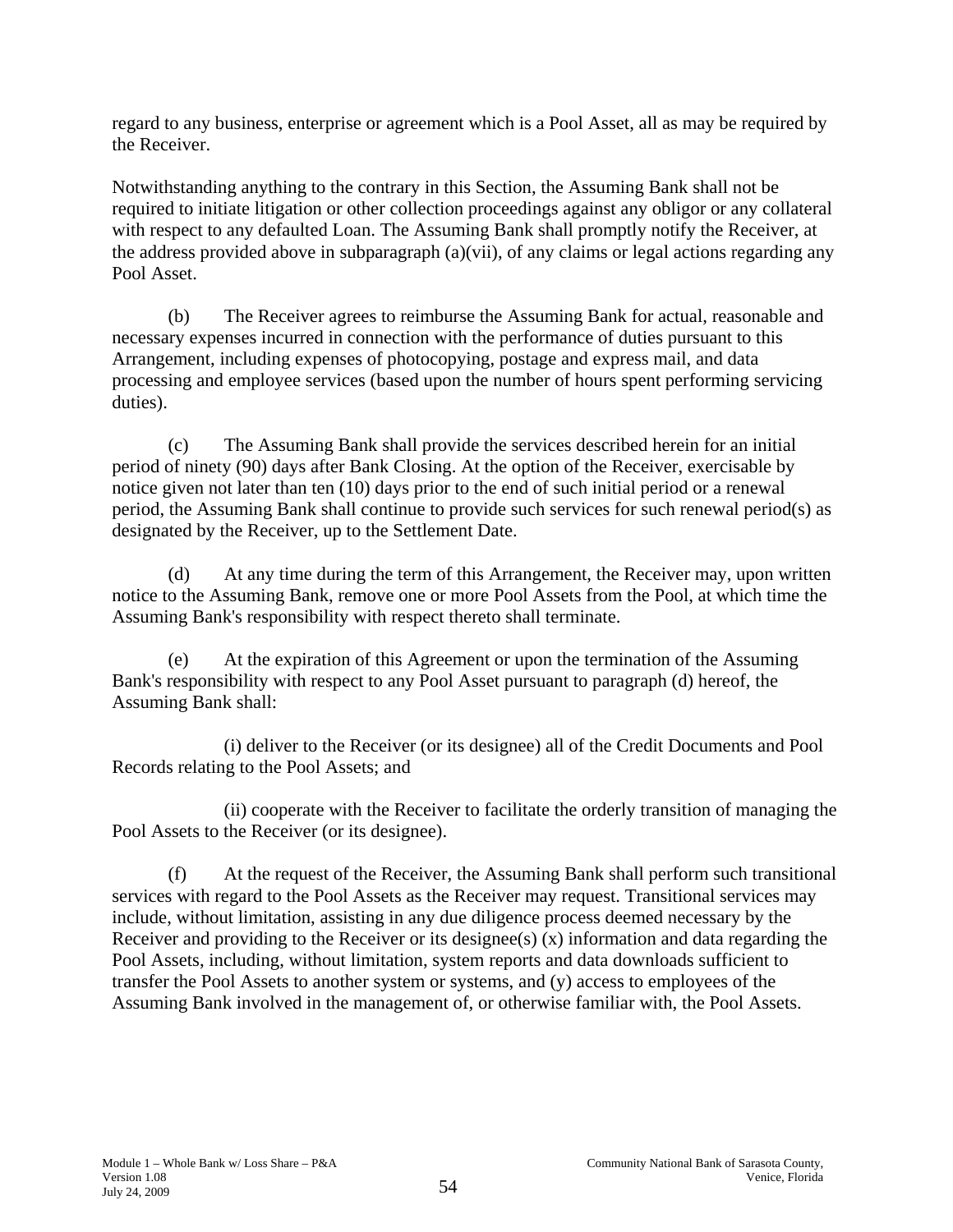regard to any business, enterprise or agreement which is a Pool Asset, all as may be required by the Receiver.

Notwithstanding anything to the contrary in this Section, the Assuming Bank shall not be required to initiate litigation or other collection proceedings against any obligor or any collateral with respect to any defaulted Loan. The Assuming Bank shall promptly notify the Receiver, at the address provided above in subparagraph (a)(vii), of any claims or legal actions regarding any Pool Asset.

(b) The Receiver agrees to reimburse the Assuming Bank for actual, reasonable and necessary expenses incurred in connection with the performance of duties pursuant to this Arrangement, including expenses of photocopying, postage and express mail, and data processing and employee services (based upon the number of hours spent performing servicing duties).

(c) The Assuming Bank shall provide the services described herein for an initial period of ninety (90) days after Bank Closing. At the option of the Receiver, exercisable by notice given not later than ten (10) days prior to the end of such initial period or a renewal period, the Assuming Bank shall continue to provide such services for such renewal period(s) as designated by the Receiver, up to the Settlement Date.

(d) At any time during the term of this Arrangement, the Receiver may, upon written notice to the Assuming Bank, remove one or more Pool Assets from the Pool, at which time the Assuming Bank's responsibility with respect thereto shall terminate.

(e) At the expiration of this Agreement or upon the termination of the Assuming Bank's responsibility with respect to any Pool Asset pursuant to paragraph (d) hereof, the Assuming Bank shall:

(i) deliver to the Receiver (or its designee) all of the Credit Documents and Pool Records relating to the Pool Assets; and

(ii) cooperate with the Receiver to facilitate the orderly transition of managing the Pool Assets to the Receiver (or its designee).

(f) At the request of the Receiver, the Assuming Bank shall perform such transitional services with regard to the Pool Assets as the Receiver may request. Transitional services may include, without limitation, assisting in any due diligence process deemed necessary by the Receiver and providing to the Receiver or its designee(s) (x) information and data regarding the Pool Assets, including, without limitation, system reports and data downloads sufficient to transfer the Pool Assets to another system or systems, and (y) access to employees of the Assuming Bank involved in the management of, or otherwise familiar with, the Pool Assets.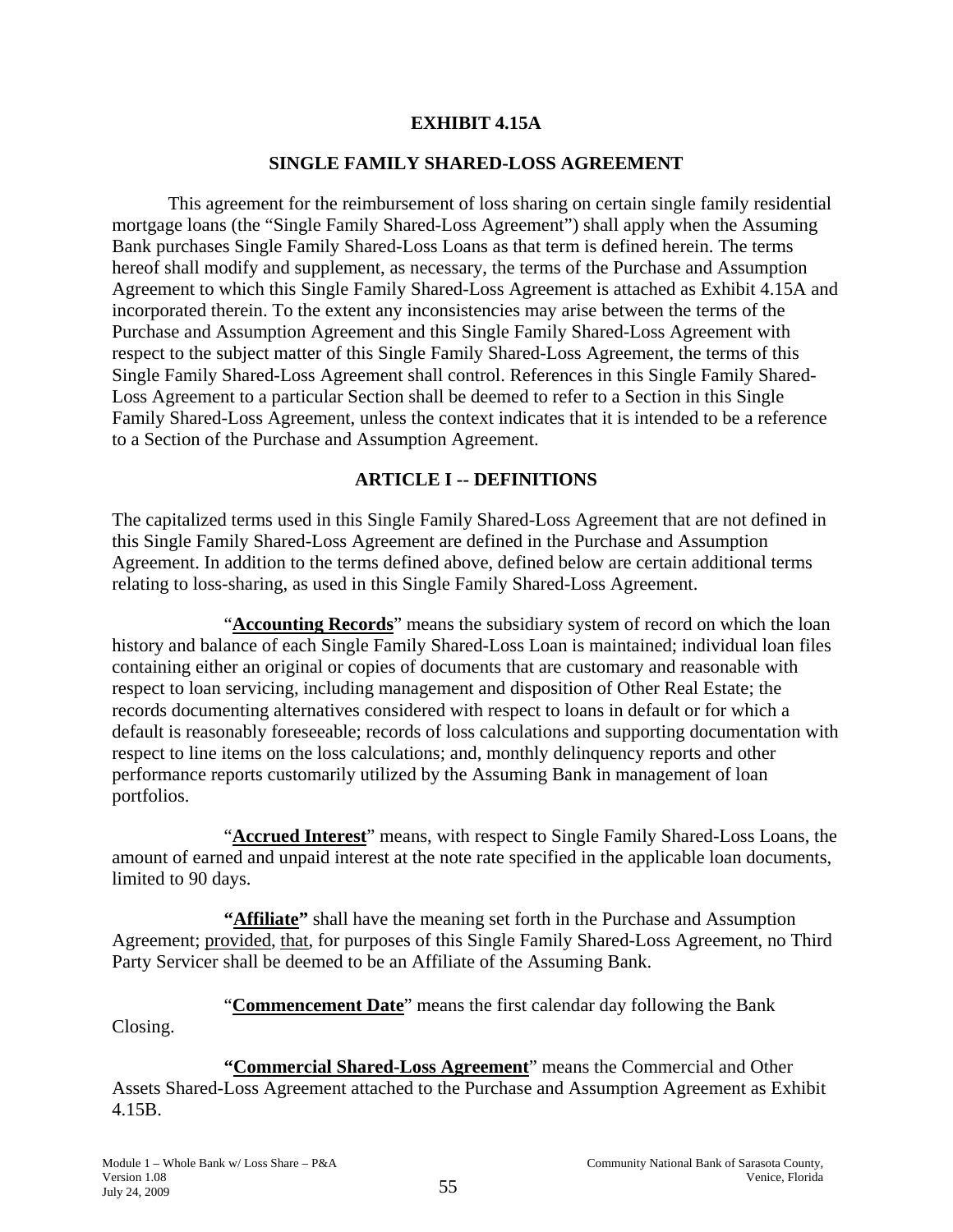# EXHIBIT 4.15A

## SINGLE FAMILY SHARED-LOSS AGREEMENT

This agreement for the reimbursement of loss sharing on certain single family residential mortgage loans (the "Single Family Shared-Loss Agreement") shall apply when the Assuming Bank purchases Single Family Shared-Loss Loans as that term is defined herein. The terms hereof shall modify and supplement, as necessary, the terms of the Purchase and Assumption Agreement to which this Single Family Shared-Loss Agreement is attached as Exhibit 4.15A and incorporated therein. To the extent any inconsistencies may arise between the terms of the Purchase and Assumption Agreement and this Single Family Shared-Loss Agreement with respect to the subject matter of this Single Family Shared-Loss Agreement, the terms of this Single Family Shared-Loss Agreement shall control. References in this Single Family Shared-Loss Agreement to a particular Section shall be deemed to refer to a Section in this Single Family Shared-Loss Agreement, unless the context indicates that it is intended to be a reference to a Section of the Purchase and Assumption Agreement.

## ARTICLE I -- DEFINITIONS

The capitalized terms used in this Single Family Shared-Loss Agreement that are not defined in this Single Family Shared-Loss Agreement are defined in the Purchase and Assumption Agreement. In addition to the terms defined above, defined below are certain additional terms relating to loss-sharing, as used in this Single Family Shared-Loss Agreement.

"**Accounting Records**" means the subsidiary system of record on which the loan history and balance of each Single Family Shared-Loss Loan is maintained; individual loan files containing either an original or copies of documents that are customary and reasonable with respect to loan servicing, including management and disposition of Other Real Estate; the records documenting alternatives considered with respect to loans in default or for which a default is reasonably foreseeable; records of loss calculations and supporting documentation with respect to line items on the loss calculations; and, monthly delinquency reports and other performance reports customarily utilized by the Assuming Bank in management of loan portfolios.

"**Accrued Interest**" means, with respect to Single Family Shared-Loss Loans, the amount of earned and unpaid interest at the note rate specified in the applicable loan documents, limited to 90 days.

**"Affiliate"** shall have the meaning set forth in the Purchase and Assumption Agreement; provided, that, for purposes of this Single Family Shared-Loss Agreement, no Third Party Servicer shall be deemed to be an Affiliate of the Assuming Bank.

"**Commencement Date**" means the first calendar day following the Bank Closing.

**"Commercial Shared-Loss Agreement**" means the Commercial and Other Assets Shared-Loss Agreement attached to the Purchase and Assumption Agreement as Exhibit 4.15B.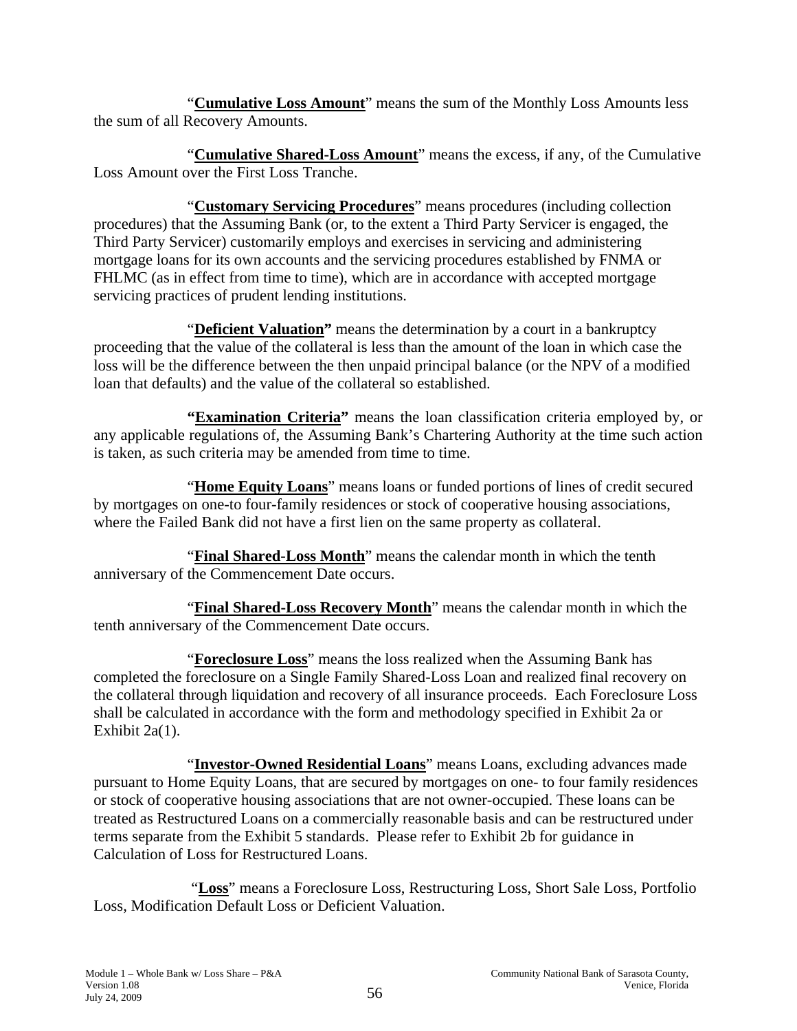"**Cumulative Loss Amount**" means the sum of the Monthly Loss Amounts less the sum of all Recovery Amounts.

"**Cumulative Shared-Loss Amount**" means the excess, if any, of the Cumulative Loss Amount over the First Loss Tranche.

"**Customary Servicing Procedures**" means procedures (including collection procedures) that the Assuming Bank (or, to the extent a Third Party Servicer is engaged, the Third Party Servicer) customarily employs and exercises in servicing and administering mortgage loans for its own accounts and the servicing procedures established by FNMA or FHLMC (as in effect from time to time), which are in accordance with accepted mortgage servicing practices of prudent lending institutions.

"**Deficient Valuation**" means the determination by a court in a bankruptcy proceeding that the value of the collateral is less than the amount of the loan in which case the loss will be the difference between the then unpaid principal balance (or the NPV of a modified loan that defaults) and the value of the collateral so established.

**"Examination Criteria"** means the loan classification criteria employed by, or any applicable regulations of, the Assuming Bank's Chartering Authority at the time such action is taken, as such criteria may be amended from time to time.

"**Home Equity Loans**" means loans or funded portions of lines of credit secured by mortgages on one-to four-family residences or stock of cooperative housing associations, where the Failed Bank did not have a first lien on the same property as collateral.

"**Final Shared-Loss Month**" means the calendar month in which the tenth anniversary of the Commencement Date occurs.

"**Final Shared-Loss Recovery Month**" means the calendar month in which the tenth anniversary of the Commencement Date occurs.

"**Foreclosure Loss**" means the loss realized when the Assuming Bank has completed the foreclosure on a Single Family Shared-Loss Loan and realized final recovery on the collateral through liquidation and recovery of all insurance proceeds. Each Foreclosure Loss shall be calculated in accordance with the form and methodology specified in Exhibit 2a or Exhibit 2a(1).

"**Investor-Owned Residential Loans**" means Loans, excluding advances made pursuant to Home Equity Loans, that are secured by mortgages on one- to four family residences or stock of cooperative housing associations that are not owner-occupied. These loans can be treated as Restructured Loans on a commercially reasonable basis and can be restructured under terms separate from the Exhibit 5 standards. Please refer to Exhibit 2b for guidance in Calculation of Loss for Restructured Loans.

"**Loss**" means a Foreclosure Loss, Restructuring Loss, Short Sale Loss, Portfolio Loss, Modification Default Loss or Deficient Valuation.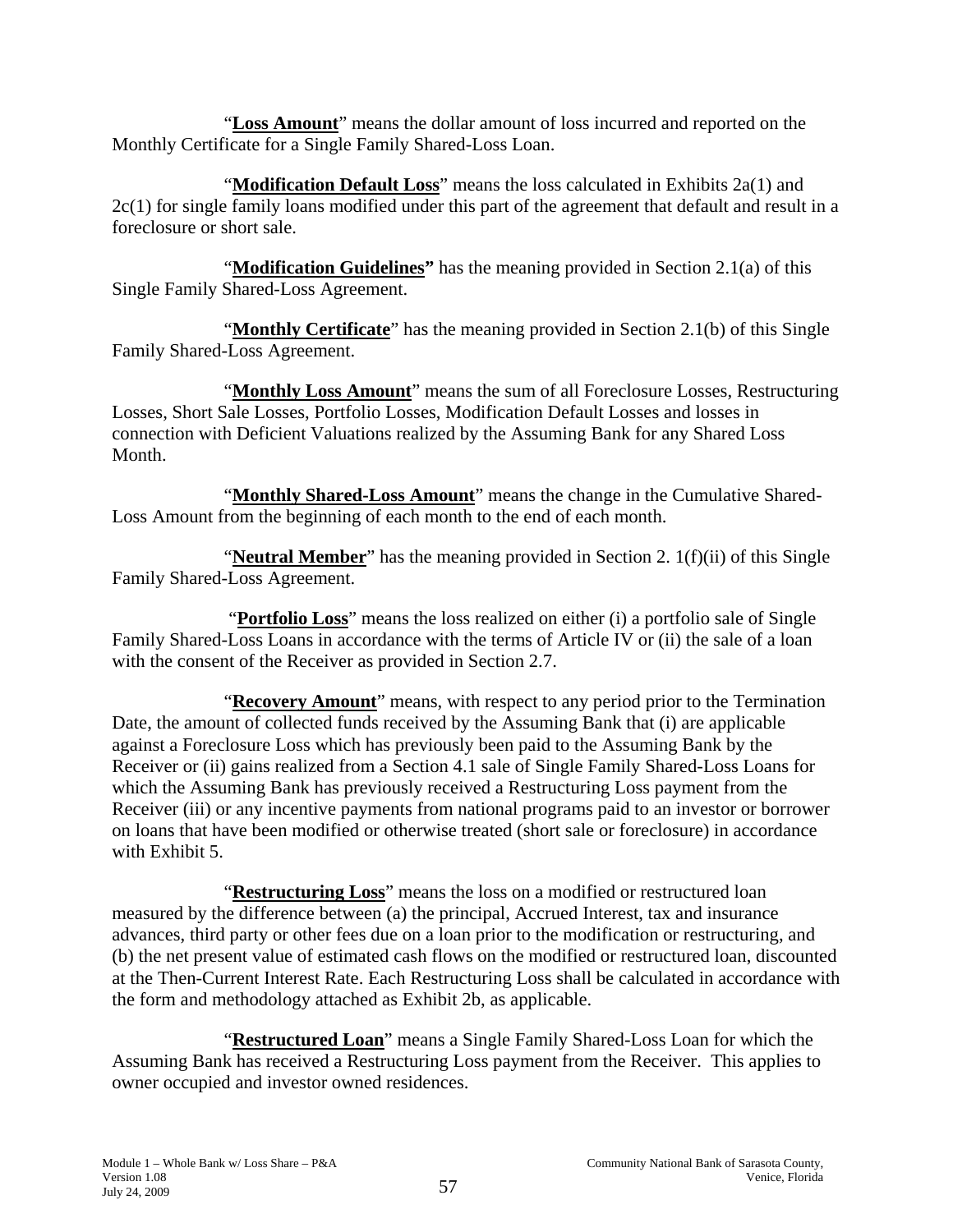"**Loss Amount**" means the dollar amount of loss incurred and reported on the Monthly Certificate for a Single Family Shared-Loss Loan.

"**Modification Default Loss**" means the loss calculated in Exhibits 2a(1) and 2c(1) for single family loans modified under this part of the agreement that default and result in a foreclosure or short sale.

"**Modification Guidelines"** has the meaning provided in Section 2.1(a) of this Single Family Shared-Loss Agreement.

"**Monthly Certificate**" has the meaning provided in Section 2.1(b) of this Single Family Shared-Loss Agreement.

"**Monthly Loss Amount**" means the sum of all Foreclosure Losses, Restructuring Losses, Short Sale Losses, Portfolio Losses, Modification Default Losses and losses in connection with Deficient Valuations realized by the Assuming Bank for any Shared Loss Month.

"**Monthly Shared-Loss Amount**" means the change in the Cumulative Shared-Loss Amount from the beginning of each month to the end of each month.

"**Neutral Member**" has the meaning provided in Section 2. 1(f)(ii) of this Single Family Shared-Loss Agreement.

"**Portfolio Loss**" means the loss realized on either (i) a portfolio sale of Single Family Shared-Loss Loans in accordance with the terms of Article IV or (ii) the sale of a loan with the consent of the Receiver as provided in Section 2.7.

"**Recovery Amount**" means, with respect to any period prior to the Termination Date, the amount of collected funds received by the Assuming Bank that (i) are applicable against a Foreclosure Loss which has previously been paid to the Assuming Bank by the Receiver or (ii) gains realized from a Section 4.1 sale of Single Family Shared-Loss Loans for which the Assuming Bank has previously received a Restructuring Loss payment from the Receiver (iii) or any incentive payments from national programs paid to an investor or borrower on loans that have been modified or otherwise treated (short sale or foreclosure) in accordance with Exhibit 5.

"**Restructuring Loss**" means the loss on a modified or restructured loan measured by the difference between (a) the principal, Accrued Interest, tax and insurance advances, third party or other fees due on a loan prior to the modification or restructuring, and (b) the net present value of estimated cash flows on the modified or restructured loan, discounted at the Then-Current Interest Rate. Each Restructuring Loss shall be calculated in accordance with the form and methodology attached as Exhibit 2b, as applicable.

"**Restructured Loan**" means a Single Family Shared-Loss Loan for which the Assuming Bank has received a Restructuring Loss payment from the Receiver. This applies to owner occupied and investor owned residences.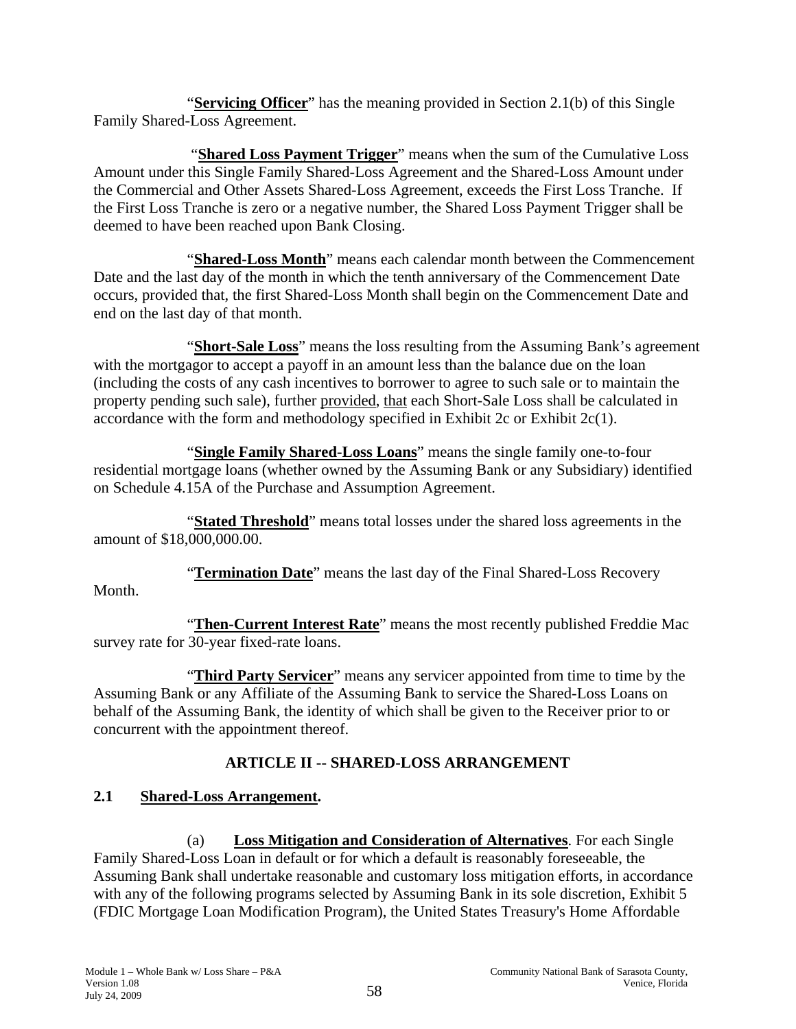"**Servicing Officer**" has the meaning provided in Section 2.1(b) of this Single Family Shared-Loss Agreement.

"**Shared Loss Payment Trigger**" means when the sum of the Cumulative Loss Amount under this Single Family Shared-Loss Agreement and the Shared-Loss Amount under the Commercial and Other Assets Shared-Loss Agreement, exceeds the First Loss Tranche. If the First Loss Tranche is zero or a negative number, the Shared Loss Payment Trigger shall be deemed to have been reached upon Bank Closing.

"**Shared-Loss Month**" means each calendar month between the Commencement Date and the last day of the month in which the tenth anniversary of the Commencement Date occurs, provided that, the first Shared-Loss Month shall begin on the Commencement Date and end on the last day of that month.

"**Short-Sale Loss**" means the loss resulting from the Assuming Bank's agreement with the mortgagor to accept a payoff in an amount less than the balance due on the loan (including the costs of any cash incentives to borrower to agree to such sale or to maintain the property pending such sale), further provided, that each Short-Sale Loss shall be calculated in accordance with the form and methodology specified in Exhibit 2c or Exhibit 2c(1).

"**Single Family Shared-Loss Loans**" means the single family one-to-four residential mortgage loans (whether owned by the Assuming Bank or any Subsidiary) identified on Schedule 4.15A of the Purchase and Assumption Agreement.

"**Stated Threshold**" means total losses under the shared loss agreements in the amount of $18,000,000.00.

"**Termination Date**" means the last day of the Final Shared-Loss Recovery Month.

"**Then-Current Interest Rate**" means the most recently published Freddie Mac survey rate for 30-year fixed-rate loans.

"**Third Party Servicer**" means any servicer appointed from time to time by the Assuming Bank or any Affiliate of the Assuming Bank to service the Shared-Loss Loans on behalf of the Assuming Bank, the identity of which shall be given to the Receiver prior to or concurrent with the appointment thereof.

## ARTICLE II -- SHARED-LOSS ARRANGEMENT

### 2.1 Shared-Loss Arrangement.

(a) **Loss Mitigation and Consideration of Alternatives**. For each Single Family Shared-Loss Loan in default or for which a default is reasonably foreseeable, the Assuming Bank shall undertake reasonable and customary loss mitigation efforts, in accordance with any of the following programs selected by Assuming Bank in its sole discretion, Exhibit 5 (FDIC Mortgage Loan Modification Program), the United States Treasury's Home Affordable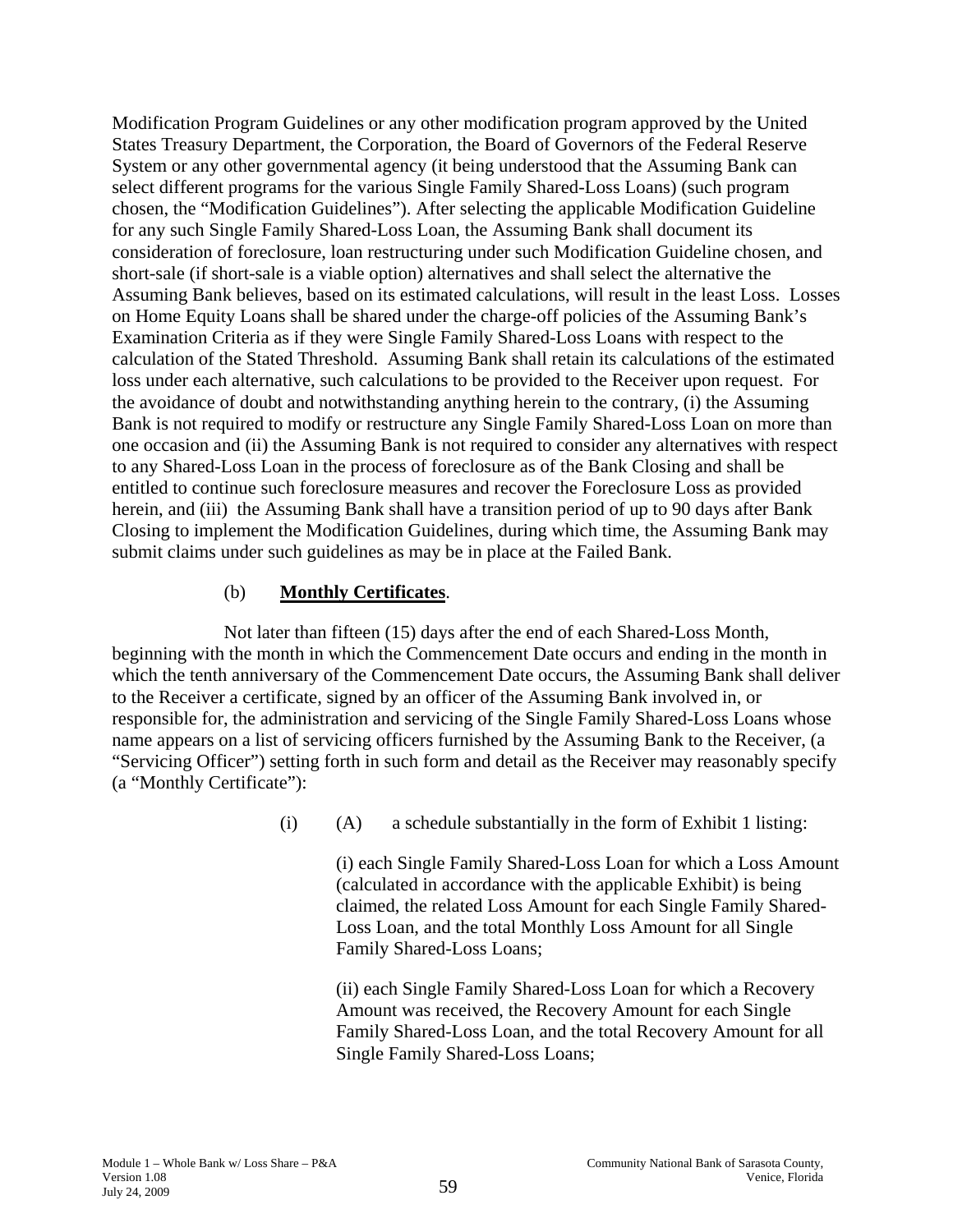Modification Program Guidelines or any other modification program approved by the United States Treasury Department, the Corporation, the Board of Governors of the Federal Reserve System or any other governmental agency (it being understood that the Assuming Bank can select different programs for the various Single Family Shared-Loss Loans) (such program chosen, the "Modification Guidelines"). After selecting the applicable Modification Guideline for any such Single Family Shared-Loss Loan, the Assuming Bank shall document its consideration of foreclosure, loan restructuring under such Modification Guideline chosen, and short-sale (if short-sale is a viable option) alternatives and shall select the alternative the Assuming Bank believes, based on its estimated calculations, will result in the least Loss. Losses on Home Equity Loans shall be shared under the charge-off policies of the Assuming Bank's Examination Criteria as if they were Single Family Shared-Loss Loans with respect to the calculation of the Stated Threshold. Assuming Bank shall retain its calculations of the estimated loss under each alternative, such calculations to be provided to the Receiver upon request. For the avoidance of doubt and notwithstanding anything herein to the contrary, (i) the Assuming Bank is not required to modify or restructure any Single Family Shared-Loss Loan on more than one occasion and (ii) the Assuming Bank is not required to consider any alternatives with respect to any Shared-Loss Loan in the process of foreclosure as of the Bank Closing and shall be entitled to continue such foreclosure measures and recover the Foreclosure Loss as provided herein, and (iii) the Assuming Bank shall have a transition period of up to 90 days after Bank Closing to implement the Modification Guidelines, during which time, the Assuming Bank may submit claims under such guidelines as may be in place at the Failed Bank.

(b) **Monthly Certificates**.

Not later than fifteen (15) days after the end of each Shared-Loss Month, beginning with the month in which the Commencement Date occurs and ending in the month in which the tenth anniversary of the Commencement Date occurs, the Assuming Bank shall deliver to the Receiver a certificate, signed by an officer of the Assuming Bank involved in, or responsible for, the administration and servicing of the Single Family Shared-Loss Loans whose name appears on a list of servicing officers furnished by the Assuming Bank to the Receiver, (a "Servicing Officer") setting forth in such form and detail as the Receiver may reasonably specify (a "Monthly Certificate"):

(i) (A) a schedule substantially in the form of Exhibit 1 listing:

(i) each Single Family Shared-Loss Loan for which a Loss Amount (calculated in accordance with the applicable Exhibit) is being claimed, the related Loss Amount for each Single Family Shared-Loss Loan, and the total Monthly Loss Amount for all Single Family Shared-Loss Loans;

(ii) each Single Family Shared-Loss Loan for which a Recovery Amount was received, the Recovery Amount for each Single Family Shared-Loss Loan, and the total Recovery Amount for all Single Family Shared-Loss Loans;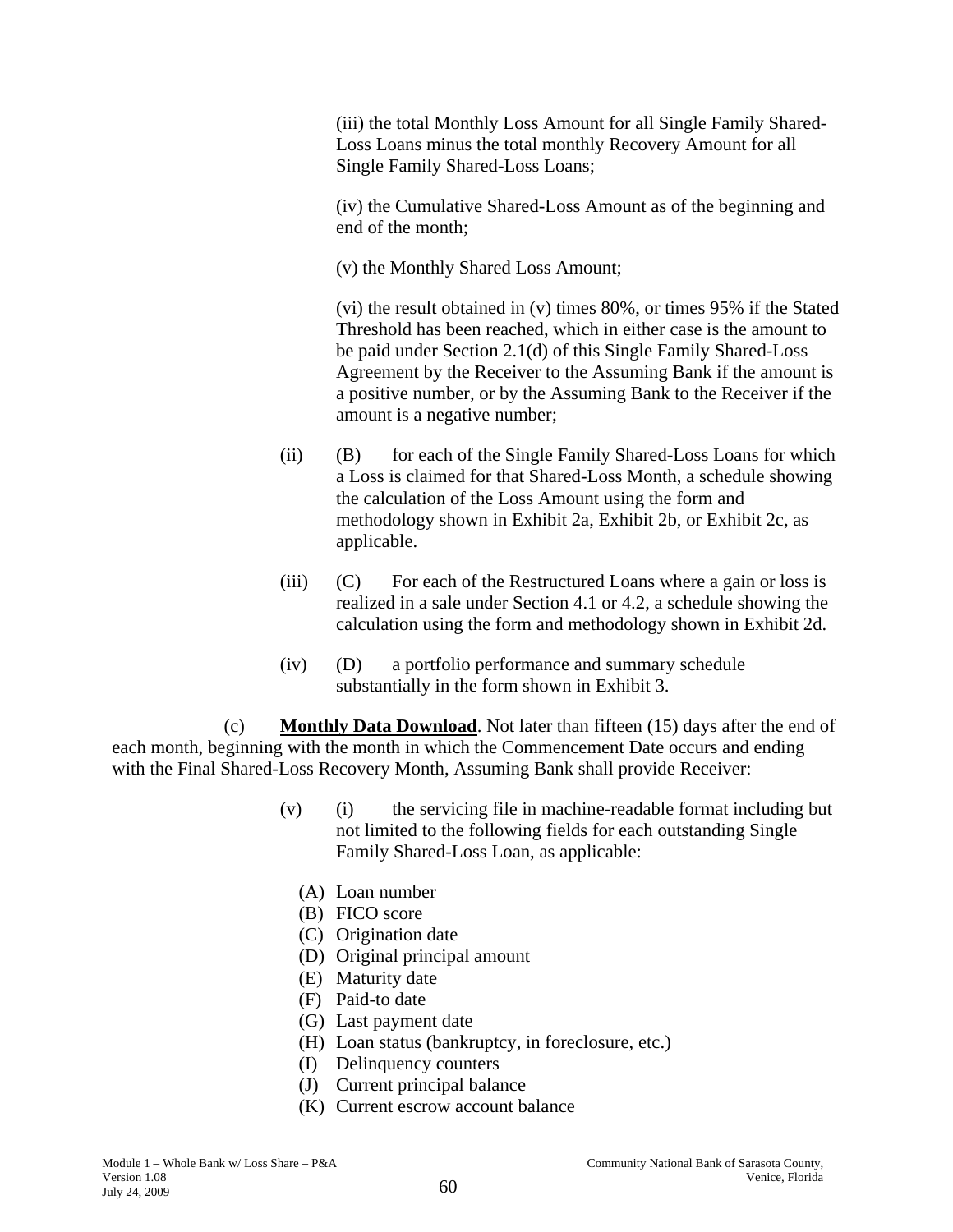(iii) the total Monthly Loss Amount for all Single Family Shared-Loss Loans minus the total monthly Recovery Amount for all Single Family Shared-Loss Loans;

(iv) the Cumulative Shared-Loss Amount as of the beginning and end of the month;

(v) the Monthly Shared Loss Amount;

(vi) the result obtained in (v) times 80%, or times 95% if the Stated Threshold has been reached, which in either case is the amount to be paid under Section 2.1(d) of this Single Family Shared-Loss Agreement by the Receiver to the Assuming Bank if the amount is a positive number, or by the Assuming Bank to the Receiver if the amount is a negative number;

(ii) (B) for each of the Single Family Shared-Loss Loans for which a Loss is claimed for that Shared-Loss Month, a schedule showing the calculation of the Loss Amount using the form and methodology shown in Exhibit 2a, Exhibit 2b, or Exhibit 2c, as applicable.

(iii) (C) For each of the Restructured Loans where a gain or loss is realized in a sale under Section 4.1 or 4.2, a schedule showing the calculation using the form and methodology shown in Exhibit 2d.

(iv) (D) a portfolio performance and summary schedule substantially in the form shown in Exhibit 3.

(c) **Monthly Data Download**. Not later than fifteen (15) days after the end of each month, beginning with the month in which the Commencement Date occurs and ending with the Final Shared-Loss Recovery Month, Assuming Bank shall provide Receiver:

(v) (i) the servicing file in machine-readable format including but not limited to the following fields for each outstanding Single Family Shared-Loss Loan, as applicable:

(A) Loan number
(B) FICO score
(C) Origination date
(D) Original principal amount
(E) Maturity date
(F) Paid-to date
(G) Last payment date
(H) Loan status (bankruptcy, in foreclosure, etc.)
(I) Delinquency counters
(J) Current principal balance
(K) Current escrow account balance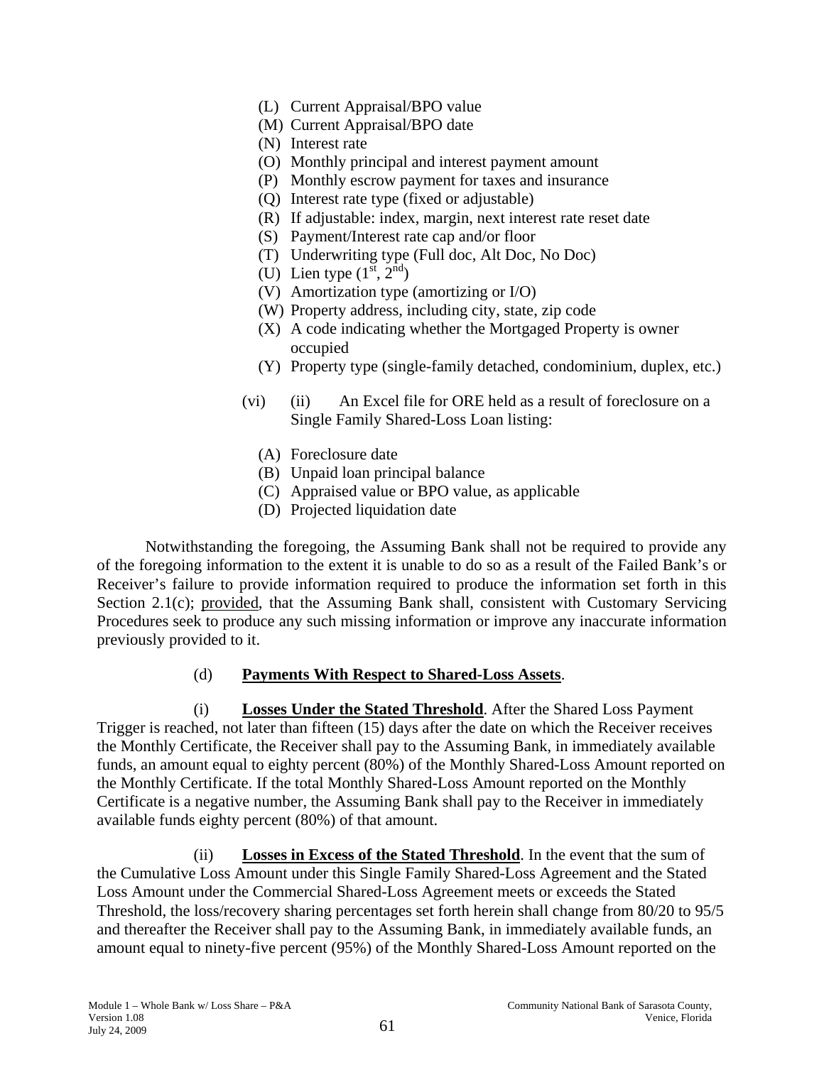(L) Current Appraisal/BPO value
(M) Current Appraisal/BPO date
(N) Interest rate
(O) Monthly principal and interest payment amount
(P) Monthly escrow payment for taxes and insurance
(Q) Interest rate type (fixed or adjustable)
(R) If adjustable: index, margin, next interest rate reset date
(S) Payment/Interest rate cap and/or floor
(T) Underwriting type (Full doc, Alt Doc, No Doc)
(U) Lien type ($1^{st}$, $2^{nd}$)
(V) Amortization type (amortizing or I/O)
(W) Property address, including city, state, zip code
(X) A code indicating whether the Mortgaged Property is owner occupied
(Y) Property type (single-family detached, condominium, duplex, etc.)

(vi) (ii) An Excel file for ORE held as a result of foreclosure on a Single Family Shared-Loss Loan listing:

(A) Foreclosure date
(B) Unpaid loan principal balance
(C) Appraised value or BPO value, as applicable
(D) Projected liquidation date

Notwithstanding the foregoing, the Assuming Bank shall not be required to provide any of the foregoing information to the extent it is unable to do so as a result of the Failed Bank's or Receiver's failure to provide information required to produce the information set forth in this Section 2.1(c); provided, that the Assuming Bank shall, consistent with Customary Servicing Procedures seek to produce any such missing information or improve any inaccurate information previously provided to it.

(d) **Payments With Respect to Shared-Loss Assets**.

(i) **Losses Under the Stated Threshold**. After the Shared Loss Payment Trigger is reached, not later than fifteen (15) days after the date on which the Receiver receives the Monthly Certificate, the Receiver shall pay to the Assuming Bank, in immediately available funds, an amount equal to eighty percent (80%) of the Monthly Shared-Loss Amount reported on the Monthly Certificate. If the total Monthly Shared-Loss Amount reported on the Monthly Certificate is a negative number, the Assuming Bank shall pay to the Receiver in immediately available funds eighty percent (80%) of that amount.

(ii) **Losses in Excess of the Stated Threshold**. In the event that the sum of the Cumulative Loss Amount under this Single Family Shared-Loss Agreement and the Stated Loss Amount under the Commercial Shared-Loss Agreement meets or exceeds the Stated Threshold, the loss/recovery sharing percentages set forth herein shall change from 80/20 to 95/5 and thereafter the Receiver shall pay to the Assuming Bank, in immediately available funds, an amount equal to ninety-five percent (95%) of the Monthly Shared-Loss Amount reported on the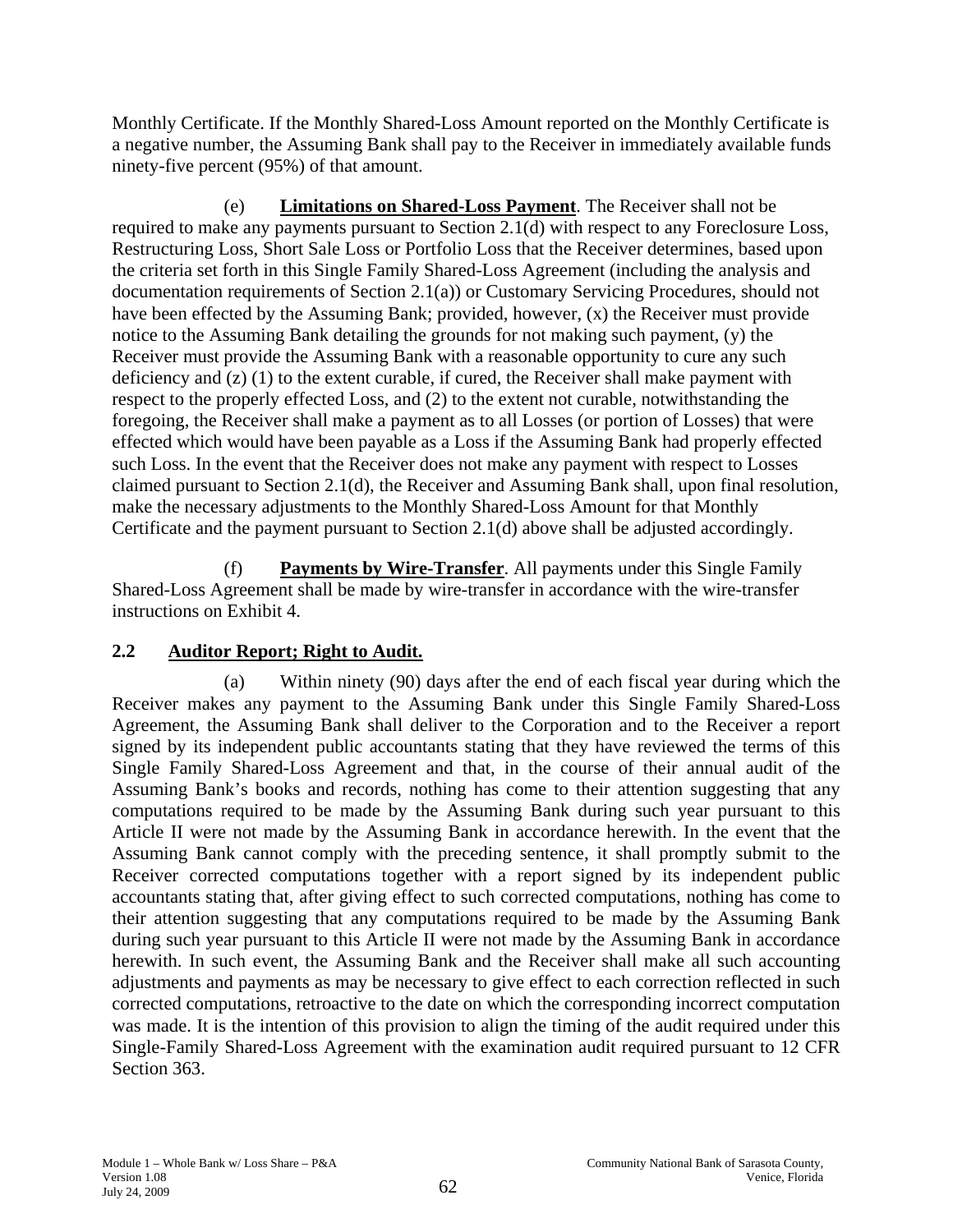Monthly Certificate. If the Monthly Shared-Loss Amount reported on the Monthly Certificate is a negative number, the Assuming Bank shall pay to the Receiver in immediately available funds ninety-five percent (95%) of that amount.

(e) **Limitations on Shared-Loss Payment**. The Receiver shall not be required to make any payments pursuant to Section 2.1(d) with respect to any Foreclosure Loss, Restructuring Loss, Short Sale Loss or Portfolio Loss that the Receiver determines, based upon the criteria set forth in this Single Family Shared-Loss Agreement (including the analysis and documentation requirements of Section 2.1(a)) or Customary Servicing Procedures, should not have been effected by the Assuming Bank; provided, however, (x) the Receiver must provide notice to the Assuming Bank detailing the grounds for not making such payment, (y) the Receiver must provide the Assuming Bank with a reasonable opportunity to cure any such deficiency and (z) (1) to the extent curable, if cured, the Receiver shall make payment with respect to the properly effected Loss, and (2) to the extent not curable, notwithstanding the foregoing, the Receiver shall make a payment as to all Losses (or portion of Losses) that were effected which would have been payable as a Loss if the Assuming Bank had properly effected such Loss. In the event that the Receiver does not make any payment with respect to Losses claimed pursuant to Section 2.1(d), the Receiver and Assuming Bank shall, upon final resolution, make the necessary adjustments to the Monthly Shared-Loss Amount for that Monthly Certificate and the payment pursuant to Section 2.1(d) above shall be adjusted accordingly.

(f) **Payments by Wire-Transfer**. All payments under this Single Family Shared-Loss Agreement shall be made by wire-transfer in accordance with the wire-transfer instructions on Exhibit 4.

## 2.2 Auditor Report; Right to Audit.

(a) Within ninety (90) days after the end of each fiscal year during which the Receiver makes any payment to the Assuming Bank under this Single Family Shared-Loss Agreement, the Assuming Bank shall deliver to the Corporation and to the Receiver a report signed by its independent public accountants stating that they have reviewed the terms of this Single Family Shared-Loss Agreement and that, in the course of their annual audit of the Assuming Bank's books and records, nothing has come to their attention suggesting that any computations required to be made by the Assuming Bank during such year pursuant to this Article II were not made by the Assuming Bank in accordance herewith. In the event that the Assuming Bank cannot comply with the preceding sentence, it shall promptly submit to the Receiver corrected computations together with a report signed by its independent public accountants stating that, after giving effect to such corrected computations, nothing has come to their attention suggesting that any computations required to be made by the Assuming Bank during such year pursuant to this Article II were not made by the Assuming Bank in accordance herewith. In such event, the Assuming Bank and the Receiver shall make all such accounting adjustments and payments as may be necessary to give effect to each correction reflected in such corrected computations, retroactive to the date on which the corresponding incorrect computation was made. It is the intention of this provision to align the timing of the audit required under this Single-Family Shared-Loss Agreement with the examination audit required pursuant to 12 CFR Section 363.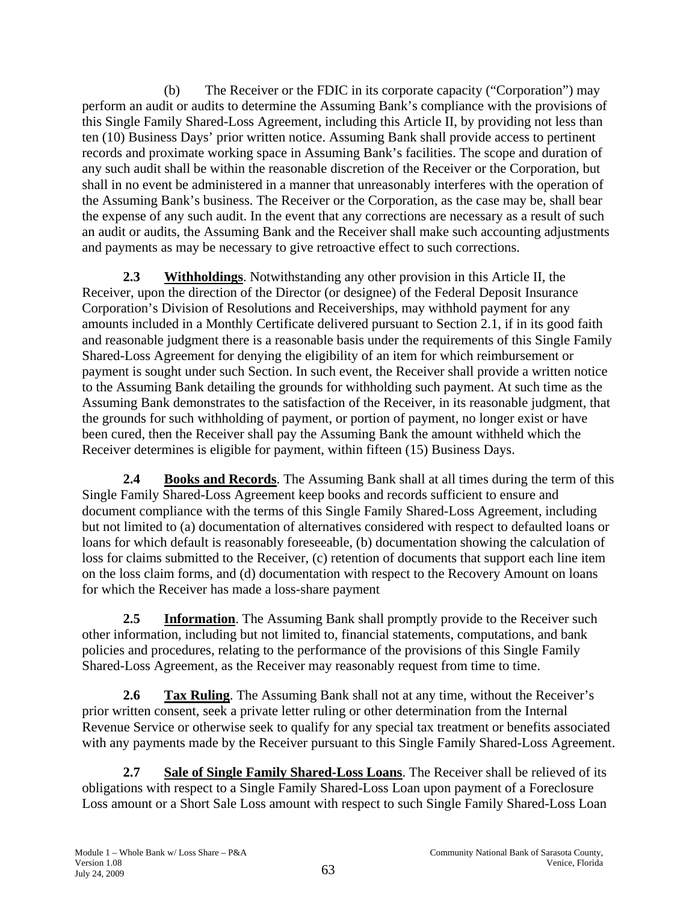(b) The Receiver or the FDIC in its corporate capacity ("Corporation") may perform an audit or audits to determine the Assuming Bank's compliance with the provisions of this Single Family Shared-Loss Agreement, including this Article II, by providing not less than ten (10) Business Days' prior written notice. Assuming Bank shall provide access to pertinent records and proximate working space in Assuming Bank's facilities. The scope and duration of any such audit shall be within the reasonable discretion of the Receiver or the Corporation, but shall in no event be administered in a manner that unreasonably interferes with the operation of the Assuming Bank's business. The Receiver or the Corporation, as the case may be, shall bear the expense of any such audit. In the event that any corrections are necessary as a result of such an audit or audits, the Assuming Bank and the Receiver shall make such accounting adjustments and payments as may be necessary to give retroactive effect to such corrections.

**2.3 Withholdings**. Notwithstanding any other provision in this Article II, the Receiver, upon the direction of the Director (or designee) of the Federal Deposit Insurance Corporation's Division of Resolutions and Receiverships, may withhold payment for any amounts included in a Monthly Certificate delivered pursuant to Section 2.1, if in its good faith and reasonable judgment there is a reasonable basis under the requirements of this Single Family Shared-Loss Agreement for denying the eligibility of an item for which reimbursement or payment is sought under such Section. In such event, the Receiver shall provide a written notice to the Assuming Bank detailing the grounds for withholding such payment. At such time as the Assuming Bank demonstrates to the satisfaction of the Receiver, in its reasonable judgment, that the grounds for such withholding of payment, or portion of payment, no longer exist or have been cured, then the Receiver shall pay the Assuming Bank the amount withheld which the Receiver determines is eligible for payment, within fifteen (15) Business Days.

**2.4 Books and Records**. The Assuming Bank shall at all times during the term of this Single Family Shared-Loss Agreement keep books and records sufficient to ensure and document compliance with the terms of this Single Family Shared-Loss Agreement, including but not limited to (a) documentation of alternatives considered with respect to defaulted loans or loans for which default is reasonably foreseeable, (b) documentation showing the calculation of loss for claims submitted to the Receiver, (c) retention of documents that support each line item on the loss claim forms, and (d) documentation with respect to the Recovery Amount on loans for which the Receiver has made a loss-share payment

**2.5 Information**. The Assuming Bank shall promptly provide to the Receiver such other information, including but not limited to, financial statements, computations, and bank policies and procedures, relating to the performance of the provisions of this Single Family Shared-Loss Agreement, as the Receiver may reasonably request from time to time.

**2.6 Tax Ruling**. The Assuming Bank shall not at any time, without the Receiver's prior written consent, seek a private letter ruling or other determination from the Internal Revenue Service or otherwise seek to qualify for any special tax treatment or benefits associated with any payments made by the Receiver pursuant to this Single Family Shared-Loss Agreement.

**2.7 Sale of Single Family Shared-Loss Loans**. The Receiver shall be relieved of its obligations with respect to a Single Family Shared-Loss Loan upon payment of a Foreclosure Loss amount or a Short Sale Loss amount with respect to such Single Family Shared-Loss Loan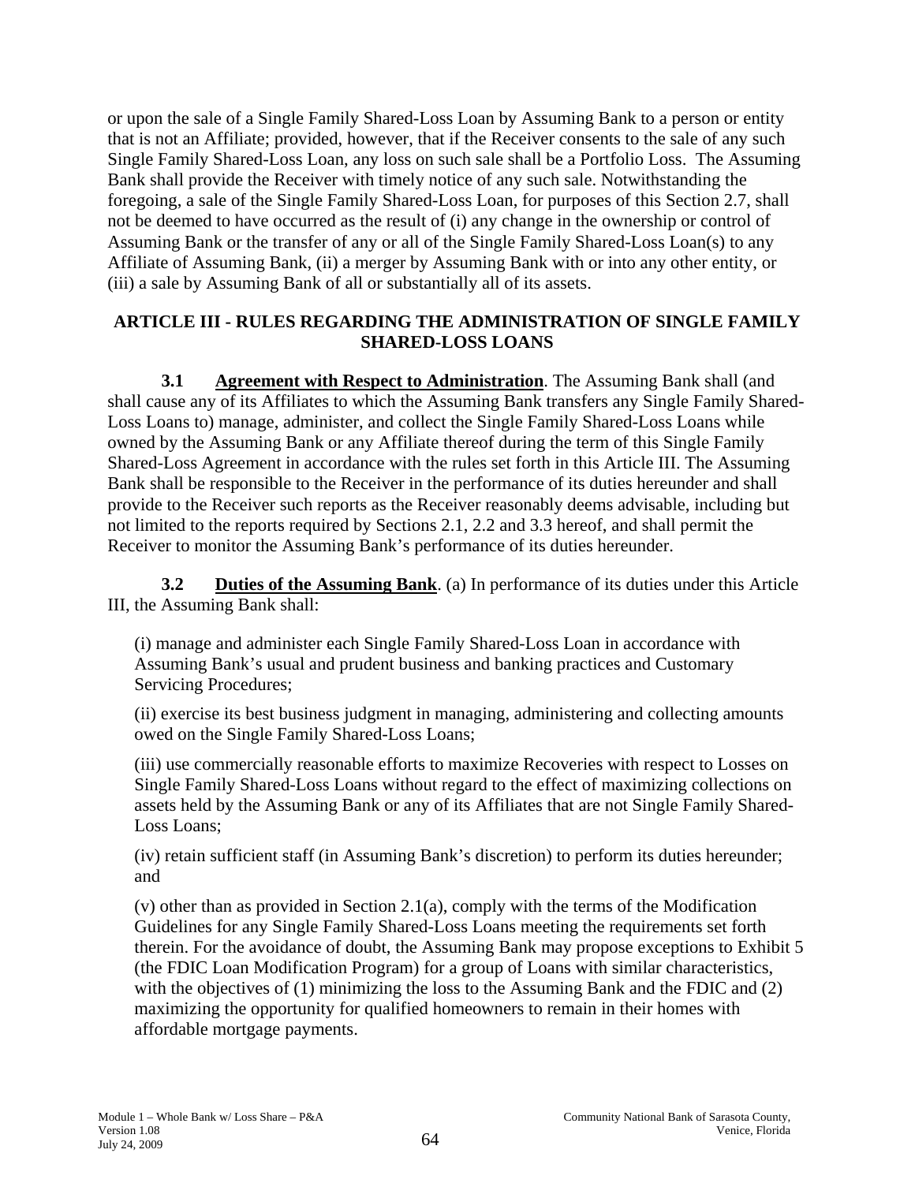or upon the sale of a Single Family Shared-Loss Loan by Assuming Bank to a person or entity that is not an Affiliate; provided, however, that if the Receiver consents to the sale of any such Single Family Shared-Loss Loan, any loss on such sale shall be a Portfolio Loss. The Assuming Bank shall provide the Receiver with timely notice of any such sale. Notwithstanding the foregoing, a sale of the Single Family Shared-Loss Loan, for purposes of this Section 2.7, shall not be deemed to have occurred as the result of (i) any change in the ownership or control of Assuming Bank or the transfer of any or all of the Single Family Shared-Loss Loan(s) to any Affiliate of Assuming Bank, (ii) a merger by Assuming Bank with or into any other entity, or (iii) a sale by Assuming Bank of all or substantially all of its assets.

## ARTICLE III - RULES REGARDING THE ADMINISTRATION OF SINGLE FAMILY SHARED-LOSS LOANS

**3.1 Agreement with Respect to Administration**. The Assuming Bank shall (and shall cause any of its Affiliates to which the Assuming Bank transfers any Single Family Shared-Loss Loans to) manage, administer, and collect the Single Family Shared-Loss Loans while owned by the Assuming Bank or any Affiliate thereof during the term of this Single Family Shared-Loss Agreement in accordance with the rules set forth in this Article III. The Assuming Bank shall be responsible to the Receiver in the performance of its duties hereunder and shall provide to the Receiver such reports as the Receiver reasonably deems advisable, including but not limited to the reports required by Sections 2.1, 2.2 and 3.3 hereof, and shall permit the Receiver to monitor the Assuming Bank's performance of its duties hereunder.

**3.2 Duties of the Assuming Bank**. (a) In performance of its duties under this Article III, the Assuming Bank shall:

(i) manage and administer each Single Family Shared-Loss Loan in accordance with Assuming Bank's usual and prudent business and banking practices and Customary Servicing Procedures;

(ii) exercise its best business judgment in managing, administering and collecting amounts owed on the Single Family Shared-Loss Loans;

(iii) use commercially reasonable efforts to maximize Recoveries with respect to Losses on Single Family Shared-Loss Loans without regard to the effect of maximizing collections on assets held by the Assuming Bank or any of its Affiliates that are not Single Family Shared-Loss Loans;

(iv) retain sufficient staff (in Assuming Bank's discretion) to perform its duties hereunder; and

(v) other than as provided in Section 2.1(a), comply with the terms of the Modification Guidelines for any Single Family Shared-Loss Loans meeting the requirements set forth therein. For the avoidance of doubt, the Assuming Bank may propose exceptions to Exhibit 5 (the FDIC Loan Modification Program) for a group of Loans with similar characteristics, with the objectives of (1) minimizing the loss to the Assuming Bank and the FDIC and (2) maximizing the opportunity for qualified homeowners to remain in their homes with affordable mortgage payments.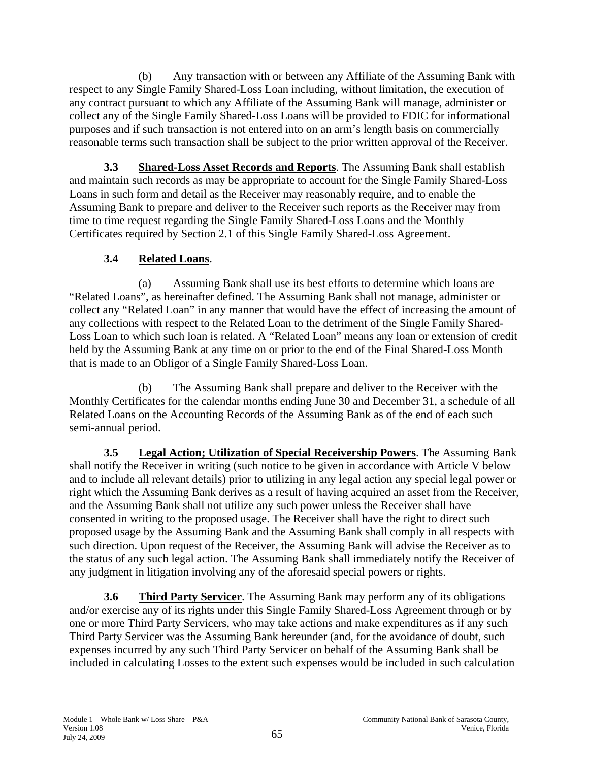(b) Any transaction with or between any Affiliate of the Assuming Bank with respect to any Single Family Shared-Loss Loan including, without limitation, the execution of any contract pursuant to which any Affiliate of the Assuming Bank will manage, administer or collect any of the Single Family Shared-Loss Loans will be provided to FDIC for informational purposes and if such transaction is not entered into on an arm's length basis on commercially reasonable terms such transaction shall be subject to the prior written approval of the Receiver.

**3.3 Shared-Loss Asset Records and Reports**. The Assuming Bank shall establish and maintain such records as may be appropriate to account for the Single Family Shared-Loss Loans in such form and detail as the Receiver may reasonably require, and to enable the Assuming Bank to prepare and deliver to the Receiver such reports as the Receiver may from time to time request regarding the Single Family Shared-Loss Loans and the Monthly Certificates required by Section 2.1 of this Single Family Shared-Loss Agreement.

**3.4 Related Loans**.

(a) Assuming Bank shall use its best efforts to determine which loans are "Related Loans", as hereinafter defined. The Assuming Bank shall not manage, administer or collect any "Related Loan" in any manner that would have the effect of increasing the amount of any collections with respect to the Related Loan to the detriment of the Single Family Shared-Loss Loan to which such loan is related. A "Related Loan" means any loan or extension of credit held by the Assuming Bank at any time on or prior to the end of the Final Shared-Loss Month that is made to an Obligor of a Single Family Shared-Loss Loan.

(b) The Assuming Bank shall prepare and deliver to the Receiver with the Monthly Certificates for the calendar months ending June 30 and December 31, a schedule of all Related Loans on the Accounting Records of the Assuming Bank as of the end of each such semi-annual period.

**3.5 Legal Action; Utilization of Special Receivership Powers**. The Assuming Bank shall notify the Receiver in writing (such notice to be given in accordance with Article V below and to include all relevant details) prior to utilizing in any legal action any special legal power or right which the Assuming Bank derives as a result of having acquired an asset from the Receiver, and the Assuming Bank shall not utilize any such power unless the Receiver shall have consented in writing to the proposed usage. The Receiver shall have the right to direct such proposed usage by the Assuming Bank and the Assuming Bank shall comply in all respects with such direction. Upon request of the Receiver, the Assuming Bank will advise the Receiver as to the status of any such legal action. The Assuming Bank shall immediately notify the Receiver of any judgment in litigation involving any of the aforesaid special powers or rights.

**3.6 Third Party Servicer**. The Assuming Bank may perform any of its obligations and/or exercise any of its rights under this Single Family Shared-Loss Agreement through or by one or more Third Party Servicers, who may take actions and make expenditures as if any such Third Party Servicer was the Assuming Bank hereunder (and, for the avoidance of doubt, such expenses incurred by any such Third Party Servicer on behalf of the Assuming Bank shall be included in calculating Losses to the extent such expenses would be included in such calculation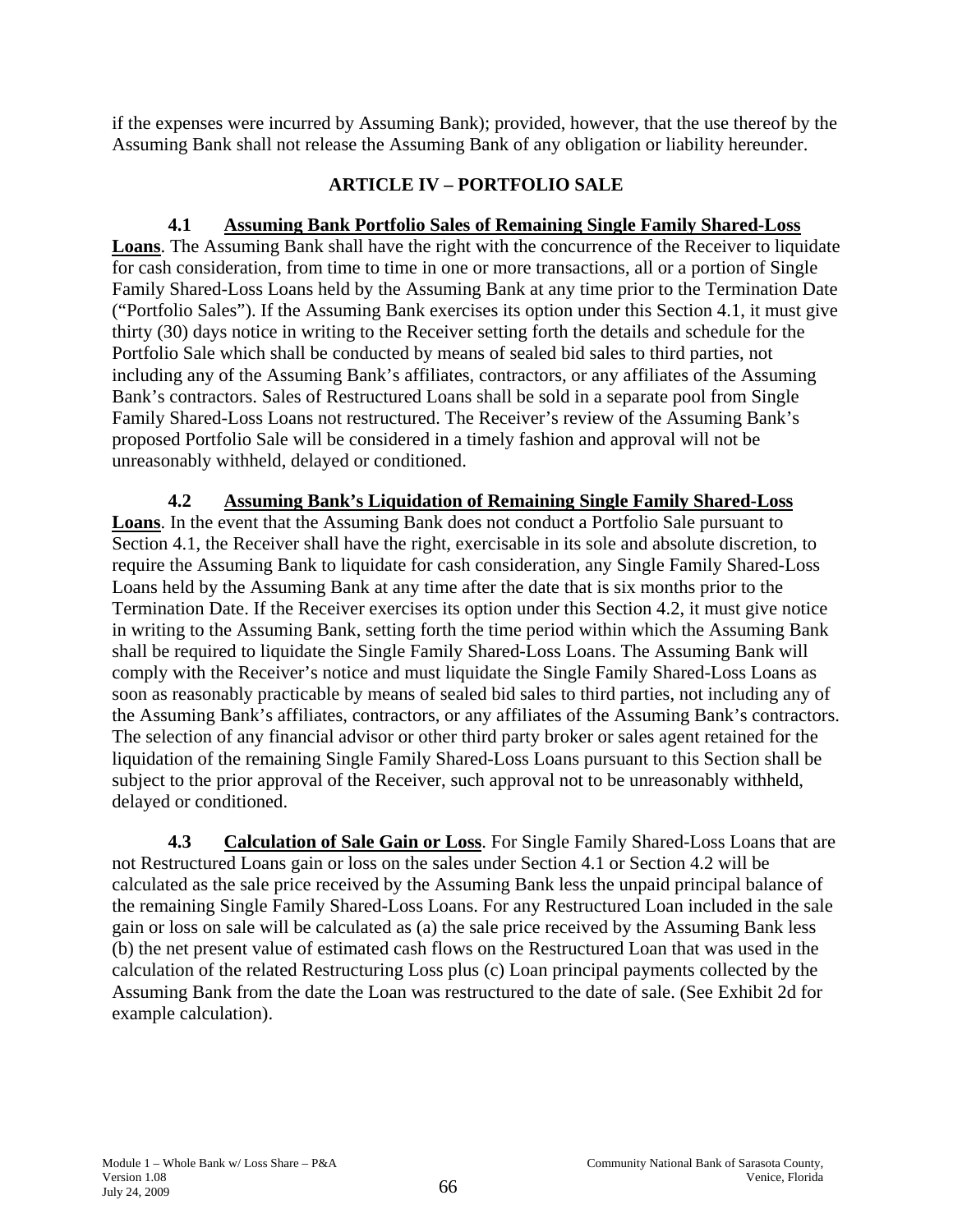if the expenses were incurred by Assuming Bank); provided, however, that the use thereof by the Assuming Bank shall not release the Assuming Bank of any obligation or liability hereunder.

## ARTICLE IV – PORTFOLIO SALE

**4.1 Assuming Bank Portfolio Sales of Remaining Single Family Shared-Loss Loans**. The Assuming Bank shall have the right with the concurrence of the Receiver to liquidate for cash consideration, from time to time in one or more transactions, all or a portion of Single Family Shared-Loss Loans held by the Assuming Bank at any time prior to the Termination Date ("Portfolio Sales"). If the Assuming Bank exercises its option under this Section 4.1, it must give thirty (30) days notice in writing to the Receiver setting forth the details and schedule for the Portfolio Sale which shall be conducted by means of sealed bid sales to third parties, not including any of the Assuming Bank's affiliates, contractors, or any affiliates of the Assuming Bank's contractors. Sales of Restructured Loans shall be sold in a separate pool from Single Family Shared-Loss Loans not restructured. The Receiver's review of the Assuming Bank's proposed Portfolio Sale will be considered in a timely fashion and approval will not be unreasonably withheld, delayed or conditioned.

**4.2 Assuming Bank's Liquidation of Remaining Single Family Shared-Loss Loans**. In the event that the Assuming Bank does not conduct a Portfolio Sale pursuant to Section 4.1, the Receiver shall have the right, exercisable in its sole and absolute discretion, to require the Assuming Bank to liquidate for cash consideration, any Single Family Shared-Loss Loans held by the Assuming Bank at any time after the date that is six months prior to the Termination Date. If the Receiver exercises its option under this Section 4.2, it must give notice in writing to the Assuming Bank, setting forth the time period within which the Assuming Bank shall be required to liquidate the Single Family Shared-Loss Loans. The Assuming Bank will comply with the Receiver's notice and must liquidate the Single Family Shared-Loss Loans as soon as reasonably practicable by means of sealed bid sales to third parties, not including any of the Assuming Bank's affiliates, contractors, or any affiliates of the Assuming Bank's contractors. The selection of any financial advisor or other third party broker or sales agent retained for the liquidation of the remaining Single Family Shared-Loss Loans pursuant to this Section shall be subject to the prior approval of the Receiver, such approval not to be unreasonably withheld, delayed or conditioned.

**4.3 Calculation of Sale Gain or Loss**. For Single Family Shared-Loss Loans that are not Restructured Loans gain or loss on the sales under Section 4.1 or Section 4.2 will be calculated as the sale price received by the Assuming Bank less the unpaid principal balance of the remaining Single Family Shared-Loss Loans. For any Restructured Loan included in the sale gain or loss on sale will be calculated as (a) the sale price received by the Assuming Bank less (b) the net present value of estimated cash flows on the Restructured Loan that was used in the calculation of the related Restructuring Loss plus (c) Loan principal payments collected by the Assuming Bank from the date the Loan was restructured to the date of sale. (See Exhibit 2d for example calculation).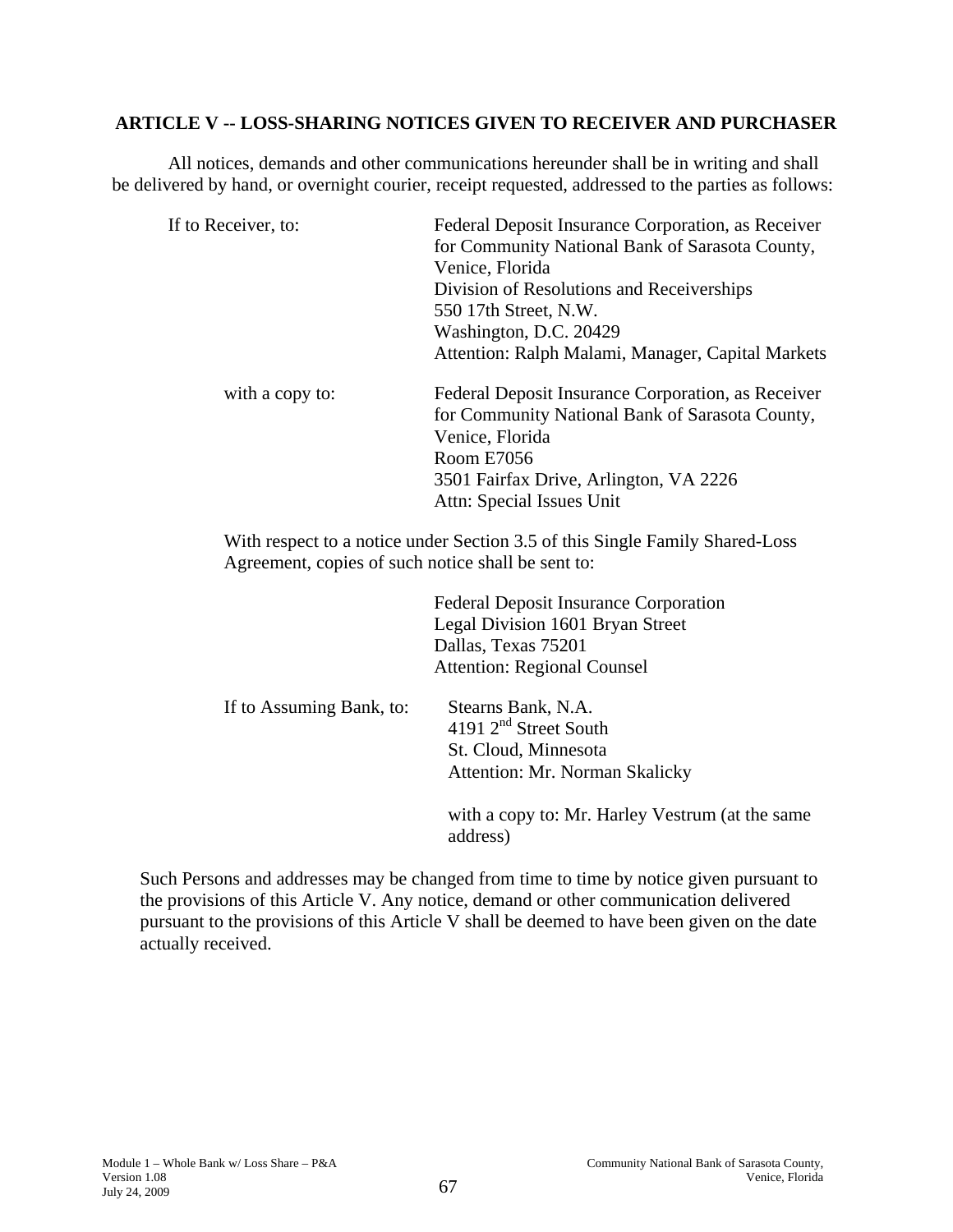## ARTICLE V -- LOSS-SHARING NOTICES GIVEN TO RECEIVER AND PURCHASER

All notices, demands and other communications hereunder shall be in writing and shall be delivered by hand, or overnight courier, receipt requested, addressed to the parties as follows:

If to Receiver, to:

Federal Deposit Insurance Corporation, as Receiver
for Community National Bank of Sarasota County,
Venice, Florida
Division of Resolutions and Receiverships
550 17th Street, N.W.
Washington, D.C. 20429
Attention: Ralph Malami, Manager, Capital Markets

with a copy to:

Federal Deposit Insurance Corporation, as Receiver
for Community National Bank of Sarasota County,
Venice, Florida
Room E7056
3501 Fairfax Drive, Arlington, VA 2226
Attn: Special Issues Unit

With respect to a notice under Section 3.5 of this Single Family Shared-Loss Agreement, copies of such notice shall be sent to:

Federal Deposit Insurance Corporation
Legal Division 1601 Bryan Street
Dallas, Texas 75201
Attention: Regional Counsel

If to Assuming Bank, to:

Stearns Bank, N.A.
4191 2nd Street South
St. Cloud, Minnesota
Attention: Mr. Norman Skalicky

with a copy to: Mr. Harley Vestrum (at the same address)

Such Persons and addresses may be changed from time to time by notice given pursuant to the provisions of this Article V. Any notice, demand or other communication delivered pursuant to the provisions of this Article V shall be deemed to have been given on the date actually received.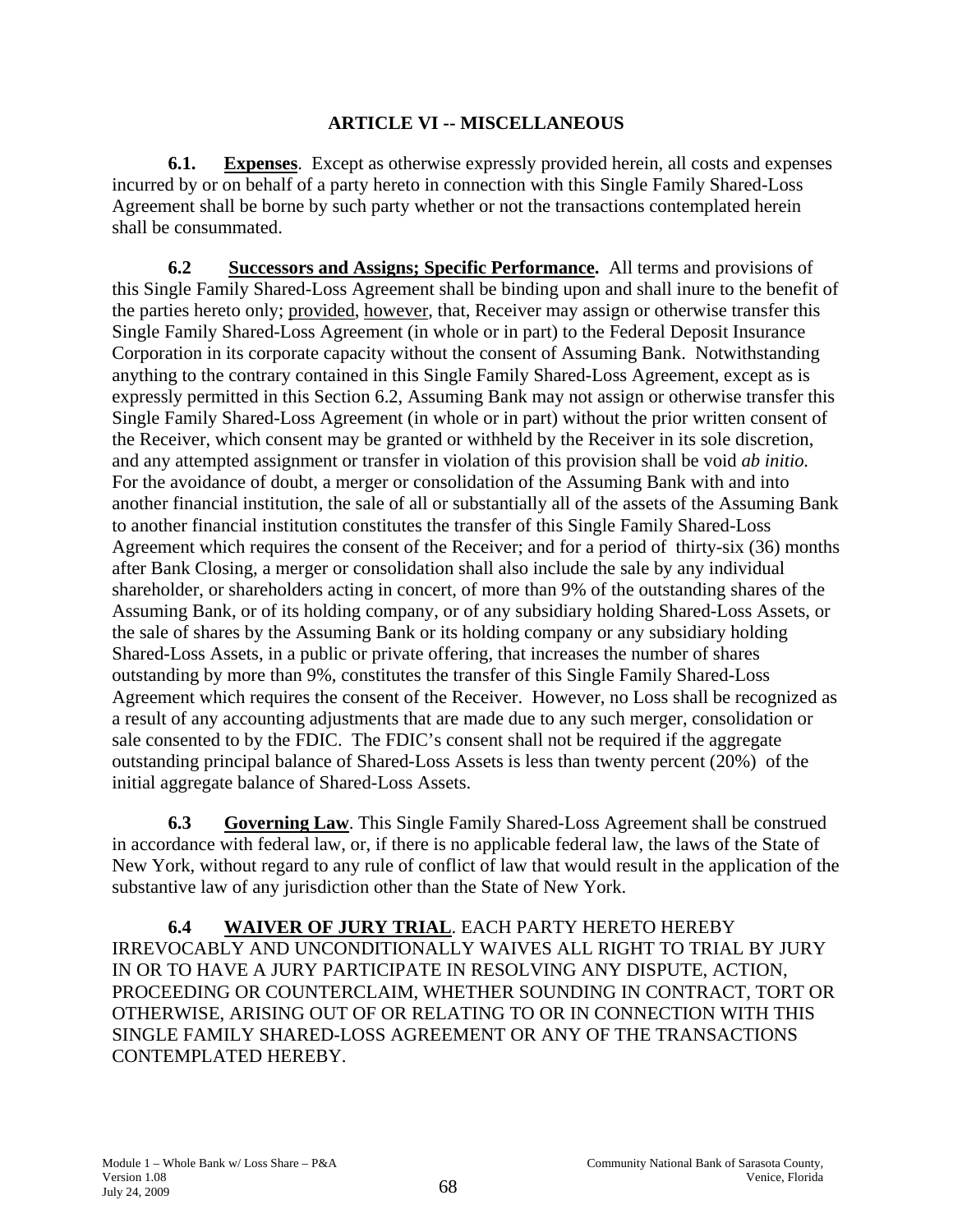## ARTICLE VI -- MISCELLANEOUS

**6.1. Expenses**. Except as otherwise expressly provided herein, all costs and expenses incurred by or on behalf of a party hereto in connection with this Single Family Shared-Loss Agreement shall be borne by such party whether or not the transactions contemplated herein shall be consummated.

**6.2 Successors and Assigns; Specific Performance.** All terms and provisions of this Single Family Shared-Loss Agreement shall be binding upon and shall inure to the benefit of the parties hereto only; provided, however, that, Receiver may assign or otherwise transfer this Single Family Shared-Loss Agreement (in whole or in part) to the Federal Deposit Insurance Corporation in its corporate capacity without the consent of Assuming Bank. Notwithstanding anything to the contrary contained in this Single Family Shared-Loss Agreement, except as is expressly permitted in this Section 6.2, Assuming Bank may not assign or otherwise transfer this Single Family Shared-Loss Agreement (in whole or in part) without the prior written consent of the Receiver, which consent may be granted or withheld by the Receiver in its sole discretion, and any attempted assignment or transfer in violation of this provision shall be void *ab initio.* For the avoidance of doubt, a merger or consolidation of the Assuming Bank with and into another financial institution, the sale of all or substantially all of the assets of the Assuming Bank to another financial institution constitutes the transfer of this Single Family Shared-Loss Agreement which requires the consent of the Receiver; and for a period of thirty-six (36) months after Bank Closing, a merger or consolidation shall also include the sale by any individual shareholder, or shareholders acting in concert, of more than 9% of the outstanding shares of the Assuming Bank, or of its holding company, or of any subsidiary holding Shared-Loss Assets, or the sale of shares by the Assuming Bank or its holding company or any subsidiary holding Shared-Loss Assets, in a public or private offering, that increases the number of shares outstanding by more than 9%, constitutes the transfer of this Single Family Shared-Loss Agreement which requires the consent of the Receiver. However, no Loss shall be recognized as a result of any accounting adjustments that are made due to any such merger, consolidation or sale consented to by the FDIC. The FDIC's consent shall not be required if the aggregate outstanding principal balance of Shared-Loss Assets is less than twenty percent (20%) of the initial aggregate balance of Shared-Loss Assets.

**6.3 Governing Law**. This Single Family Shared-Loss Agreement shall be construed in accordance with federal law, or, if there is no applicable federal law, the laws of the State of New York, without regard to any rule of conflict of law that would result in the application of the substantive law of any jurisdiction other than the State of New York.

**6.4 WAIVER OF JURY TRIAL**. EACH PARTY HERETO HEREBY IRREVOCABLY AND UNCONDITIONALLY WAIVES ALL RIGHT TO TRIAL BY JURY IN OR TO HAVE A JURY PARTICIPATE IN RESOLVING ANY DISPUTE, ACTION, PROCEEDING OR COUNTERCLAIM, WHETHER SOUNDING IN CONTRACT, TORT OR OTHERWISE, ARISING OUT OF OR RELATING TO OR IN CONNECTION WITH THIS SINGLE FAMILY SHARED-LOSS AGREEMENT OR ANY OF THE TRANSACTIONS CONTEMPLATED HEREBY.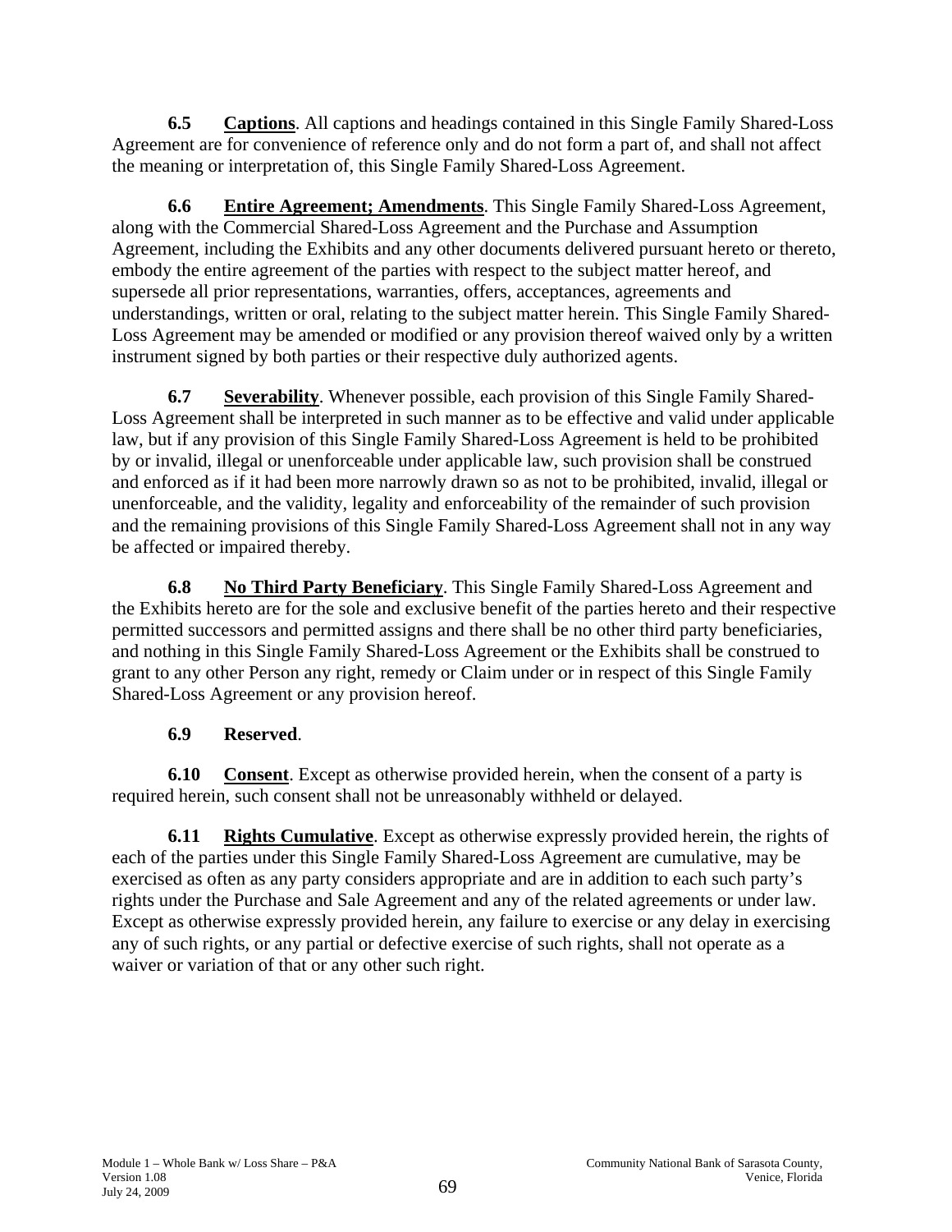**6.5 Captions**. All captions and headings contained in this Single Family Shared-Loss Agreement are for convenience of reference only and do not form a part of, and shall not affect the meaning or interpretation of, this Single Family Shared-Loss Agreement.

**6.6 Entire Agreement; Amendments**. This Single Family Shared-Loss Agreement, along with the Commercial Shared-Loss Agreement and the Purchase and Assumption Agreement, including the Exhibits and any other documents delivered pursuant hereto or thereto, embody the entire agreement of the parties with respect to the subject matter hereof, and supersede all prior representations, warranties, offers, acceptances, agreements and understandings, written or oral, relating to the subject matter herein. This Single Family Shared-Loss Agreement may be amended or modified or any provision thereof waived only by a written instrument signed by both parties or their respective duly authorized agents.

**6.7 Severability**. Whenever possible, each provision of this Single Family Shared-Loss Agreement shall be interpreted in such manner as to be effective and valid under applicable law, but if any provision of this Single Family Shared-Loss Agreement is held to be prohibited by or invalid, illegal or unenforceable under applicable law, such provision shall be construed and enforced as if it had been more narrowly drawn so as not to be prohibited, invalid, illegal or unenforceable, and the validity, legality and enforceability of the remainder of such provision and the remaining provisions of this Single Family Shared-Loss Agreement shall not in any way be affected or impaired thereby.

**6.8 No Third Party Beneficiary**. This Single Family Shared-Loss Agreement and the Exhibits hereto are for the sole and exclusive benefit of the parties hereto and their respective permitted successors and permitted assigns and there shall be no other third party beneficiaries, and nothing in this Single Family Shared-Loss Agreement or the Exhibits shall be construed to grant to any other Person any right, remedy or Claim under or in respect of this Single Family Shared-Loss Agreement or any provision hereof.

**6.9 Reserved**.

**6.10 Consent**. Except as otherwise provided herein, when the consent of a party is required herein, such consent shall not be unreasonably withheld or delayed.

**6.11 Rights Cumulative**. Except as otherwise expressly provided herein, the rights of each of the parties under this Single Family Shared-Loss Agreement are cumulative, may be exercised as often as any party considers appropriate and are in addition to each such party's rights under the Purchase and Sale Agreement and any of the related agreements or under law. Except as otherwise expressly provided herein, any failure to exercise or any delay in exercising any of such rights, or any partial or defective exercise of such rights, shall not operate as a waiver or variation of that or any other such right.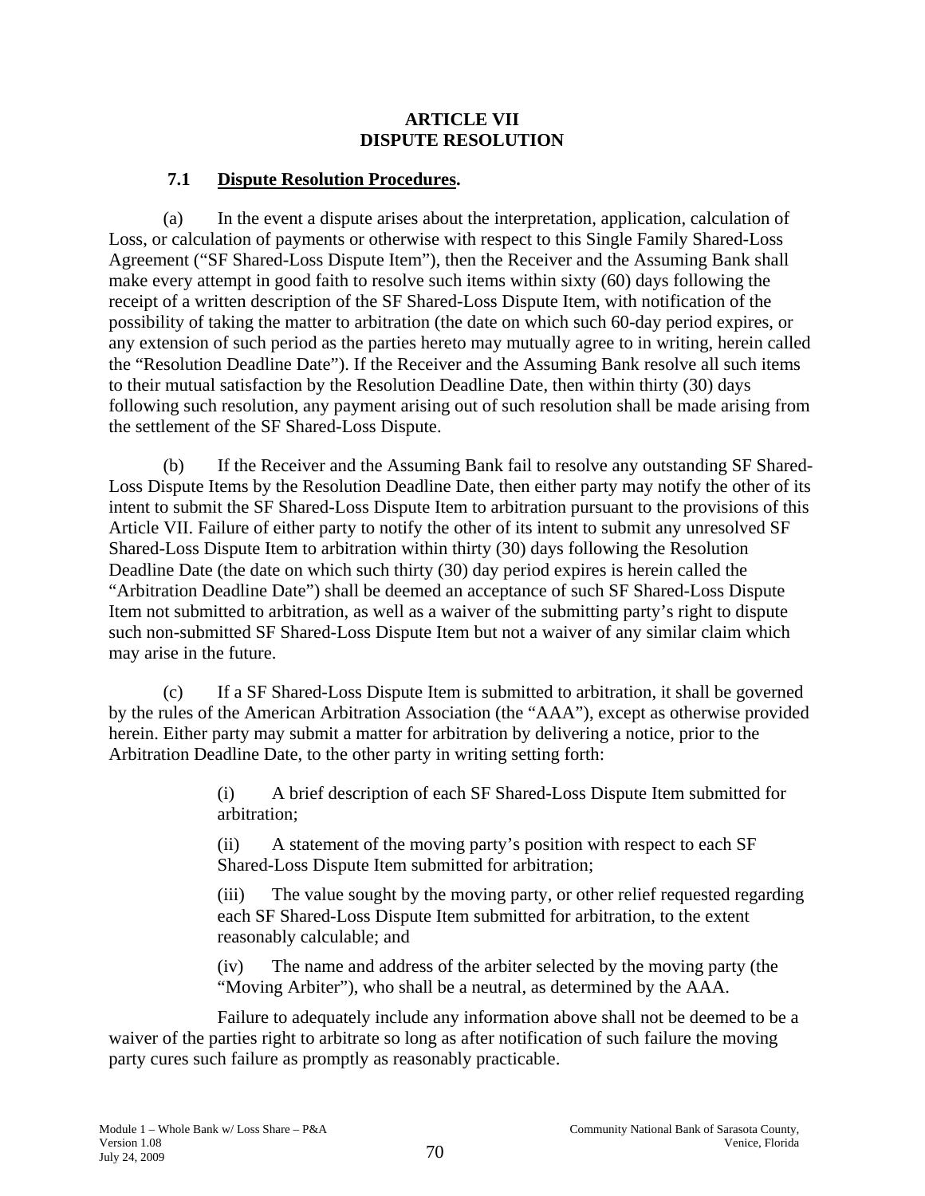# ARTICLE VII
# DISPUTE RESOLUTION

## 7.1 Dispute Resolution Procedures.

(a) In the event a dispute arises about the interpretation, application, calculation of Loss, or calculation of payments or otherwise with respect to this Single Family Shared-Loss Agreement ("SF Shared-Loss Dispute Item"), then the Receiver and the Assuming Bank shall make every attempt in good faith to resolve such items within sixty (60) days following the receipt of a written description of the SF Shared-Loss Dispute Item, with notification of the possibility of taking the matter to arbitration (the date on which such 60-day period expires, or any extension of such period as the parties hereto may mutually agree to in writing, herein called the "Resolution Deadline Date"). If the Receiver and the Assuming Bank resolve all such items to their mutual satisfaction by the Resolution Deadline Date, then within thirty (30) days following such resolution, any payment arising out of such resolution shall be made arising from the settlement of the SF Shared-Loss Dispute.

(b) If the Receiver and the Assuming Bank fail to resolve any outstanding SF Shared-Loss Dispute Items by the Resolution Deadline Date, then either party may notify the other of its intent to submit the SF Shared-Loss Dispute Item to arbitration pursuant to the provisions of this Article VII. Failure of either party to notify the other of its intent to submit any unresolved SF Shared-Loss Dispute Item to arbitration within thirty (30) days following the Resolution Deadline Date (the date on which such thirty (30) day period expires is herein called the "Arbitration Deadline Date") shall be deemed an acceptance of such SF Shared-Loss Dispute Item not submitted to arbitration, as well as a waiver of the submitting party's right to dispute such non-submitted SF Shared-Loss Dispute Item but not a waiver of any similar claim which may arise in the future.

(c) If a SF Shared-Loss Dispute Item is submitted to arbitration, it shall be governed by the rules of the American Arbitration Association (the "AAA"), except as otherwise provided herein. Either party may submit a matter for arbitration by delivering a notice, prior to the Arbitration Deadline Date, to the other party in writing setting forth:

> (i) A brief description of each SF Shared-Loss Dispute Item submitted for arbitration;
>
> (ii) A statement of the moving party's position with respect to each SF Shared-Loss Dispute Item submitted for arbitration;
>
> (iii) The value sought by the moving party, or other relief requested regarding each SF Shared-Loss Dispute Item submitted for arbitration, to the extent reasonably calculable; and
>
> (iv) The name and address of the arbiter selected by the moving party (the "Moving Arbiter"), who shall be a neutral, as determined by the AAA.

Failure to adequately include any information above shall not be deemed to be a waiver of the parties right to arbitrate so long as after notification of such failure the moving party cures such failure as promptly as reasonably practicable.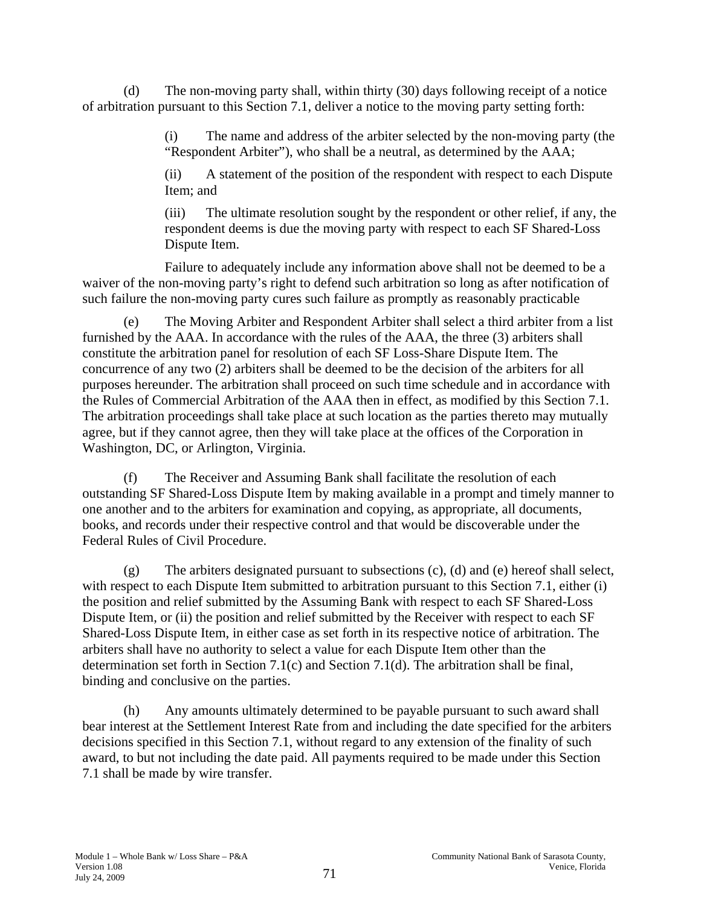(d) The non-moving party shall, within thirty (30) days following receipt of a notice of arbitration pursuant to this Section 7.1, deliver a notice to the moving party setting forth:

> (i) The name and address of the arbiter selected by the non-moving party (the "Respondent Arbiter"), who shall be a neutral, as determined by the AAA;
>
> (ii) A statement of the position of the respondent with respect to each Dispute Item; and
>
> (iii) The ultimate resolution sought by the respondent or other relief, if any, the respondent deems is due the moving party with respect to each SF Shared-Loss Dispute Item.

Failure to adequately include any information above shall not be deemed to be a waiver of the non-moving party's right to defend such arbitration so long as after notification of such failure the non-moving party cures such failure as promptly as reasonably practicable

(e) The Moving Arbiter and Respondent Arbiter shall select a third arbiter from a list furnished by the AAA. In accordance with the rules of the AAA, the three (3) arbiters shall constitute the arbitration panel for resolution of each SF Loss-Share Dispute Item. The concurrence of any two (2) arbiters shall be deemed to be the decision of the arbiters for all purposes hereunder. The arbitration shall proceed on such time schedule and in accordance with the Rules of Commercial Arbitration of the AAA then in effect, as modified by this Section 7.1. The arbitration proceedings shall take place at such location as the parties thereto may mutually agree, but if they cannot agree, then they will take place at the offices of the Corporation in Washington, DC, or Arlington, Virginia.

(f) The Receiver and Assuming Bank shall facilitate the resolution of each outstanding SF Shared-Loss Dispute Item by making available in a prompt and timely manner to one another and to the arbiters for examination and copying, as appropriate, all documents, books, and records under their respective control and that would be discoverable under the Federal Rules of Civil Procedure.

(g) The arbiters designated pursuant to subsections (c), (d) and (e) hereof shall select, with respect to each Dispute Item submitted to arbitration pursuant to this Section 7.1, either (i) the position and relief submitted by the Assuming Bank with respect to each SF Shared-Loss Dispute Item, or (ii) the position and relief submitted by the Receiver with respect to each SF Shared-Loss Dispute Item, in either case as set forth in its respective notice of arbitration. The arbiters shall have no authority to select a value for each Dispute Item other than the determination set forth in Section 7.1(c) and Section 7.1(d). The arbitration shall be final, binding and conclusive on the parties.

(h) Any amounts ultimately determined to be payable pursuant to such award shall bear interest at the Settlement Interest Rate from and including the date specified for the arbiters decisions specified in this Section 7.1, without regard to any extension of the finality of such award, to but not including the date paid. All payments required to be made under this Section 7.1 shall be made by wire transfer.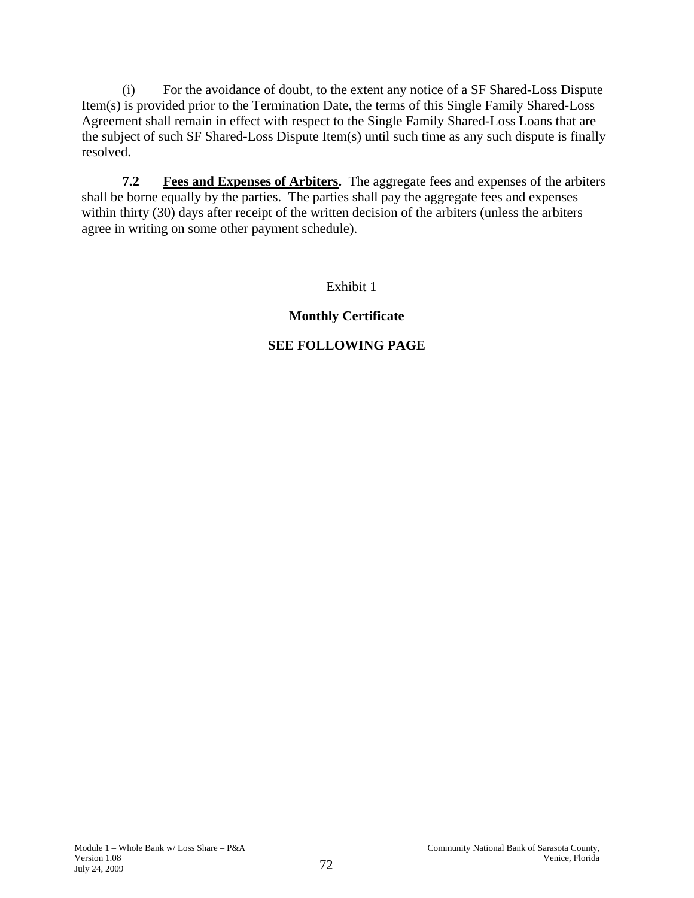(i) For the avoidance of doubt, to the extent any notice of a SF Shared-Loss Dispute Item(s) is provided prior to the Termination Date, the terms of this Single Family Shared-Loss Agreement shall remain in effect with respect to the Single Family Shared-Loss Loans that are the subject of such SF Shared-Loss Dispute Item(s) until such time as any such dispute is finally resolved.

**7.2 <u>Fees and Expenses of Arbiters</u>.** The aggregate fees and expenses of the arbiters shall be borne equally by the parties. The parties shall pay the aggregate fees and expenses within thirty (30) days after receipt of the written decision of the arbiters (unless the arbiters agree in writing on some other payment schedule).

Exhibit 1

**Monthly Certificate**

**SEE FOLLOWING PAGE**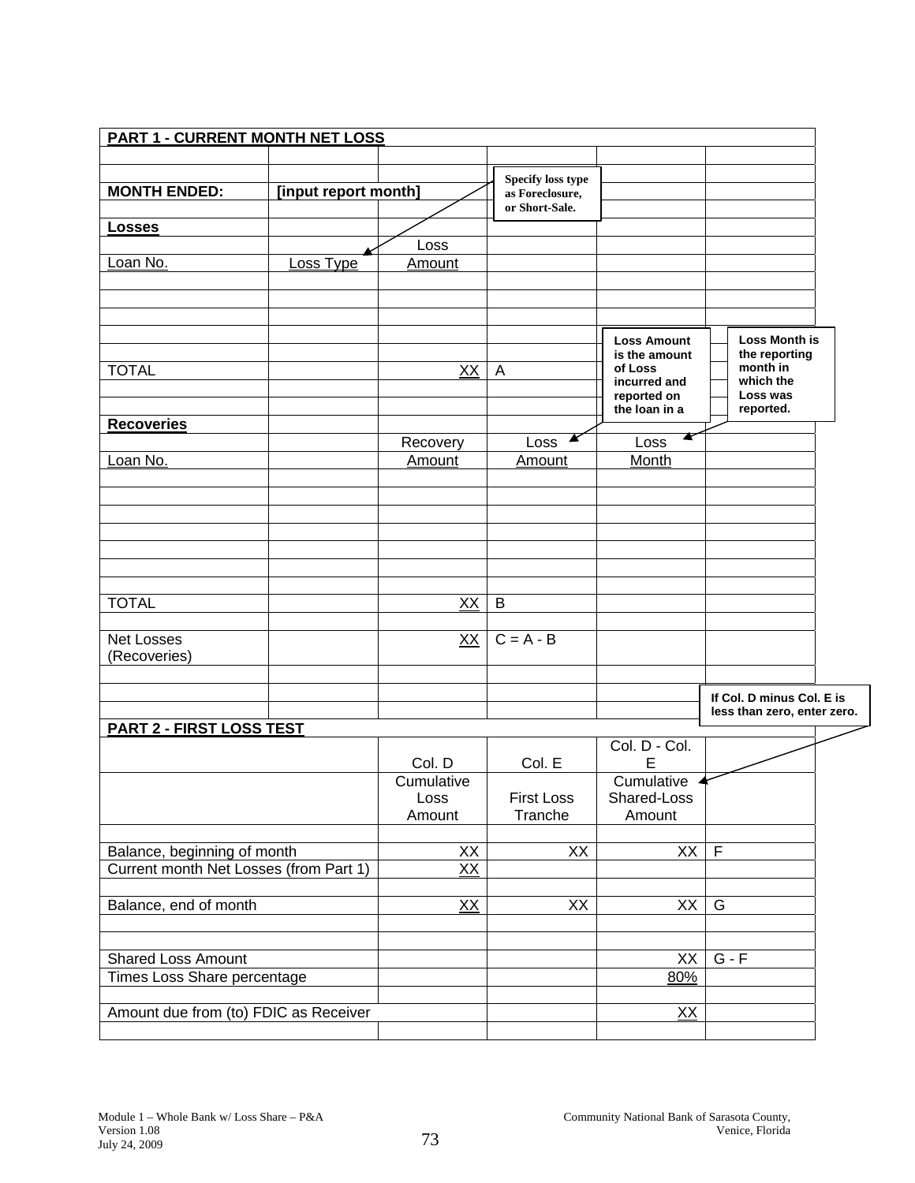**PART 1 - CURRENT MONTH NET LOSS**

**MONTH ENDED:** **[input report month]**

*Specify loss type as Foreclosure, or Short-Sale.* (callout pointing to "Loss Type")

**Losses**

| Loan No. | Loss Type | Loss Amount | |
|---|---|---|---|
| | | | |
| | | | |
| | | | |
| | | | |
| TOTAL | | XX | A |

**Recoveries**

| Loan No. | | Recovery Amount | Loss Amount | Loss Month |
|---|---|---|---|---|
| | | | | |
| | | | | |
| | | | | |
| | | | | |
| | | | | |
| | | | | |
| | | | | |
| TOTAL | | XX | B | |
| Net Losses (Recoveries) | | XX | C = A - B | |

*Loss Amount is the amount of Loss incurred and reported on the loan in a* (callout pointing to "Loss Amount")

*Loss Month is the reporting month in which the Loss was reported.* (callout pointing to "Loss Month")

**PART 2 - FIRST LOSS TEST**

*If Col. D minus Col. E is less than zero, enter zero.* (callout pointing to "Cumulative Shared-Loss Amount")

| | Col. D | Col. E | Col. D - Col. E | |
|---|---|---|---|---|
| | Cumulative Loss Amount | First Loss Tranche | Cumulative Shared-Loss Amount | |
| | | | | |
| Balance, beginning of month | XX | XX | XX | F |
| Current month Net Losses (from Part 1) | XX | | | |
| | | | | |
| Balance, end of month | XX | XX | XX | G |
| | | | | |
| | | | | |
| Shared Loss Amount | | | XX | G - F |
| Times Loss Share percentage | | | 80% | |
| | | | | |
| Amount due from (to) FDIC as Receiver | | | XX | |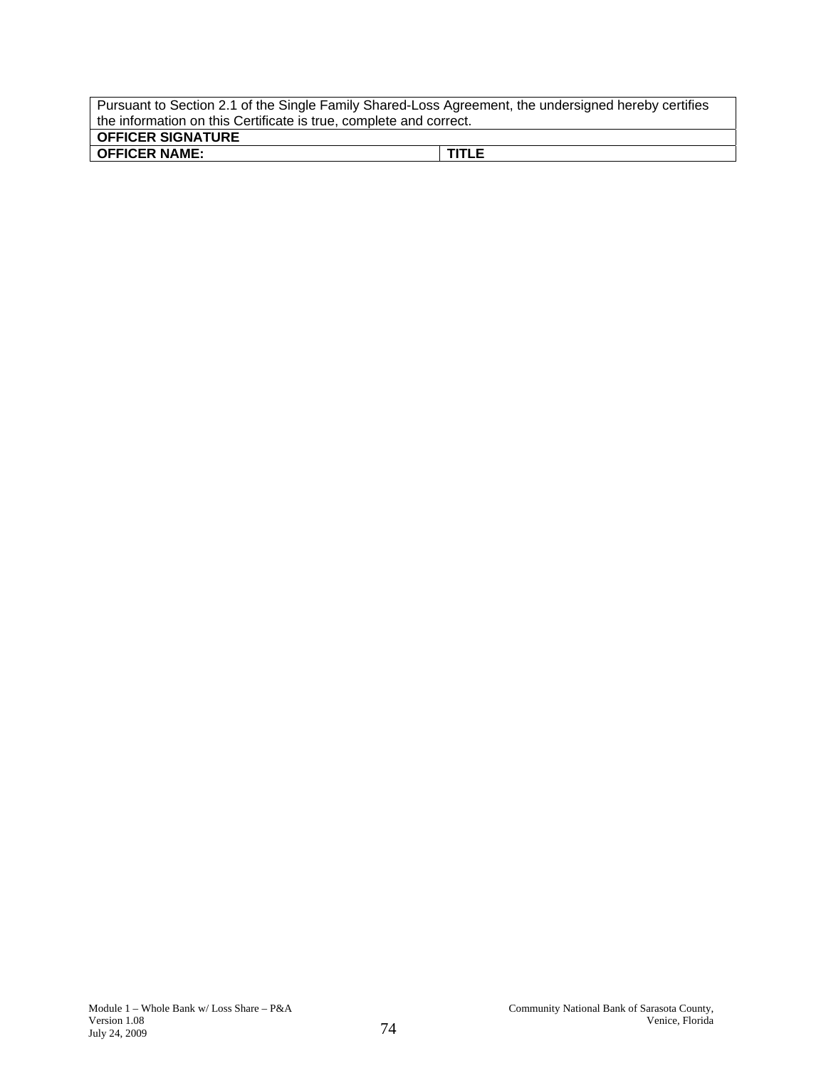| Pursuant to Section 2.1 of the Single Family Shared-Loss Agreement, the undersigned hereby certifies the information on this Certificate is true, complete and correct. | |
| --- | --- |
| **OFFICER SIGNATURE** | |
| **OFFICER NAME:** | **TITLE** |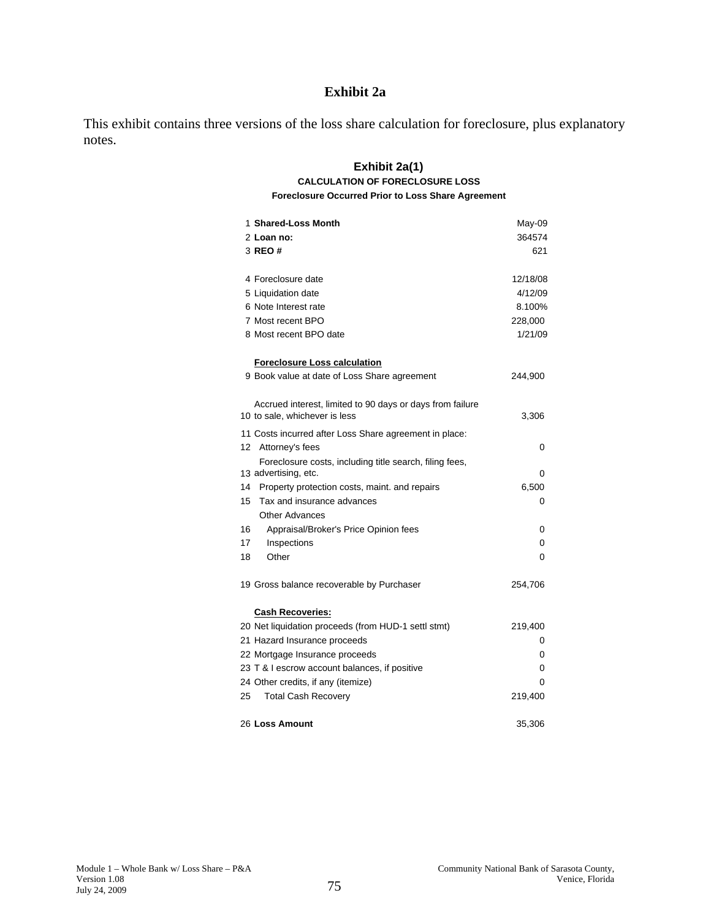# Exhibit 2a

This exhibit contains three versions of the loss share calculation for foreclosure, plus explanatory notes.

## Exhibit 2a(1)

**CALCULATION OF FORECLOSURE LOSS**

**Foreclosure Occurred Prior to Loss Share Agreement**

| # | Item | Value |
|---|---|---|
| 1 | **Shared-Loss Month** | May-09 |
| 2 | **Loan no:** | 364574 |
| 3 | **REO #** | 621 |
| 4 | Foreclosure date | 12/18/08 |
| 5 | Liquidation date | 4/12/09 |
| 6 | Note Interest rate | 8.100% |
| 7 | Most recent BPO | 228,000 |
| 8 | Most recent BPO date | 1/21/09 |
| | **Foreclosure Loss calculation** | |
| 9 | Book value at date of Loss Share agreement | 244,900 |
| 10 | Accrued interest, limited to 90 days or days from failure to sale, whichever is less | 3,306 |
| 11 | Costs incurred after Loss Share agreement in place: | |
| 12 | Attorney's fees | 0 |
| 13 | Foreclosure costs, including title search, filing fees, advertising, etc. | 0 |
| 14 | Property protection costs, maint. and repairs | 6,500 |
| 15 | Tax and insurance advances | 0 |
| | Other Advances | |
| 16 | Appraisal/Broker's Price Opinion fees | 0 |
| 17 | Inspections | 0 |
| 18 | Other | 0 |
| 19 | Gross balance recoverable by Purchaser | 254,706 |
| | **Cash Recoveries:** | |
| 20 | Net liquidation proceeds (from HUD-1 settl stmt) | 219,400 |
| 21 | Hazard Insurance proceeds | 0 |
| 22 | Mortgage Insurance proceeds | 0 |
| 23 | T & I escrow account balances, if positive | 0 |
| 24 | Other credits, if any (itemize) | 0 |
| 25 | Total Cash Recovery | 219,400 |
| 26 | **Loss Amount** | 35,306 |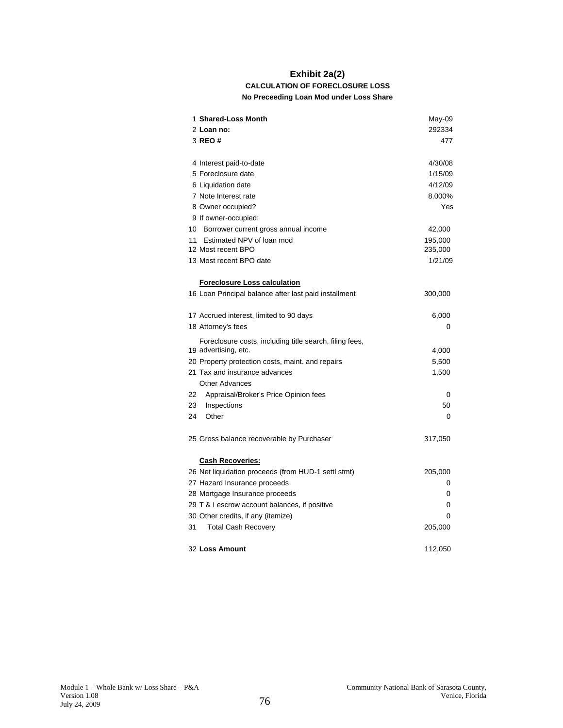# Exhibit 2a(2)

### CALCULATION OF FORECLOSURE LOSS

#### No Preceeding Loan Mod under Loss Share

| # | Item | Value |
|---|---|---|
| 1 | **Shared-Loss Month** | May-09 |
| 2 | **Loan no:** | 292334 |
| 3 | **REO #** | 477 |
| | | |
| 4 | Interest paid-to-date | 4/30/08 |
| 5 | Foreclosure date | 1/15/09 |
| 6 | Liquidation date | 4/12/09 |
| 7 | Note Interest rate | 8.000% |
| 8 | Owner occupied? | Yes |
| 9 | If owner-occupied: | |
| 10 | Borrower current gross annual income | 42,000 |
| 11 | Estimated NPV of loan mod | 195,000 |
| 12 | Most recent BPO | 235,000 |
| 13 | Most recent BPO date | 1/21/09 |
| | | |
| | **Foreclosure Loss calculation** | |
| 16 | Loan Principal balance after last paid installment | 300,000 |
| | | |
| 17 | Accrued interest, limited to 90 days | 6,000 |
| 18 | Attorney's fees | 0 |
| 19 | Foreclosure costs, including title search, filing fees, advertising, etc. | 4,000 |
| 20 | Property protection costs, maint. and repairs | 5,500 |
| 21 | Tax and insurance advances | 1,500 |
| | Other Advances | |
| 22 | Appraisal/Broker's Price Opinion fees | 0 |
| 23 | Inspections | 50 |
| 24 | Other | 0 |
| | | |
| 25 | Gross balance recoverable by Purchaser | 317,050 |
| | | |
| | **Cash Recoveries:** | |
| 26 | Net liquidation proceeds (from HUD-1 settl stmt) | 205,000 |
| 27 | Hazard Insurance proceeds | 0 |
| 28 | Mortgage Insurance proceeds | 0 |
| 29 | T & I escrow account balances, if positive | 0 |
| 30 | Other credits, if any (itemize) | 0 |
| 31 | Total Cash Recovery | 205,000 |
| | | |
| 32 | **Loss Amount** | 112,050 |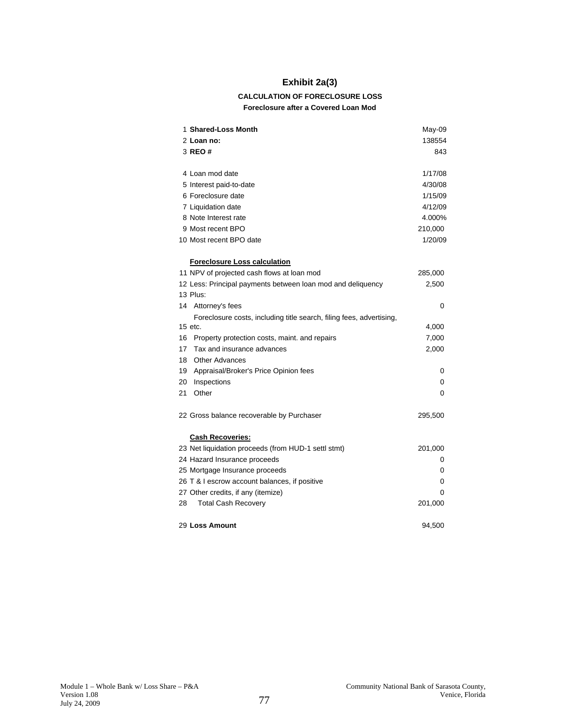# Exhibit 2a(3)

**CALCULATION OF FORECLOSURE LOSS**

**Foreclosure after a Covered Loan Mod**

| | | |
|---|---|---|
| 1 | **Shared-Loss Month** | May-09 |
| 2 | **Loan no:** | 138554 |
| 3 | **REO #** | 843 |
| | | |
| 4 | Loan mod date | 1/17/08 |
| 5 | Interest paid-to-date | 4/30/08 |
| 6 | Foreclosure date | 1/15/09 |
| 7 | Liquidation date | 4/12/09 |
| 8 | Note Interest rate | 4.000% |
| 9 | Most recent BPO | 210,000 |
| 10 | Most recent BPO date | 1/20/09 |
| | | |
| | **Foreclosure Loss calculation** | |
| 11 | NPV of projected cash flows at loan mod | 285,000 |
| 12 | Less: Principal payments between loan mod and deliquency | 2,500 |
| 13 | Plus: | |
| 14 | Attorney's fees | 0 |
| 15 | Foreclosure costs, including title search, filing fees, advertising, etc. | 4,000 |
| 16 | Property protection costs, maint. and repairs | 7,000 |
| 17 | Tax and insurance advances | 2,000 |
| 18 | Other Advances | |
| 19 | Appraisal/Broker's Price Opinion fees | 0 |
| 20 | Inspections | 0 |
| 21 | Other | 0 |
| | | |
| 22 | Gross balance recoverable by Purchaser | 295,500 |
| | | |
| | **Cash Recoveries:** | |
| 23 | Net liquidation proceeds (from HUD-1 settl stmt) | 201,000 |
| 24 | Hazard Insurance proceeds | 0 |
| 25 | Mortgage Insurance proceeds | 0 |
| 26 | T & I escrow account balances, if positive | 0 |
| 27 | Other credits, if any (itemize) | 0 |
| 28 | Total Cash Recovery | 201,000 |
| | | |
| 29 | **Loss Amount** | 94,500 |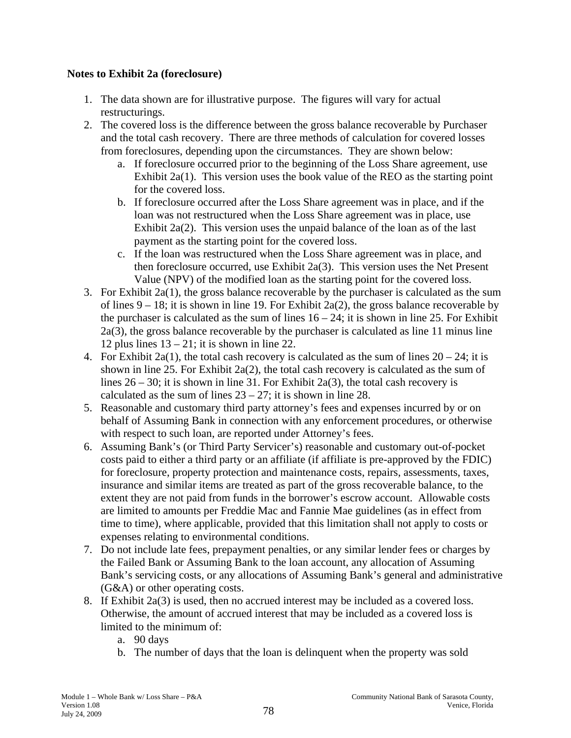**Notes to Exhibit 2a (foreclosure)**

1. The data shown are for illustrative purpose. The figures will vary for actual restructurings.
2. The covered loss is the difference between the gross balance recoverable by Purchaser and the total cash recovery. There are three methods of calculation for covered losses from foreclosures, depending upon the circumstances. They are shown below:
   a. If foreclosure occurred prior to the beginning of the Loss Share agreement, use Exhibit 2a(1). This version uses the book value of the REO as the starting point for the covered loss.
   b. If foreclosure occurred after the Loss Share agreement was in place, and if the loan was not restructured when the Loss Share agreement was in place, use Exhibit 2a(2). This version uses the unpaid balance of the loan as of the last payment as the starting point for the covered loss.
   c. If the loan was restructured when the Loss Share agreement was in place, and then foreclosure occurred, use Exhibit 2a(3). This version uses the Net Present Value (NPV) of the modified loan as the starting point for the covered loss.
3. For Exhibit 2a(1), the gross balance recoverable by the purchaser is calculated as the sum of lines 9 – 18; it is shown in line 19. For Exhibit 2a(2), the gross balance recoverable by the purchaser is calculated as the sum of lines 16 – 24; it is shown in line 25. For Exhibit 2a(3), the gross balance recoverable by the purchaser is calculated as line 11 minus line 12 plus lines 13 – 21; it is shown in line 22.
4. For Exhibit 2a(1), the total cash recovery is calculated as the sum of lines 20 – 24; it is shown in line 25. For Exhibit 2a(2), the total cash recovery is calculated as the sum of lines 26 – 30; it is shown in line 31. For Exhibit 2a(3), the total cash recovery is calculated as the sum of lines 23 – 27; it is shown in line 28.
5. Reasonable and customary third party attorney's fees and expenses incurred by or on behalf of Assuming Bank in connection with any enforcement procedures, or otherwise with respect to such loan, are reported under Attorney's fees.
6. Assuming Bank's (or Third Party Servicer's) reasonable and customary out-of-pocket costs paid to either a third party or an affiliate (if affiliate is pre-approved by the FDIC) for foreclosure, property protection and maintenance costs, repairs, assessments, taxes, insurance and similar items are treated as part of the gross recoverable balance, to the extent they are not paid from funds in the borrower's escrow account. Allowable costs are limited to amounts per Freddie Mac and Fannie Mae guidelines (as in effect from time to time), where applicable, provided that this limitation shall not apply to costs or expenses relating to environmental conditions.
7. Do not include late fees, prepayment penalties, or any similar lender fees or charges by the Failed Bank or Assuming Bank to the loan account, any allocation of Assuming Bank's servicing costs, or any allocations of Assuming Bank's general and administrative (G&A) or other operating costs.
8. If Exhibit 2a(3) is used, then no accrued interest may be included as a covered loss. Otherwise, the amount of accrued interest that may be included as a covered loss is limited to the minimum of:
   a. 90 days
   b. The number of days that the loan is delinquent when the property was sold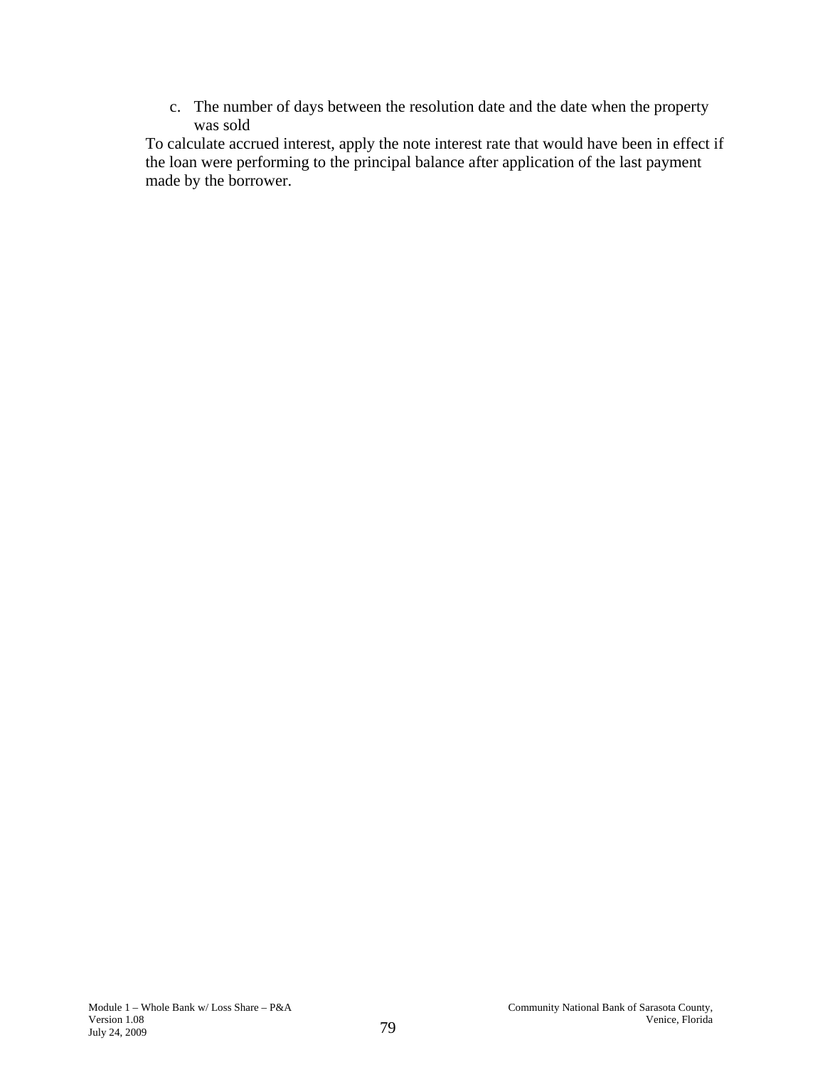c. The number of days between the resolution date and the date when the property was sold

To calculate accrued interest, apply the note interest rate that would have been in effect if the loan were performing to the principal balance after application of the last payment made by the borrower.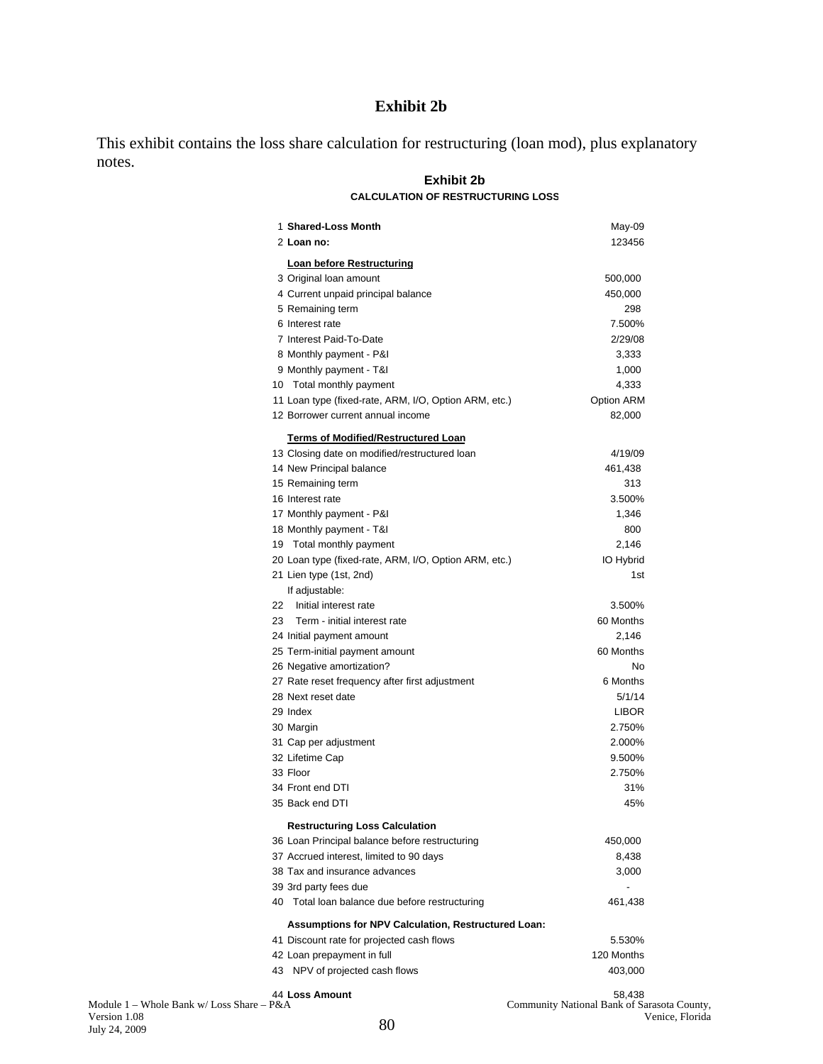# Exhibit 2b

This exhibit contains the loss share calculation for restructuring (loan mod), plus explanatory notes.

## Exhibit 2b

### CALCULATION OF RESTRUCTURING LOSS

| # | Item | Value |
|---|---|---|
| 1 | **Shared-Loss Month** | May-09 |
| 2 | **Loan no:** | 123456 |
| | **Loan before Restructuring** | |
| 3 | Original loan amount | 500,000 |
| 4 | Current unpaid principal balance | 450,000 |
| 5 | Remaining term | 298 |
| 6 | Interest rate | 7.500% |
| 7 | Interest Paid-To-Date | 2/29/08 |
| 8 | Monthly payment - P&I | 3,333 |
| 9 | Monthly payment - T&I | 1,000 |
| 10 | Total monthly payment | 4,333 |
| 11 | Loan type (fixed-rate, ARM, I/O, Option ARM, etc.) | Option ARM |
| 12 | Borrower current annual income | 82,000 |
| | **Terms of Modified/Restructured Loan** | |
| 13 | Closing date on modified/restructured loan | 4/19/09 |
| 14 | New Principal balance | 461,438 |
| 15 | Remaining term | 313 |
| 16 | Interest rate | 3.500% |
| 17 | Monthly payment - P&I | 1,346 |
| 18 | Monthly payment - T&I | 800 |
| 19 | Total monthly payment | 2,146 |
| 20 | Loan type (fixed-rate, ARM, I/O, Option ARM, etc.) | IO Hybrid |
| 21 | Lien type (1st, 2nd) | 1st |
| | If adjustable: | |
| 22 | Initial interest rate | 3.500% |
| 23 | Term - initial interest rate | 60 Months |
| 24 | Initial payment amount | 2,146 |
| 25 | Term-initial payment amount | 60 Months |
| 26 | Negative amortization? | No |
| 27 | Rate reset frequency after first adjustment | 6 Months |
| 28 | Next reset date | 5/1/14 |
| 29 | Index | LIBOR |
| 30 | Margin | 2.750% |
| 31 | Cap per adjustment | 2.000% |
| 32 | Lifetime Cap | 9.500% |
| 33 | Floor | 2.750% |
| 34 | Front end DTI | 31% |
| 35 | Back end DTI | 45% |
| | **Restructuring Loss Calculation** | |
| 36 | Loan Principal balance before restructuring | 450,000 |
| 37 | Accrued interest, limited to 90 days | 8,438 |
| 38 | Tax and insurance advances | 3,000 |
| 39 | 3rd party fees due | - |
| 40 | Total loan balance due before restructuring | 461,438 |
| | **Assumptions for NPV Calculation, Restructured Loan:** | |
| 41 | Discount rate for projected cash flows | 5.530% |
| 42 | Loan prepayment in full | 120 Months |
| 43 | NPV of projected cash flows | 403,000 |
| 44 | **Loss Amount** | 58,438 |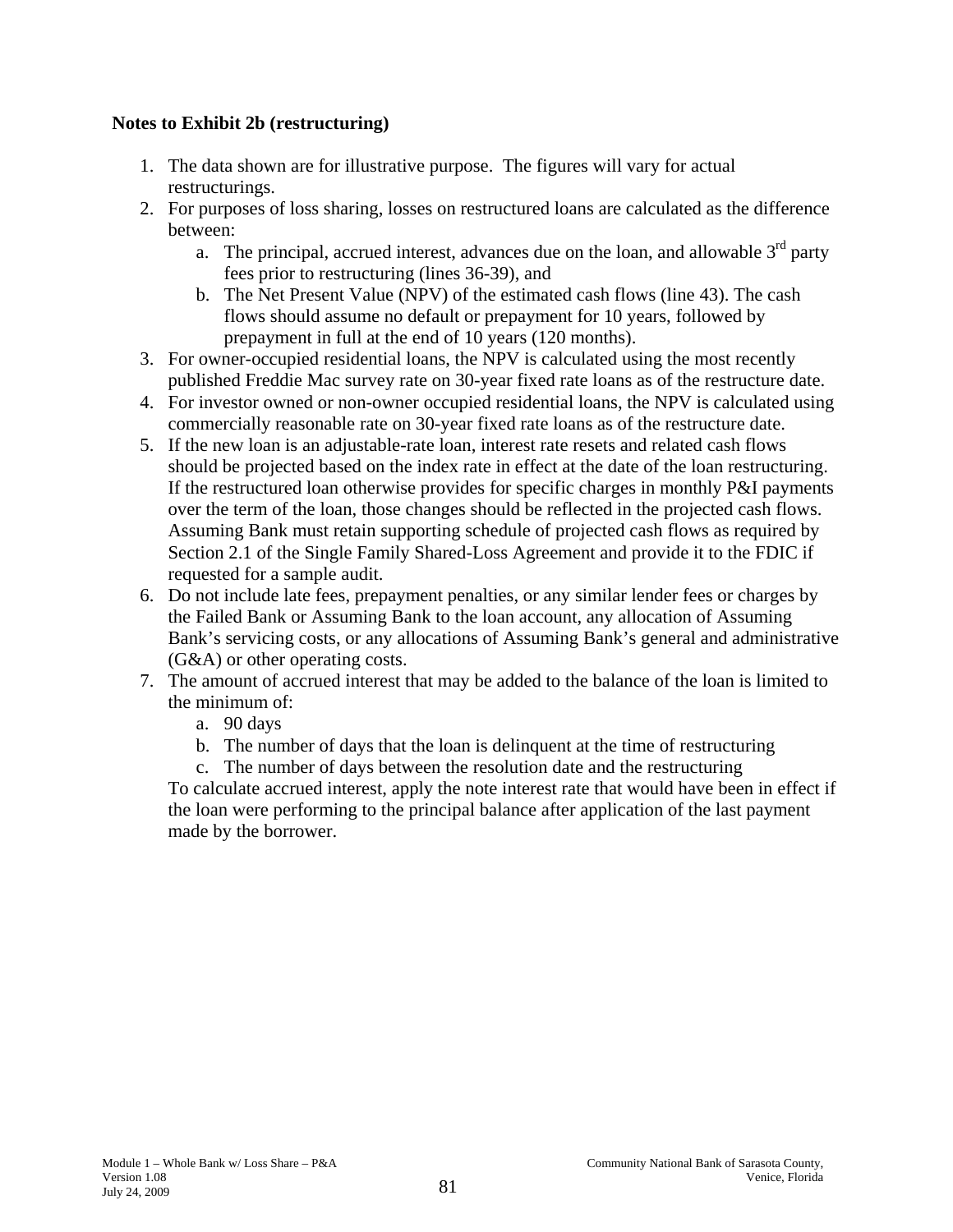**Notes to Exhibit 2b (restructuring)**

1. The data shown are for illustrative purpose. The figures will vary for actual restructurings.
2. For purposes of loss sharing, losses on restructured loans are calculated as the difference between:
   a. The principal, accrued interest, advances due on the loan, and allowable 3rd party fees prior to restructuring (lines 36-39), and
   b. The Net Present Value (NPV) of the estimated cash flows (line 43). The cash flows should assume no default or prepayment for 10 years, followed by prepayment in full at the end of 10 years (120 months).
3. For owner-occupied residential loans, the NPV is calculated using the most recently published Freddie Mac survey rate on 30-year fixed rate loans as of the restructure date.
4. For investor owned or non-owner occupied residential loans, the NPV is calculated using commercially reasonable rate on 30-year fixed rate loans as of the restructure date.
5. If the new loan is an adjustable-rate loan, interest rate resets and related cash flows should be projected based on the index rate in effect at the date of the loan restructuring. If the restructured loan otherwise provides for specific charges in monthly P&I payments over the term of the loan, those changes should be reflected in the projected cash flows. Assuming Bank must retain supporting schedule of projected cash flows as required by Section 2.1 of the Single Family Shared-Loss Agreement and provide it to the FDIC if requested for a sample audit.
6. Do not include late fees, prepayment penalties, or any similar lender fees or charges by the Failed Bank or Assuming Bank to the loan account, any allocation of Assuming Bank's servicing costs, or any allocations of Assuming Bank's general and administrative (G&A) or other operating costs.
7. The amount of accrued interest that may be added to the balance of the loan is limited to the minimum of:
   a. 90 days
   b. The number of days that the loan is delinquent at the time of restructuring
   c. The number of days between the resolution date and the restructuring

   To calculate accrued interest, apply the note interest rate that would have been in effect if the loan were performing to the principal balance after application of the last payment made by the borrower.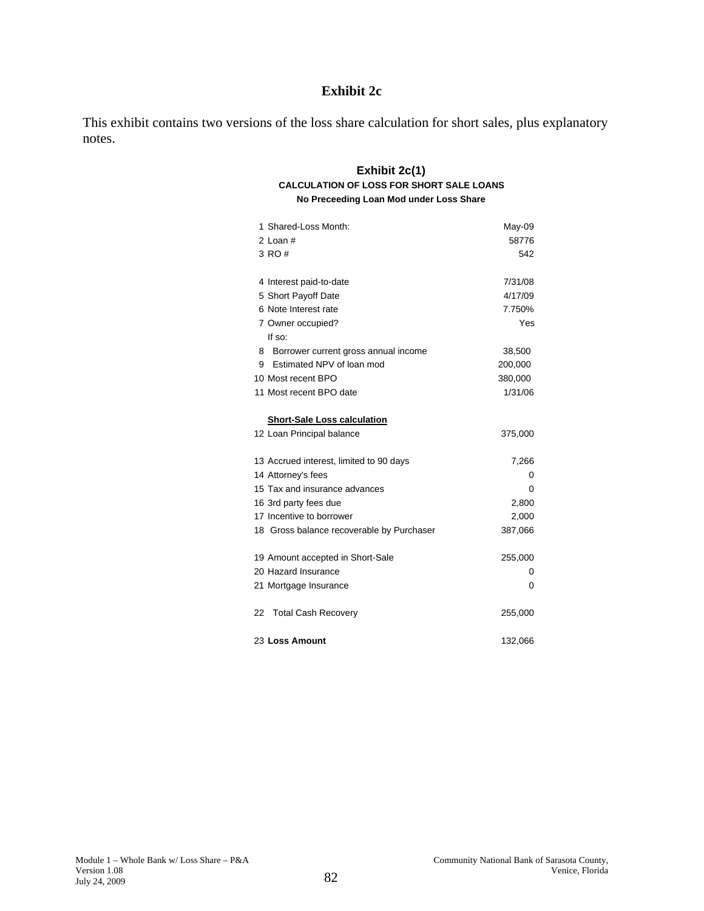# Exhibit 2c

This exhibit contains two versions of the loss share calculation for short sales, plus explanatory notes.

## Exhibit 2c(1)

**CALCULATION OF LOSS FOR SHORT SALE LOANS**

**No Preceeding Loan Mod under Loss Share**

| | | |
|---|---|---|
| 1 | Shared-Loss Month: | May-09 |
| 2 | Loan # | 58776 |
| 3 | RO # | 542 |
| | | |
| 4 | Interest paid-to-date | 7/31/08 |
| 5 | Short Payoff Date | 4/17/09 |
| 6 | Note Interest rate | 7.750% |
| 7 | Owner occupied? | Yes |
| | If so: | |
| 8 | Borrower current gross annual income | 38,500 |
| 9 | Estimated NPV of loan mod | 200,000 |
| 10 | Most recent BPO | 380,000 |
| 11 | Most recent BPO date | 1/31/06 |
| | | |
| | **Short-Sale Loss calculation** | |
| 12 | Loan Principal balance | 375,000 |
| | | |
| 13 | Accrued interest, limited to 90 days | 7,266 |
| 14 | Attorney's fees | 0 |
| 15 | Tax and insurance advances | 0 |
| 16 | 3rd party fees due | 2,800 |
| 17 | Incentive to borrower | 2,000 |
| 18 | Gross balance recoverable by Purchaser | 387,066 |
| | | |
| 19 | Amount accepted in Short-Sale | 255,000 |
| 20 | Hazard Insurance | 0 |
| 21 | Mortgage Insurance | 0 |
| | | |
| 22 | Total Cash Recovery | 255,000 |
| | | |
| 23 | **Loss Amount** | 132,066 |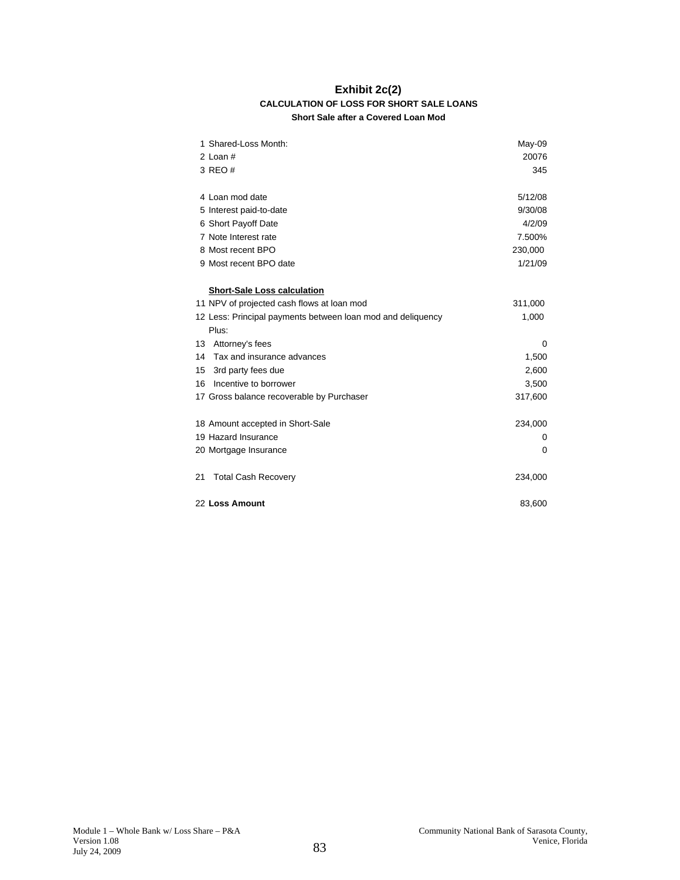# Exhibit 2c(2)

### CALCULATION OF LOSS FOR SHORT SALE LOANS

**Short Sale after a Covered Loan Mod**

| # | Item | Value |
|---|---|---|
| 1 | Shared-Loss Month: | May-09 |
| 2 | Loan # | 20076 |
| 3 | REO # | 345 |
| | | |
| 4 | Loan mod date | 5/12/08 |
| 5 | Interest paid-to-date | 9/30/08 |
| 6 | Short Payoff Date | 4/2/09 |
| 7 | Note Interest rate | 7.500% |
| 8 | Most recent BPO | 230,000 |
| 9 | Most recent BPO date | 1/21/09 |
| | | |
| | **Short-Sale Loss calculation** | |
| 11 | NPV of projected cash flows at loan mod | 311,000 |
| 12 | Less: Principal payments between loan mod and deliquency | 1,000 |
| | Plus: | |
| 13 | Attorney's fees | 0 |
| 14 | Tax and insurance advances | 1,500 |
| 15 | 3rd party fees due | 2,600 |
| 16 | Incentive to borrower | 3,500 |
| 17 | Gross balance recoverable by Purchaser | 317,600 |
| | | |
| 18 | Amount accepted in Short-Sale | 234,000 |
| 19 | Hazard Insurance | 0 |
| 20 | Mortgage Insurance | 0 |
| | | |
| 21 | Total Cash Recovery | 234,000 |
| | | |
| 22 | **Loss Amount** | 83,600 |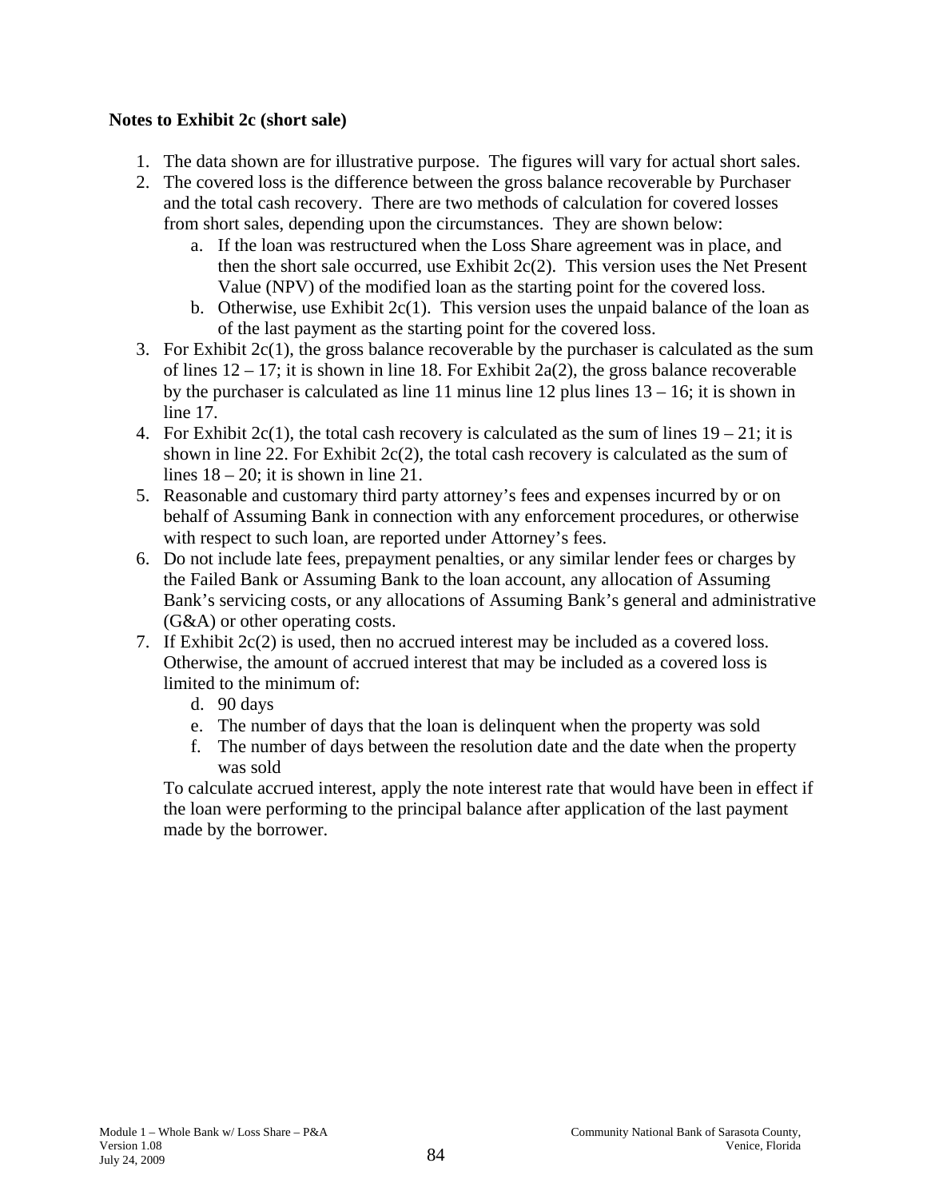**Notes to Exhibit 2c (short sale)**

1. The data shown are for illustrative purpose. The figures will vary for actual short sales.
2. The covered loss is the difference between the gross balance recoverable by Purchaser and the total cash recovery. There are two methods of calculation for covered losses from short sales, depending upon the circumstances. They are shown below:
   a. If the loan was restructured when the Loss Share agreement was in place, and then the short sale occurred, use Exhibit 2c(2). This version uses the Net Present Value (NPV) of the modified loan as the starting point for the covered loss.
   b. Otherwise, use Exhibit 2c(1). This version uses the unpaid balance of the loan as of the last payment as the starting point for the covered loss.
3. For Exhibit 2c(1), the gross balance recoverable by the purchaser is calculated as the sum of lines 12 – 17; it is shown in line 18. For Exhibit 2a(2), the gross balance recoverable by the purchaser is calculated as line 11 minus line 12 plus lines 13 – 16; it is shown in line 17.
4. For Exhibit 2c(1), the total cash recovery is calculated as the sum of lines 19 – 21; it is shown in line 22. For Exhibit 2c(2), the total cash recovery is calculated as the sum of lines 18 – 20; it is shown in line 21.
5. Reasonable and customary third party attorney's fees and expenses incurred by or on behalf of Assuming Bank in connection with any enforcement procedures, or otherwise with respect to such loan, are reported under Attorney's fees.
6. Do not include late fees, prepayment penalties, or any similar lender fees or charges by the Failed Bank or Assuming Bank to the loan account, any allocation of Assuming Bank's servicing costs, or any allocations of Assuming Bank's general and administrative (G&A) or other operating costs.
7. If Exhibit 2c(2) is used, then no accrued interest may be included as a covered loss. Otherwise, the amount of accrued interest that may be included as a covered loss is limited to the minimum of:
   d. 90 days
   e. The number of days that the loan is delinquent when the property was sold
   f. The number of days between the resolution date and the date when the property was sold

   To calculate accrued interest, apply the note interest rate that would have been in effect if the loan were performing to the principal balance after application of the last payment made by the borrower.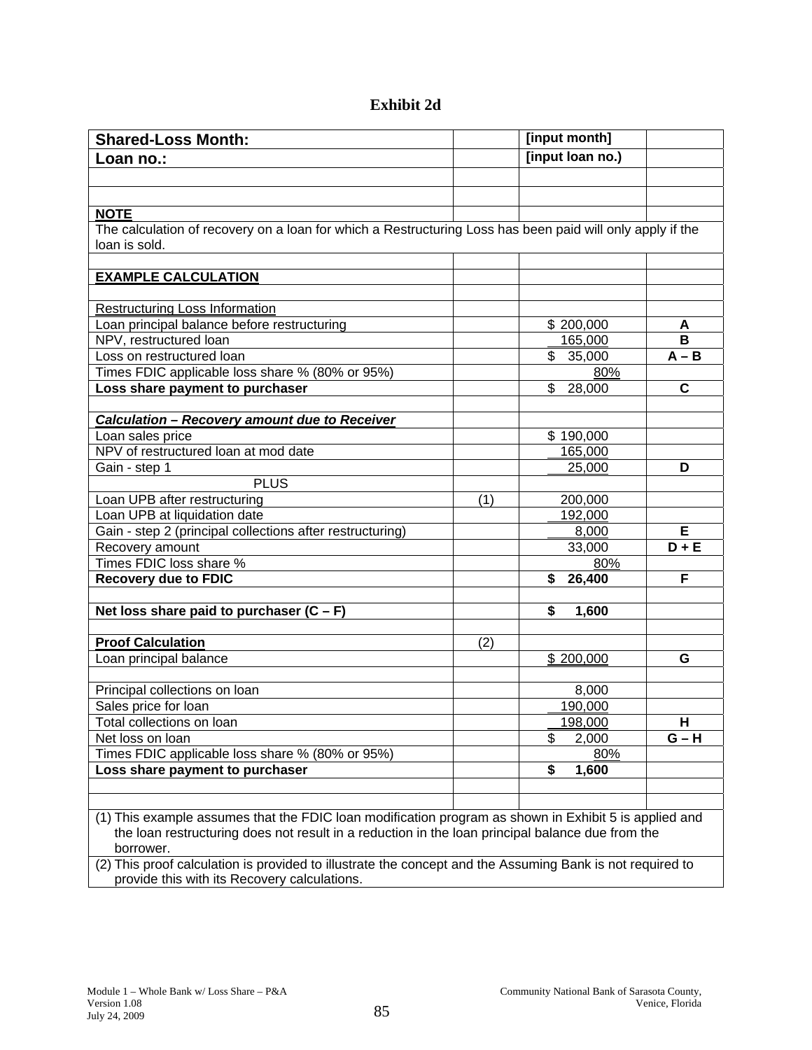# Exhibit 2d

| **Shared-Loss Month:** | | **[input month]** | |
|---|---|---|---|
| **Loan no.:** | | **[input loan no.)** | |
| | | | |
| | | | |
| **NOTE** | | | |
| The calculation of recovery on a loan for which a Restructuring Loss has been paid will only apply if the loan is sold. | | | |
| | | | |
| **EXAMPLE CALCULATION** | | | |
| | | | |
| Restructuring Loss Information | | | |
| Loan principal balance before restructuring | | $ 200,000 | **A** |
| NPV, restructured loan | | 165,000 | **B** |
| Loss on restructured loan | | $ 35,000 | **A – B** |
| Times FDIC applicable loss share % (80% or 95%) | | 80% | |
| **Loss share payment to purchaser** | | $ 28,000 | **C** |
| | | | |
| ***Calculation – Recovery amount due to Receiver*** | | | |
| Loan sales price | | $ 190,000 | |
| NPV of restructured loan at mod date | | 165,000 | |
| Gain - step 1 | | 25,000 | **D** |
| PLUS | | | |
| Loan UPB after restructuring | (1) | 200,000 | |
| Loan UPB at liquidation date | | 192,000 | |
| Gain - step 2 (principal collections after restructuring) | | 8,000 | **E** |
| Recovery amount | | 33,000 | **D + E** |
| Times FDIC loss share % | | 80% | |
| **Recovery due to FDIC** | | **$ 26,400** | **F** |
| | | | |
| **Net loss share paid to purchaser (C – F)** | | **$ 1,600** | |
| | | | |
| **Proof Calculation** | (2) | | |
| Loan principal balance | | $ 200,000 | **G** |
| | | | |
| Principal collections on loan | | 8,000 | |
| Sales price for loan | | 190,000 | |
| Total collections on loan | | 198,000 | **H** |
| Net loss on loan | | $ 2,000 | **G – H** |
| Times FDIC applicable loss share % (80% or 95%) | | 80% | |
| **Loss share payment to purchaser** | | **$ 1,600** | |
| | | | |
| | | | |

(1) This example assumes that the FDIC loan modification program as shown in Exhibit 5 is applied and the loan restructuring does not result in a reduction in the loan principal balance due from the borrower.

(2) This proof calculation is provided to illustrate the concept and the Assuming Bank is not required to provide this with its Recovery calculations.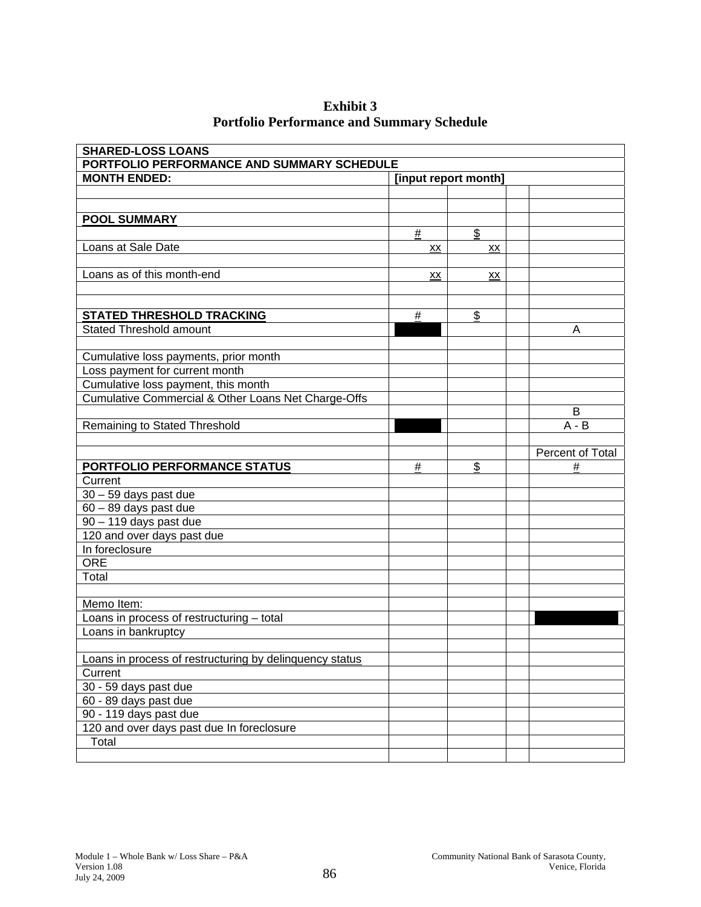# Exhibit 3
## Portfolio Performance and Summary Schedule

| SHARED-LOSS LOANS | | | | |
|---|---|---|---|---|
| **PORTFOLIO PERFORMANCE AND SUMMARY SCHEDULE** | | | | |
| **MONTH ENDED:** | **[input report month]** | | | |
| | | | | |
| | | | | |
| **POOL SUMMARY** | | | | |
| | # | $ | | |
| Loans at Sale Date | xx | xx | | |
| | | | | |
| Loans as of this month-end | xx | xx | | |
| | | | | |
| | | | | |
| **STATED THRESHOLD TRACKING** | # | $ | | |
| Stated Threshold amount | | | | A |
| | | | | |
| Cumulative loss payments, prior month | | | | |
| Loss payment for current month | | | | |
| Cumulative loss payment, this month | | | | |
| Cumulative Commercial & Other Loans Net Charge-Offs | | | | |
| | | | | B |
| Remaining to Stated Threshold | | | | A - B |
| | | | | |
| | | | | Percent of Total |
| **PORTFOLIO PERFORMANCE STATUS** | # | $ | | # |
| Current | | | | |
| 30 – 59 days past due | | | | |
| 60 – 89 days past due | | | | |
| 90 – 119 days past due | | | | |
| 120 and over days past due | | | | |
| In foreclosure | | | | |
| ORE | | | | |
| Total | | | | |
| | | | | |
| Memo Item: | | | | |
| Loans in process of restructuring – total | | | | |
| Loans in bankruptcy | | | | |
| | | | | |
| Loans in process of restructuring by delinquency status | | | | |
| Current | | | | |
| 30 - 59 days past due | | | | |
| 60 - 89 days past due | | | | |
| 90 - 119 days past due | | | | |
| 120 and over days past due In foreclosure | | | | |
| Total | | | | |
| | | | | |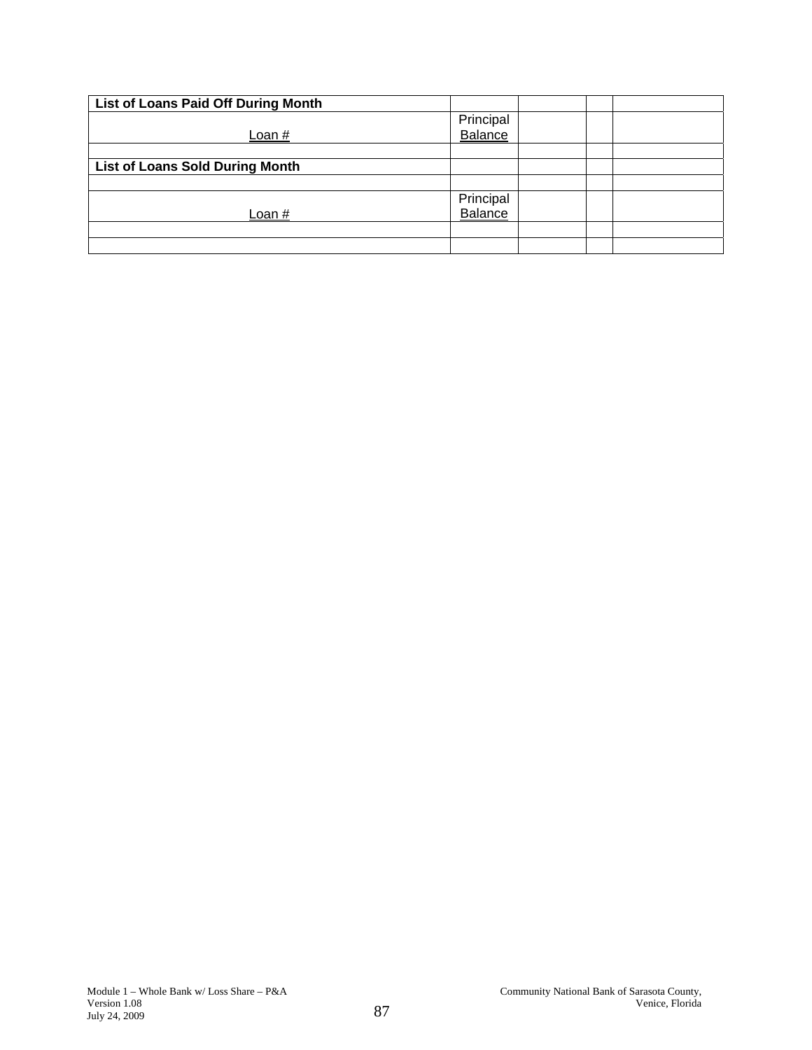| List of Loans Paid Off During Month | | | | |
|---|---|---|---|---|
| Loan # | Principal Balance | | | |
| | | | | |
| **List of Loans Sold During Month** | | | | |
| | | | | |
| Loan # | Principal Balance | | | |
| | | | | |
| | | | | |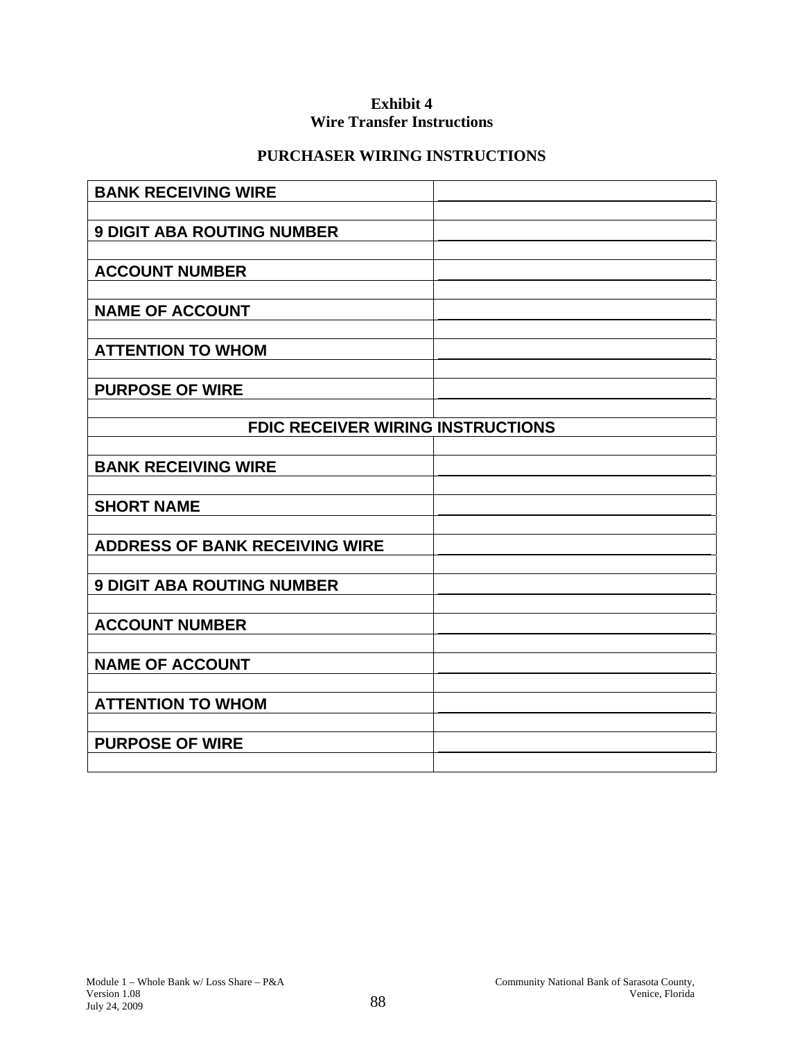**Exhibit 4**
**Wire Transfer Instructions**

**PURCHASER WIRING INSTRUCTIONS**

| | |
|---|---|
| **BANK RECEIVING WIRE** | |
| **9 DIGIT ABA ROUTING NUMBER** | |
| **ACCOUNT NUMBER** | |
| **NAME OF ACCOUNT** | |
| **ATTENTION TO WHOM** | |
| **PURPOSE OF WIRE** | |
| **FDIC RECEIVER WIRING INSTRUCTIONS** | |
| **BANK RECEIVING WIRE** | |
| **SHORT NAME** | |
| **ADDRESS OF BANK RECEIVING WIRE** | |
| **9 DIGIT ABA ROUTING NUMBER** | |
| **ACCOUNT NUMBER** | |
| **NAME OF ACCOUNT** | |
| **ATTENTION TO WHOM** | |
| **PURPOSE OF WIRE** | |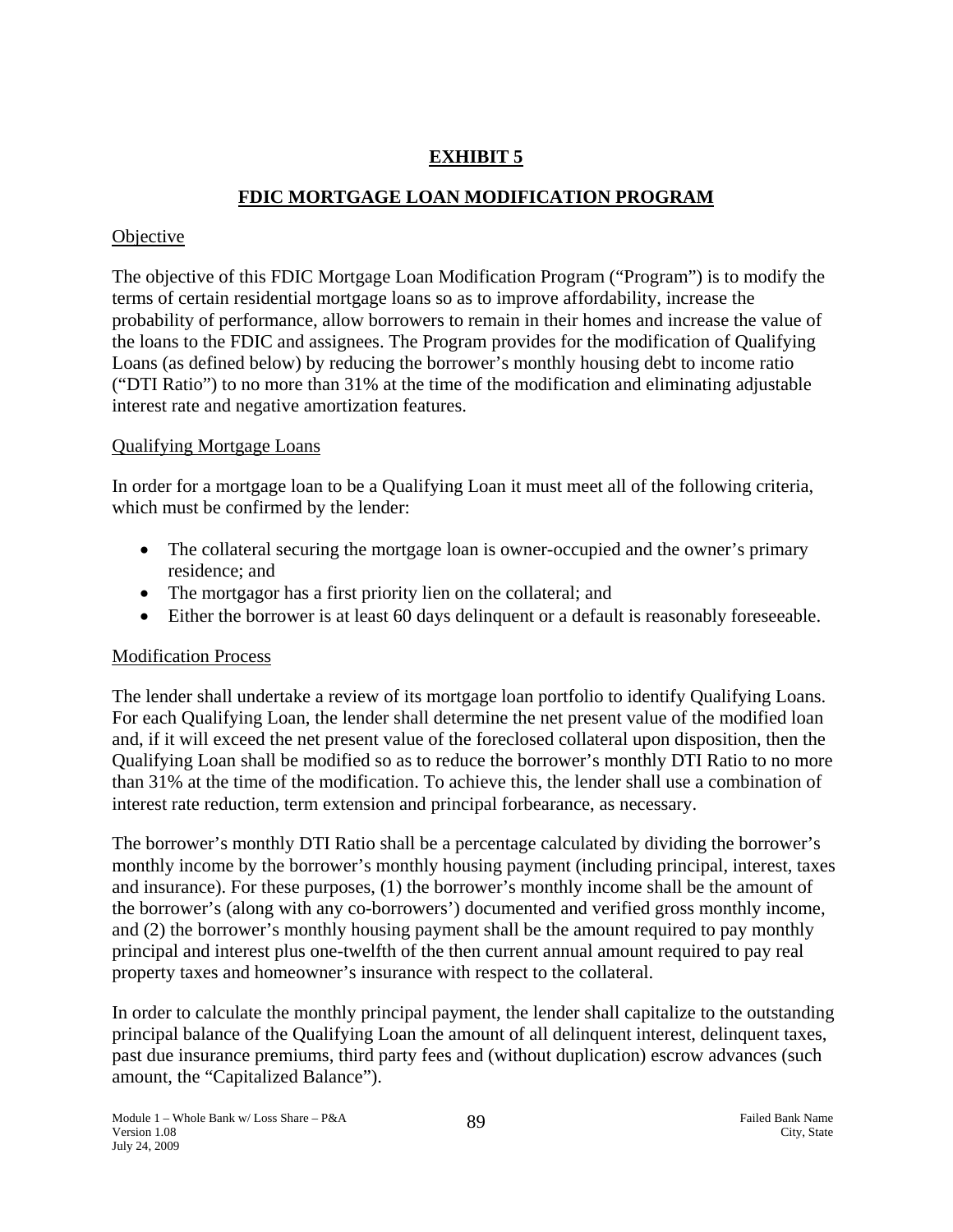# EXHIBIT 5

## FDIC MORTGAGE LOAN MODIFICATION PROGRAM

Objective

The objective of this FDIC Mortgage Loan Modification Program ("Program") is to modify the terms of certain residential mortgage loans so as to improve affordability, increase the probability of performance, allow borrowers to remain in their homes and increase the value of the loans to the FDIC and assignees. The Program provides for the modification of Qualifying Loans (as defined below) by reducing the borrower's monthly housing debt to income ratio ("DTI Ratio") to no more than 31% at the time of the modification and eliminating adjustable interest rate and negative amortization features.

Qualifying Mortgage Loans

In order for a mortgage loan to be a Qualifying Loan it must meet all of the following criteria, which must be confirmed by the lender:

- The collateral securing the mortgage loan is owner-occupied and the owner's primary residence; and
- The mortgagor has a first priority lien on the collateral; and
- Either the borrower is at least 60 days delinquent or a default is reasonably foreseeable.

Modification Process

The lender shall undertake a review of its mortgage loan portfolio to identify Qualifying Loans. For each Qualifying Loan, the lender shall determine the net present value of the modified loan and, if it will exceed the net present value of the foreclosed collateral upon disposition, then the Qualifying Loan shall be modified so as to reduce the borrower's monthly DTI Ratio to no more than 31% at the time of the modification. To achieve this, the lender shall use a combination of interest rate reduction, term extension and principal forbearance, as necessary.

The borrower's monthly DTI Ratio shall be a percentage calculated by dividing the borrower's monthly income by the borrower's monthly housing payment (including principal, interest, taxes and insurance). For these purposes, (1) the borrower's monthly income shall be the amount of the borrower's (along with any co-borrowers') documented and verified gross monthly income, and (2) the borrower's monthly housing payment shall be the amount required to pay monthly principal and interest plus one-twelfth of the then current annual amount required to pay real property taxes and homeowner's insurance with respect to the collateral.

In order to calculate the monthly principal payment, the lender shall capitalize to the outstanding principal balance of the Qualifying Loan the amount of all delinquent interest, delinquent taxes, past due insurance premiums, third party fees and (without duplication) escrow advances (such amount, the "Capitalized Balance").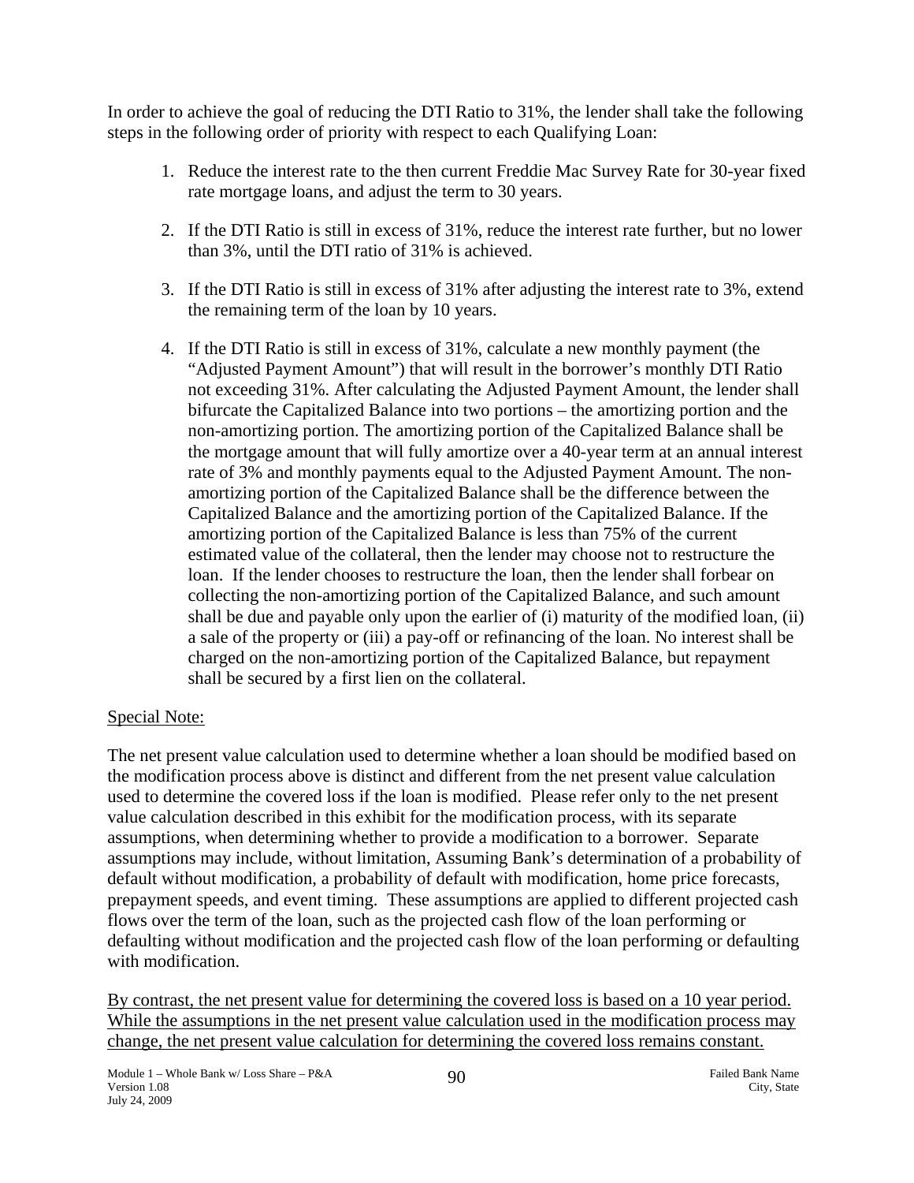In order to achieve the goal of reducing the DTI Ratio to 31%, the lender shall take the following steps in the following order of priority with respect to each Qualifying Loan:

1. Reduce the interest rate to the then current Freddie Mac Survey Rate for 30-year fixed rate mortgage loans, and adjust the term to 30 years.

2. If the DTI Ratio is still in excess of 31%, reduce the interest rate further, but no lower than 3%, until the DTI ratio of 31% is achieved.

3. If the DTI Ratio is still in excess of 31% after adjusting the interest rate to 3%, extend the remaining term of the loan by 10 years.

4. If the DTI Ratio is still in excess of 31%, calculate a new monthly payment (the "Adjusted Payment Amount") that will result in the borrower's monthly DTI Ratio not exceeding 31%. After calculating the Adjusted Payment Amount, the lender shall bifurcate the Capitalized Balance into two portions – the amortizing portion and the non-amortizing portion. The amortizing portion of the Capitalized Balance shall be the mortgage amount that will fully amortize over a 40-year term at an annual interest rate of 3% and monthly payments equal to the Adjusted Payment Amount. The non-amortizing portion of the Capitalized Balance shall be the difference between the Capitalized Balance and the amortizing portion of the Capitalized Balance. If the amortizing portion of the Capitalized Balance is less than 75% of the current estimated value of the collateral, then the lender may choose not to restructure the loan. If the lender chooses to restructure the loan, then the lender shall forbear on collecting the non-amortizing portion of the Capitalized Balance, and such amount shall be due and payable only upon the earlier of (i) maturity of the modified loan, (ii) a sale of the property or (iii) a pay-off or refinancing of the loan. No interest shall be charged on the non-amortizing portion of the Capitalized Balance, but repayment shall be secured by a first lien on the collateral.

<u>Special Note:</u>

The net present value calculation used to determine whether a loan should be modified based on the modification process above is distinct and different from the net present value calculation used to determine the covered loss if the loan is modified. Please refer only to the net present value calculation described in this exhibit for the modification process, with its separate assumptions, when determining whether to provide a modification to a borrower. Separate assumptions may include, without limitation, Assuming Bank's determination of a probability of default without modification, a probability of default with modification, home price forecasts, prepayment speeds, and event timing. These assumptions are applied to different projected cash flows over the term of the loan, such as the projected cash flow of the loan performing or defaulting without modification and the projected cash flow of the loan performing or defaulting with modification.

<u>By contrast, the net present value for determining the covered loss is based on a 10 year period. While the assumptions in the net present value calculation used in the modification process may change, the net present value calculation for determining the covered loss remains constant.</u>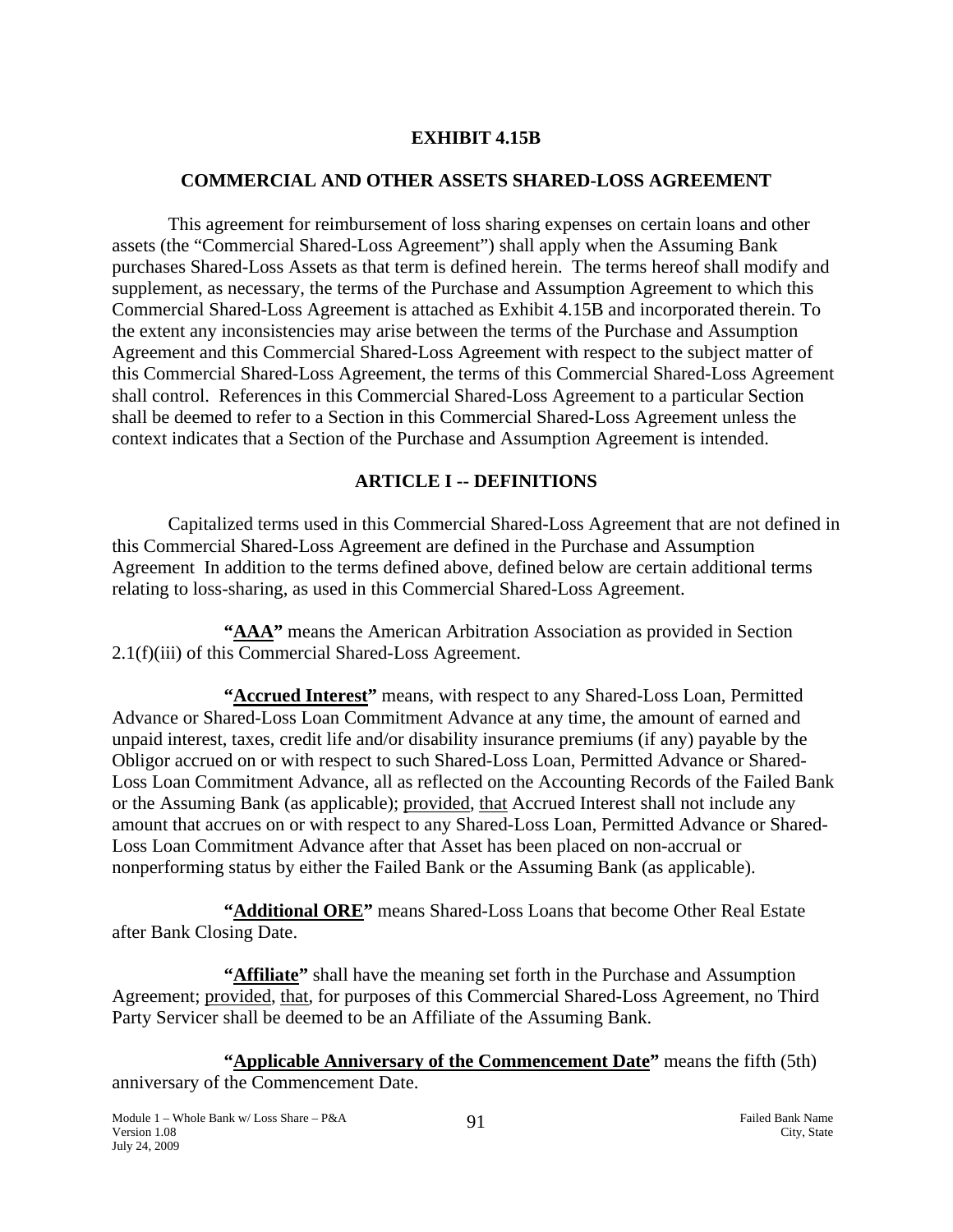# EXHIBIT 4.15B

## COMMERCIAL AND OTHER ASSETS SHARED-LOSS AGREEMENT

This agreement for reimbursement of loss sharing expenses on certain loans and other assets (the "Commercial Shared-Loss Agreement") shall apply when the Assuming Bank purchases Shared-Loss Assets as that term is defined herein. The terms hereof shall modify and supplement, as necessary, the terms of the Purchase and Assumption Agreement to which this Commercial Shared-Loss Agreement is attached as Exhibit 4.15B and incorporated therein. To the extent any inconsistencies may arise between the terms of the Purchase and Assumption Agreement and this Commercial Shared-Loss Agreement with respect to the subject matter of this Commercial Shared-Loss Agreement, the terms of this Commercial Shared-Loss Agreement shall control. References in this Commercial Shared-Loss Agreement to a particular Section shall be deemed to refer to a Section in this Commercial Shared-Loss Agreement unless the context indicates that a Section of the Purchase and Assumption Agreement is intended.

## ARTICLE I -- DEFINITIONS

Capitalized terms used in this Commercial Shared-Loss Agreement that are not defined in this Commercial Shared-Loss Agreement are defined in the Purchase and Assumption Agreement In addition to the terms defined above, defined below are certain additional terms relating to loss-sharing, as used in this Commercial Shared-Loss Agreement.

**"AAA"** means the American Arbitration Association as provided in Section 2.1(f)(iii) of this Commercial Shared-Loss Agreement.

**"Accrued Interest"** means, with respect to any Shared-Loss Loan, Permitted Advance or Shared-Loss Loan Commitment Advance at any time, the amount of earned and unpaid interest, taxes, credit life and/or disability insurance premiums (if any) payable by the Obligor accrued on or with respect to such Shared-Loss Loan, Permitted Advance or Shared-Loss Loan Commitment Advance, all as reflected on the Accounting Records of the Failed Bank or the Assuming Bank (as applicable); provided, that Accrued Interest shall not include any amount that accrues on or with respect to any Shared-Loss Loan, Permitted Advance or Shared-Loss Loan Commitment Advance after that Asset has been placed on non-accrual or nonperforming status by either the Failed Bank or the Assuming Bank (as applicable).

**"Additional ORE"** means Shared-Loss Loans that become Other Real Estate after Bank Closing Date.

**"Affiliate"** shall have the meaning set forth in the Purchase and Assumption Agreement; provided, that, for purposes of this Commercial Shared-Loss Agreement, no Third Party Servicer shall be deemed to be an Affiliate of the Assuming Bank.

**"Applicable Anniversary of the Commencement Date"** means the fifth (5th) anniversary of the Commencement Date.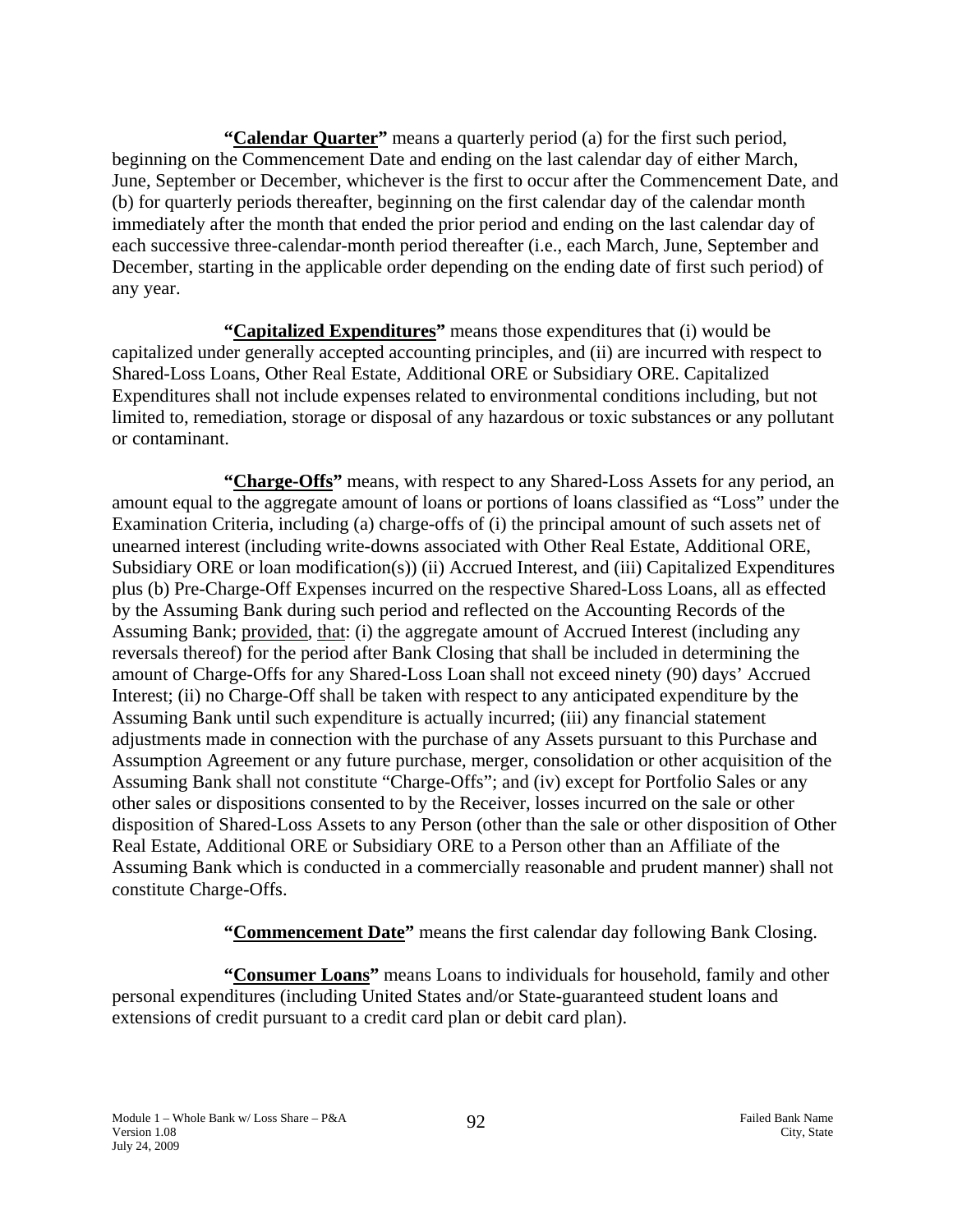**"<u>Calendar Quarter</u>"** means a quarterly period (a) for the first such period, beginning on the Commencement Date and ending on the last calendar day of either March, June, September or December, whichever is the first to occur after the Commencement Date, and (b) for quarterly periods thereafter, beginning on the first calendar day of the calendar month immediately after the month that ended the prior period and ending on the last calendar day of each successive three-calendar-month period thereafter (i.e., each March, June, September and December, starting in the applicable order depending on the ending date of first such period) of any year.

**"<u>Capitalized Expenditures</u>"** means those expenditures that (i) would be capitalized under generally accepted accounting principles, and (ii) are incurred with respect to Shared-Loss Loans, Other Real Estate, Additional ORE or Subsidiary ORE. Capitalized Expenditures shall not include expenses related to environmental conditions including, but not limited to, remediation, storage or disposal of any hazardous or toxic substances or any pollutant or contaminant.

**"<u>Charge-Offs</u>"** means, with respect to any Shared-Loss Assets for any period, an amount equal to the aggregate amount of loans or portions of loans classified as "Loss" under the Examination Criteria, including (a) charge-offs of (i) the principal amount of such assets net of unearned interest (including write-downs associated with Other Real Estate, Additional ORE, Subsidiary ORE or loan modification(s)) (ii) Accrued Interest, and (iii) Capitalized Expenditures plus (b) Pre-Charge-Off Expenses incurred on the respective Shared-Loss Loans, all as effected by the Assuming Bank during such period and reflected on the Accounting Records of the Assuming Bank; <u>provided</u>, <u>that</u>: (i) the aggregate amount of Accrued Interest (including any reversals thereof) for the period after Bank Closing that shall be included in determining the amount of Charge-Offs for any Shared-Loss Loan shall not exceed ninety (90) days' Accrued Interest; (ii) no Charge-Off shall be taken with respect to any anticipated expenditure by the Assuming Bank until such expenditure is actually incurred; (iii) any financial statement adjustments made in connection with the purchase of any Assets pursuant to this Purchase and Assumption Agreement or any future purchase, merger, consolidation or other acquisition of the Assuming Bank shall not constitute "Charge-Offs"; and (iv) except for Portfolio Sales or any other sales or dispositions consented to by the Receiver, losses incurred on the sale or other disposition of Shared-Loss Assets to any Person (other than the sale or other disposition of Other Real Estate, Additional ORE or Subsidiary ORE to a Person other than an Affiliate of the Assuming Bank which is conducted in a commercially reasonable and prudent manner) shall not constitute Charge-Offs.

**"<u>Commencement Date</u>"** means the first calendar day following Bank Closing.

**"<u>Consumer Loans</u>"** means Loans to individuals for household, family and other personal expenditures (including United States and/or State-guaranteed student loans and extensions of credit pursuant to a credit card plan or debit card plan).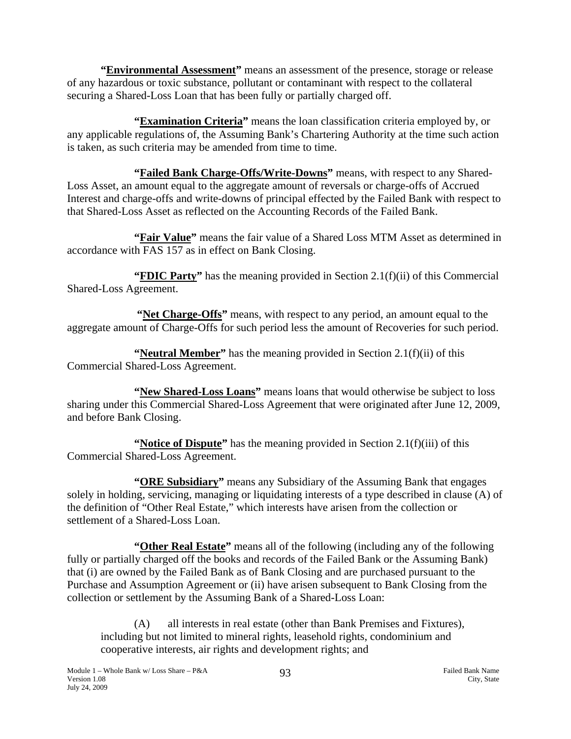**"Environmental Assessment"** means an assessment of the presence, storage or release of any hazardous or toxic substance, pollutant or contaminant with respect to the collateral securing a Shared-Loss Loan that has been fully or partially charged off.

**"Examination Criteria"** means the loan classification criteria employed by, or any applicable regulations of, the Assuming Bank's Chartering Authority at the time such action is taken, as such criteria may be amended from time to time.

**"Failed Bank Charge-Offs/Write-Downs"** means, with respect to any Shared-Loss Asset, an amount equal to the aggregate amount of reversals or charge-offs of Accrued Interest and charge-offs and write-downs of principal effected by the Failed Bank with respect to that Shared-Loss Asset as reflected on the Accounting Records of the Failed Bank.

**"Fair Value"** means the fair value of a Shared Loss MTM Asset as determined in accordance with FAS 157 as in effect on Bank Closing.

**"FDIC Party"** has the meaning provided in Section 2.1(f)(ii) of this Commercial Shared-Loss Agreement.

**"Net Charge-Offs"** means, with respect to any period, an amount equal to the aggregate amount of Charge-Offs for such period less the amount of Recoveries for such period.

**"Neutral Member"** has the meaning provided in Section 2.1(f)(ii) of this Commercial Shared-Loss Agreement.

**"New Shared-Loss Loans"** means loans that would otherwise be subject to loss sharing under this Commercial Shared-Loss Agreement that were originated after June 12, 2009, and before Bank Closing.

**"Notice of Dispute"** has the meaning provided in Section 2.1(f)(iii) of this Commercial Shared-Loss Agreement.

**"ORE Subsidiary"** means any Subsidiary of the Assuming Bank that engages solely in holding, servicing, managing or liquidating interests of a type described in clause (A) of the definition of "Other Real Estate," which interests have arisen from the collection or settlement of a Shared-Loss Loan.

**"Other Real Estate"** means all of the following (including any of the following fully or partially charged off the books and records of the Failed Bank or the Assuming Bank) that (i) are owned by the Failed Bank as of Bank Closing and are purchased pursuant to the Purchase and Assumption Agreement or (ii) have arisen subsequent to Bank Closing from the collection or settlement by the Assuming Bank of a Shared-Loss Loan:

(A) all interests in real estate (other than Bank Premises and Fixtures), including but not limited to mineral rights, leasehold rights, condominium and cooperative interests, air rights and development rights; and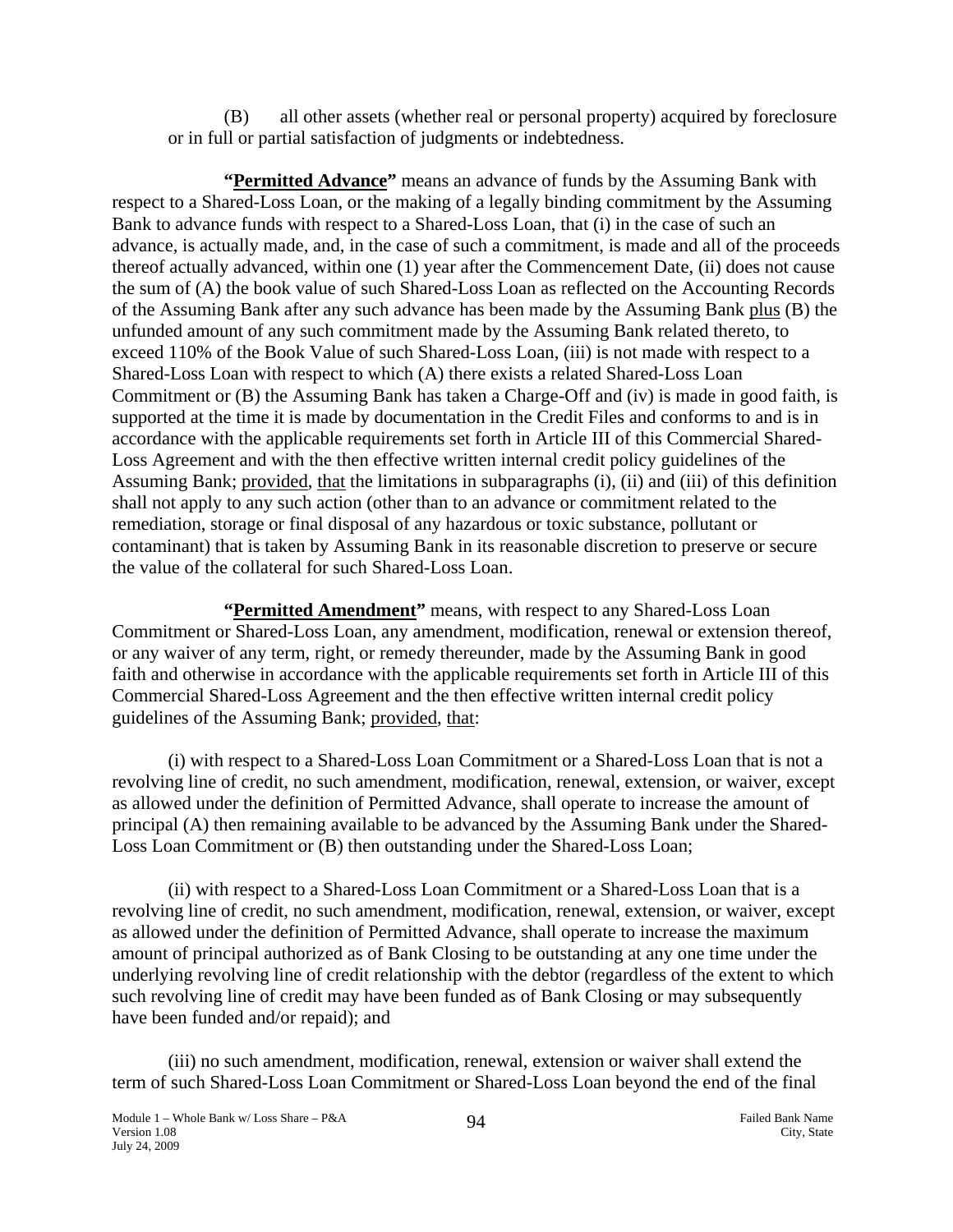(B) all other assets (whether real or personal property) acquired by foreclosure or in full or partial satisfaction of judgments or indebtedness.

**"Permitted Advance"** means an advance of funds by the Assuming Bank with respect to a Shared-Loss Loan, or the making of a legally binding commitment by the Assuming Bank to advance funds with respect to a Shared-Loss Loan, that (i) in the case of such an advance, is actually made, and, in the case of such a commitment, is made and all of the proceeds thereof actually advanced, within one (1) year after the Commencement Date, (ii) does not cause the sum of (A) the book value of such Shared-Loss Loan as reflected on the Accounting Records of the Assuming Bank after any such advance has been made by the Assuming Bank plus (B) the unfunded amount of any such commitment made by the Assuming Bank related thereto, to exceed 110% of the Book Value of such Shared-Loss Loan, (iii) is not made with respect to a Shared-Loss Loan with respect to which (A) there exists a related Shared-Loss Loan Commitment or (B) the Assuming Bank has taken a Charge-Off and (iv) is made in good faith, is supported at the time it is made by documentation in the Credit Files and conforms to and is in accordance with the applicable requirements set forth in Article III of this Commercial Shared-Loss Agreement and with the then effective written internal credit policy guidelines of the Assuming Bank; provided, that the limitations in subparagraphs (i), (ii) and (iii) of this definition shall not apply to any such action (other than to an advance or commitment related to the remediation, storage or final disposal of any hazardous or toxic substance, pollutant or contaminant) that is taken by Assuming Bank in its reasonable discretion to preserve or secure the value of the collateral for such Shared-Loss Loan.

**"Permitted Amendment"** means, with respect to any Shared-Loss Loan Commitment or Shared-Loss Loan, any amendment, modification, renewal or extension thereof, or any waiver of any term, right, or remedy thereunder, made by the Assuming Bank in good faith and otherwise in accordance with the applicable requirements set forth in Article III of this Commercial Shared-Loss Agreement and the then effective written internal credit policy guidelines of the Assuming Bank; provided, that:

(i) with respect to a Shared-Loss Loan Commitment or a Shared-Loss Loan that is not a revolving line of credit, no such amendment, modification, renewal, extension, or waiver, except as allowed under the definition of Permitted Advance, shall operate to increase the amount of principal (A) then remaining available to be advanced by the Assuming Bank under the Shared-Loss Loan Commitment or (B) then outstanding under the Shared-Loss Loan;

(ii) with respect to a Shared-Loss Loan Commitment or a Shared-Loss Loan that is a revolving line of credit, no such amendment, modification, renewal, extension, or waiver, except as allowed under the definition of Permitted Advance, shall operate to increase the maximum amount of principal authorized as of Bank Closing to be outstanding at any one time under the underlying revolving line of credit relationship with the debtor (regardless of the extent to which such revolving line of credit may have been funded as of Bank Closing or may subsequently have been funded and/or repaid); and

(iii) no such amendment, modification, renewal, extension or waiver shall extend the term of such Shared-Loss Loan Commitment or Shared-Loss Loan beyond the end of the final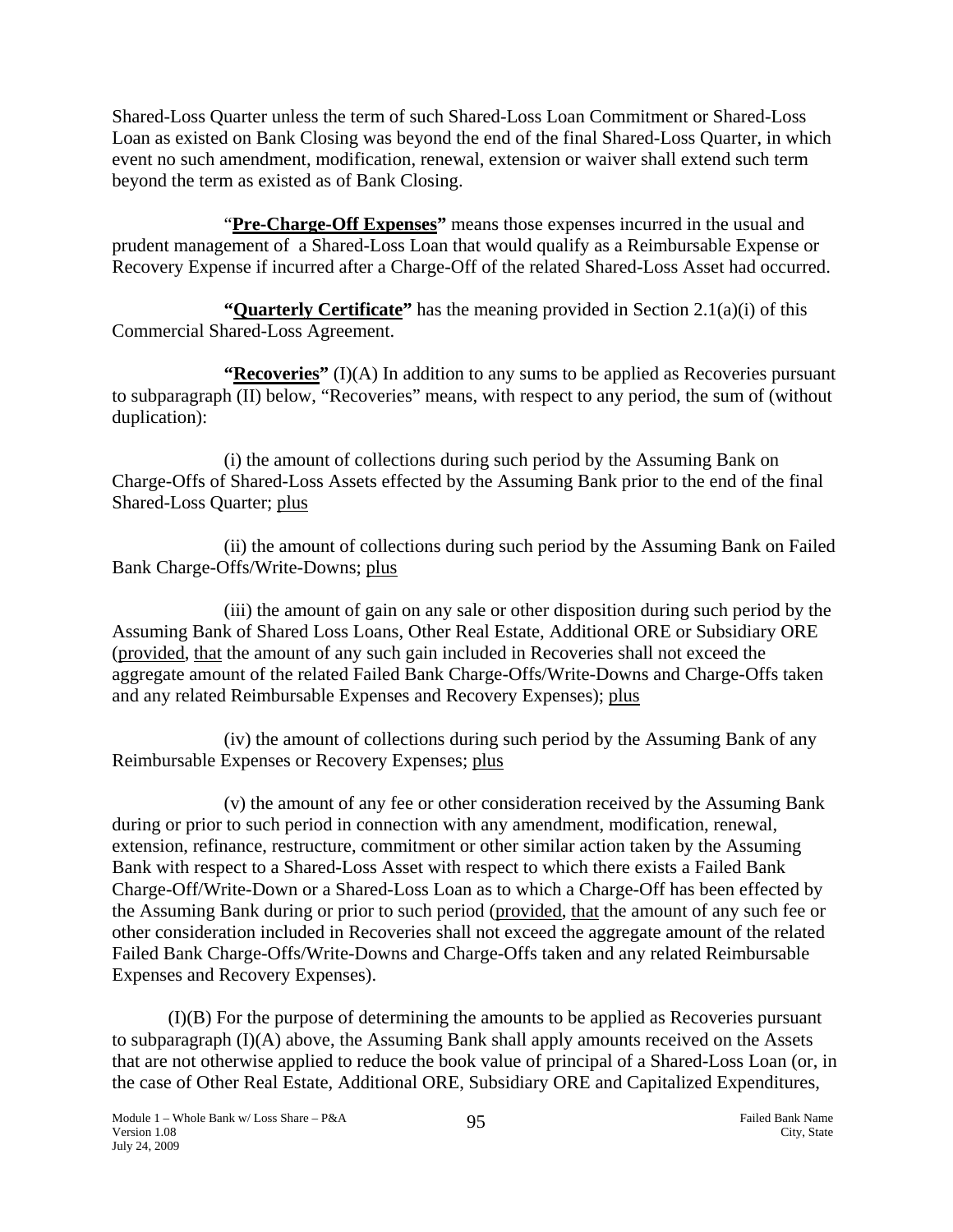Shared-Loss Quarter unless the term of such Shared-Loss Loan Commitment or Shared-Loss Loan as existed on Bank Closing was beyond the end of the final Shared-Loss Quarter, in which event no such amendment, modification, renewal, extension or waiver shall extend such term beyond the term as existed as of Bank Closing.

"**Pre-Charge-Off Expenses"** means those expenses incurred in the usual and prudent management of a Shared-Loss Loan that would qualify as a Reimbursable Expense or Recovery Expense if incurred after a Charge-Off of the related Shared-Loss Asset had occurred.

**"Quarterly Certificate"** has the meaning provided in Section 2.1(a)(i) of this Commercial Shared-Loss Agreement.

**"Recoveries"** (I)(A) In addition to any sums to be applied as Recoveries pursuant to subparagraph (II) below, "Recoveries" means, with respect to any period, the sum of (without duplication):

(i) the amount of collections during such period by the Assuming Bank on Charge-Offs of Shared-Loss Assets effected by the Assuming Bank prior to the end of the final Shared-Loss Quarter; plus

(ii) the amount of collections during such period by the Assuming Bank on Failed Bank Charge-Offs/Write-Downs; plus

(iii) the amount of gain on any sale or other disposition during such period by the Assuming Bank of Shared Loss Loans, Other Real Estate, Additional ORE or Subsidiary ORE (provided, that the amount of any such gain included in Recoveries shall not exceed the aggregate amount of the related Failed Bank Charge-Offs/Write-Downs and Charge-Offs taken and any related Reimbursable Expenses and Recovery Expenses); plus

(iv) the amount of collections during such period by the Assuming Bank of any Reimbursable Expenses or Recovery Expenses; plus

(v) the amount of any fee or other consideration received by the Assuming Bank during or prior to such period in connection with any amendment, modification, renewal, extension, refinance, restructure, commitment or other similar action taken by the Assuming Bank with respect to a Shared-Loss Asset with respect to which there exists a Failed Bank Charge-Off/Write-Down or a Shared-Loss Loan as to which a Charge-Off has been effected by the Assuming Bank during or prior to such period (provided, that the amount of any such fee or other consideration included in Recoveries shall not exceed the aggregate amount of the related Failed Bank Charge-Offs/Write-Downs and Charge-Offs taken and any related Reimbursable Expenses and Recovery Expenses).

(I)(B) For the purpose of determining the amounts to be applied as Recoveries pursuant to subparagraph (I)(A) above, the Assuming Bank shall apply amounts received on the Assets that are not otherwise applied to reduce the book value of principal of a Shared-Loss Loan (or, in the case of Other Real Estate, Additional ORE, Subsidiary ORE and Capitalized Expenditures,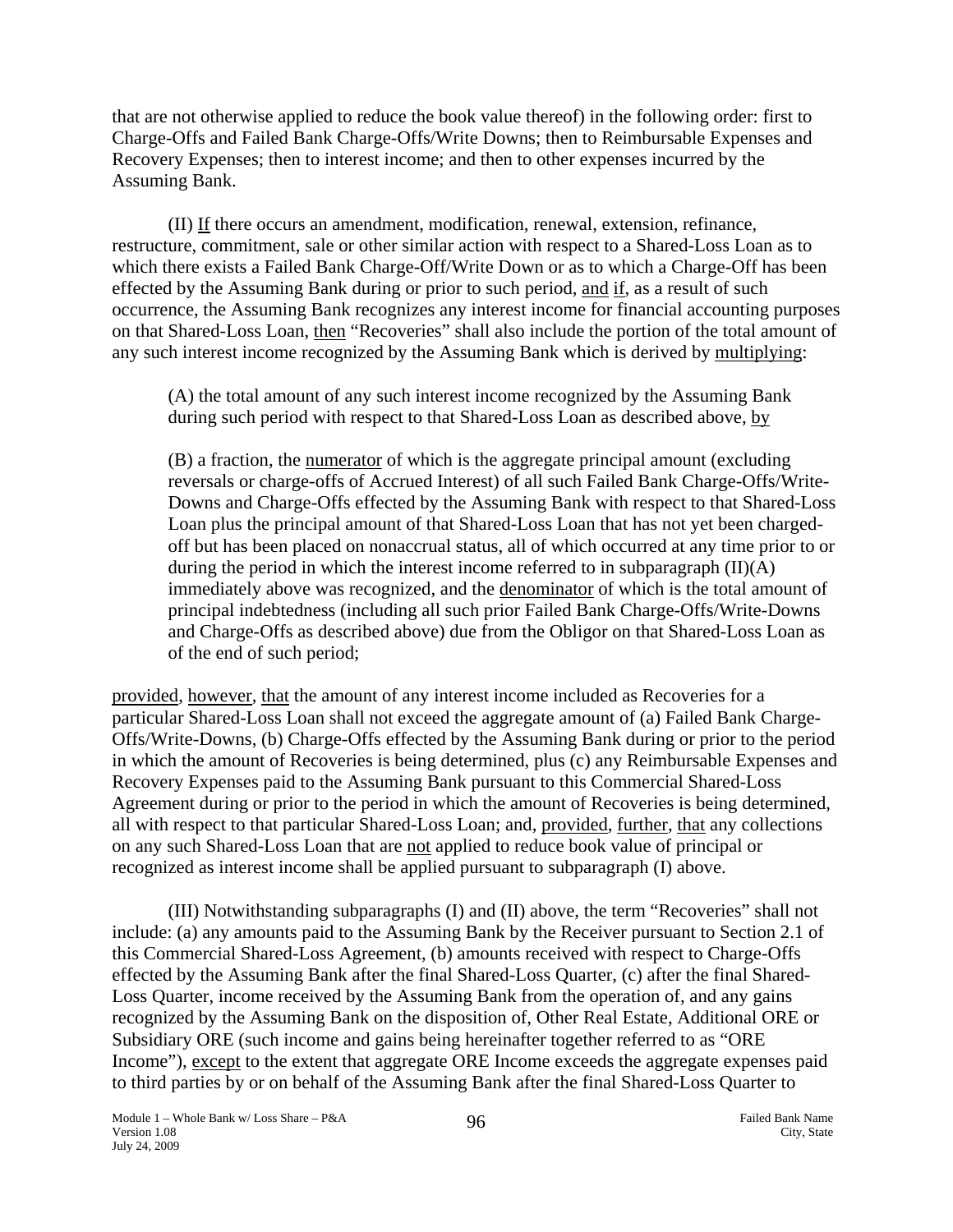that are not otherwise applied to reduce the book value thereof) in the following order: first to Charge-Offs and Failed Bank Charge-Offs/Write Downs; then to Reimbursable Expenses and Recovery Expenses; then to interest income; and then to other expenses incurred by the Assuming Bank.

(II) If there occurs an amendment, modification, renewal, extension, refinance, restructure, commitment, sale or other similar action with respect to a Shared-Loss Loan as to which there exists a Failed Bank Charge-Off/Write Down or as to which a Charge-Off has been effected by the Assuming Bank during or prior to such period, and if, as a result of such occurrence, the Assuming Bank recognizes any interest income for financial accounting purposes on that Shared-Loss Loan, then "Recoveries" shall also include the portion of the total amount of any such interest income recognized by the Assuming Bank which is derived by multiplying:

> (A) the total amount of any such interest income recognized by the Assuming Bank during such period with respect to that Shared-Loss Loan as described above, by
>
> (B) a fraction, the numerator of which is the aggregate principal amount (excluding reversals or charge-offs of Accrued Interest) of all such Failed Bank Charge-Offs/Write-Downs and Charge-Offs effected by the Assuming Bank with respect to that Shared-Loss Loan plus the principal amount of that Shared-Loss Loan that has not yet been charged-off but has been placed on nonaccrual status, all of which occurred at any time prior to or during the period in which the interest income referred to in subparagraph (II)(A) immediately above was recognized, and the denominator of which is the total amount of principal indebtedness (including all such prior Failed Bank Charge-Offs/Write-Downs and Charge-Offs as described above) due from the Obligor on that Shared-Loss Loan as of the end of such period;

provided, however, that the amount of any interest income included as Recoveries for a particular Shared-Loss Loan shall not exceed the aggregate amount of (a) Failed Bank Charge-Offs/Write-Downs, (b) Charge-Offs effected by the Assuming Bank during or prior to the period in which the amount of Recoveries is being determined, plus (c) any Reimbursable Expenses and Recovery Expenses paid to the Assuming Bank pursuant to this Commercial Shared-Loss Agreement during or prior to the period in which the amount of Recoveries is being determined, all with respect to that particular Shared-Loss Loan; and, provided, further, that any collections on any such Shared-Loss Loan that are not applied to reduce book value of principal or recognized as interest income shall be applied pursuant to subparagraph (I) above.

(III) Notwithstanding subparagraphs (I) and (II) above, the term "Recoveries" shall not include: (a) any amounts paid to the Assuming Bank by the Receiver pursuant to Section 2.1 of this Commercial Shared-Loss Agreement, (b) amounts received with respect to Charge-Offs effected by the Assuming Bank after the final Shared-Loss Quarter, (c) after the final Shared-Loss Quarter, income received by the Assuming Bank from the operation of, and any gains recognized by the Assuming Bank on the disposition of, Other Real Estate, Additional ORE or Subsidiary ORE (such income and gains being hereinafter together referred to as "ORE Income"), except to the extent that aggregate ORE Income exceeds the aggregate expenses paid to third parties by or on behalf of the Assuming Bank after the final Shared-Loss Quarter to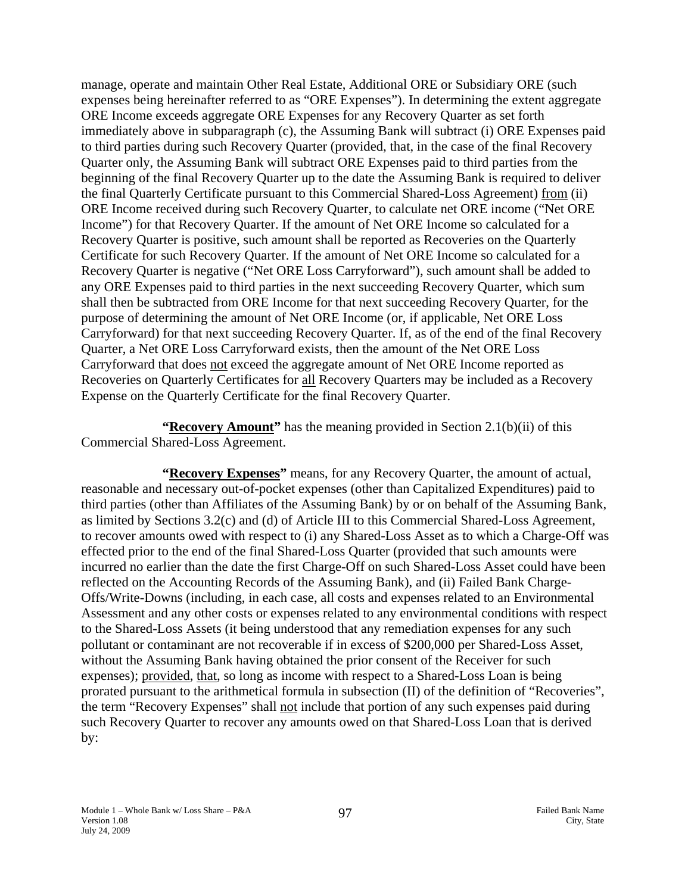manage, operate and maintain Other Real Estate, Additional ORE or Subsidiary ORE (such expenses being hereinafter referred to as "ORE Expenses"). In determining the extent aggregate ORE Income exceeds aggregate ORE Expenses for any Recovery Quarter as set forth immediately above in subparagraph (c), the Assuming Bank will subtract (i) ORE Expenses paid to third parties during such Recovery Quarter (provided, that, in the case of the final Recovery Quarter only, the Assuming Bank will subtract ORE Expenses paid to third parties from the beginning of the final Recovery Quarter up to the date the Assuming Bank is required to deliver the final Quarterly Certificate pursuant to this Commercial Shared-Loss Agreement) from (ii) ORE Income received during such Recovery Quarter, to calculate net ORE income ("Net ORE Income") for that Recovery Quarter. If the amount of Net ORE Income so calculated for a Recovery Quarter is positive, such amount shall be reported as Recoveries on the Quarterly Certificate for such Recovery Quarter. If the amount of Net ORE Income so calculated for a Recovery Quarter is negative ("Net ORE Loss Carryforward"), such amount shall be added to any ORE Expenses paid to third parties in the next succeeding Recovery Quarter, which sum shall then be subtracted from ORE Income for that next succeeding Recovery Quarter, for the purpose of determining the amount of Net ORE Income (or, if applicable, Net ORE Loss Carryforward) for that next succeeding Recovery Quarter. If, as of the end of the final Recovery Quarter, a Net ORE Loss Carryforward exists, then the amount of the Net ORE Loss Carryforward that does not exceed the aggregate amount of Net ORE Income reported as Recoveries on Quarterly Certificates for all Recovery Quarters may be included as a Recovery Expense on the Quarterly Certificate for the final Recovery Quarter.

**"Recovery Amount"** has the meaning provided in Section 2.1(b)(ii) of this Commercial Shared-Loss Agreement.

**"Recovery Expenses"** means, for any Recovery Quarter, the amount of actual, reasonable and necessary out-of-pocket expenses (other than Capitalized Expenditures) paid to third parties (other than Affiliates of the Assuming Bank) by or on behalf of the Assuming Bank, as limited by Sections 3.2(c) and (d) of Article III to this Commercial Shared-Loss Agreement, to recover amounts owed with respect to (i) any Shared-Loss Asset as to which a Charge-Off was effected prior to the end of the final Shared-Loss Quarter (provided that such amounts were incurred no earlier than the date the first Charge-Off on such Shared-Loss Asset could have been reflected on the Accounting Records of the Assuming Bank), and (ii) Failed Bank Charge-Offs/Write-Downs (including, in each case, all costs and expenses related to an Environmental Assessment and any other costs or expenses related to any environmental conditions with respect to the Shared-Loss Assets (it being understood that any remediation expenses for any such pollutant or contaminant are not recoverable if in excess of $200,000 per Shared-Loss Asset, without the Assuming Bank having obtained the prior consent of the Receiver for such expenses); provided, that, so long as income with respect to a Shared-Loss Loan is being prorated pursuant to the arithmetical formula in subsection (II) of the definition of "Recoveries", the term "Recovery Expenses" shall not include that portion of any such expenses paid during such Recovery Quarter to recover any amounts owed on that Shared-Loss Loan that is derived by: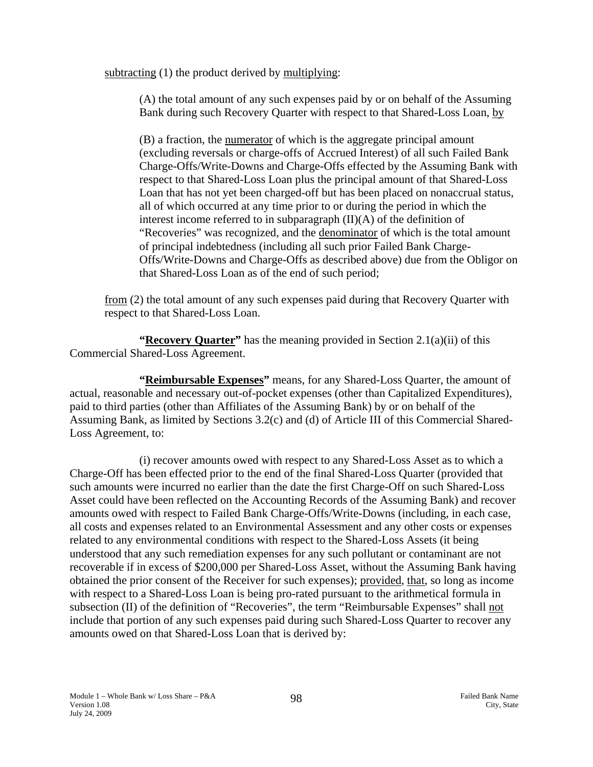subtracting (1) the product derived by multiplying:

> (A) the total amount of any such expenses paid by or on behalf of the Assuming Bank during such Recovery Quarter with respect to that Shared-Loss Loan, by
>
> (B) a fraction, the numerator of which is the aggregate principal amount (excluding reversals or charge-offs of Accrued Interest) of all such Failed Bank Charge-Offs/Write-Downs and Charge-Offs effected by the Assuming Bank with respect to that Shared-Loss Loan plus the principal amount of that Shared-Loss Loan that has not yet been charged-off but has been placed on nonaccrual status, all of which occurred at any time prior to or during the period in which the interest income referred to in subparagraph (II)(A) of the definition of "Recoveries" was recognized, and the denominator of which is the total amount of principal indebtedness (including all such prior Failed Bank Charge-Offs/Write-Downs and Charge-Offs as described above) due from the Obligor on that Shared-Loss Loan as of the end of such period;

from (2) the total amount of any such expenses paid during that Recovery Quarter with respect to that Shared-Loss Loan.

**"Recovery Quarter"** has the meaning provided in Section 2.1(a)(ii) of this Commercial Shared-Loss Agreement.

**"Reimbursable Expenses"** means, for any Shared-Loss Quarter, the amount of actual, reasonable and necessary out-of-pocket expenses (other than Capitalized Expenditures), paid to third parties (other than Affiliates of the Assuming Bank) by or on behalf of the Assuming Bank, as limited by Sections 3.2(c) and (d) of Article III of this Commercial Shared-Loss Agreement, to:

(i) recover amounts owed with respect to any Shared-Loss Asset as to which a Charge-Off has been effected prior to the end of the final Shared-Loss Quarter (provided that such amounts were incurred no earlier than the date the first Charge-Off on such Shared-Loss Asset could have been reflected on the Accounting Records of the Assuming Bank) and recover amounts owed with respect to Failed Bank Charge-Offs/Write-Downs (including, in each case, all costs and expenses related to an Environmental Assessment and any other costs or expenses related to any environmental conditions with respect to the Shared-Loss Assets (it being understood that any such remediation expenses for any such pollutant or contaminant are not recoverable if in excess of $200,000 per Shared-Loss Asset, without the Assuming Bank having obtained the prior consent of the Receiver for such expenses); provided, that, so long as income with respect to a Shared-Loss Loan is being pro-rated pursuant to the arithmetical formula in subsection (II) of the definition of "Recoveries", the term "Reimbursable Expenses" shall not include that portion of any such expenses paid during such Shared-Loss Quarter to recover any amounts owed on that Shared-Loss Loan that is derived by: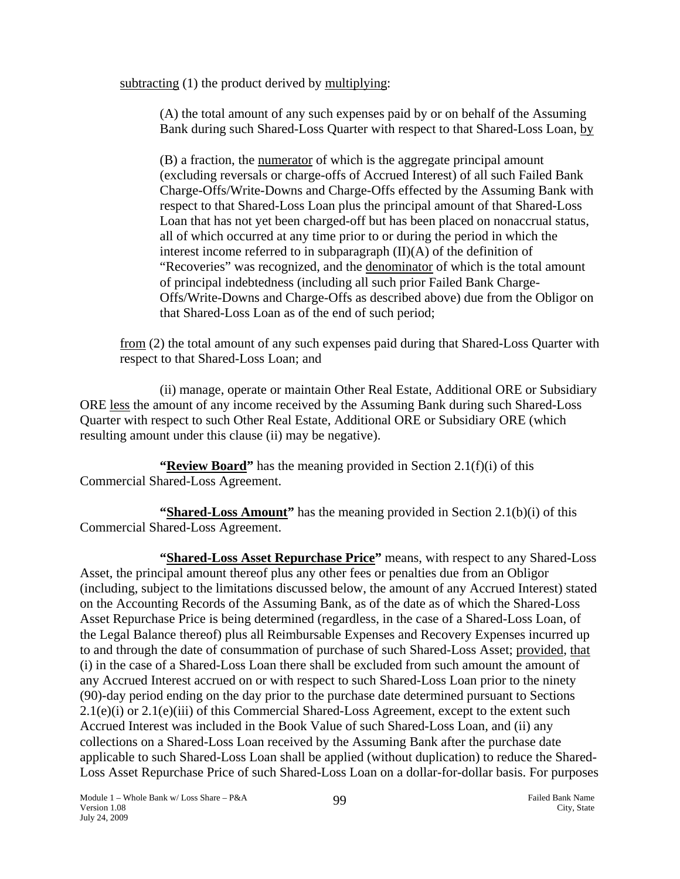subtracting (1) the product derived by multiplying:

> (A) the total amount of any such expenses paid by or on behalf of the Assuming Bank during such Shared-Loss Quarter with respect to that Shared-Loss Loan, by
>
> (B) a fraction, the numerator of which is the aggregate principal amount (excluding reversals or charge-offs of Accrued Interest) of all such Failed Bank Charge-Offs/Write-Downs and Charge-Offs effected by the Assuming Bank with respect to that Shared-Loss Loan plus the principal amount of that Shared-Loss Loan that has not yet been charged-off but has been placed on nonaccrual status, all of which occurred at any time prior to or during the period in which the interest income referred to in subparagraph (II)(A) of the definition of "Recoveries" was recognized, and the denominator of which is the total amount of principal indebtedness (including all such prior Failed Bank Charge-Offs/Write-Downs and Charge-Offs as described above) due from the Obligor on that Shared-Loss Loan as of the end of such period;

from (2) the total amount of any such expenses paid during that Shared-Loss Quarter with respect to that Shared-Loss Loan; and

(ii) manage, operate or maintain Other Real Estate, Additional ORE or Subsidiary ORE less the amount of any income received by the Assuming Bank during such Shared-Loss Quarter with respect to such Other Real Estate, Additional ORE or Subsidiary ORE (which resulting amount under this clause (ii) may be negative).

**"Review Board"** has the meaning provided in Section 2.1(f)(i) of this Commercial Shared-Loss Agreement.

**"Shared-Loss Amount"** has the meaning provided in Section 2.1(b)(i) of this Commercial Shared-Loss Agreement.

**"Shared-Loss Asset Repurchase Price"** means, with respect to any Shared-Loss Asset, the principal amount thereof plus any other fees or penalties due from an Obligor (including, subject to the limitations discussed below, the amount of any Accrued Interest) stated on the Accounting Records of the Assuming Bank, as of the date as of which the Shared-Loss Asset Repurchase Price is being determined (regardless, in the case of a Shared-Loss Loan, of the Legal Balance thereof) plus all Reimbursable Expenses and Recovery Expenses incurred up to and through the date of consummation of purchase of such Shared-Loss Asset; provided, that (i) in the case of a Shared-Loss Loan there shall be excluded from such amount the amount of any Accrued Interest accrued on or with respect to such Shared-Loss Loan prior to the ninety (90)-day period ending on the day prior to the purchase date determined pursuant to Sections 2.1(e)(i) or 2.1(e)(iii) of this Commercial Shared-Loss Agreement, except to the extent such Accrued Interest was included in the Book Value of such Shared-Loss Loan, and (ii) any collections on a Shared-Loss Loan received by the Assuming Bank after the purchase date applicable to such Shared-Loss Loan shall be applied (without duplication) to reduce the Shared-Loss Asset Repurchase Price of such Shared-Loss Loan on a dollar-for-dollar basis. For purposes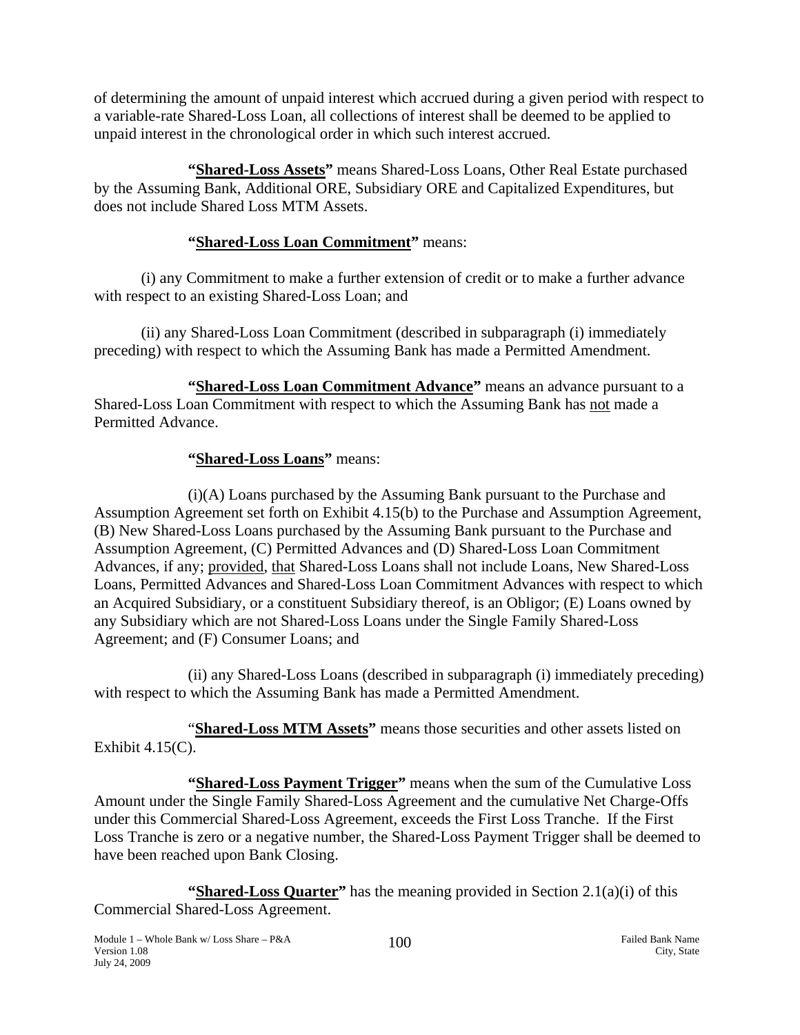of determining the amount of unpaid interest which accrued during a given period with respect to a variable-rate Shared-Loss Loan, all collections of interest shall be deemed to be applied to unpaid interest in the chronological order in which such interest accrued.

**"Shared-Loss Assets"** means Shared-Loss Loans, Other Real Estate purchased by the Assuming Bank, Additional ORE, Subsidiary ORE and Capitalized Expenditures, but does not include Shared Loss MTM Assets.

**"Shared-Loss Loan Commitment"** means:

(i) any Commitment to make a further extension of credit or to make a further advance with respect to an existing Shared-Loss Loan; and

(ii) any Shared-Loss Loan Commitment (described in subparagraph (i) immediately preceding) with respect to which the Assuming Bank has made a Permitted Amendment.

**"Shared-Loss Loan Commitment Advance"** means an advance pursuant to a Shared-Loss Loan Commitment with respect to which the Assuming Bank has not made a Permitted Advance.

**"Shared-Loss Loans"** means:

(i)(A) Loans purchased by the Assuming Bank pursuant to the Purchase and Assumption Agreement set forth on Exhibit 4.15(b) to the Purchase and Assumption Agreement, (B) New Shared-Loss Loans purchased by the Assuming Bank pursuant to the Purchase and Assumption Agreement, (C) Permitted Advances and (D) Shared-Loss Loan Commitment Advances, if any; provided, that Shared-Loss Loans shall not include Loans, New Shared-Loss Loans, Permitted Advances and Shared-Loss Loan Commitment Advances with respect to which an Acquired Subsidiary, or a constituent Subsidiary thereof, is an Obligor; (E) Loans owned by any Subsidiary which are not Shared-Loss Loans under the Single Family Shared-Loss Agreement; and (F) Consumer Loans; and

(ii) any Shared-Loss Loans (described in subparagraph (i) immediately preceding) with respect to which the Assuming Bank has made a Permitted Amendment.

"**Shared-Loss MTM Assets"** means those securities and other assets listed on Exhibit 4.15(C).

**"Shared-Loss Payment Trigger"** means when the sum of the Cumulative Loss Amount under the Single Family Shared-Loss Agreement and the cumulative Net Charge-Offs under this Commercial Shared-Loss Agreement, exceeds the First Loss Tranche. If the First Loss Tranche is zero or a negative number, the Shared-Loss Payment Trigger shall be deemed to have been reached upon Bank Closing.

**"Shared-Loss Quarter"** has the meaning provided in Section 2.1(a)(i) of this Commercial Shared-Loss Agreement.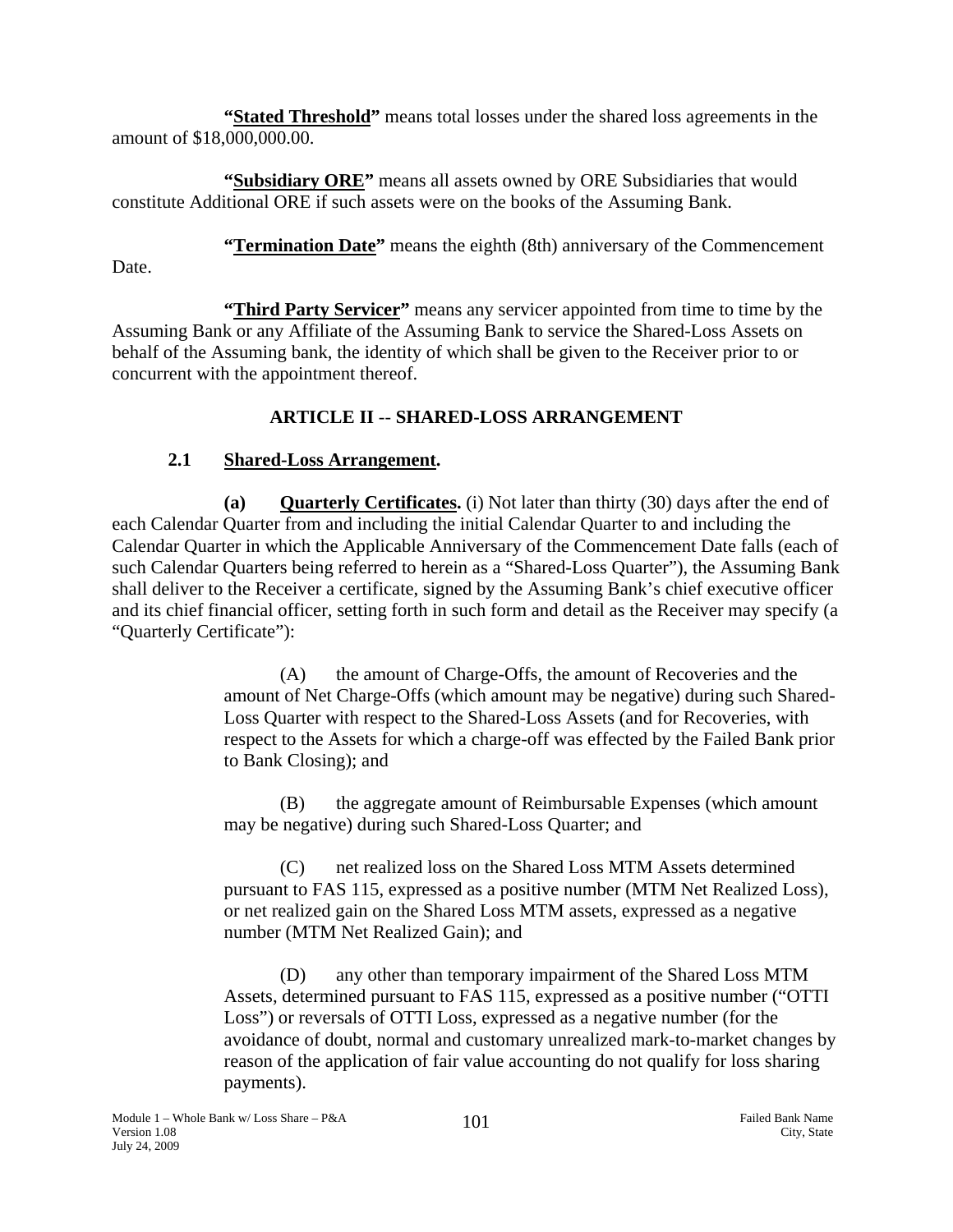**"Stated Threshold"** means total losses under the shared loss agreements in the amount of $18,000,000.00.

**"Subsidiary ORE"** means all assets owned by ORE Subsidiaries that would constitute Additional ORE if such assets were on the books of the Assuming Bank.

**"Termination Date"** means the eighth (8th) anniversary of the Commencement Date.

**"Third Party Servicer"** means any servicer appointed from time to time by the Assuming Bank or any Affiliate of the Assuming Bank to service the Shared-Loss Assets on behalf of the Assuming bank, the identity of which shall be given to the Receiver prior to or concurrent with the appointment thereof.

## ARTICLE II -- SHARED-LOSS ARRANGEMENT

### 2.1 Shared-Loss Arrangement.

**(a) Quarterly Certificates.** (i) Not later than thirty (30) days after the end of each Calendar Quarter from and including the initial Calendar Quarter to and including the Calendar Quarter in which the Applicable Anniversary of the Commencement Date falls (each of such Calendar Quarters being referred to herein as a "Shared-Loss Quarter"), the Assuming Bank shall deliver to the Receiver a certificate, signed by the Assuming Bank's chief executive officer and its chief financial officer, setting forth in such form and detail as the Receiver may specify (a "Quarterly Certificate"):

(A) the amount of Charge-Offs, the amount of Recoveries and the amount of Net Charge-Offs (which amount may be negative) during such Shared-Loss Quarter with respect to the Shared-Loss Assets (and for Recoveries, with respect to the Assets for which a charge-off was effected by the Failed Bank prior to Bank Closing); and

(B) the aggregate amount of Reimbursable Expenses (which amount may be negative) during such Shared-Loss Quarter; and

(C) net realized loss on the Shared Loss MTM Assets determined pursuant to FAS 115, expressed as a positive number (MTM Net Realized Loss), or net realized gain on the Shared Loss MTM assets, expressed as a negative number (MTM Net Realized Gain); and

(D) any other than temporary impairment of the Shared Loss MTM Assets, determined pursuant to FAS 115, expressed as a positive number ("OTTI Loss") or reversals of OTTI Loss, expressed as a negative number (for the avoidance of doubt, normal and customary unrealized mark-to-market changes by reason of the application of fair value accounting do not qualify for loss sharing payments).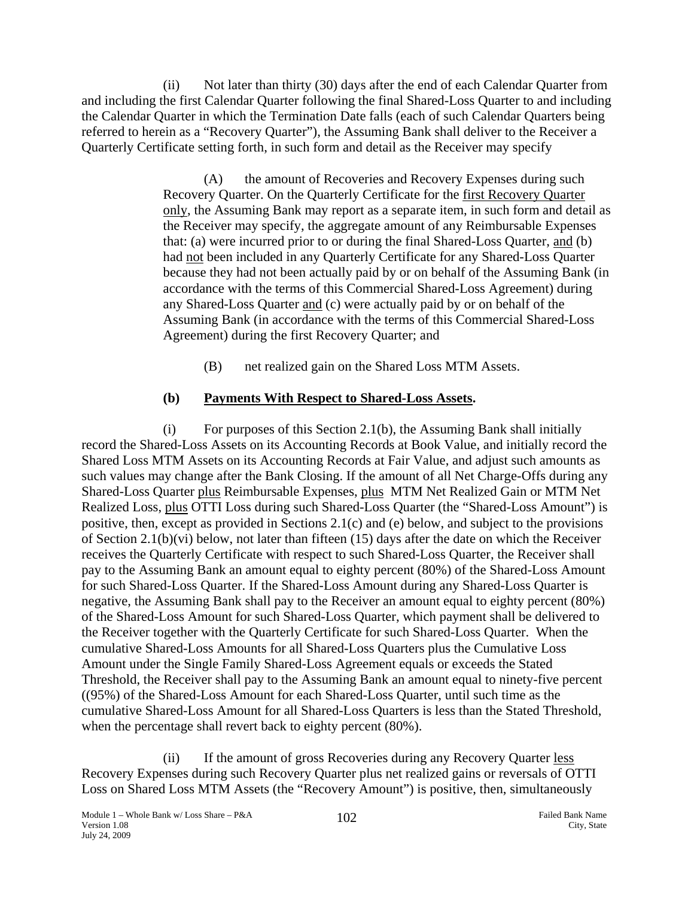(ii) Not later than thirty (30) days after the end of each Calendar Quarter from and including the first Calendar Quarter following the final Shared-Loss Quarter to and including the Calendar Quarter in which the Termination Date falls (each of such Calendar Quarters being referred to herein as a "Recovery Quarter"), the Assuming Bank shall deliver to the Receiver a Quarterly Certificate setting forth, in such form and detail as the Receiver may specify

(A) the amount of Recoveries and Recovery Expenses during such Recovery Quarter. On the Quarterly Certificate for the first Recovery Quarter only, the Assuming Bank may report as a separate item, in such form and detail as the Receiver may specify, the aggregate amount of any Reimbursable Expenses that: (a) were incurred prior to or during the final Shared-Loss Quarter, and (b) had not been included in any Quarterly Certificate for any Shared-Loss Quarter because they had not been actually paid by or on behalf of the Assuming Bank (in accordance with the terms of this Commercial Shared-Loss Agreement) during any Shared-Loss Quarter and (c) were actually paid by or on behalf of the Assuming Bank (in accordance with the terms of this Commercial Shared-Loss Agreement) during the first Recovery Quarter; and

(B) net realized gain on the Shared Loss MTM Assets.

**(b) Payments With Respect to Shared-Loss Assets.**

(i) For purposes of this Section 2.1(b), the Assuming Bank shall initially record the Shared-Loss Assets on its Accounting Records at Book Value, and initially record the Shared Loss MTM Assets on its Accounting Records at Fair Value, and adjust such amounts as such values may change after the Bank Closing. If the amount of all Net Charge-Offs during any Shared-Loss Quarter plus Reimbursable Expenses, plus MTM Net Realized Gain or MTM Net Realized Loss, plus OTTI Loss during such Shared-Loss Quarter (the "Shared-Loss Amount") is positive, then, except as provided in Sections 2.1(c) and (e) below, and subject to the provisions of Section 2.1(b)(vi) below, not later than fifteen (15) days after the date on which the Receiver receives the Quarterly Certificate with respect to such Shared-Loss Quarter, the Receiver shall pay to the Assuming Bank an amount equal to eighty percent (80%) of the Shared-Loss Amount for such Shared-Loss Quarter. If the Shared-Loss Amount during any Shared-Loss Quarter is negative, the Assuming Bank shall pay to the Receiver an amount equal to eighty percent (80%) of the Shared-Loss Amount for such Shared-Loss Quarter, which payment shall be delivered to the Receiver together with the Quarterly Certificate for such Shared-Loss Quarter. When the cumulative Shared-Loss Amounts for all Shared-Loss Quarters plus the Cumulative Loss Amount under the Single Family Shared-Loss Agreement equals or exceeds the Stated Threshold, the Receiver shall pay to the Assuming Bank an amount equal to ninety-five percent ((95%) of the Shared-Loss Amount for each Shared-Loss Quarter, until such time as the cumulative Shared-Loss Amount for all Shared-Loss Quarters is less than the Stated Threshold, when the percentage shall revert back to eighty percent (80%).

(ii) If the amount of gross Recoveries during any Recovery Quarter less Recovery Expenses during such Recovery Quarter plus net realized gains or reversals of OTTI Loss on Shared Loss MTM Assets (the "Recovery Amount") is positive, then, simultaneously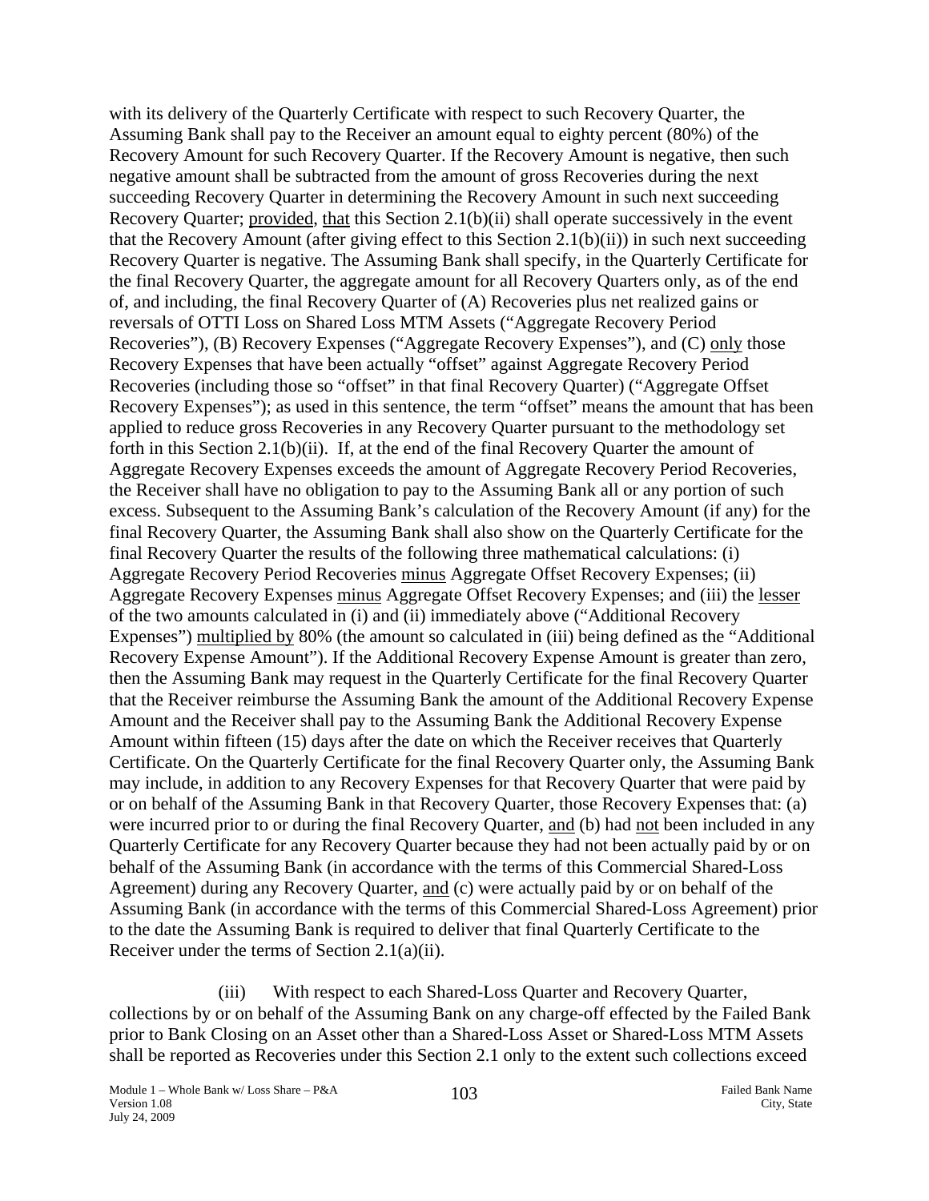with its delivery of the Quarterly Certificate with respect to such Recovery Quarter, the Assuming Bank shall pay to the Receiver an amount equal to eighty percent (80%) of the Recovery Amount for such Recovery Quarter. If the Recovery Amount is negative, then such negative amount shall be subtracted from the amount of gross Recoveries during the next succeeding Recovery Quarter in determining the Recovery Amount in such next succeeding Recovery Quarter; provided, that this Section 2.1(b)(ii) shall operate successively in the event that the Recovery Amount (after giving effect to this Section 2.1(b)(ii)) in such next succeeding Recovery Quarter is negative. The Assuming Bank shall specify, in the Quarterly Certificate for the final Recovery Quarter, the aggregate amount for all Recovery Quarters only, as of the end of, and including, the final Recovery Quarter of (A) Recoveries plus net realized gains or reversals of OTTI Loss on Shared Loss MTM Assets ("Aggregate Recovery Period Recoveries"), (B) Recovery Expenses ("Aggregate Recovery Expenses"), and (C) only those Recovery Expenses that have been actually "offset" against Aggregate Recovery Period Recoveries (including those so "offset" in that final Recovery Quarter) ("Aggregate Offset Recovery Expenses"); as used in this sentence, the term "offset" means the amount that has been applied to reduce gross Recoveries in any Recovery Quarter pursuant to the methodology set forth in this Section 2.1(b)(ii). If, at the end of the final Recovery Quarter the amount of Aggregate Recovery Expenses exceeds the amount of Aggregate Recovery Period Recoveries, the Receiver shall have no obligation to pay to the Assuming Bank all or any portion of such excess. Subsequent to the Assuming Bank's calculation of the Recovery Amount (if any) for the final Recovery Quarter, the Assuming Bank shall also show on the Quarterly Certificate for the final Recovery Quarter the results of the following three mathematical calculations: (i) Aggregate Recovery Period Recoveries minus Aggregate Offset Recovery Expenses; (ii) Aggregate Recovery Expenses minus Aggregate Offset Recovery Expenses; and (iii) the lesser of the two amounts calculated in (i) and (ii) immediately above ("Additional Recovery Expenses") multiplied by 80% (the amount so calculated in (iii) being defined as the "Additional Recovery Expense Amount"). If the Additional Recovery Expense Amount is greater than zero, then the Assuming Bank may request in the Quarterly Certificate for the final Recovery Quarter that the Receiver reimburse the Assuming Bank the amount of the Additional Recovery Expense Amount and the Receiver shall pay to the Assuming Bank the Additional Recovery Expense Amount within fifteen (15) days after the date on which the Receiver receives that Quarterly Certificate. On the Quarterly Certificate for the final Recovery Quarter only, the Assuming Bank may include, in addition to any Recovery Expenses for that Recovery Quarter that were paid by or on behalf of the Assuming Bank in that Recovery Quarter, those Recovery Expenses that: (a) were incurred prior to or during the final Recovery Quarter, and (b) had not been included in any Quarterly Certificate for any Recovery Quarter because they had not been actually paid by or on behalf of the Assuming Bank (in accordance with the terms of this Commercial Shared-Loss Agreement) during any Recovery Quarter, and (c) were actually paid by or on behalf of the Assuming Bank (in accordance with the terms of this Commercial Shared-Loss Agreement) prior to the date the Assuming Bank is required to deliver that final Quarterly Certificate to the Receiver under the terms of Section 2.1(a)(ii).

(iii) With respect to each Shared-Loss Quarter and Recovery Quarter, collections by or on behalf of the Assuming Bank on any charge-off effected by the Failed Bank prior to Bank Closing on an Asset other than a Shared-Loss Asset or Shared-Loss MTM Assets shall be reported as Recoveries under this Section 2.1 only to the extent such collections exceed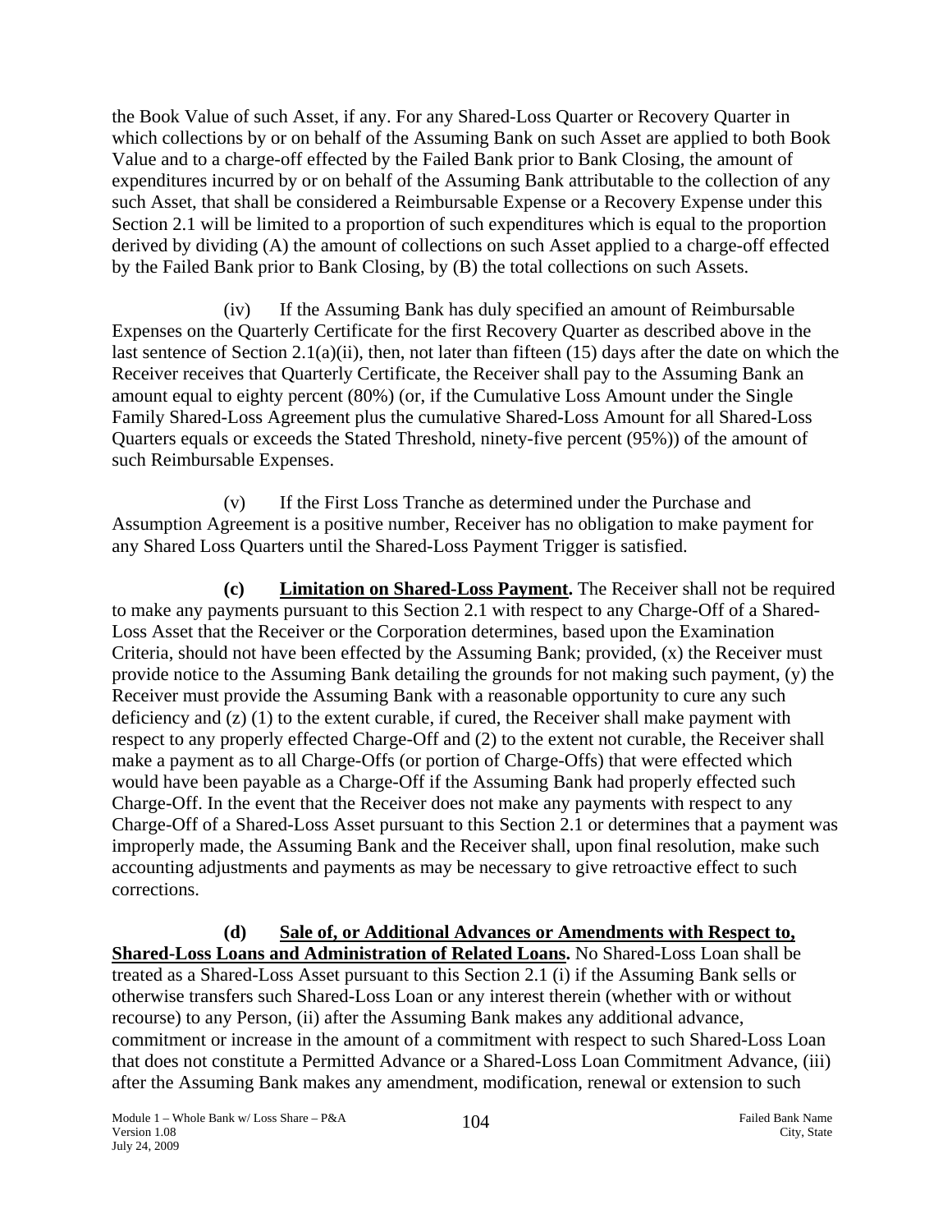the Book Value of such Asset, if any. For any Shared-Loss Quarter or Recovery Quarter in which collections by or on behalf of the Assuming Bank on such Asset are applied to both Book Value and to a charge-off effected by the Failed Bank prior to Bank Closing, the amount of expenditures incurred by or on behalf of the Assuming Bank attributable to the collection of any such Asset, that shall be considered a Reimbursable Expense or a Recovery Expense under this Section 2.1 will be limited to a proportion of such expenditures which is equal to the proportion derived by dividing (A) the amount of collections on such Asset applied to a charge-off effected by the Failed Bank prior to Bank Closing, by (B) the total collections on such Assets.

(iv) If the Assuming Bank has duly specified an amount of Reimbursable Expenses on the Quarterly Certificate for the first Recovery Quarter as described above in the last sentence of Section 2.1(a)(ii), then, not later than fifteen (15) days after the date on which the Receiver receives that Quarterly Certificate, the Receiver shall pay to the Assuming Bank an amount equal to eighty percent (80%) (or, if the Cumulative Loss Amount under the Single Family Shared-Loss Agreement plus the cumulative Shared-Loss Amount for all Shared-Loss Quarters equals or exceeds the Stated Threshold, ninety-five percent (95%)) of the amount of such Reimbursable Expenses.

(v) If the First Loss Tranche as determined under the Purchase and Assumption Agreement is a positive number, Receiver has no obligation to make payment for any Shared Loss Quarters until the Shared-Loss Payment Trigger is satisfied.

**(c) Limitation on Shared-Loss Payment.** The Receiver shall not be required to make any payments pursuant to this Section 2.1 with respect to any Charge-Off of a Shared-Loss Asset that the Receiver or the Corporation determines, based upon the Examination Criteria, should not have been effected by the Assuming Bank; provided, (x) the Receiver must provide notice to the Assuming Bank detailing the grounds for not making such payment, (y) the Receiver must provide the Assuming Bank with a reasonable opportunity to cure any such deficiency and (z) (1) to the extent curable, if cured, the Receiver shall make payment with respect to any properly effected Charge-Off and (2) to the extent not curable, the Receiver shall make a payment as to all Charge-Offs (or portion of Charge-Offs) that were effected which would have been payable as a Charge-Off if the Assuming Bank had properly effected such Charge-Off. In the event that the Receiver does not make any payments with respect to any Charge-Off of a Shared-Loss Asset pursuant to this Section 2.1 or determines that a payment was improperly made, the Assuming Bank and the Receiver shall, upon final resolution, make such accounting adjustments and payments as may be necessary to give retroactive effect to such corrections.

**(d) Sale of, or Additional Advances or Amendments with Respect to, Shared-Loss Loans and Administration of Related Loans.** No Shared-Loss Loan shall be treated as a Shared-Loss Asset pursuant to this Section 2.1 (i) if the Assuming Bank sells or otherwise transfers such Shared-Loss Loan or any interest therein (whether with or without recourse) to any Person, (ii) after the Assuming Bank makes any additional advance, commitment or increase in the amount of a commitment with respect to such Shared-Loss Loan that does not constitute a Permitted Advance or a Shared-Loss Loan Commitment Advance, (iii) after the Assuming Bank makes any amendment, modification, renewal or extension to such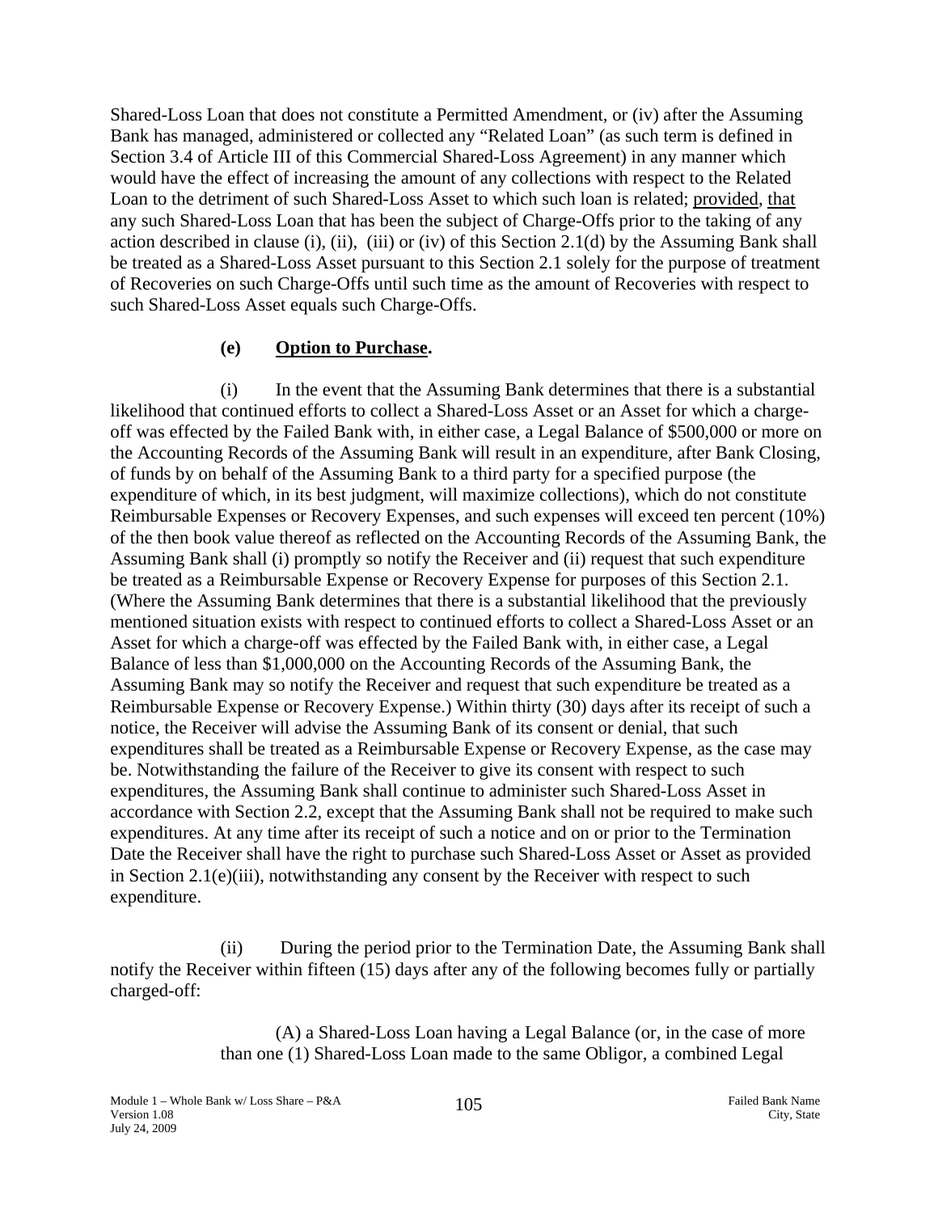Shared-Loss Loan that does not constitute a Permitted Amendment, or (iv) after the Assuming Bank has managed, administered or collected any "Related Loan" (as such term is defined in Section 3.4 of Article III of this Commercial Shared-Loss Agreement) in any manner which would have the effect of increasing the amount of any collections with respect to the Related Loan to the detriment of such Shared-Loss Asset to which such loan is related; provided, that any such Shared-Loss Loan that has been the subject of Charge-Offs prior to the taking of any action described in clause (i), (ii), (iii) or (iv) of this Section 2.1(d) by the Assuming Bank shall be treated as a Shared-Loss Asset pursuant to this Section 2.1 solely for the purpose of treatment of Recoveries on such Charge-Offs until such time as the amount of Recoveries with respect to such Shared-Loss Asset equals such Charge-Offs.

**(e) Option to Purchase.**

(i) In the event that the Assuming Bank determines that there is a substantial likelihood that continued efforts to collect a Shared-Loss Asset or an Asset for which a charge-off was effected by the Failed Bank with, in either case, a Legal Balance of $500,000 or more on the Accounting Records of the Assuming Bank will result in an expenditure, after Bank Closing, of funds by on behalf of the Assuming Bank to a third party for a specified purpose (the expenditure of which, in its best judgment, will maximize collections), which do not constitute Reimbursable Expenses or Recovery Expenses, and such expenses will exceed ten percent (10%) of the then book value thereof as reflected on the Accounting Records of the Assuming Bank, the Assuming Bank shall (i) promptly so notify the Receiver and (ii) request that such expenditure be treated as a Reimbursable Expense or Recovery Expense for purposes of this Section 2.1. (Where the Assuming Bank determines that there is a substantial likelihood that the previously mentioned situation exists with respect to continued efforts to collect a Shared-Loss Asset or an Asset for which a charge-off was effected by the Failed Bank with, in either case, a Legal Balance of less than $1,000,000 on the Accounting Records of the Assuming Bank, the Assuming Bank may so notify the Receiver and request that such expenditure be treated as a Reimbursable Expense or Recovery Expense.) Within thirty (30) days after its receipt of such a notice, the Receiver will advise the Assuming Bank of its consent or denial, that such expenditures shall be treated as a Reimbursable Expense or Recovery Expense, as the case may be. Notwithstanding the failure of the Receiver to give its consent with respect to such expenditures, the Assuming Bank shall continue to administer such Shared-Loss Asset in accordance with Section 2.2, except that the Assuming Bank shall not be required to make such expenditures. At any time after its receipt of such a notice and on or prior to the Termination Date the Receiver shall have the right to purchase such Shared-Loss Asset or Asset as provided in Section 2.1(e)(iii), notwithstanding any consent by the Receiver with respect to such expenditure.

(ii) During the period prior to the Termination Date, the Assuming Bank shall notify the Receiver within fifteen (15) days after any of the following becomes fully or partially charged-off:

(A) a Shared-Loss Loan having a Legal Balance (or, in the case of more than one (1) Shared-Loss Loan made to the same Obligor, a combined Legal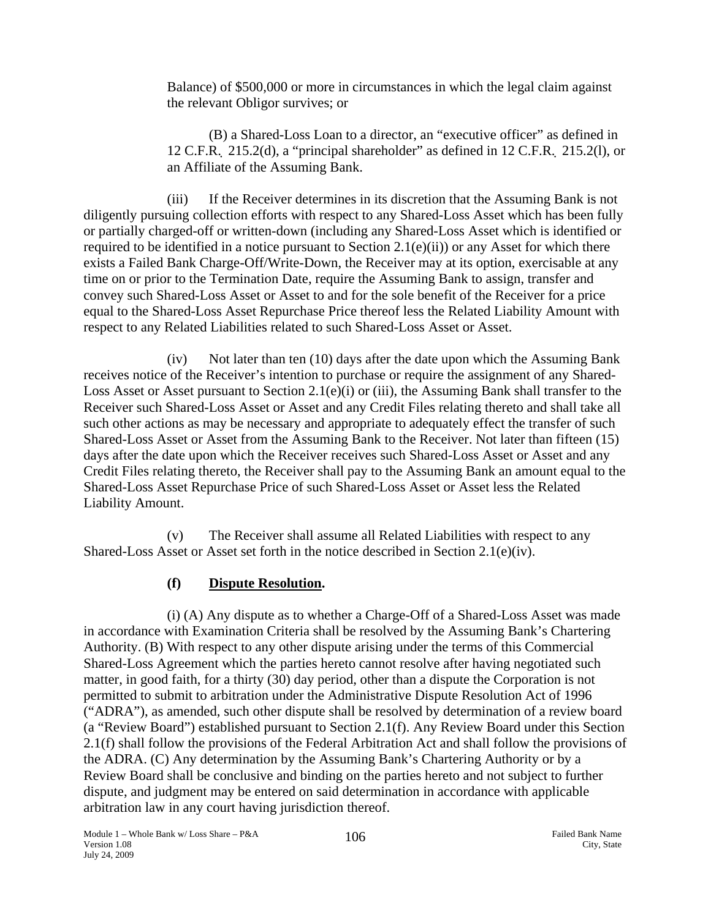Balance) of $500,000 or more in circumstances in which the legal claim against the relevant Obligor survives; or

(B) a Shared-Loss Loan to a director, an "executive officer" as defined in 12 C.F.R. 215.2(d), a "principal shareholder" as defined in 12 C.F.R. 215.2(l), or an Affiliate of the Assuming Bank.

(iii) If the Receiver determines in its discretion that the Assuming Bank is not diligently pursuing collection efforts with respect to any Shared-Loss Asset which has been fully or partially charged-off or written-down (including any Shared-Loss Asset which is identified or required to be identified in a notice pursuant to Section 2.1(e)(ii)) or any Asset for which there exists a Failed Bank Charge-Off/Write-Down, the Receiver may at its option, exercisable at any time on or prior to the Termination Date, require the Assuming Bank to assign, transfer and convey such Shared-Loss Asset or Asset to and for the sole benefit of the Receiver for a price equal to the Shared-Loss Asset Repurchase Price thereof less the Related Liability Amount with respect to any Related Liabilities related to such Shared-Loss Asset or Asset.

(iv) Not later than ten (10) days after the date upon which the Assuming Bank receives notice of the Receiver's intention to purchase or require the assignment of any Shared-Loss Asset or Asset pursuant to Section 2.1(e)(i) or (iii), the Assuming Bank shall transfer to the Receiver such Shared-Loss Asset or Asset and any Credit Files relating thereto and shall take all such other actions as may be necessary and appropriate to adequately effect the transfer of such Shared-Loss Asset or Asset from the Assuming Bank to the Receiver. Not later than fifteen (15) days after the date upon which the Receiver receives such Shared-Loss Asset or Asset and any Credit Files relating thereto, the Receiver shall pay to the Assuming Bank an amount equal to the Shared-Loss Asset Repurchase Price of such Shared-Loss Asset or Asset less the Related Liability Amount.

(v) The Receiver shall assume all Related Liabilities with respect to any Shared-Loss Asset or Asset set forth in the notice described in Section 2.1(e)(iv).

**(f) Dispute Resolution.**

(i) (A) Any dispute as to whether a Charge-Off of a Shared-Loss Asset was made in accordance with Examination Criteria shall be resolved by the Assuming Bank's Chartering Authority. (B) With respect to any other dispute arising under the terms of this Commercial Shared-Loss Agreement which the parties hereto cannot resolve after having negotiated such matter, in good faith, for a thirty (30) day period, other than a dispute the Corporation is not permitted to submit to arbitration under the Administrative Dispute Resolution Act of 1996 ("ADRA"), as amended, such other dispute shall be resolved by determination of a review board (a "Review Board") established pursuant to Section 2.1(f). Any Review Board under this Section 2.1(f) shall follow the provisions of the Federal Arbitration Act and shall follow the provisions of the ADRA. (C) Any determination by the Assuming Bank's Chartering Authority or by a Review Board shall be conclusive and binding on the parties hereto and not subject to further dispute, and judgment may be entered on said determination in accordance with applicable arbitration law in any court having jurisdiction thereof.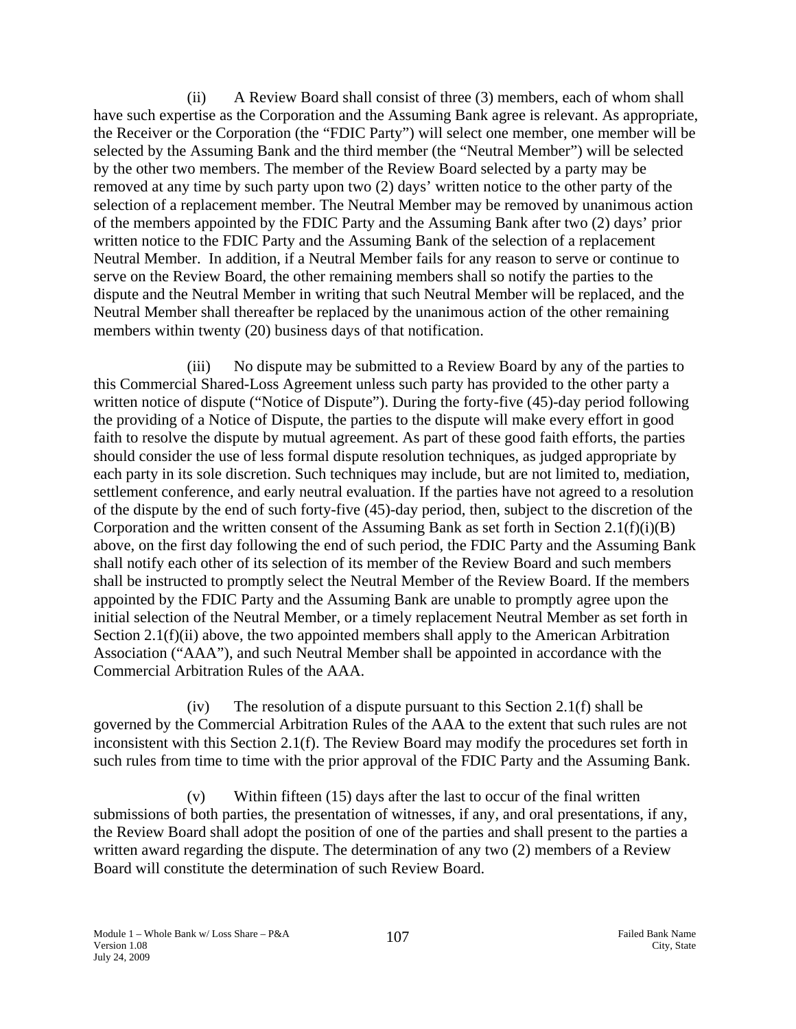(ii) A Review Board shall consist of three (3) members, each of whom shall have such expertise as the Corporation and the Assuming Bank agree is relevant. As appropriate, the Receiver or the Corporation (the "FDIC Party") will select one member, one member will be selected by the Assuming Bank and the third member (the "Neutral Member") will be selected by the other two members. The member of the Review Board selected by a party may be removed at any time by such party upon two (2) days' written notice to the other party of the selection of a replacement member. The Neutral Member may be removed by unanimous action of the members appointed by the FDIC Party and the Assuming Bank after two (2) days' prior written notice to the FDIC Party and the Assuming Bank of the selection of a replacement Neutral Member. In addition, if a Neutral Member fails for any reason to serve or continue to serve on the Review Board, the other remaining members shall so notify the parties to the dispute and the Neutral Member in writing that such Neutral Member will be replaced, and the Neutral Member shall thereafter be replaced by the unanimous action of the other remaining members within twenty (20) business days of that notification.

(iii) No dispute may be submitted to a Review Board by any of the parties to this Commercial Shared-Loss Agreement unless such party has provided to the other party a written notice of dispute ("Notice of Dispute"). During the forty-five (45)-day period following the providing of a Notice of Dispute, the parties to the dispute will make every effort in good faith to resolve the dispute by mutual agreement. As part of these good faith efforts, the parties should consider the use of less formal dispute resolution techniques, as judged appropriate by each party in its sole discretion. Such techniques may include, but are not limited to, mediation, settlement conference, and early neutral evaluation. If the parties have not agreed to a resolution of the dispute by the end of such forty-five (45)-day period, then, subject to the discretion of the Corporation and the written consent of the Assuming Bank as set forth in Section 2.1(f)(i)(B) above, on the first day following the end of such period, the FDIC Party and the Assuming Bank shall notify each other of its selection of its member of the Review Board and such members shall be instructed to promptly select the Neutral Member of the Review Board. If the members appointed by the FDIC Party and the Assuming Bank are unable to promptly agree upon the initial selection of the Neutral Member, or a timely replacement Neutral Member as set forth in Section 2.1(f)(ii) above, the two appointed members shall apply to the American Arbitration Association ("AAA"), and such Neutral Member shall be appointed in accordance with the Commercial Arbitration Rules of the AAA.

(iv) The resolution of a dispute pursuant to this Section 2.1(f) shall be governed by the Commercial Arbitration Rules of the AAA to the extent that such rules are not inconsistent with this Section 2.1(f). The Review Board may modify the procedures set forth in such rules from time to time with the prior approval of the FDIC Party and the Assuming Bank.

(v) Within fifteen (15) days after the last to occur of the final written submissions of both parties, the presentation of witnesses, if any, and oral presentations, if any, the Review Board shall adopt the position of one of the parties and shall present to the parties a written award regarding the dispute. The determination of any two (2) members of a Review Board will constitute the determination of such Review Board.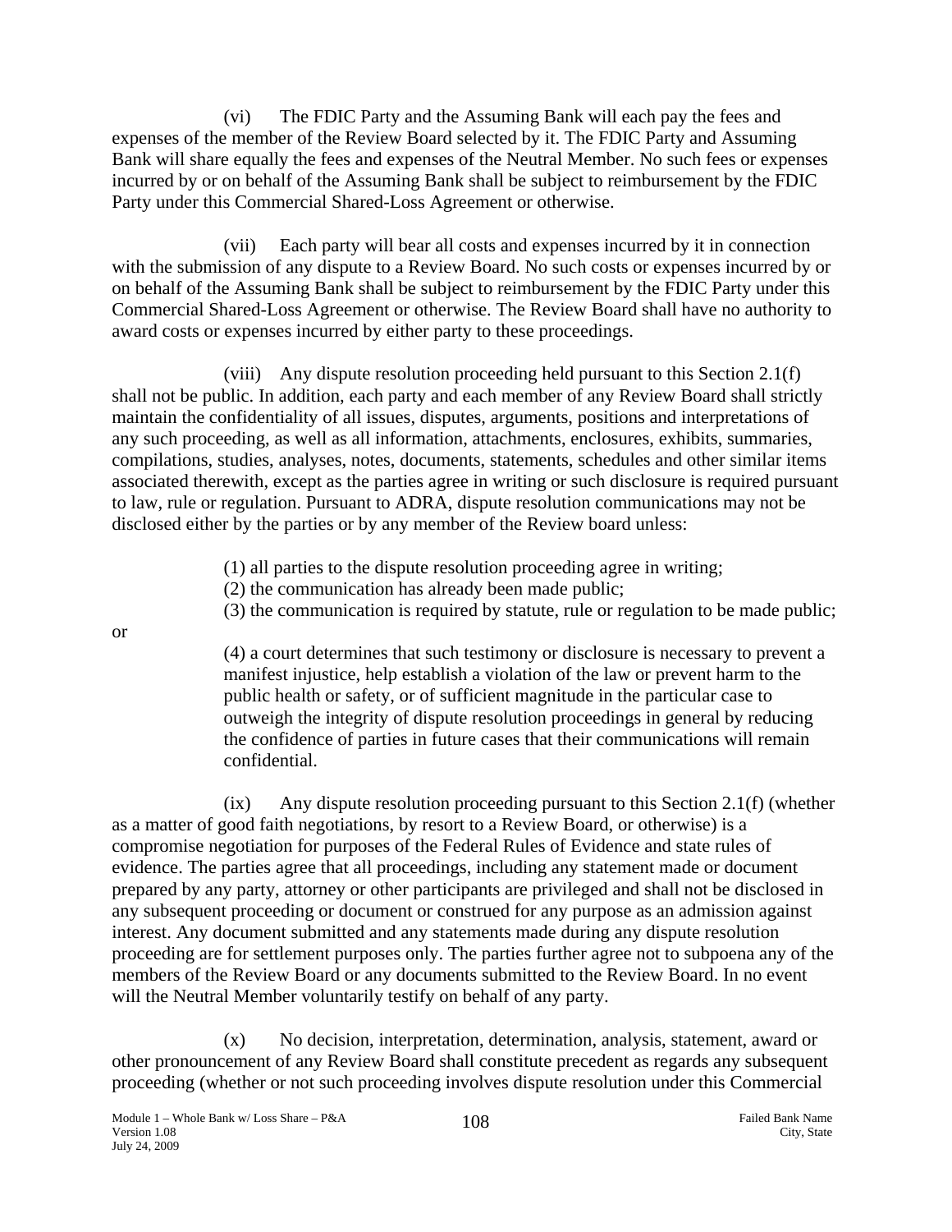(vi) The FDIC Party and the Assuming Bank will each pay the fees and expenses of the member of the Review Board selected by it. The FDIC Party and Assuming Bank will share equally the fees and expenses of the Neutral Member. No such fees or expenses incurred by or on behalf of the Assuming Bank shall be subject to reimbursement by the FDIC Party under this Commercial Shared-Loss Agreement or otherwise.

(vii) Each party will bear all costs and expenses incurred by it in connection with the submission of any dispute to a Review Board. No such costs or expenses incurred by or on behalf of the Assuming Bank shall be subject to reimbursement by the FDIC Party under this Commercial Shared-Loss Agreement or otherwise. The Review Board shall have no authority to award costs or expenses incurred by either party to these proceedings.

(viii) Any dispute resolution proceeding held pursuant to this Section 2.1(f) shall not be public. In addition, each party and each member of any Review Board shall strictly maintain the confidentiality of all issues, disputes, arguments, positions and interpretations of any such proceeding, as well as all information, attachments, enclosures, exhibits, summaries, compilations, studies, analyses, notes, documents, statements, schedules and other similar items associated therewith, except as the parties agree in writing or such disclosure is required pursuant to law, rule or regulation. Pursuant to ADRA, dispute resolution communications may not be disclosed either by the parties or by any member of the Review board unless:

(1) all parties to the dispute resolution proceeding agree in writing;
(2) the communication has already been made public;
(3) the communication is required by statute, rule or regulation to be made public;

or

(4) a court determines that such testimony or disclosure is necessary to prevent a manifest injustice, help establish a violation of the law or prevent harm to the public health or safety, or of sufficient magnitude in the particular case to outweigh the integrity of dispute resolution proceedings in general by reducing the confidence of parties in future cases that their communications will remain confidential.

(ix) Any dispute resolution proceeding pursuant to this Section 2.1(f) (whether as a matter of good faith negotiations, by resort to a Review Board, or otherwise) is a compromise negotiation for purposes of the Federal Rules of Evidence and state rules of evidence. The parties agree that all proceedings, including any statement made or document prepared by any party, attorney or other participants are privileged and shall not be disclosed in any subsequent proceeding or document or construed for any purpose as an admission against interest. Any document submitted and any statements made during any dispute resolution proceeding are for settlement purposes only. The parties further agree not to subpoena any of the members of the Review Board or any documents submitted to the Review Board. In no event will the Neutral Member voluntarily testify on behalf of any party.

(x) No decision, interpretation, determination, analysis, statement, award or other pronouncement of any Review Board shall constitute precedent as regards any subsequent proceeding (whether or not such proceeding involves dispute resolution under this Commercial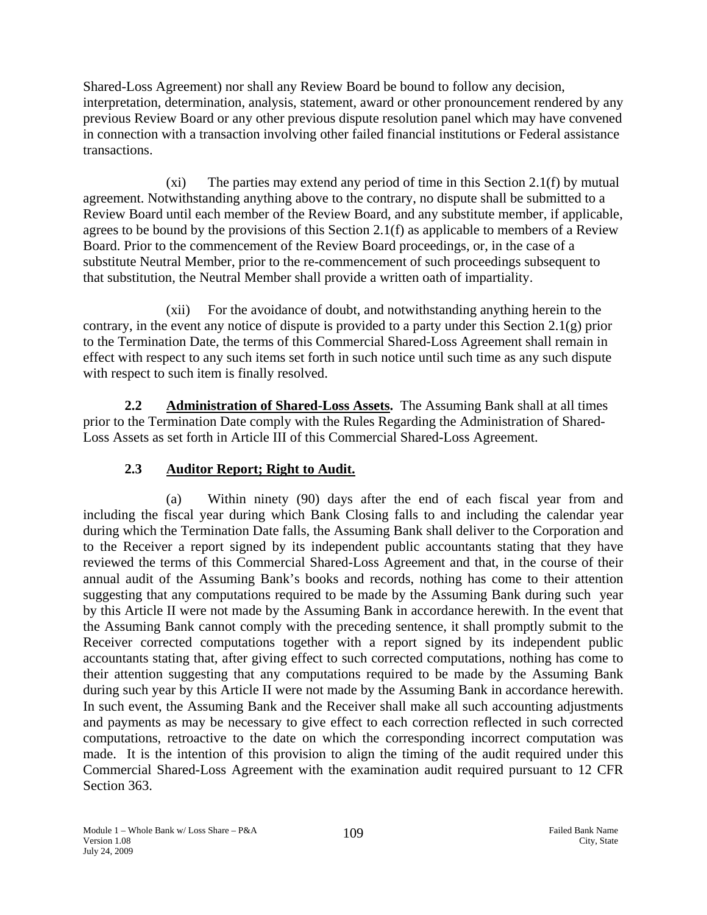Shared-Loss Agreement) nor shall any Review Board be bound to follow any decision, interpretation, determination, analysis, statement, award or other pronouncement rendered by any previous Review Board or any other previous dispute resolution panel which may have convened in connection with a transaction involving other failed financial institutions or Federal assistance transactions.

(xi) The parties may extend any period of time in this Section 2.1(f) by mutual agreement. Notwithstanding anything above to the contrary, no dispute shall be submitted to a Review Board until each member of the Review Board, and any substitute member, if applicable, agrees to be bound by the provisions of this Section 2.1(f) as applicable to members of a Review Board. Prior to the commencement of the Review Board proceedings, or, in the case of a substitute Neutral Member, prior to the re-commencement of such proceedings subsequent to that substitution, the Neutral Member shall provide a written oath of impartiality.

(xii) For the avoidance of doubt, and notwithstanding anything herein to the contrary, in the event any notice of dispute is provided to a party under this Section 2.1(g) prior to the Termination Date, the terms of this Commercial Shared-Loss Agreement shall remain in effect with respect to any such items set forth in such notice until such time as any such dispute with respect to such item is finally resolved.

**2.2 Administration of Shared-Loss Assets.** The Assuming Bank shall at all times prior to the Termination Date comply with the Rules Regarding the Administration of Shared-Loss Assets as set forth in Article III of this Commercial Shared-Loss Agreement.

**2.3 Auditor Report; Right to Audit.**

(a) Within ninety (90) days after the end of each fiscal year from and including the fiscal year during which Bank Closing falls to and including the calendar year during which the Termination Date falls, the Assuming Bank shall deliver to the Corporation and to the Receiver a report signed by its independent public accountants stating that they have reviewed the terms of this Commercial Shared-Loss Agreement and that, in the course of their annual audit of the Assuming Bank's books and records, nothing has come to their attention suggesting that any computations required to be made by the Assuming Bank during such year by this Article II were not made by the Assuming Bank in accordance herewith. In the event that the Assuming Bank cannot comply with the preceding sentence, it shall promptly submit to the Receiver corrected computations together with a report signed by its independent public accountants stating that, after giving effect to such corrected computations, nothing has come to their attention suggesting that any computations required to be made by the Assuming Bank during such year by this Article II were not made by the Assuming Bank in accordance herewith. In such event, the Assuming Bank and the Receiver shall make all such accounting adjustments and payments as may be necessary to give effect to each correction reflected in such corrected computations, retroactive to the date on which the corresponding incorrect computation was made. It is the intention of this provision to align the timing of the audit required under this Commercial Shared-Loss Agreement with the examination audit required pursuant to 12 CFR Section 363.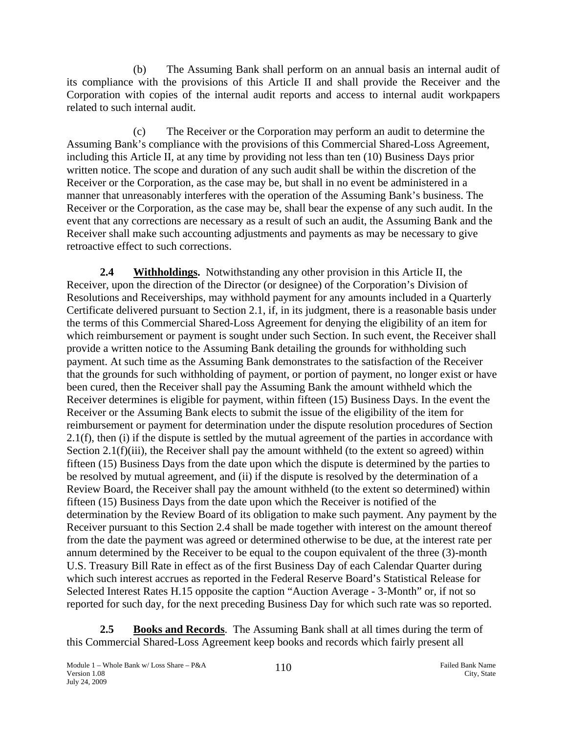(b) The Assuming Bank shall perform on an annual basis an internal audit of its compliance with the provisions of this Article II and shall provide the Receiver and the Corporation with copies of the internal audit reports and access to internal audit workpapers related to such internal audit.

(c) The Receiver or the Corporation may perform an audit to determine the Assuming Bank's compliance with the provisions of this Commercial Shared-Loss Agreement, including this Article II, at any time by providing not less than ten (10) Business Days prior written notice. The scope and duration of any such audit shall be within the discretion of the Receiver or the Corporation, as the case may be, but shall in no event be administered in a manner that unreasonably interferes with the operation of the Assuming Bank's business. The Receiver or the Corporation, as the case may be, shall bear the expense of any such audit. In the event that any corrections are necessary as a result of such an audit, the Assuming Bank and the Receiver shall make such accounting adjustments and payments as may be necessary to give retroactive effect to such corrections.

**2.4 Withholdings.** Notwithstanding any other provision in this Article II, the Receiver, upon the direction of the Director (or designee) of the Corporation's Division of Resolutions and Receiverships, may withhold payment for any amounts included in a Quarterly Certificate delivered pursuant to Section 2.1, if, in its judgment, there is a reasonable basis under the terms of this Commercial Shared-Loss Agreement for denying the eligibility of an item for which reimbursement or payment is sought under such Section. In such event, the Receiver shall provide a written notice to the Assuming Bank detailing the grounds for withholding such payment. At such time as the Assuming Bank demonstrates to the satisfaction of the Receiver that the grounds for such withholding of payment, or portion of payment, no longer exist or have been cured, then the Receiver shall pay the Assuming Bank the amount withheld which the Receiver determines is eligible for payment, within fifteen (15) Business Days. In the event the Receiver or the Assuming Bank elects to submit the issue of the eligibility of the item for reimbursement or payment for determination under the dispute resolution procedures of Section 2.1(f), then (i) if the dispute is settled by the mutual agreement of the parties in accordance with Section 2.1(f)(iii), the Receiver shall pay the amount withheld (to the extent so agreed) within fifteen (15) Business Days from the date upon which the dispute is determined by the parties to be resolved by mutual agreement, and (ii) if the dispute is resolved by the determination of a Review Board, the Receiver shall pay the amount withheld (to the extent so determined) within fifteen (15) Business Days from the date upon which the Receiver is notified of the determination by the Review Board of its obligation to make such payment. Any payment by the Receiver pursuant to this Section 2.4 shall be made together with interest on the amount thereof from the date the payment was agreed or determined otherwise to be due, at the interest rate per annum determined by the Receiver to be equal to the coupon equivalent of the three (3)-month U.S. Treasury Bill Rate in effect as of the first Business Day of each Calendar Quarter during which such interest accrues as reported in the Federal Reserve Board's Statistical Release for Selected Interest Rates H.15 opposite the caption "Auction Average - 3-Month" or, if not so reported for such day, for the next preceding Business Day for which such rate was so reported.

**2.5 Books and Records**. The Assuming Bank shall at all times during the term of this Commercial Shared-Loss Agreement keep books and records which fairly present all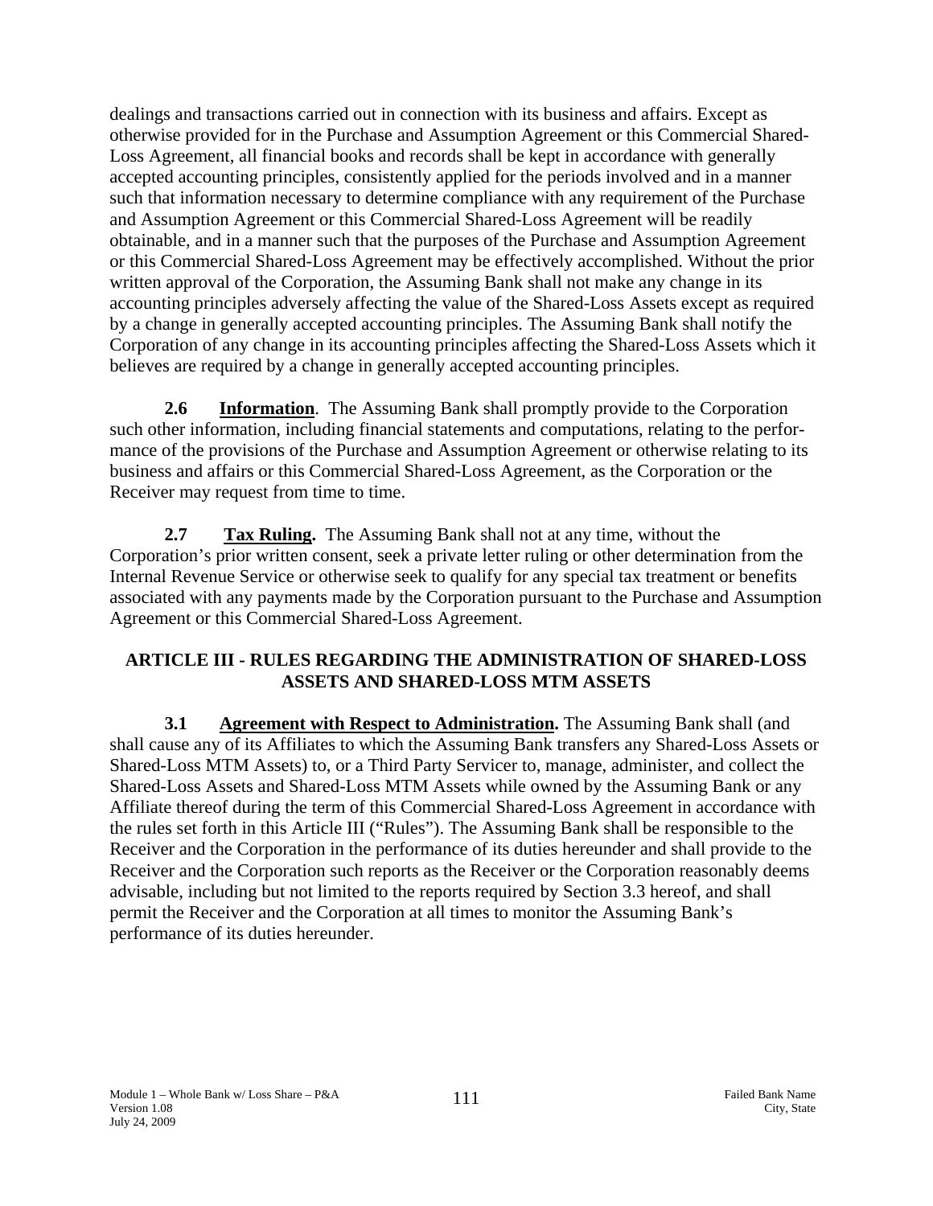dealings and transactions carried out in connection with its business and affairs. Except as otherwise provided for in the Purchase and Assumption Agreement or this Commercial Shared-Loss Agreement, all financial books and records shall be kept in accordance with generally accepted accounting principles, consistently applied for the periods involved and in a manner such that information necessary to determine compliance with any requirement of the Purchase and Assumption Agreement or this Commercial Shared-Loss Agreement will be readily obtainable, and in a manner such that the purposes of the Purchase and Assumption Agreement or this Commercial Shared-Loss Agreement may be effectively accomplished. Without the prior written approval of the Corporation, the Assuming Bank shall not make any change in its accounting principles adversely affecting the value of the Shared-Loss Assets except as required by a change in generally accepted accounting principles. The Assuming Bank shall notify the Corporation of any change in its accounting principles affecting the Shared-Loss Assets which it believes are required by a change in generally accepted accounting principles.

**2.6 Information**. The Assuming Bank shall promptly provide to the Corporation such other information, including financial statements and computations, relating to the performance of the provisions of the Purchase and Assumption Agreement or otherwise relating to its business and affairs or this Commercial Shared-Loss Agreement, as the Corporation or the Receiver may request from time to time.

**2.7 Tax Ruling.** The Assuming Bank shall not at any time, without the Corporation's prior written consent, seek a private letter ruling or other determination from the Internal Revenue Service or otherwise seek to qualify for any special tax treatment or benefits associated with any payments made by the Corporation pursuant to the Purchase and Assumption Agreement or this Commercial Shared-Loss Agreement.

## ARTICLE III - RULES REGARDING THE ADMINISTRATION OF SHARED-LOSS ASSETS AND SHARED-LOSS MTM ASSETS

**3.1 Agreement with Respect to Administration.** The Assuming Bank shall (and shall cause any of its Affiliates to which the Assuming Bank transfers any Shared-Loss Assets or Shared-Loss MTM Assets) to, or a Third Party Servicer to, manage, administer, and collect the Shared-Loss Assets and Shared-Loss MTM Assets while owned by the Assuming Bank or any Affiliate thereof during the term of this Commercial Shared-Loss Agreement in accordance with the rules set forth in this Article III ("Rules"). The Assuming Bank shall be responsible to the Receiver and the Corporation in the performance of its duties hereunder and shall provide to the Receiver and the Corporation such reports as the Receiver or the Corporation reasonably deems advisable, including but not limited to the reports required by Section 3.3 hereof, and shall permit the Receiver and the Corporation at all times to monitor the Assuming Bank's performance of its duties hereunder.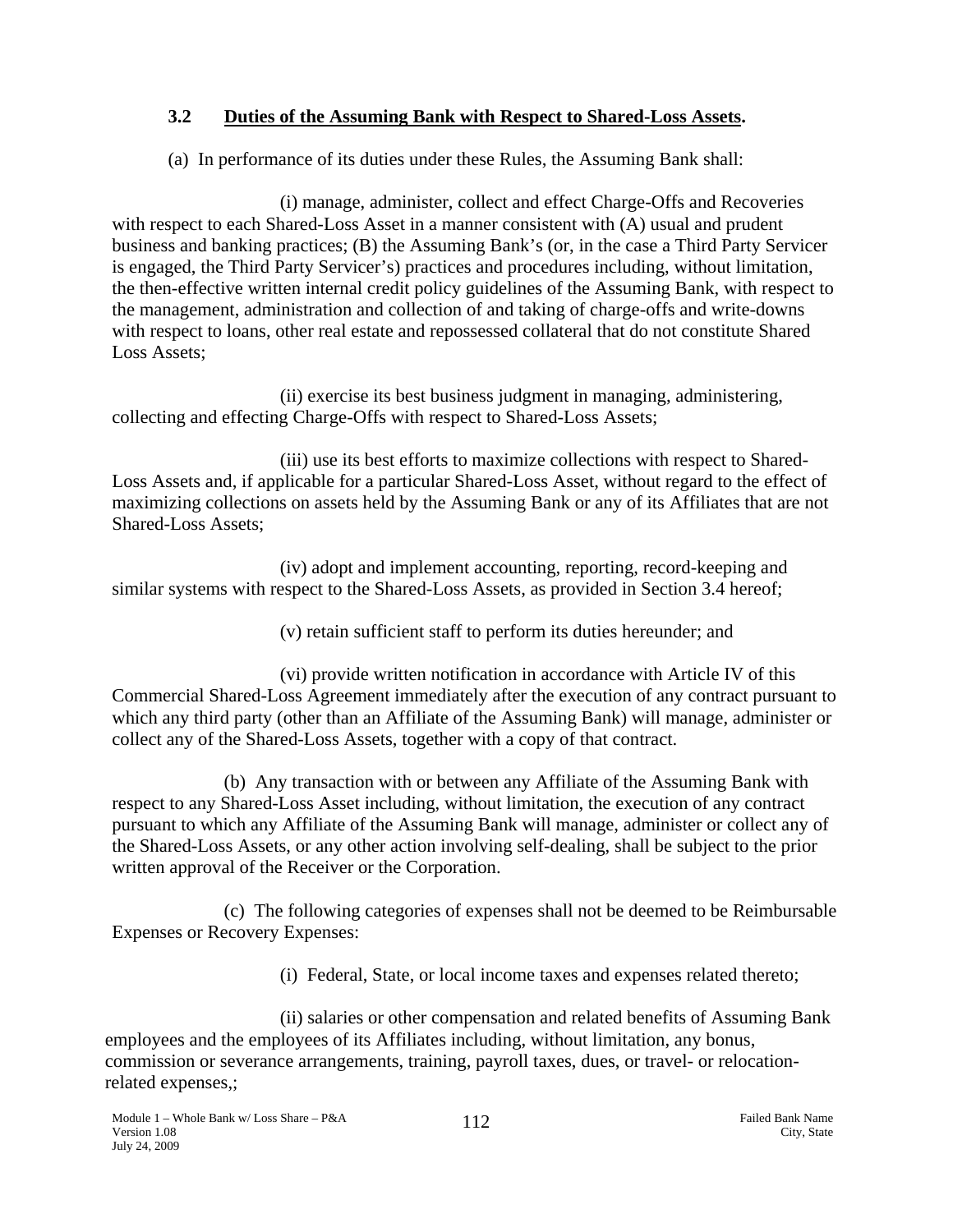### 3.2 **Duties of the Assuming Bank with Respect to Shared-Loss Assets.**

(a) In performance of its duties under these Rules, the Assuming Bank shall:

(i) manage, administer, collect and effect Charge-Offs and Recoveries with respect to each Shared-Loss Asset in a manner consistent with (A) usual and prudent business and banking practices; (B) the Assuming Bank's (or, in the case a Third Party Servicer is engaged, the Third Party Servicer's) practices and procedures including, without limitation, the then-effective written internal credit policy guidelines of the Assuming Bank, with respect to the management, administration and collection of and taking of charge-offs and write-downs with respect to loans, other real estate and repossessed collateral that do not constitute Shared Loss Assets;

(ii) exercise its best business judgment in managing, administering, collecting and effecting Charge-Offs with respect to Shared-Loss Assets;

(iii) use its best efforts to maximize collections with respect to Shared-Loss Assets and, if applicable for a particular Shared-Loss Asset, without regard to the effect of maximizing collections on assets held by the Assuming Bank or any of its Affiliates that are not Shared-Loss Assets;

(iv) adopt and implement accounting, reporting, record-keeping and similar systems with respect to the Shared-Loss Assets, as provided in Section 3.4 hereof;

(v) retain sufficient staff to perform its duties hereunder; and

(vi) provide written notification in accordance with Article IV of this Commercial Shared-Loss Agreement immediately after the execution of any contract pursuant to which any third party (other than an Affiliate of the Assuming Bank) will manage, administer or collect any of the Shared-Loss Assets, together with a copy of that contract.

(b) Any transaction with or between any Affiliate of the Assuming Bank with respect to any Shared-Loss Asset including, without limitation, the execution of any contract pursuant to which any Affiliate of the Assuming Bank will manage, administer or collect any of the Shared-Loss Assets, or any other action involving self-dealing, shall be subject to the prior written approval of the Receiver or the Corporation.

(c) The following categories of expenses shall not be deemed to be Reimbursable Expenses or Recovery Expenses:

(i) Federal, State, or local income taxes and expenses related thereto;

(ii) salaries or other compensation and related benefits of Assuming Bank employees and the employees of its Affiliates including, without limitation, any bonus, commission or severance arrangements, training, payroll taxes, dues, or travel- or relocation-related expenses,;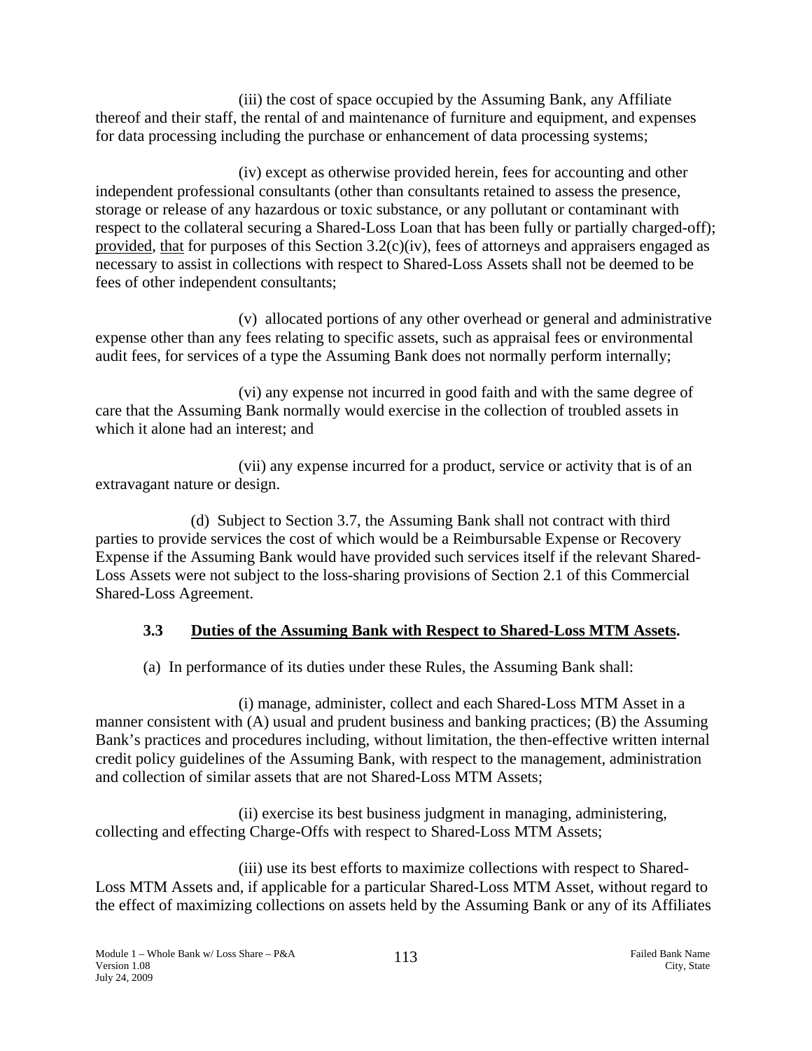(iii) the cost of space occupied by the Assuming Bank, any Affiliate thereof and their staff, the rental of and maintenance of furniture and equipment, and expenses for data processing including the purchase or enhancement of data processing systems;

(iv) except as otherwise provided herein, fees for accounting and other independent professional consultants (other than consultants retained to assess the presence, storage or release of any hazardous or toxic substance, or any pollutant or contaminant with respect to the collateral securing a Shared-Loss Loan that has been fully or partially charged-off); provided, that for purposes of this Section 3.2(c)(iv), fees of attorneys and appraisers engaged as necessary to assist in collections with respect to Shared-Loss Assets shall not be deemed to be fees of other independent consultants;

(v) allocated portions of any other overhead or general and administrative expense other than any fees relating to specific assets, such as appraisal fees or environmental audit fees, for services of a type the Assuming Bank does not normally perform internally;

(vi) any expense not incurred in good faith and with the same degree of care that the Assuming Bank normally would exercise in the collection of troubled assets in which it alone had an interest; and

(vii) any expense incurred for a product, service or activity that is of an extravagant nature or design.

(d) Subject to Section 3.7, the Assuming Bank shall not contract with third parties to provide services the cost of which would be a Reimbursable Expense or Recovery Expense if the Assuming Bank would have provided such services itself if the relevant Shared-Loss Assets were not subject to the loss-sharing provisions of Section 2.1 of this Commercial Shared-Loss Agreement.

### 3.3 Duties of the Assuming Bank with Respect to Shared-Loss MTM Assets.

(a) In performance of its duties under these Rules, the Assuming Bank shall:

(i) manage, administer, collect and each Shared-Loss MTM Asset in a manner consistent with (A) usual and prudent business and banking practices; (B) the Assuming Bank's practices and procedures including, without limitation, the then-effective written internal credit policy guidelines of the Assuming Bank, with respect to the management, administration and collection of similar assets that are not Shared-Loss MTM Assets;

(ii) exercise its best business judgment in managing, administering, collecting and effecting Charge-Offs with respect to Shared-Loss MTM Assets;

(iii) use its best efforts to maximize collections with respect to Shared-Loss MTM Assets and, if applicable for a particular Shared-Loss MTM Asset, without regard to the effect of maximizing collections on assets held by the Assuming Bank or any of its Affiliates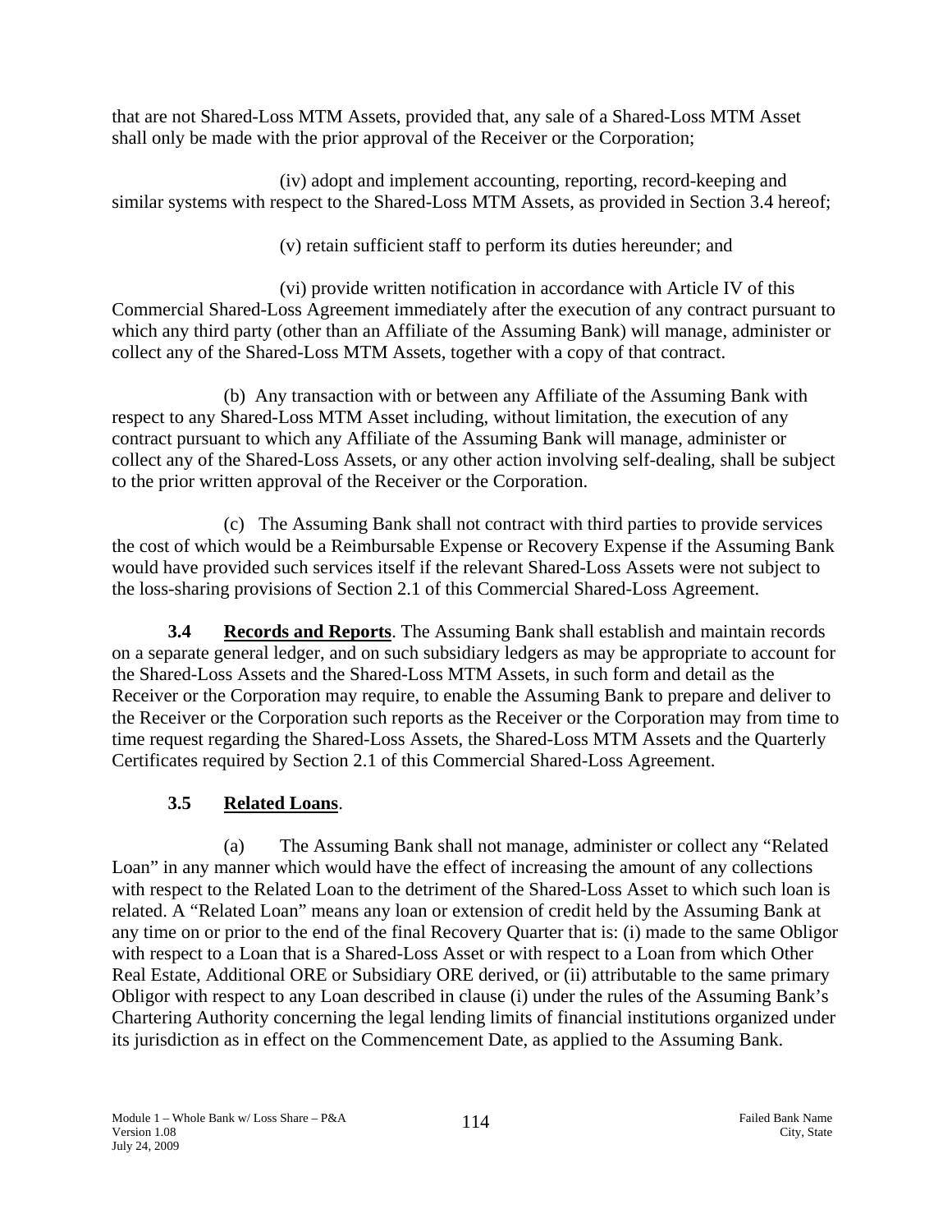that are not Shared-Loss MTM Assets, provided that, any sale of a Shared-Loss MTM Asset shall only be made with the prior approval of the Receiver or the Corporation;

(iv) adopt and implement accounting, reporting, record-keeping and similar systems with respect to the Shared-Loss MTM Assets, as provided in Section 3.4 hereof;

(v) retain sufficient staff to perform its duties hereunder; and

(vi) provide written notification in accordance with Article IV of this Commercial Shared-Loss Agreement immediately after the execution of any contract pursuant to which any third party (other than an Affiliate of the Assuming Bank) will manage, administer or collect any of the Shared-Loss MTM Assets, together with a copy of that contract.

(b) Any transaction with or between any Affiliate of the Assuming Bank with respect to any Shared-Loss MTM Asset including, without limitation, the execution of any contract pursuant to which any Affiliate of the Assuming Bank will manage, administer or collect any of the Shared-Loss Assets, or any other action involving self-dealing, shall be subject to the prior written approval of the Receiver or the Corporation.

(c) The Assuming Bank shall not contract with third parties to provide services the cost of which would be a Reimbursable Expense or Recovery Expense if the Assuming Bank would have provided such services itself if the relevant Shared-Loss Assets were not subject to the loss-sharing provisions of Section 2.1 of this Commercial Shared-Loss Agreement.

**3.4 Records and Reports**. The Assuming Bank shall establish and maintain records on a separate general ledger, and on such subsidiary ledgers as may be appropriate to account for the Shared-Loss Assets and the Shared-Loss MTM Assets, in such form and detail as the Receiver or the Corporation may require, to enable the Assuming Bank to prepare and deliver to the Receiver or the Corporation such reports as the Receiver or the Corporation may from time to time request regarding the Shared-Loss Assets, the Shared-Loss MTM Assets and the Quarterly Certificates required by Section 2.1 of this Commercial Shared-Loss Agreement.

**3.5 Related Loans**.

(a) The Assuming Bank shall not manage, administer or collect any "Related Loan" in any manner which would have the effect of increasing the amount of any collections with respect to the Related Loan to the detriment of the Shared-Loss Asset to which such loan is related. A "Related Loan" means any loan or extension of credit held by the Assuming Bank at any time on or prior to the end of the final Recovery Quarter that is: (i) made to the same Obligor with respect to a Loan that is a Shared-Loss Asset or with respect to a Loan from which Other Real Estate, Additional ORE or Subsidiary ORE derived, or (ii) attributable to the same primary Obligor with respect to any Loan described in clause (i) under the rules of the Assuming Bank's Chartering Authority concerning the legal lending limits of financial institutions organized under its jurisdiction as in effect on the Commencement Date, as applied to the Assuming Bank.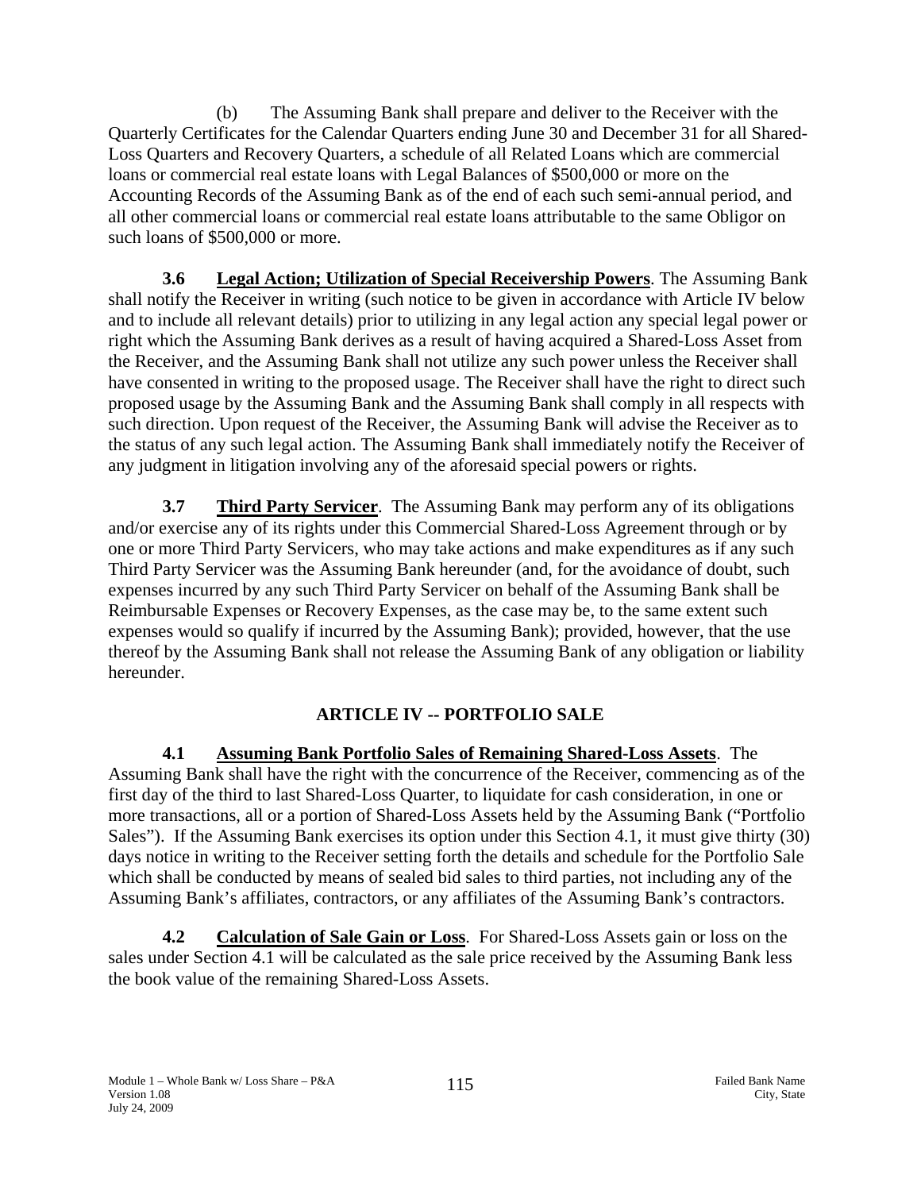(b) The Assuming Bank shall prepare and deliver to the Receiver with the Quarterly Certificates for the Calendar Quarters ending June 30 and December 31 for all Shared-Loss Quarters and Recovery Quarters, a schedule of all Related Loans which are commercial loans or commercial real estate loans with Legal Balances of $500,000 or more on the Accounting Records of the Assuming Bank as of the end of each such semi-annual period, and all other commercial loans or commercial real estate loans attributable to the same Obligor on such loans of $500,000 or more.

**3.6 Legal Action; Utilization of Special Receivership Powers**. The Assuming Bank shall notify the Receiver in writing (such notice to be given in accordance with Article IV below and to include all relevant details) prior to utilizing in any legal action any special legal power or right which the Assuming Bank derives as a result of having acquired a Shared-Loss Asset from the Receiver, and the Assuming Bank shall not utilize any such power unless the Receiver shall have consented in writing to the proposed usage. The Receiver shall have the right to direct such proposed usage by the Assuming Bank and the Assuming Bank shall comply in all respects with such direction. Upon request of the Receiver, the Assuming Bank will advise the Receiver as to the status of any such legal action. The Assuming Bank shall immediately notify the Receiver of any judgment in litigation involving any of the aforesaid special powers or rights.

**3.7 Third Party Servicer**. The Assuming Bank may perform any of its obligations and/or exercise any of its rights under this Commercial Shared-Loss Agreement through or by one or more Third Party Servicers, who may take actions and make expenditures as if any such Third Party Servicer was the Assuming Bank hereunder (and, for the avoidance of doubt, such expenses incurred by any such Third Party Servicer on behalf of the Assuming Bank shall be Reimbursable Expenses or Recovery Expenses, as the case may be, to the same extent such expenses would so qualify if incurred by the Assuming Bank); provided, however, that the use thereof by the Assuming Bank shall not release the Assuming Bank of any obligation or liability hereunder.

## ARTICLE IV -- PORTFOLIO SALE

**4.1 Assuming Bank Portfolio Sales of Remaining Shared-Loss Assets**. The Assuming Bank shall have the right with the concurrence of the Receiver, commencing as of the first day of the third to last Shared-Loss Quarter, to liquidate for cash consideration, in one or more transactions, all or a portion of Shared-Loss Assets held by the Assuming Bank ("Portfolio Sales"). If the Assuming Bank exercises its option under this Section 4.1, it must give thirty (30) days notice in writing to the Receiver setting forth the details and schedule for the Portfolio Sale which shall be conducted by means of sealed bid sales to third parties, not including any of the Assuming Bank's affiliates, contractors, or any affiliates of the Assuming Bank's contractors.

**4.2 Calculation of Sale Gain or Loss**. For Shared-Loss Assets gain or loss on the sales under Section 4.1 will be calculated as the sale price received by the Assuming Bank less the book value of the remaining Shared-Loss Assets.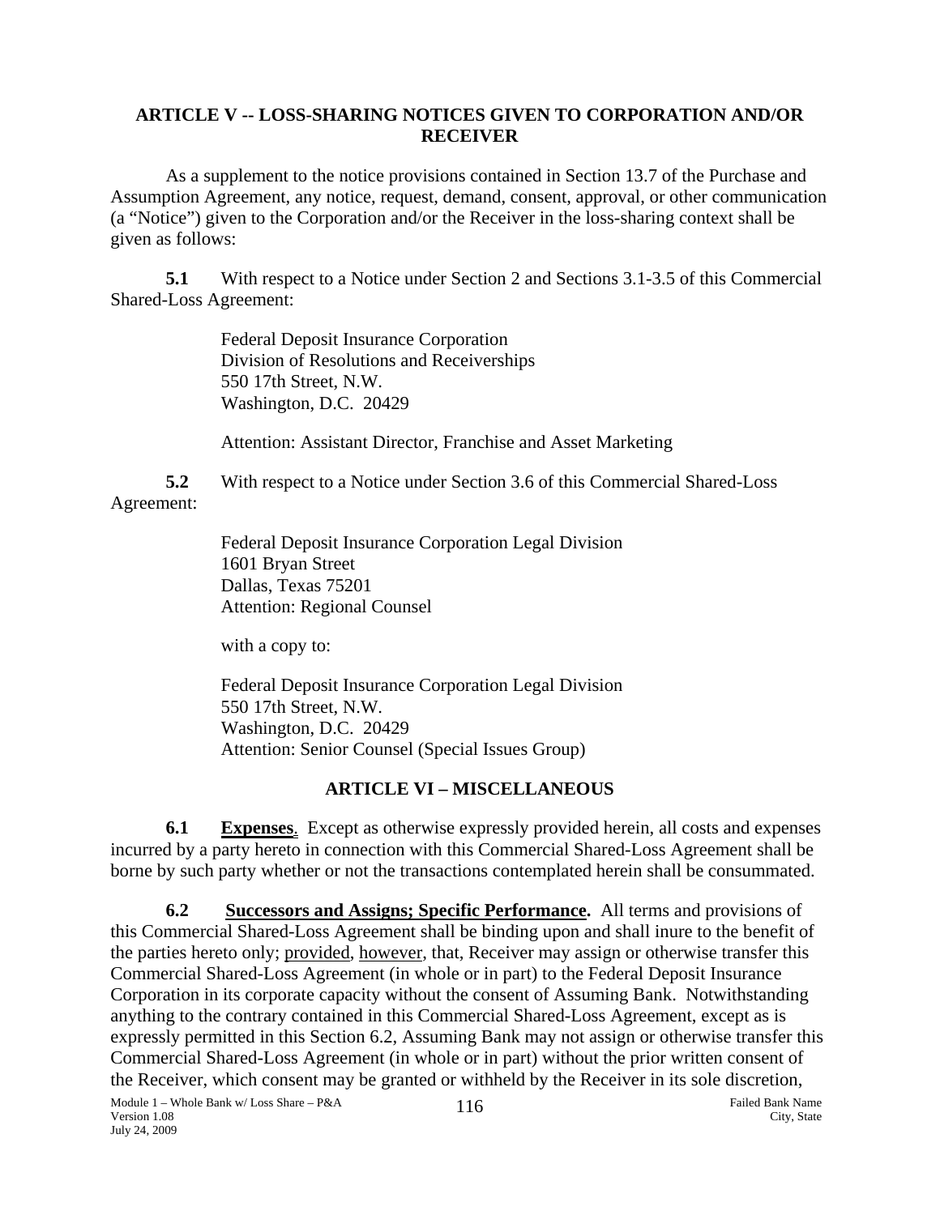## ARTICLE V -- LOSS-SHARING NOTICES GIVEN TO CORPORATION AND/OR RECEIVER

As a supplement to the notice provisions contained in Section 13.7 of the Purchase and Assumption Agreement, any notice, request, demand, consent, approval, or other communication (a "Notice") given to the Corporation and/or the Receiver in the loss-sharing context shall be given as follows:

**5.1** With respect to a Notice under Section 2 and Sections 3.1-3.5 of this Commercial Shared-Loss Agreement:

Federal Deposit Insurance Corporation
Division of Resolutions and Receiverships
550 17th Street, N.W.
Washington, D.C. 20429

Attention: Assistant Director, Franchise and Asset Marketing

**5.2** With respect to a Notice under Section 3.6 of this Commercial Shared-Loss Agreement:

Federal Deposit Insurance Corporation Legal Division
1601 Bryan Street
Dallas, Texas 75201
Attention: Regional Counsel

with a copy to:

Federal Deposit Insurance Corporation Legal Division
550 17th Street, N.W.
Washington, D.C. 20429
Attention: Senior Counsel (Special Issues Group)

## ARTICLE VI – MISCELLANEOUS

**6.1 Expenses**. Except as otherwise expressly provided herein, all costs and expenses incurred by a party hereto in connection with this Commercial Shared-Loss Agreement shall be borne by such party whether or not the transactions contemplated herein shall be consummated.

**6.2 Successors and Assigns; Specific Performance.** All terms and provisions of this Commercial Shared-Loss Agreement shall be binding upon and shall inure to the benefit of the parties hereto only; provided, however, that, Receiver may assign or otherwise transfer this Commercial Shared-Loss Agreement (in whole or in part) to the Federal Deposit Insurance Corporation in its corporate capacity without the consent of Assuming Bank. Notwithstanding anything to the contrary contained in this Commercial Shared-Loss Agreement, except as is expressly permitted in this Section 6.2, Assuming Bank may not assign or otherwise transfer this Commercial Shared-Loss Agreement (in whole or in part) without the prior written consent of the Receiver, which consent may be granted or withheld by the Receiver in its sole discretion,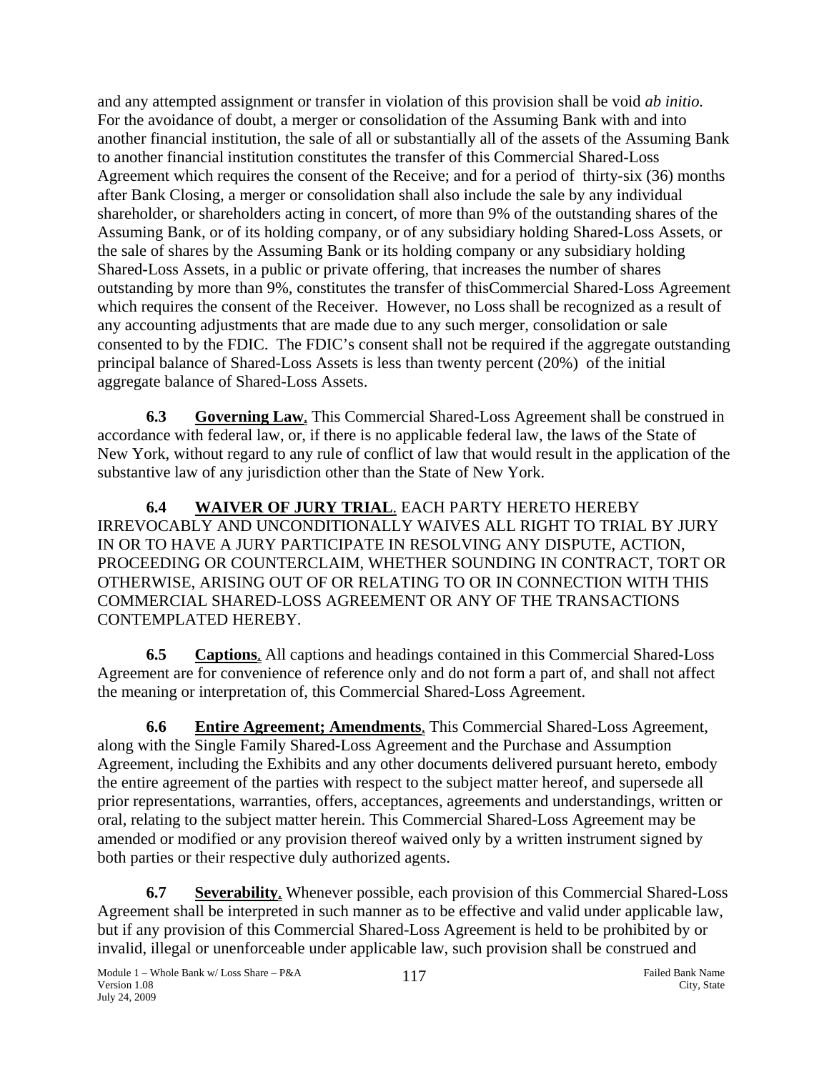and any attempted assignment or transfer in violation of this provision shall be void *ab initio.* For the avoidance of doubt, a merger or consolidation of the Assuming Bank with and into another financial institution, the sale of all or substantially all of the assets of the Assuming Bank to another financial institution constitutes the transfer of this Commercial Shared-Loss Agreement which requires the consent of the Receive; and for a period of thirty-six (36) months after Bank Closing, a merger or consolidation shall also include the sale by any individual shareholder, or shareholders acting in concert, of more than 9% of the outstanding shares of the Assuming Bank, or of its holding company, or of any subsidiary holding Shared-Loss Assets, or the sale of shares by the Assuming Bank or its holding company or any subsidiary holding Shared-Loss Assets, in a public or private offering, that increases the number of shares outstanding by more than 9%, constitutes the transfer of thisCommercial Shared-Loss Agreement which requires the consent of the Receiver. However, no Loss shall be recognized as a result of any accounting adjustments that are made due to any such merger, consolidation or sale consented to by the FDIC. The FDIC's consent shall not be required if the aggregate outstanding principal balance of Shared-Loss Assets is less than twenty percent (20%) of the initial aggregate balance of Shared-Loss Assets.

**6.3 <u>Governing Law</u>**. This Commercial Shared-Loss Agreement shall be construed in accordance with federal law, or, if there is no applicable federal law, the laws of the State of New York, without regard to any rule of conflict of law that would result in the application of the substantive law of any jurisdiction other than the State of New York.

**6.4 <u>WAIVER OF JURY TRIAL</u>**. EACH PARTY HERETO HEREBY IRREVOCABLY AND UNCONDITIONALLY WAIVES ALL RIGHT TO TRIAL BY JURY IN OR TO HAVE A JURY PARTICIPATE IN RESOLVING ANY DISPUTE, ACTION, PROCEEDING OR COUNTERCLAIM, WHETHER SOUNDING IN CONTRACT, TORT OR OTHERWISE, ARISING OUT OF OR RELATING TO OR IN CONNECTION WITH THIS COMMERCIAL SHARED-LOSS AGREEMENT OR ANY OF THE TRANSACTIONS CONTEMPLATED HEREBY.

**6.5 <u>Captions</u>**. All captions and headings contained in this Commercial Shared-Loss Agreement are for convenience of reference only and do not form a part of, and shall not affect the meaning or interpretation of, this Commercial Shared-Loss Agreement.

**6.6 <u>Entire Agreement; Amendments</u>**. This Commercial Shared-Loss Agreement, along with the Single Family Shared-Loss Agreement and the Purchase and Assumption Agreement, including the Exhibits and any other documents delivered pursuant hereto, embody the entire agreement of the parties with respect to the subject matter hereof, and supersede all prior representations, warranties, offers, acceptances, agreements and understandings, written or oral, relating to the subject matter herein. This Commercial Shared-Loss Agreement may be amended or modified or any provision thereof waived only by a written instrument signed by both parties or their respective duly authorized agents.

**6.7 <u>Severability</u>**. Whenever possible, each provision of this Commercial Shared-Loss Agreement shall be interpreted in such manner as to be effective and valid under applicable law, but if any provision of this Commercial Shared-Loss Agreement is held to be prohibited by or invalid, illegal or unenforceable under applicable law, such provision shall be construed and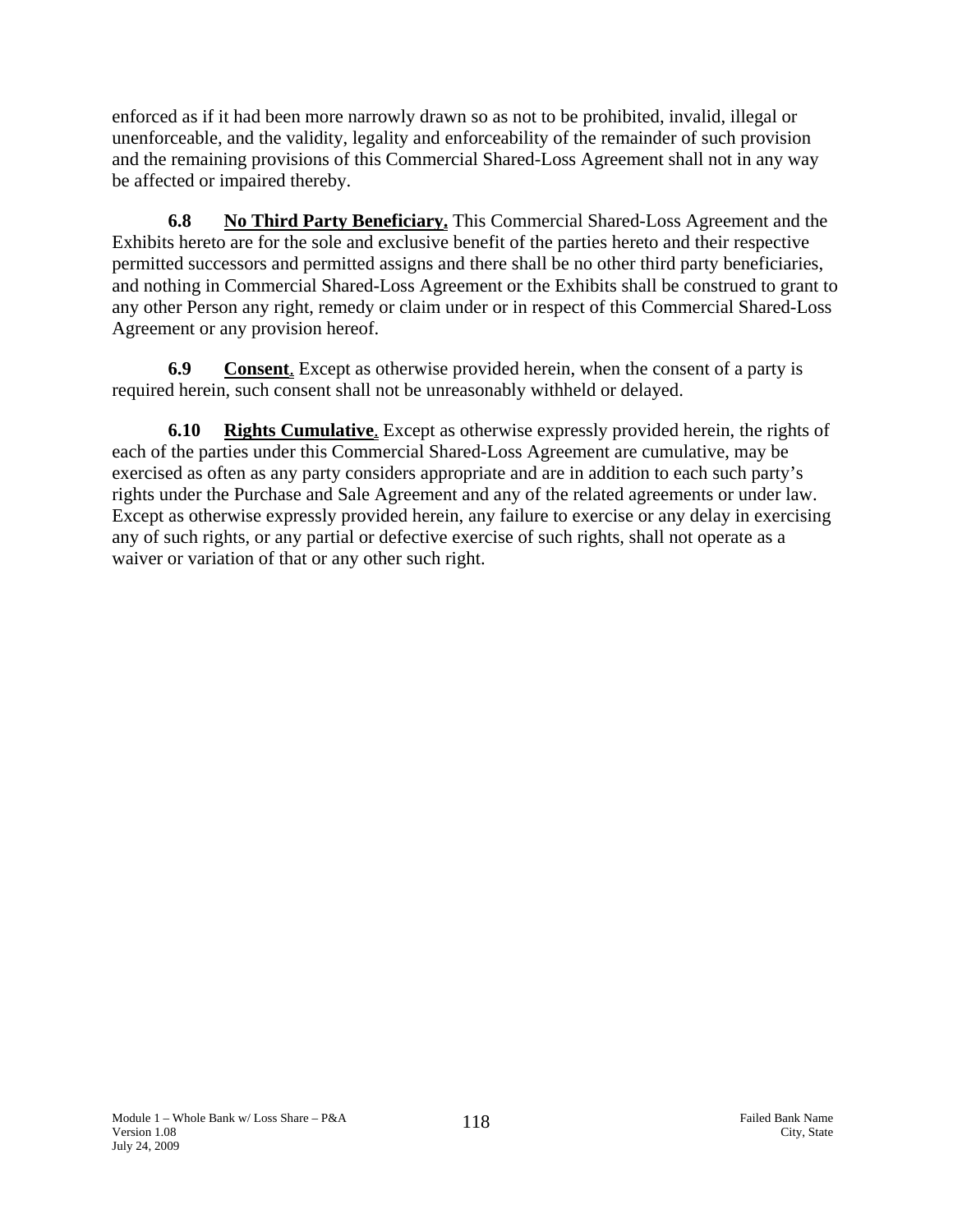enforced as if it had been more narrowly drawn so as not to be prohibited, invalid, illegal or unenforceable, and the validity, legality and enforceability of the remainder of such provision and the remaining provisions of this Commercial Shared-Loss Agreement shall not in any way be affected or impaired thereby.

**6.8 No Third Party Beneficiary.** This Commercial Shared-Loss Agreement and the Exhibits hereto are for the sole and exclusive benefit of the parties hereto and their respective permitted successors and permitted assigns and there shall be no other third party beneficiaries, and nothing in Commercial Shared-Loss Agreement or the Exhibits shall be construed to grant to any other Person any right, remedy or claim under or in respect of this Commercial Shared-Loss Agreement or any provision hereof.

**6.9 Consent.** Except as otherwise provided herein, when the consent of a party is required herein, such consent shall not be unreasonably withheld or delayed.

**6.10 Rights Cumulative.** Except as otherwise expressly provided herein, the rights of each of the parties under this Commercial Shared-Loss Agreement are cumulative, may be exercised as often as any party considers appropriate and are in addition to each such party's rights under the Purchase and Sale Agreement and any of the related agreements or under law. Except as otherwise expressly provided herein, any failure to exercise or any delay in exercising any of such rights, or any partial or defective exercise of such rights, shall not operate as a waiver or variation of that or any other such right.